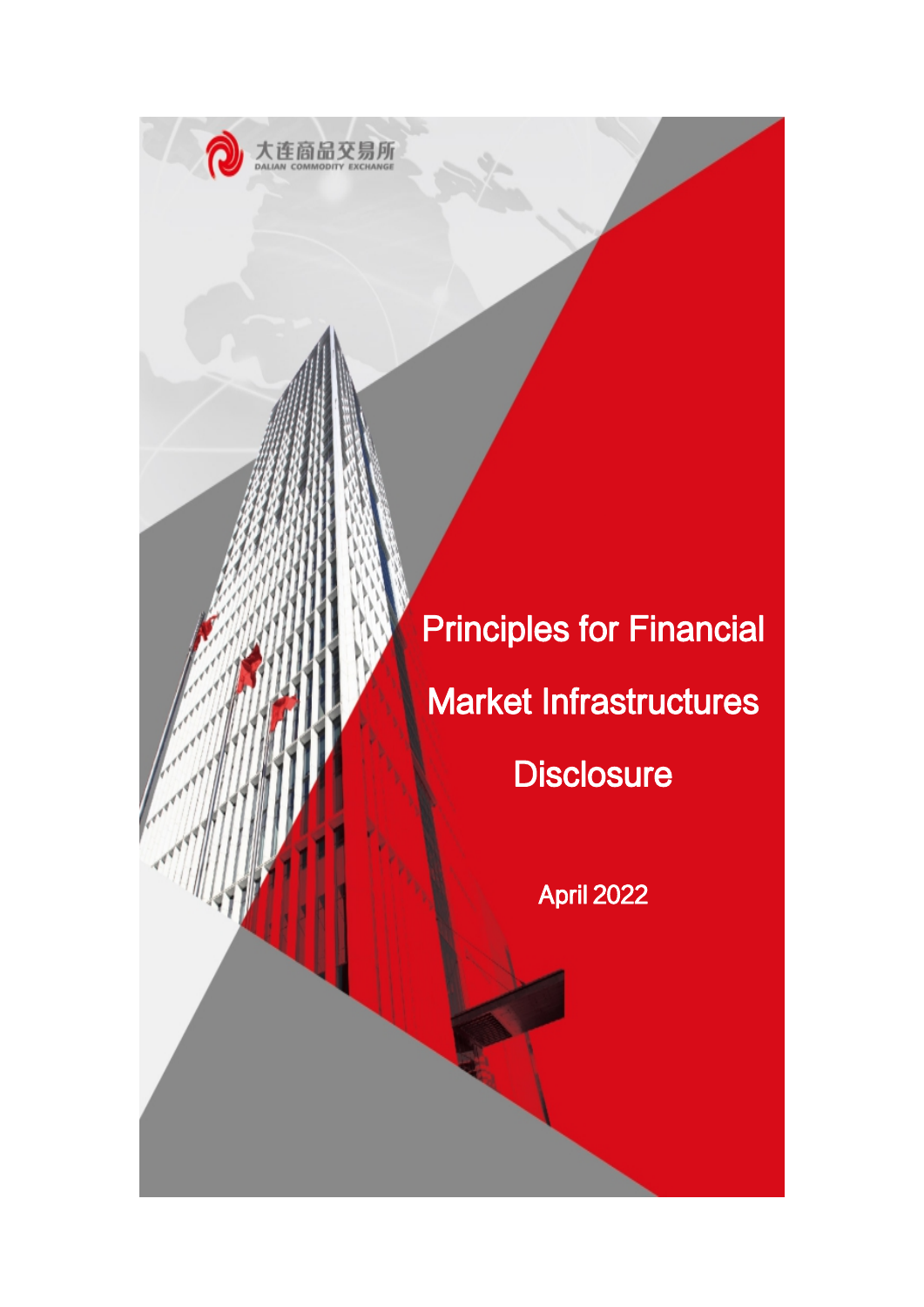大连商品交易所
DALIAN COMMODITY EXCHANGE

# Principles for Financial Market Infrastructures Disclosure

April 2022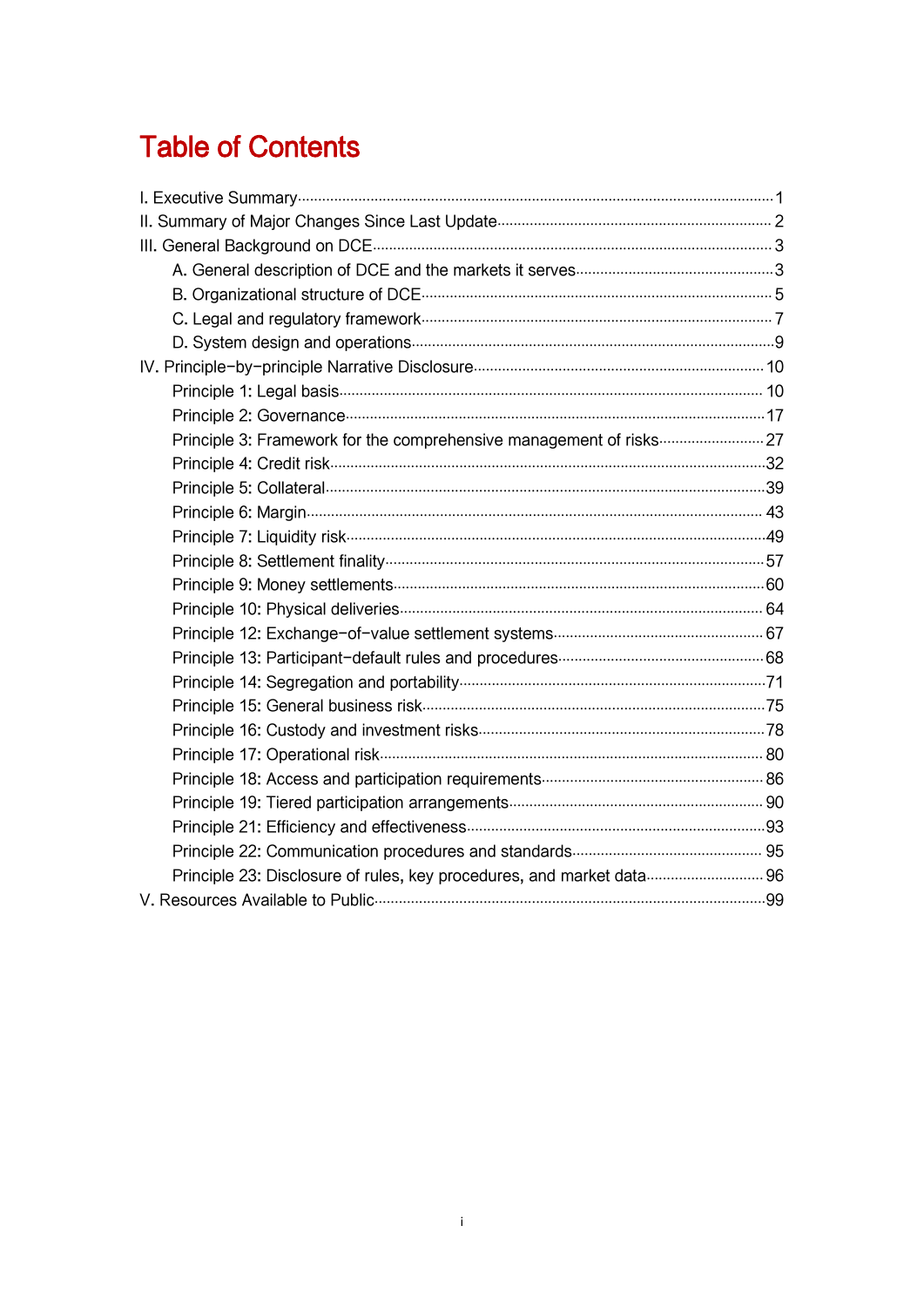# Table of Contents

I. Executive Summary ........ 1

II. Summary of Major Changes Since Last Update ........ 2

III. General Background on DCE ........ 3

- A. General description of DCE and the markets it serves ........ 3
- B. Organizational structure of DCE ........ 5
- C. Legal and regulatory framework ........ 7
- D. System design and operations ........ 9

IV. Principle-by-principle Narrative Disclosure ........ 10

- Principle 1: Legal basis ........ 10
- Principle 2: Governance ........ 17
- Principle 3: Framework for the comprehensive management of risks ........ 27
- Principle 4: Credit risk ........ 32
- Principle 5: Collateral ........ 39
- Principle 6: Margin ........ 43
- Principle 7: Liquidity risk ........ 49
- Principle 8: Settlement finality ........ 57
- Principle 9: Money settlements ........ 60
- Principle 10: Physical deliveries ........ 64
- Principle 12: Exchange-of-value settlement systems ........ 67
- Principle 13: Participant-default rules and procedures ........ 68
- Principle 14: Segregation and portability ........ 71
- Principle 15: General business risk ........ 75
- Principle 16: Custody and investment risks ........ 78
- Principle 17: Operational risk ........ 80
- Principle 18: Access and participation requirements ........ 86
- Principle 19: Tiered participation arrangements ........ 90
- Principle 21: Efficiency and effectiveness ........ 93
- Principle 22: Communication procedures and standards ........ 95
- Principle 23: Disclosure of rules, key procedures, and market data ........ 96

V. Resources Available to Public ........ 99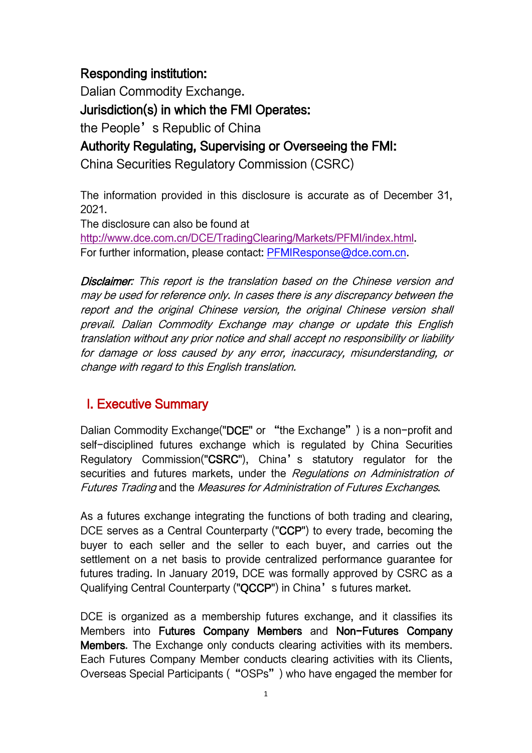**Responding institution:**

Dalian Commodity Exchange.

**Jurisdiction(s) in which the FMI Operates:**

the People's Republic of China

**Authority Regulating, Supervising or Overseeing the FMI:**

China Securities Regulatory Commission (CSRC)

The information provided in this disclosure is accurate as of December 31, 2021.

The disclosure can also be found at http://www.dce.com.cn/DCE/TradingClearing/Markets/PFMI/index.html.

For further information, please contact: PFMIResponse@dce.com.cn.

***Disclaimer:*** *This report is the translation based on the Chinese version and may be used for reference only. In cases there is any discrepancy between the report and the original Chinese version, the original Chinese version shall prevail. Dalian Commodity Exchange may change or update this English translation without any prior notice and shall accept no responsibility or liability for damage or loss caused by any error, inaccuracy, misunderstanding, or change with regard to this English translation.*

## I. Executive Summary

Dalian Commodity Exchange("**DCE**" or "the Exchange") is a non-profit and self-disciplined futures exchange which is regulated by China Securities Regulatory Commission("**CSRC**"), China's statutory regulator for the securities and futures markets, under the *Regulations on Administration of Futures Trading* and the *Measures for Administration of Futures Exchanges*.

As a futures exchange integrating the functions of both trading and clearing, DCE serves as a Central Counterparty ("**CCP**") to every trade, becoming the buyer to each seller and the seller to each buyer, and carries out the settlement on a net basis to provide centralized performance guarantee for futures trading. In January 2019, DCE was formally approved by CSRC as a Qualifying Central Counterparty ("**QCCP**") in China's futures market.

DCE is organized as a membership futures exchange, and it classifies its Members into **Futures Company Members** and **Non-Futures Company Members**. The Exchange only conducts clearing activities with its members. Each Futures Company Member conducts clearing activities with its Clients, Overseas Special Participants ("OSPs") who have engaged the member for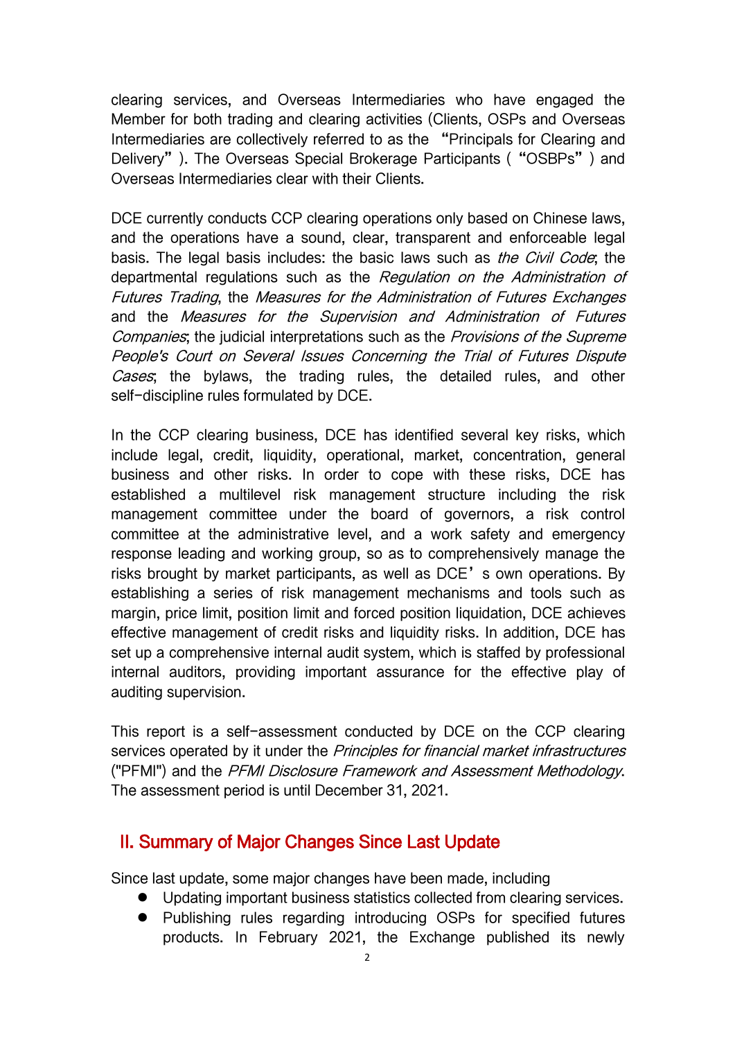clearing services, and Overseas Intermediaries who have engaged the Member for both trading and clearing activities (Clients, OSPs and Overseas Intermediaries are collectively referred to as the "Principals for Clearing and Delivery"). The Overseas Special Brokerage Participants ("OSBPs") and Overseas Intermediaries clear with their Clients.

DCE currently conducts CCP clearing operations only based on Chinese laws, and the operations have a sound, clear, transparent and enforceable legal basis. The legal basis includes: the basic laws such as *the Civil Code*; the departmental regulations such as the *Regulation on the Administration of Futures Trading*, the *Measures for the Administration of Futures Exchanges* and the *Measures for the Supervision and Administration of Futures Companies*; the judicial interpretations such as the *Provisions of the Supreme People's Court on Several Issues Concerning the Trial of Futures Dispute Cases*; the bylaws, the trading rules, the detailed rules, and other self-discipline rules formulated by DCE.

In the CCP clearing business, DCE has identified several key risks, which include legal, credit, liquidity, operational, market, concentration, general business and other risks. In order to cope with these risks, DCE has established a multilevel risk management structure including the risk management committee under the board of governors, a risk control committee at the administrative level, and a work safety and emergency response leading and working group, so as to comprehensively manage the risks brought by market participants, as well as DCE's own operations. By establishing a series of risk management mechanisms and tools such as margin, price limit, position limit and forced position liquidation, DCE achieves effective management of credit risks and liquidity risks. In addition, DCE has set up a comprehensive internal audit system, which is staffed by professional internal auditors, providing important assurance for the effective play of auditing supervision.

This report is a self-assessment conducted by DCE on the CCP clearing services operated by it under the *Principles for financial market infrastructures* ("PFMI") and the *PFMI Disclosure Framework and Assessment Methodology*. The assessment period is until December 31, 2021.

## II. Summary of Major Changes Since Last Update

Since last update, some major changes have been made, including

- Updating important business statistics collected from clearing services.
- Publishing rules regarding introducing OSPs for specified futures products. In February 2021, the Exchange published its newly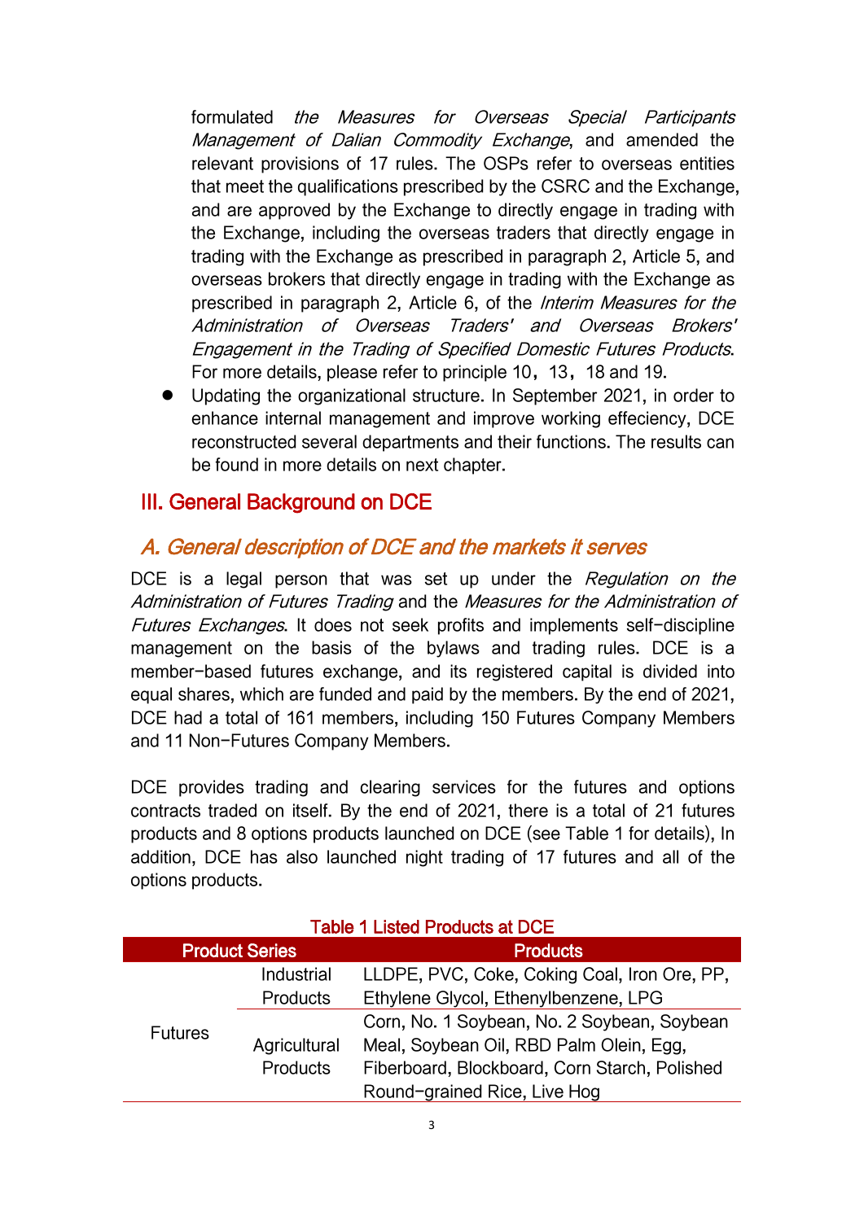formulated *the Measures for Overseas Special Participants Management of Dalian Commodity Exchange*, and amended the relevant provisions of 17 rules. The OSPs refer to overseas entities that meet the qualifications prescribed by the CSRC and the Exchange, and are approved by the Exchange to directly engage in trading with the Exchange, including the overseas traders that directly engage in trading with the Exchange as prescribed in paragraph 2, Article 5, and overseas brokers that directly engage in trading with the Exchange as prescribed in paragraph 2, Article 6, of the *Interim Measures for the Administration of Overseas Traders' and Overseas Brokers' Engagement in the Trading of Specified Domestic Futures Products*. For more details, please refer to principle 10，13，18 and 19.

- Updating the organizational structure. In September 2021, in order to enhance internal management and improve working effeciency, DCE reconstructed several departments and their functions. The results can be found in more details on next chapter.

## III. General Background on DCE

### A. General description of DCE and the markets it serves

DCE is a legal person that was set up under the *Regulation on the Administration of Futures Trading* and the *Measures for the Administration of Futures Exchanges*. It does not seek profits and implements self-discipline management on the basis of the bylaws and trading rules. DCE is a member-based futures exchange, and its registered capital is divided into equal shares, which are funded and paid by the members. By the end of 2021, DCE had a total of 161 members, including 150 Futures Company Members and 11 Non-Futures Company Members.

DCE provides trading and clearing services for the futures and options contracts traded on itself. By the end of 2021, there is a total of 21 futures products and 8 options products launched on DCE (see Table 1 for details), In addition, DCE has also launched night trading of 17 futures and all of the options products.

Table 1 Listed Products at DCE

| Product Series | | Products |
|---|---|---|
| Futures | Industrial Products | LLDPE, PVC, Coke, Coking Coal, Iron Ore, PP, Ethylene Glycol, Ethenylbenzene, LPG |
| | Agricultural Products | Corn, No. 1 Soybean, No. 2 Soybean, Soybean Meal, Soybean Oil, RBD Palm Olein, Egg, Fiberboard, Blockboard, Corn Starch, Polished Round-grained Rice, Live Hog |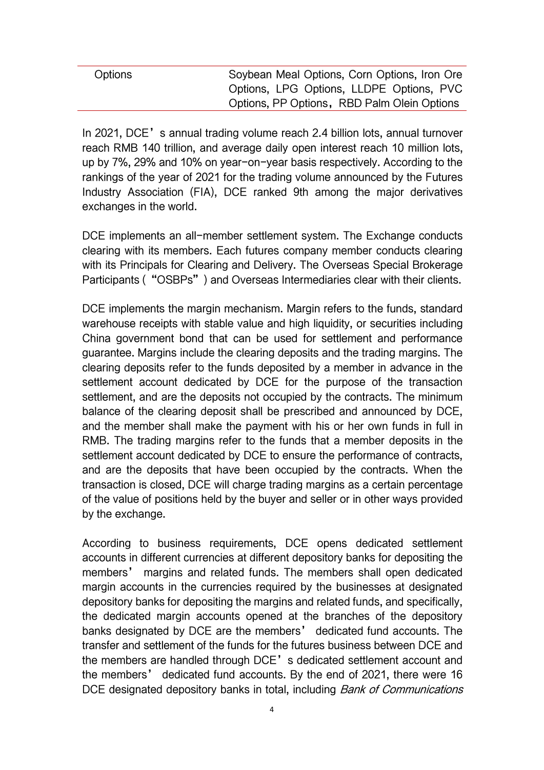| Options | Soybean Meal Options, Corn Options, Iron Ore Options, LPG Options, LLDPE Options, PVC Options, PP Options，RBD Palm Olein Options |
|---|---|

In 2021, DCE’s annual trading volume reach 2.4 billion lots, annual turnover reach RMB 140 trillion, and average daily open interest reach 10 million lots, up by 7%, 29% and 10% on year-on-year basis respectively. According to the rankings of the year of 2021 for the trading volume announced by the Futures Industry Association (FIA), DCE ranked 9th among the major derivatives exchanges in the world.

DCE implements an all-member settlement system. The Exchange conducts clearing with its members. Each futures company member conducts clearing with its Principals for Clearing and Delivery. The Overseas Special Brokerage Participants (“OSBPs”) and Overseas Intermediaries clear with their clients.

DCE implements the margin mechanism. Margin refers to the funds, standard warehouse receipts with stable value and high liquidity, or securities including China government bond that can be used for settlement and performance guarantee. Margins include the clearing deposits and the trading margins. The clearing deposits refer to the funds deposited by a member in advance in the settlement account dedicated by DCE for the purpose of the transaction settlement, and are the deposits not occupied by the contracts. The minimum balance of the clearing deposit shall be prescribed and announced by DCE, and the member shall make the payment with his or her own funds in full in RMB. The trading margins refer to the funds that a member deposits in the settlement account dedicated by DCE to ensure the performance of contracts, and are the deposits that have been occupied by the contracts. When the transaction is closed, DCE will charge trading margins as a certain percentage of the value of positions held by the buyer and seller or in other ways provided by the exchange.

According to business requirements, DCE opens dedicated settlement accounts in different currencies at different depository banks for depositing the members’ margins and related funds. The members shall open dedicated margin accounts in the currencies required by the businesses at designated depository banks for depositing the margins and related funds, and specifically, the dedicated margin accounts opened at the branches of the depository banks designated by DCE are the members’ dedicated fund accounts. The transfer and settlement of the funds for the futures business between DCE and the members are handled through DCE’s dedicated settlement account and the members’ dedicated fund accounts. By the end of 2021, there were 16 DCE designated depository banks in total, including *Bank of Communications*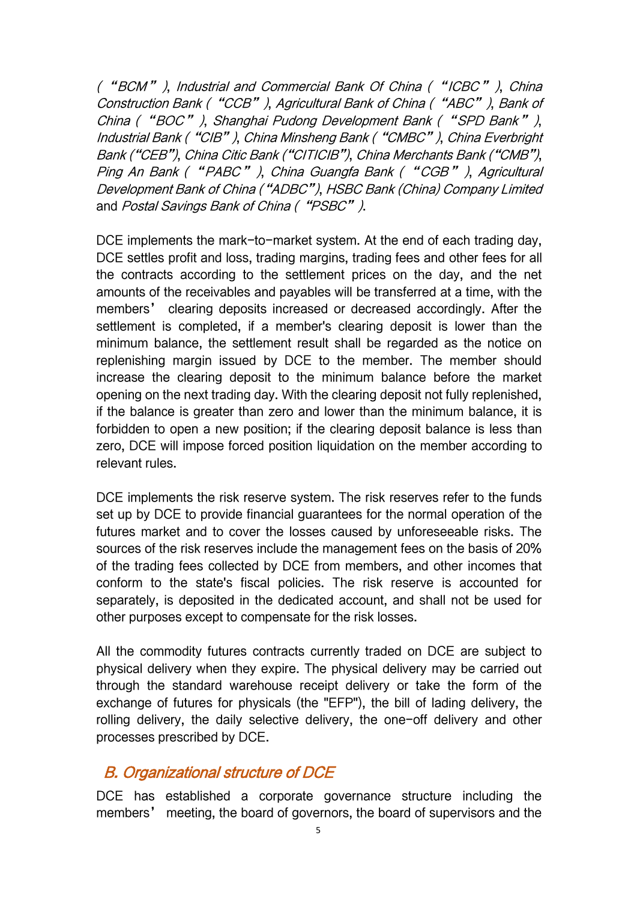*(“BCM”)*, *Industrial and Commercial Bank Of China (“ICBC”)*, *China Construction Bank (“CCB”)*, *Agricultural Bank of China (“ABC”)*, *Bank of China (“BOC”)*, *Shanghai Pudong Development Bank (“SPD Bank”)*, *Industrial Bank (“CIB”)*, *China Minsheng Bank (“CMBC”)*, *China Everbright Bank (“CEB”)*, *China Citic Bank (“CITICIB”)*, *China Merchants Bank (“CMB”)*, *Ping An Bank (“PABC”)*, *China Guangfa Bank (“CGB”)*, *Agricultural Development Bank of China (“ADBC”)*, *HSBC Bank (China) Company Limited* and *Postal Savings Bank of China (“PSBC”)*.

DCE implements the mark-to-market system. At the end of each trading day, DCE settles profit and loss, trading margins, trading fees and other fees for all the contracts according to the settlement prices on the day, and the net amounts of the receivables and payables will be transferred at a time, with the members’ clearing deposits increased or decreased accordingly. After the settlement is completed, if a member's clearing deposit is lower than the minimum balance, the settlement result shall be regarded as the notice on replenishing margin issued by DCE to the member. The member should increase the clearing deposit to the minimum balance before the market opening on the next trading day. With the clearing deposit not fully replenished, if the balance is greater than zero and lower than the minimum balance, it is forbidden to open a new position; if the clearing deposit balance is less than zero, DCE will impose forced position liquidation on the member according to relevant rules.

DCE implements the risk reserve system. The risk reserves refer to the funds set up by DCE to provide financial guarantees for the normal operation of the futures market and to cover the losses caused by unforeseeable risks. The sources of the risk reserves include the management fees on the basis of 20% of the trading fees collected by DCE from members, and other incomes that conform to the state's fiscal policies. The risk reserve is accounted for separately, is deposited in the dedicated account, and shall not be used for other purposes except to compensate for the risk losses.

All the commodity futures contracts currently traded on DCE are subject to physical delivery when they expire. The physical delivery may be carried out through the standard warehouse receipt delivery or take the form of the exchange of futures for physicals (the "EFP"), the bill of lading delivery, the rolling delivery, the daily selective delivery, the one-off delivery and other processes prescribed by DCE.

## *B. Organizational structure of DCE*

DCE has established a corporate governance structure including the members’ meeting, the board of governors, the board of supervisors and the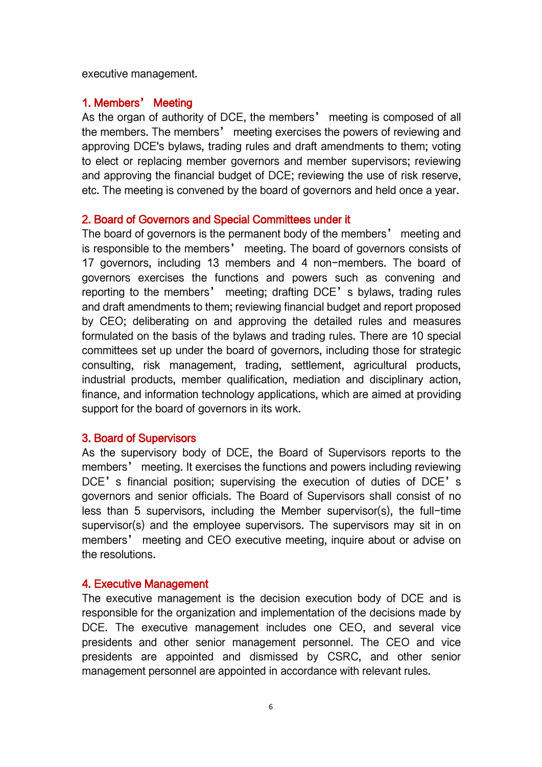executive management.

### 1. Members' Meeting

As the organ of authority of DCE, the members' meeting is composed of all the members. The members' meeting exercises the powers of reviewing and approving DCE's bylaws, trading rules and draft amendments to them; voting to elect or replacing member governors and member supervisors; reviewing and approving the financial budget of DCE; reviewing the use of risk reserve, etc. The meeting is convened by the board of governors and held once a year.

### 2. Board of Governors and Special Committees under it

The board of governors is the permanent body of the members' meeting and is responsible to the members' meeting. The board of governors consists of 17 governors, including 13 members and 4 non-members. The board of governors exercises the functions and powers such as convening and reporting to the members' meeting; drafting DCE's bylaws, trading rules and draft amendments to them; reviewing financial budget and report proposed by CEO; deliberating on and approving the detailed rules and measures formulated on the basis of the bylaws and trading rules. There are 10 special committees set up under the board of governors, including those for strategic consulting, risk management, trading, settlement, agricultural products, industrial products, member qualification, mediation and disciplinary action, finance, and information technology applications, which are aimed at providing support for the board of governors in its work.

### 3. Board of Supervisors

As the supervisory body of DCE, the Board of Supervisors reports to the members' meeting. It exercises the functions and powers including reviewing DCE's financial position; supervising the execution of duties of DCE's governors and senior officials. The Board of Supervisors shall consist of no less than 5 supervisors, including the Member supervisor(s), the full-time supervisor(s) and the employee supervisors. The supervisors may sit in on members' meeting and CEO executive meeting, inquire about or advise on the resolutions.

### 4. Executive Management

The executive management is the decision execution body of DCE and is responsible for the organization and implementation of the decisions made by DCE. The executive management includes one CEO, and several vice presidents and other senior management personnel. The CEO and vice presidents are appointed and dismissed by CSRC, and other senior management personnel are appointed in accordance with relevant rules.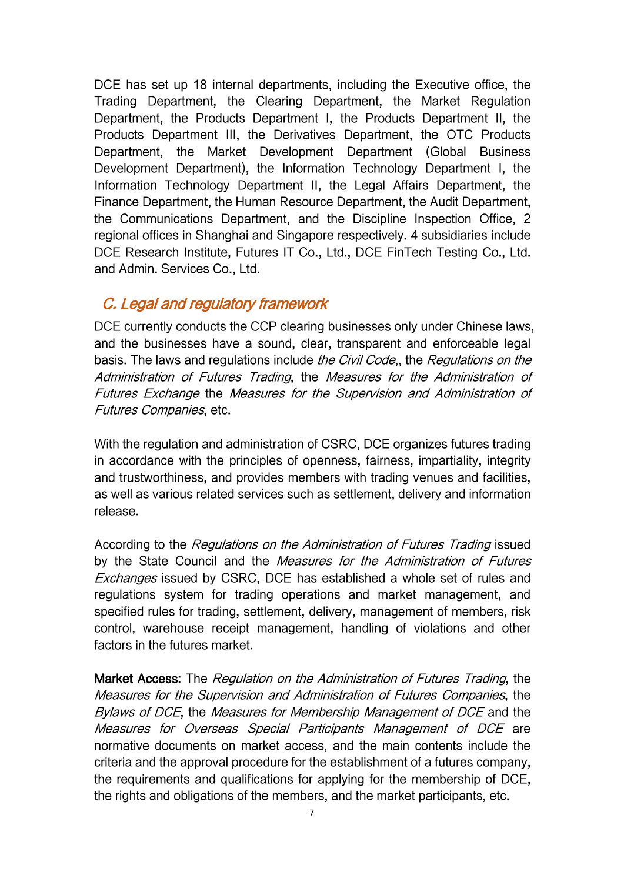DCE has set up 18 internal departments, including the Executive office, the Trading Department, the Clearing Department, the Market Regulation Department, the Products Department I, the Products Department II, the Products Department III, the Derivatives Department, the OTC Products Department, the Market Development Department (Global Business Development Department), the Information Technology Department I, the Information Technology Department II, the Legal Affairs Department, the Finance Department, the Human Resource Department, the Audit Department, the Communications Department, and the Discipline Inspection Office, 2 regional offices in Shanghai and Singapore respectively. 4 subsidiaries include DCE Research Institute, Futures IT Co., Ltd., DCE FinTech Testing Co., Ltd. and Admin. Services Co., Ltd.

## C. Legal and regulatory framework

DCE currently conducts the CCP clearing businesses only under Chinese laws, and the businesses have a sound, clear, transparent and enforceable legal basis. The laws and regulations include *the Civil Code*,, the *Regulations on the Administration of Futures Trading*, the *Measures for the Administration of Futures Exchange* the *Measures for the Supervision and Administration of Futures Companies*, etc.

With the regulation and administration of CSRC, DCE organizes futures trading in accordance with the principles of openness, fairness, impartiality, integrity and trustworthiness, and provides members with trading venues and facilities, as well as various related services such as settlement, delivery and information release.

According to the *Regulations on the Administration of Futures Trading* issued by the State Council and the *Measures for the Administration of Futures Exchanges* issued by CSRC, DCE has established a whole set of rules and regulations system for trading operations and market management, and specified rules for trading, settlement, delivery, management of members, risk control, warehouse receipt management, handling of violations and other factors in the futures market.

**Market Access**: The *Regulation on the Administration of Futures Trading*, the *Measures for the Supervision and Administration of Futures Companies*, the *Bylaws of DCE*, the *Measures for Membership Management of DCE* and the *Measures for Overseas Special Participants Management of DCE* are normative documents on market access, and the main contents include the criteria and the approval procedure for the establishment of a futures company, the requirements and qualifications for applying for the membership of DCE, the rights and obligations of the members, and the market participants, etc.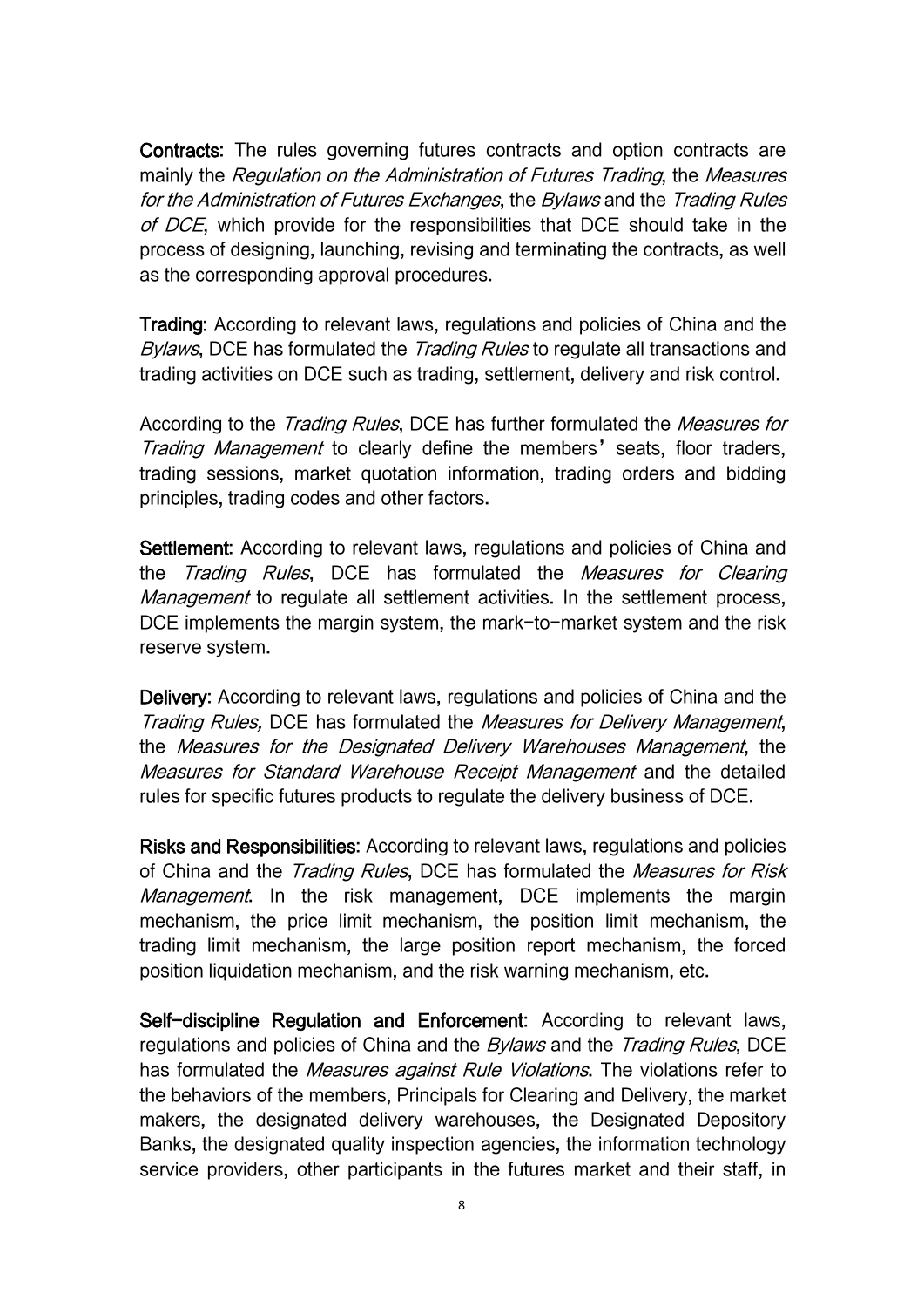**Contracts:** The rules governing futures contracts and option contracts are mainly the *Regulation on the Administration of Futures Trading*, the *Measures for the Administration of Futures Exchanges*, the *Bylaws* and the *Trading Rules of DCE*, which provide for the responsibilities that DCE should take in the process of designing, launching, revising and terminating the contracts, as well as the corresponding approval procedures.

**Trading:** According to relevant laws, regulations and policies of China and the *Bylaws*, DCE has formulated the *Trading Rules* to regulate all transactions and trading activities on DCE such as trading, settlement, delivery and risk control.

According to the *Trading Rules*, DCE has further formulated the *Measures for Trading Management* to clearly define the members' seats, floor traders, trading sessions, market quotation information, trading orders and bidding principles, trading codes and other factors.

**Settlement:** According to relevant laws, regulations and policies of China and the *Trading Rules*, DCE has formulated the *Measures for Clearing Management* to regulate all settlement activities. In the settlement process, DCE implements the margin system, the mark-to-market system and the risk reserve system.

**Delivery:** According to relevant laws, regulations and policies of China and the *Trading Rules,* DCE has formulated the *Measures for Delivery Management*, the *Measures for the Designated Delivery Warehouses Management*, the *Measures for Standard Warehouse Receipt Management* and the detailed rules for specific futures products to regulate the delivery business of DCE.

**Risks and Responsibilities:** According to relevant laws, regulations and policies of China and the *Trading Rules*, DCE has formulated the *Measures for Risk Management*. In the risk management, DCE implements the margin mechanism, the price limit mechanism, the position limit mechanism, the trading limit mechanism, the large position report mechanism, the forced position liquidation mechanism, and the risk warning mechanism, etc.

**Self-discipline Regulation and Enforcement:** According to relevant laws, regulations and policies of China and the *Bylaws* and the *Trading Rules*, DCE has formulated the *Measures against Rule Violations*. The violations refer to the behaviors of the members, Principals for Clearing and Delivery, the market makers, the designated delivery warehouses, the Designated Depository Banks, the designated quality inspection agencies, the information technology service providers, other participants in the futures market and their staff, in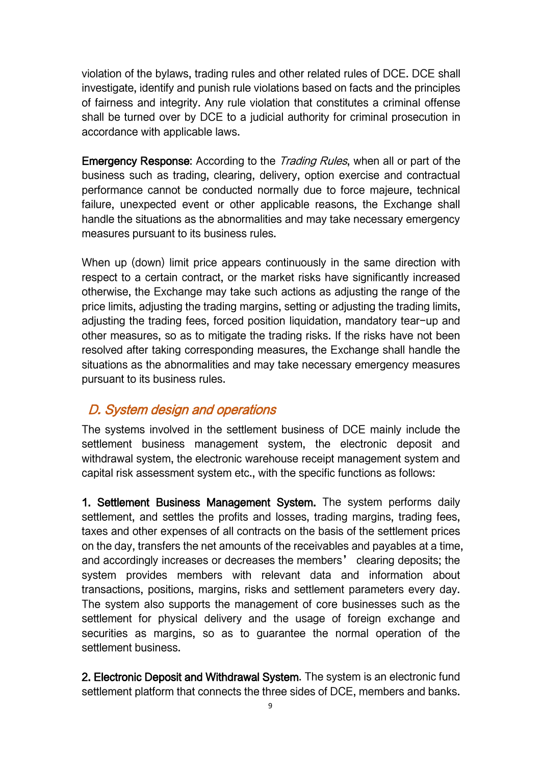violation of the bylaws, trading rules and other related rules of DCE. DCE shall investigate, identify and punish rule violations based on facts and the principles of fairness and integrity. Any rule violation that constitutes a criminal offense shall be turned over by DCE to a judicial authority for criminal prosecution in accordance with applicable laws.

**Emergency Response**: According to the *Trading Rules*, when all or part of the business such as trading, clearing, delivery, option exercise and contractual performance cannot be conducted normally due to force majeure, technical failure, unexpected event or other applicable reasons, the Exchange shall handle the situations as the abnormalities and may take necessary emergency measures pursuant to its business rules.

When up (down) limit price appears continuously in the same direction with respect to a certain contract, or the market risks have significantly increased otherwise, the Exchange may take such actions as adjusting the range of the price limits, adjusting the trading margins, setting or adjusting the trading limits, adjusting the trading fees, forced position liquidation, mandatory tear-up and other measures, so as to mitigate the trading risks. If the risks have not been resolved after taking corresponding measures, the Exchange shall handle the situations as the abnormalities and may take necessary emergency measures pursuant to its business rules.

## *D. System design and operations*

The systems involved in the settlement business of DCE mainly include the settlement business management system, the electronic deposit and withdrawal system, the electronic warehouse receipt management system and capital risk assessment system etc., with the specific functions as follows:

**1. Settlement Business Management System.** The system performs daily settlement, and settles the profits and losses, trading margins, trading fees, taxes and other expenses of all contracts on the basis of the settlement prices on the day, transfers the net amounts of the receivables and payables at a time, and accordingly increases or decreases the members' clearing deposits; the system provides members with relevant data and information about transactions, positions, margins, risks and settlement parameters every day. The system also supports the management of core businesses such as the settlement for physical delivery and the usage of foreign exchange and securities as margins, so as to guarantee the normal operation of the settlement business.

**2. Electronic Deposit and Withdrawal System.** The system is an electronic fund settlement platform that connects the three sides of DCE, members and banks.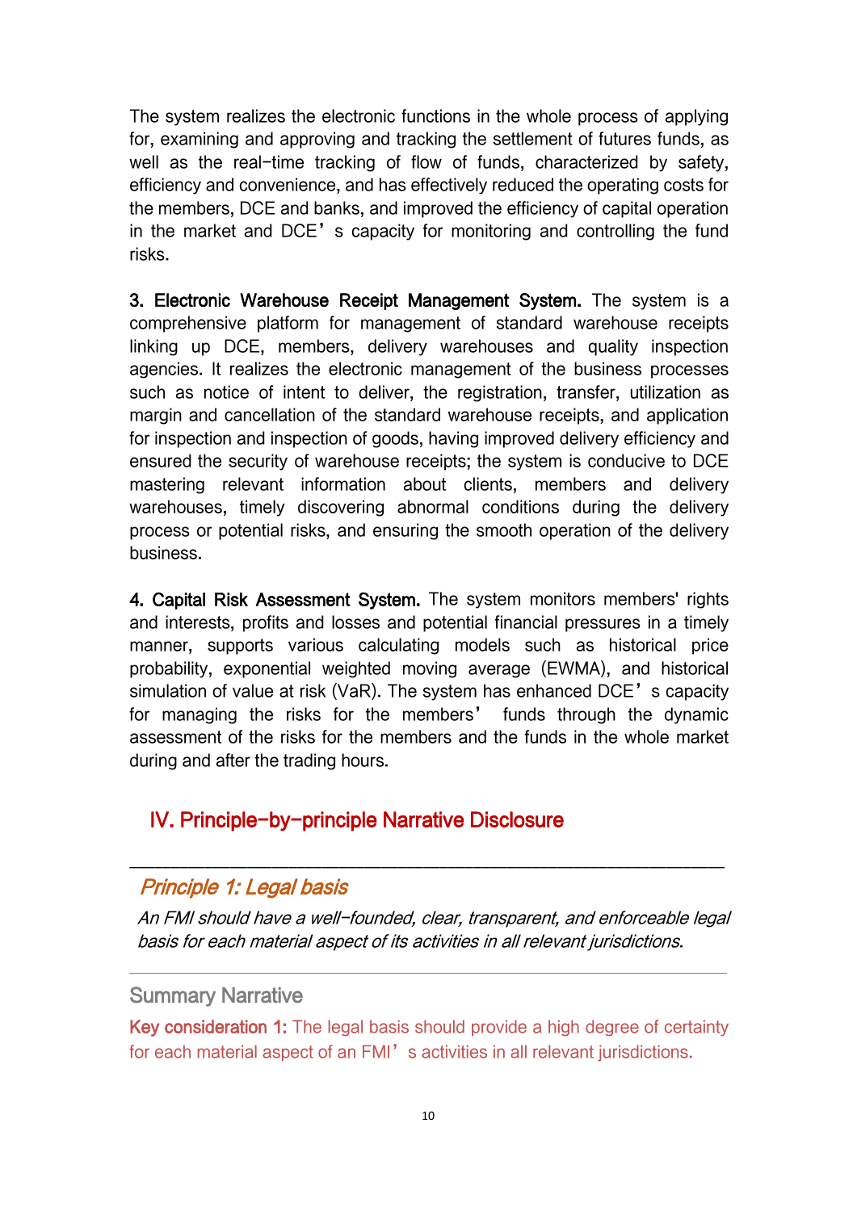The system realizes the electronic functions in the whole process of applying for, examining and approving and tracking the settlement of futures funds, as well as the real-time tracking of flow of funds, characterized by safety, efficiency and convenience, and has effectively reduced the operating costs for the members, DCE and banks, and improved the efficiency of capital operation in the market and DCE’s capacity for monitoring and controlling the fund risks.

**3. Electronic Warehouse Receipt Management System.** The system is a comprehensive platform for management of standard warehouse receipts linking up DCE, members, delivery warehouses and quality inspection agencies. It realizes the electronic management of the business processes such as notice of intent to deliver, the registration, transfer, utilization as margin and cancellation of the standard warehouse receipts, and application for inspection and inspection of goods, having improved delivery efficiency and ensured the security of warehouse receipts; the system is conducive to DCE mastering relevant information about clients, members and delivery warehouses, timely discovering abnormal conditions during the delivery process or potential risks, and ensuring the smooth operation of the delivery business.

**4. Capital Risk Assessment System.** The system monitors members' rights and interests, profits and losses and potential financial pressures in a timely manner, supports various calculating models such as historical price probability, exponential weighted moving average (EWMA), and historical simulation of value at risk (VaR). The system has enhanced DCE’s capacity for managing the risks for the members’ funds through the dynamic assessment of the risks for the members and the funds in the whole market during and after the trading hours.

## IV. Principle-by-principle Narrative Disclosure

---

### *Principle 1: Legal basis*

*An FMI should have a well-founded, clear, transparent, and enforceable legal basis for each material aspect of its activities in all relevant jurisdictions.*

---

#### Summary Narrative

**Key consideration 1:** The legal basis should provide a high degree of certainty for each material aspect of an FMI’s activities in all relevant jurisdictions.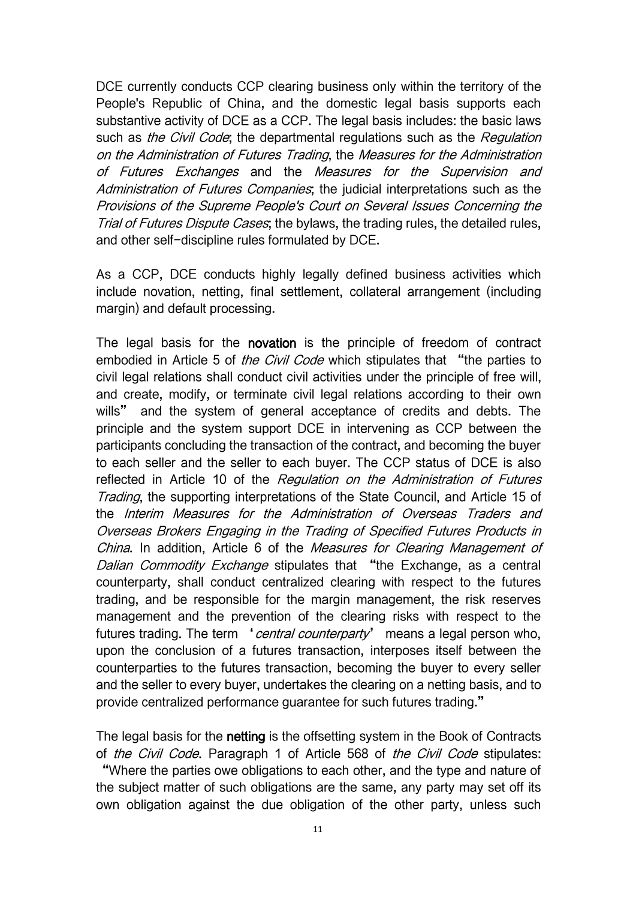DCE currently conducts CCP clearing business only within the territory of the People's Republic of China, and the domestic legal basis supports each substantive activity of DCE as a CCP. The legal basis includes: the basic laws such as *the Civil Code*; the departmental regulations such as the *Regulation on the Administration of Futures Trading*, the *Measures for the Administration of Futures Exchanges* and the *Measures for the Supervision and Administration of Futures Companies*; the judicial interpretations such as the *Provisions of the Supreme People's Court on Several Issues Concerning the Trial of Futures Dispute Cases*; the bylaws, the trading rules, the detailed rules, and other self-discipline rules formulated by DCE.

As a CCP, DCE conducts highly legally defined business activities which include novation, netting, final settlement, collateral arrangement (including margin) and default processing.

The legal basis for the **novation** is the principle of freedom of contract embodied in Article 5 of *the Civil Code* which stipulates that "the parties to civil legal relations shall conduct civil activities under the principle of free will, and create, modify, or terminate civil legal relations according to their own wills" and the system of general acceptance of credits and debts. The principle and the system support DCE in intervening as CCP between the participants concluding the transaction of the contract, and becoming the buyer to each seller and the seller to each buyer. The CCP status of DCE is also reflected in Article 10 of the *Regulation on the Administration of Futures Trading*, the supporting interpretations of the State Council, and Article 15 of the *Interim Measures for the Administration of Overseas Traders and Overseas Brokers Engaging in the Trading of Specified Futures Products in China*. In addition, Article 6 of the *Measures for Clearing Management of Dalian Commodity Exchange* stipulates that "the Exchange, as a central counterparty, shall conduct centralized clearing with respect to the futures trading, and be responsible for the margin management, the risk reserves management and the prevention of the clearing risks with respect to the futures trading. The term '*central counterparty*' means a legal person who, upon the conclusion of a futures transaction, interposes itself between the counterparties to the futures transaction, becoming the buyer to every seller and the seller to every buyer, undertakes the clearing on a netting basis, and to provide centralized performance guarantee for such futures trading."

The legal basis for the **netting** is the offsetting system in the Book of Contracts of *the Civil Code*. Paragraph 1 of Article 568 of *the Civil Code* stipulates: "Where the parties owe obligations to each other, and the type and nature of the subject matter of such obligations are the same, any party may set off its own obligation against the due obligation of the other party, unless such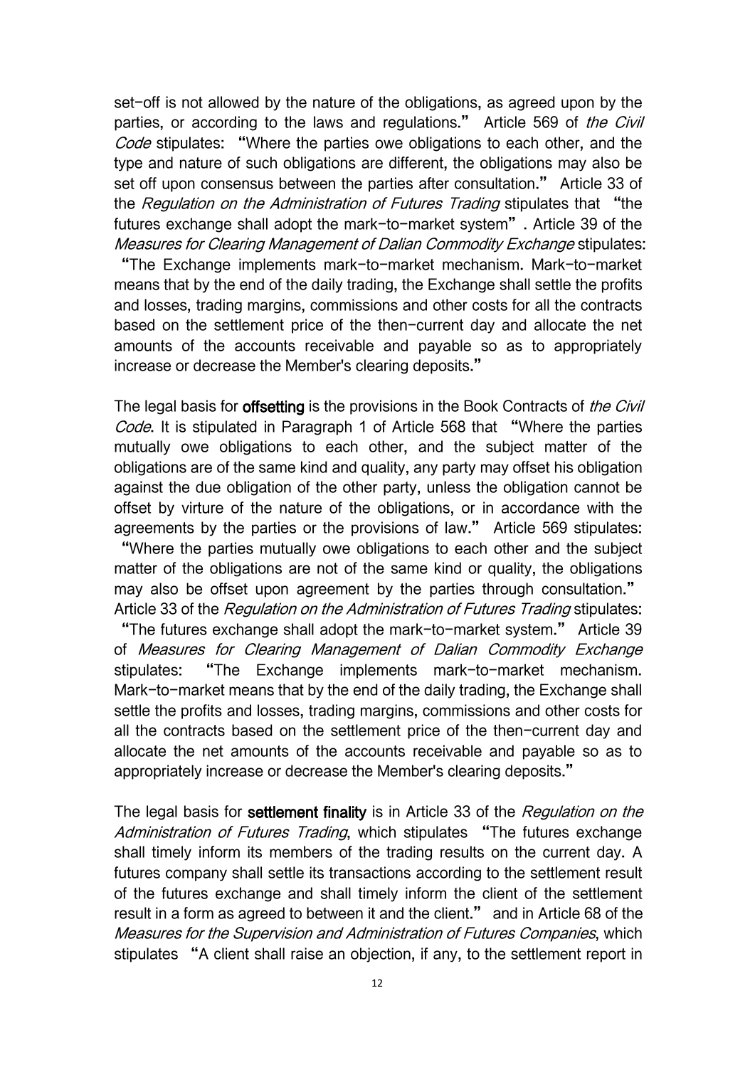set-off is not allowed by the nature of the obligations, as agreed upon by the parties, or according to the laws and regulations." Article 569 of *the Civil Code* stipulates: "Where the parties owe obligations to each other, and the type and nature of such obligations are different, the obligations may also be set off upon consensus between the parties after consultation." Article 33 of the *Regulation on the Administration of Futures Trading* stipulates that "the futures exchange shall adopt the mark-to-market system". Article 39 of the *Measures for Clearing Management of Dalian Commodity Exchange* stipulates: "The Exchange implements mark-to-market mechanism. Mark-to-market means that by the end of the daily trading, the Exchange shall settle the profits and losses, trading margins, commissions and other costs for all the contracts based on the settlement price of the then-current day and allocate the net amounts of the accounts receivable and payable so as to appropriately increase or decrease the Member's clearing deposits."

The legal basis for **offsetting** is the provisions in the Book Contracts of *the Civil Code*. It is stipulated in Paragraph 1 of Article 568 that "Where the parties mutually owe obligations to each other, and the subject matter of the obligations are of the same kind and quality, any party may offset his obligation against the due obligation of the other party, unless the obligation cannot be offset by virture of the nature of the obligations, or in accordance with the agreements by the parties or the provisions of law." Article 569 stipulates: "Where the parties mutually owe obligations to each other and the subject matter of the obligations are not of the same kind or quality, the obligations may also be offset upon agreement by the parties through consultation." Article 33 of the *Regulation on the Administration of Futures Trading* stipulates: "The futures exchange shall adopt the mark-to-market system." Article 39 of *Measures for Clearing Management of Dalian Commodity Exchange* stipulates: "The Exchange implements mark-to-market mechanism. Mark-to-market means that by the end of the daily trading, the Exchange shall settle the profits and losses, trading margins, commissions and other costs for all the contracts based on the settlement price of the then-current day and allocate the net amounts of the accounts receivable and payable so as to appropriately increase or decrease the Member's clearing deposits."

The legal basis for **settlement finality** is in Article 33 of the *Regulation on the Administration of Futures Trading*, which stipulates "The futures exchange shall timely inform its members of the trading results on the current day. A futures company shall settle its transactions according to the settlement result of the futures exchange and shall timely inform the client of the settlement result in a form as agreed to between it and the client." and in Article 68 of the *Measures for the Supervision and Administration of Futures Companies*, which stipulates "A client shall raise an objection, if any, to the settlement report in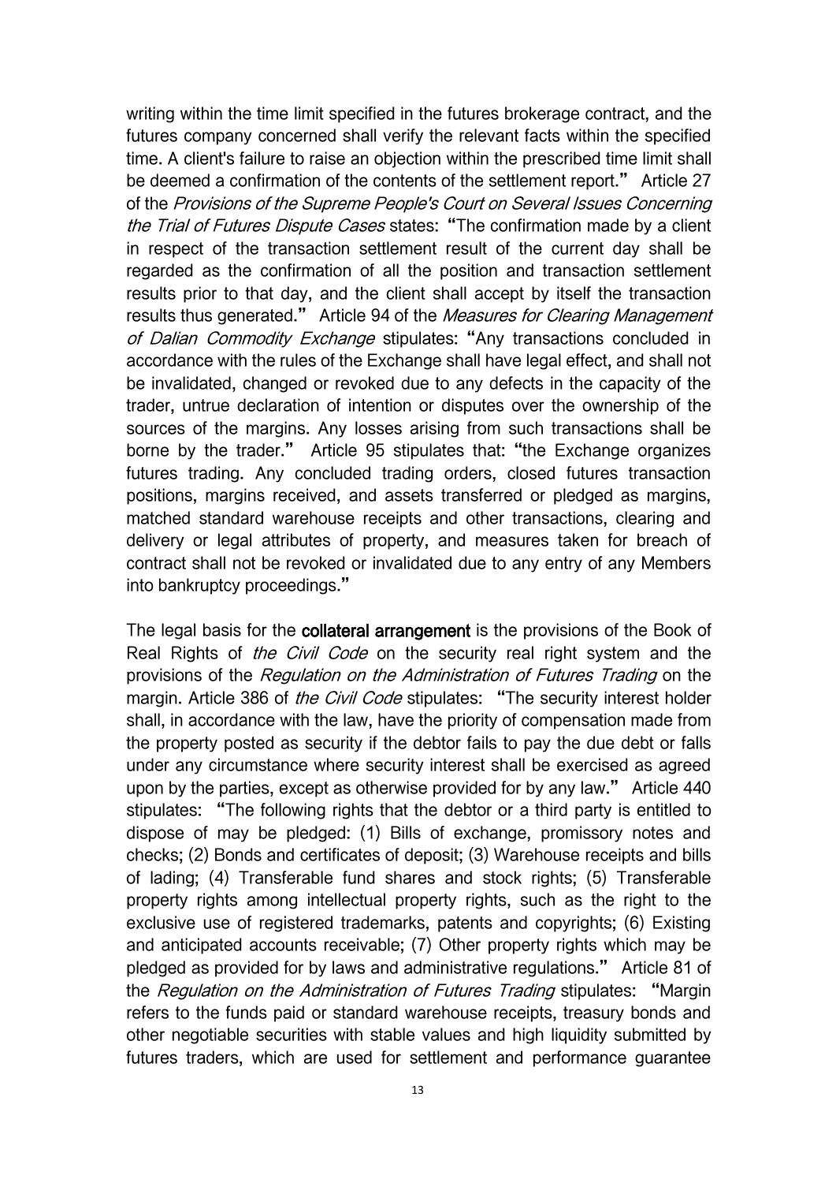writing within the time limit specified in the futures brokerage contract, and the futures company concerned shall verify the relevant facts within the specified time. A client's failure to raise an objection within the prescribed time limit shall be deemed a confirmation of the contents of the settlement report." Article 27 of the *Provisions of the Supreme People's Court on Several Issues Concerning the Trial of Futures Dispute Cases* states: "The confirmation made by a client in respect of the transaction settlement result of the current day shall be regarded as the confirmation of all the position and transaction settlement results prior to that day, and the client shall accept by itself the transaction results thus generated." Article 94 of the *Measures for Clearing Management of Dalian Commodity Exchange* stipulates: "Any transactions concluded in accordance with the rules of the Exchange shall have legal effect, and shall not be invalidated, changed or revoked due to any defects in the capacity of the trader, untrue declaration of intention or disputes over the ownership of the sources of the margins. Any losses arising from such transactions shall be borne by the trader." Article 95 stipulates that: "the Exchange organizes futures trading. Any concluded trading orders, closed futures transaction positions, margins received, and assets transferred or pledged as margins, matched standard warehouse receipts and other transactions, clearing and delivery or legal attributes of property, and measures taken for breach of contract shall not be revoked or invalidated due to any entry of any Members into bankruptcy proceedings."

The legal basis for the **collateral arrangement** is the provisions of the Book of Real Rights of *the Civil Code* on the security real right system and the provisions of the *Regulation on the Administration of Futures Trading* on the margin. Article 386 of *the Civil Code* stipulates: "The security interest holder shall, in accordance with the law, have the priority of compensation made from the property posted as security if the debtor fails to pay the due debt or falls under any circumstance where security interest shall be exercised as agreed upon by the parties, except as otherwise provided for by any law." Article 440 stipulates: "The following rights that the debtor or a third party is entitled to dispose of may be pledged: (1) Bills of exchange, promissory notes and checks; (2) Bonds and certificates of deposit; (3) Warehouse receipts and bills of lading; (4) Transferable fund shares and stock rights; (5) Transferable property rights among intellectual property rights, such as the right to the exclusive use of registered trademarks, patents and copyrights; (6) Existing and anticipated accounts receivable; (7) Other property rights which may be pledged as provided for by laws and administrative regulations." Article 81 of the *Regulation on the Administration of Futures Trading* stipulates: "Margin refers to the funds paid or standard warehouse receipts, treasury bonds and other negotiable securities with stable values and high liquidity submitted by futures traders, which are used for settlement and performance guarantee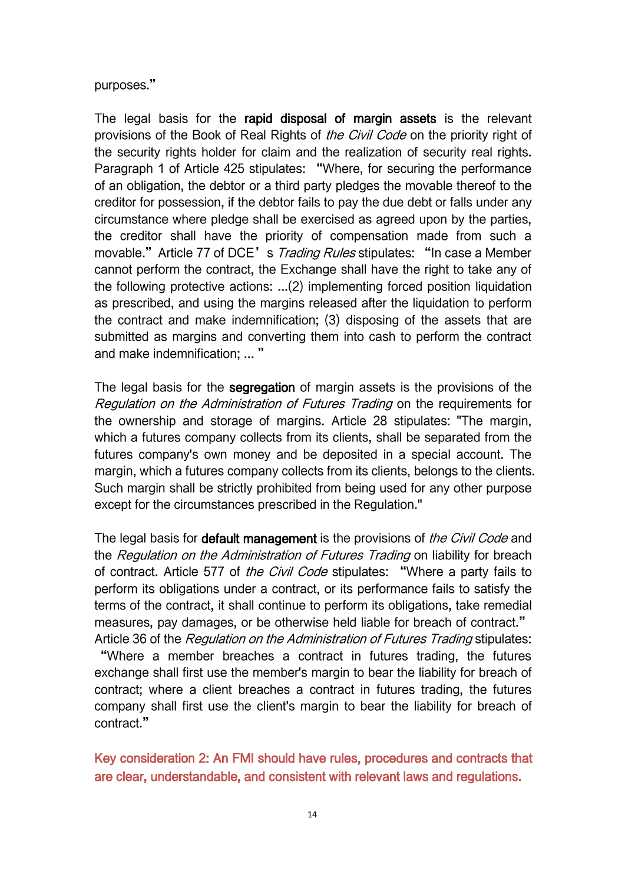purposes."

The legal basis for the **rapid disposal of margin assets** is the relevant provisions of the Book of Real Rights of *the Civil Code* on the priority right of the security rights holder for claim and the realization of security real rights. Paragraph 1 of Article 425 stipulates: "Where, for securing the performance of an obligation, the debtor or a third party pledges the movable thereof to the creditor for possession, if the debtor fails to pay the due debt or falls under any circumstance where pledge shall be exercised as agreed upon by the parties, the creditor shall have the priority of compensation made from such a movable." Article 77 of DCE' s *Trading Rules* stipulates: "In case a Member cannot perform the contract, the Exchange shall have the right to take any of the following protective actions: ...(2) implementing forced position liquidation as prescribed, and using the margins released after the liquidation to perform the contract and make indemnification; (3) disposing of the assets that are submitted as margins and converting them into cash to perform the contract and make indemnification; ... "

The legal basis for the **segregation** of margin assets is the provisions of the *Regulation on the Administration of Futures Trading* on the requirements for the ownership and storage of margins. Article 28 stipulates: "The margin, which a futures company collects from its clients, shall be separated from the futures company's own money and be deposited in a special account. The margin, which a futures company collects from its clients, belongs to the clients. Such margin shall be strictly prohibited from being used for any other purpose except for the circumstances prescribed in the Regulation."

The legal basis for **default management** is the provisions of *the Civil Code* and the *Regulation on the Administration of Futures Trading* on liability for breach of contract. Article 577 of *the Civil Code* stipulates: "Where a party fails to perform its obligations under a contract, or its performance fails to satisfy the terms of the contract, it shall continue to perform its obligations, take remedial measures, pay damages, or be otherwise held liable for breach of contract." Article 36 of the *Regulation on the Administration of Futures Trading* stipulates: "Where a member breaches a contract in futures trading, the futures exchange shall first use the member's margin to bear the liability for breach of contract; where a client breaches a contract in futures trading, the futures company shall first use the client's margin to bear the liability for breach of contract."

### Key consideration 2: An FMI should have rules, procedures and contracts that are clear, understandable, and consistent with relevant laws and regulations.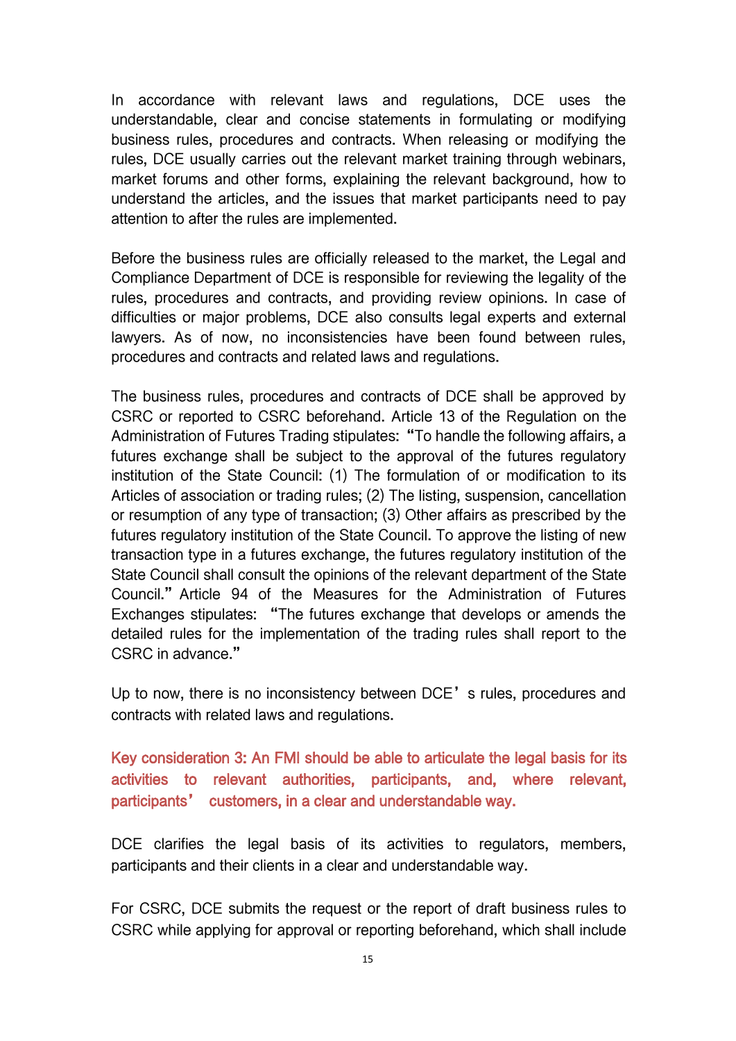In accordance with relevant laws and regulations, DCE uses the understandable, clear and concise statements in formulating or modifying business rules, procedures and contracts. When releasing or modifying the rules, DCE usually carries out the relevant market training through webinars, market forums and other forms, explaining the relevant background, how to understand the articles, and the issues that market participants need to pay attention to after the rules are implemented.

Before the business rules are officially released to the market, the Legal and Compliance Department of DCE is responsible for reviewing the legality of the rules, procedures and contracts, and providing review opinions. In case of difficulties or major problems, DCE also consults legal experts and external lawyers. As of now, no inconsistencies have been found between rules, procedures and contracts and related laws and regulations.

The business rules, procedures and contracts of DCE shall be approved by CSRC or reported to CSRC beforehand. Article 13 of the Regulation on the Administration of Futures Trading stipulates: "To handle the following affairs, a futures exchange shall be subject to the approval of the futures regulatory institution of the State Council: (1) The formulation of or modification to its Articles of association or trading rules; (2) The listing, suspension, cancellation or resumption of any type of transaction; (3) Other affairs as prescribed by the futures regulatory institution of the State Council. To approve the listing of new transaction type in a futures exchange, the futures regulatory institution of the State Council shall consult the opinions of the relevant department of the State Council." Article 94 of the Measures for the Administration of Futures Exchanges stipulates: "The futures exchange that develops or amends the detailed rules for the implementation of the trading rules shall report to the CSRC in advance."

Up to now, there is no inconsistency between DCE's rules, procedures and contracts with related laws and regulations.

### Key consideration 3: An FMI should be able to articulate the legal basis for its activities to relevant authorities, participants, and, where relevant, participants' customers, in a clear and understandable way.

DCE clarifies the legal basis of its activities to regulators, members, participants and their clients in a clear and understandable way.

For CSRC, DCE submits the request or the report of draft business rules to CSRC while applying for approval or reporting beforehand, which shall include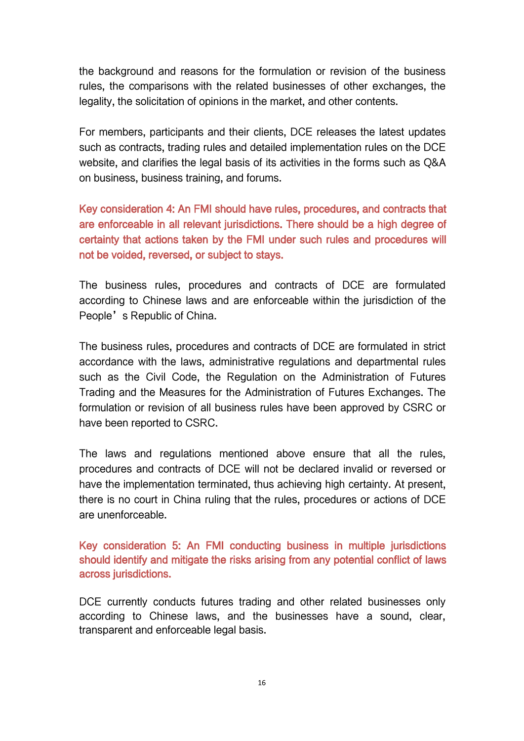the background and reasons for the formulation or revision of the business rules, the comparisons with the related businesses of other exchanges, the legality, the solicitation of opinions in the market, and other contents.

For members, participants and their clients, DCE releases the latest updates such as contracts, trading rules and detailed implementation rules on the DCE website, and clarifies the legal basis of its activities in the forms such as Q&A on business, business training, and forums.

**Key consideration 4: An FMI should have rules, procedures, and contracts that are enforceable in all relevant jurisdictions. There should be a high degree of certainty that actions taken by the FMI under such rules and procedures will not be voided, reversed, or subject to stays.**

The business rules, procedures and contracts of DCE are formulated according to Chinese laws and are enforceable within the jurisdiction of the People’s Republic of China.

The business rules, procedures and contracts of DCE are formulated in strict accordance with the laws, administrative regulations and departmental rules such as the Civil Code, the Regulation on the Administration of Futures Trading and the Measures for the Administration of Futures Exchanges. The formulation or revision of all business rules have been approved by CSRC or have been reported to CSRC.

The laws and regulations mentioned above ensure that all the rules, procedures and contracts of DCE will not be declared invalid or reversed or have the implementation terminated, thus achieving high certainty. At present, there is no court in China ruling that the rules, procedures or actions of DCE are unenforceable.

**Key consideration 5: An FMI conducting business in multiple jurisdictions should identify and mitigate the risks arising from any potential conflict of laws across jurisdictions.**

DCE currently conducts futures trading and other related businesses only according to Chinese laws, and the businesses have a sound, clear, transparent and enforceable legal basis.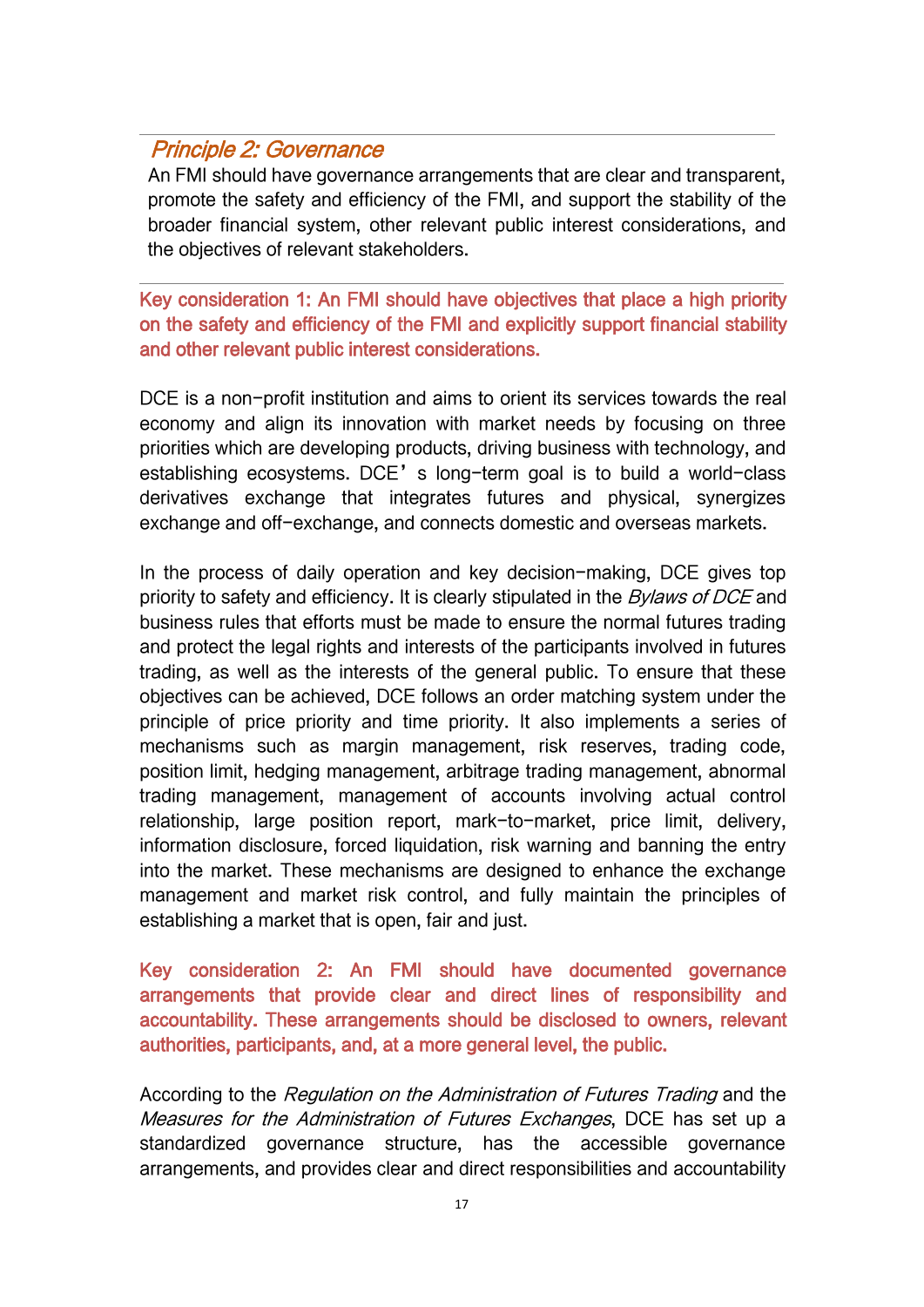## *Principle 2: Governance*

An FMI should have governance arrangements that are clear and transparent, promote the safety and efficiency of the FMI, and support the stability of the broader financial system, other relevant public interest considerations, and the objectives of relevant stakeholders.

**Key consideration 1: An FMI should have objectives that place a high priority on the safety and efficiency of the FMI and explicitly support financial stability and other relevant public interest considerations.**

DCE is a non-profit institution and aims to orient its services towards the real economy and align its innovation with market needs by focusing on three priorities which are developing products, driving business with technology, and establishing ecosystems. DCE's long-term goal is to build a world-class derivatives exchange that integrates futures and physical, synergizes exchange and off-exchange, and connects domestic and overseas markets.

In the process of daily operation and key decision-making, DCE gives top priority to safety and efficiency. It is clearly stipulated in the *Bylaws of DCE* and business rules that efforts must be made to ensure the normal futures trading and protect the legal rights and interests of the participants involved in futures trading, as well as the interests of the general public. To ensure that these objectives can be achieved, DCE follows an order matching system under the principle of price priority and time priority. It also implements a series of mechanisms such as margin management, risk reserves, trading code, position limit, hedging management, arbitrage trading management, abnormal trading management, management of accounts involving actual control relationship, large position report, mark-to-market, price limit, delivery, information disclosure, forced liquidation, risk warning and banning the entry into the market. These mechanisms are designed to enhance the exchange management and market risk control, and fully maintain the principles of establishing a market that is open, fair and just.

**Key consideration 2: An FMI should have documented governance arrangements that provide clear and direct lines of responsibility and accountability. These arrangements should be disclosed to owners, relevant authorities, participants, and, at a more general level, the public.**

According to the *Regulation on the Administration of Futures Trading* and the *Measures for the Administration of Futures Exchanges*, DCE has set up a standardized governance structure, has the accessible governance arrangements, and provides clear and direct responsibilities and accountability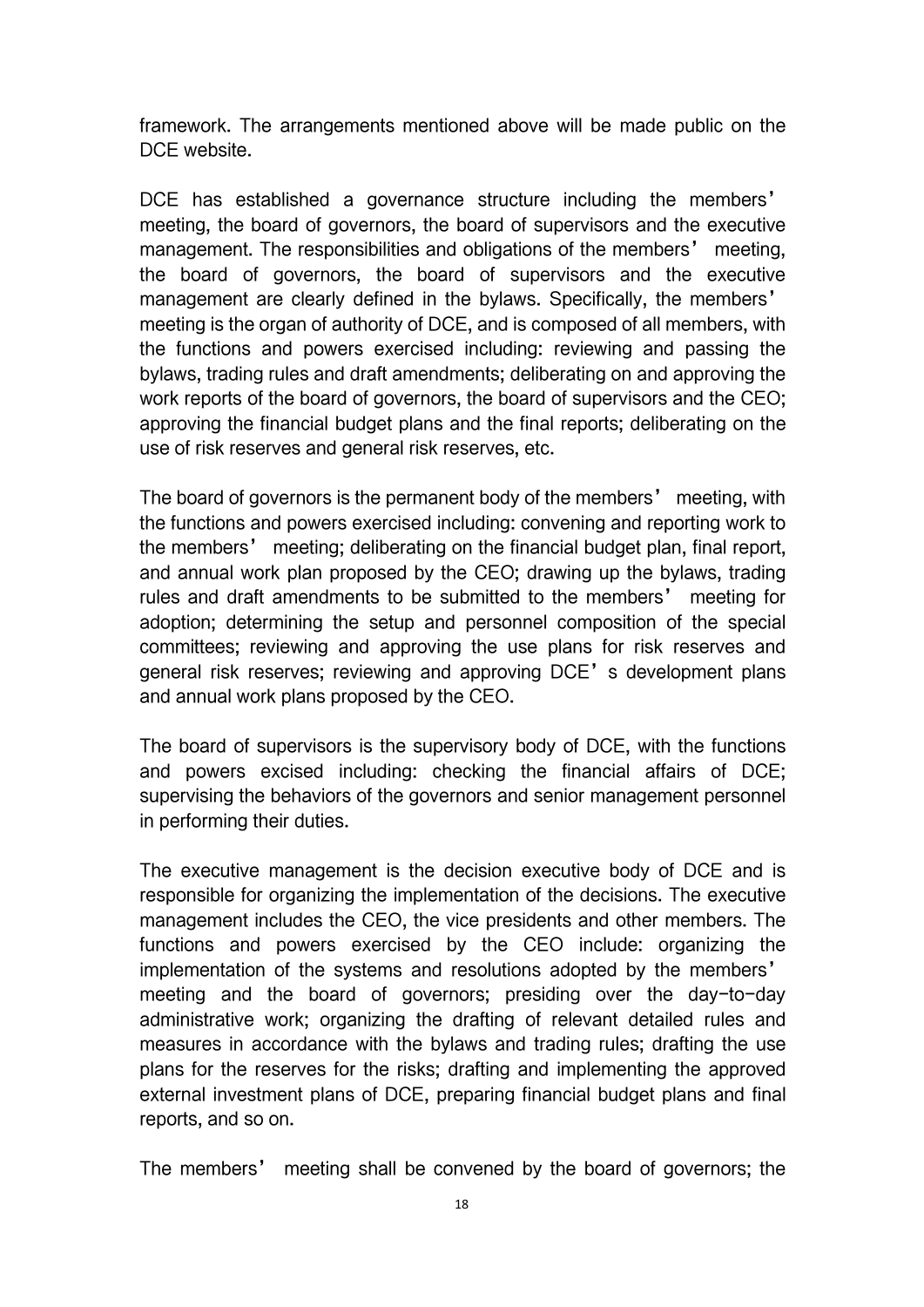framework. The arrangements mentioned above will be made public on the DCE website.

DCE has established a governance structure including the members' meeting, the board of governors, the board of supervisors and the executive management. The responsibilities and obligations of the members' meeting, the board of governors, the board of supervisors and the executive management are clearly defined in the bylaws. Specifically, the members' meeting is the organ of authority of DCE, and is composed of all members, with the functions and powers exercised including: reviewing and passing the bylaws, trading rules and draft amendments; deliberating on and approving the work reports of the board of governors, the board of supervisors and the CEO; approving the financial budget plans and the final reports; deliberating on the use of risk reserves and general risk reserves, etc.

The board of governors is the permanent body of the members' meeting, with the functions and powers exercised including: convening and reporting work to the members' meeting; deliberating on the financial budget plan, final report, and annual work plan proposed by the CEO; drawing up the bylaws, trading rules and draft amendments to be submitted to the members' meeting for adoption; determining the setup and personnel composition of the special committees; reviewing and approving the use plans for risk reserves and general risk reserves; reviewing and approving DCE's development plans and annual work plans proposed by the CEO.

The board of supervisors is the supervisory body of DCE, with the functions and powers excised including: checking the financial affairs of DCE; supervising the behaviors of the governors and senior management personnel in performing their duties.

The executive management is the decision executive body of DCE and is responsible for organizing the implementation of the decisions. The executive management includes the CEO, the vice presidents and other members. The functions and powers exercised by the CEO include: organizing the implementation of the systems and resolutions adopted by the members' meeting and the board of governors; presiding over the day-to-day administrative work; organizing the drafting of relevant detailed rules and measures in accordance with the bylaws and trading rules; drafting the use plans for the reserves for the risks; drafting and implementing the approved external investment plans of DCE, preparing financial budget plans and final reports, and so on.

The members' meeting shall be convened by the board of governors; the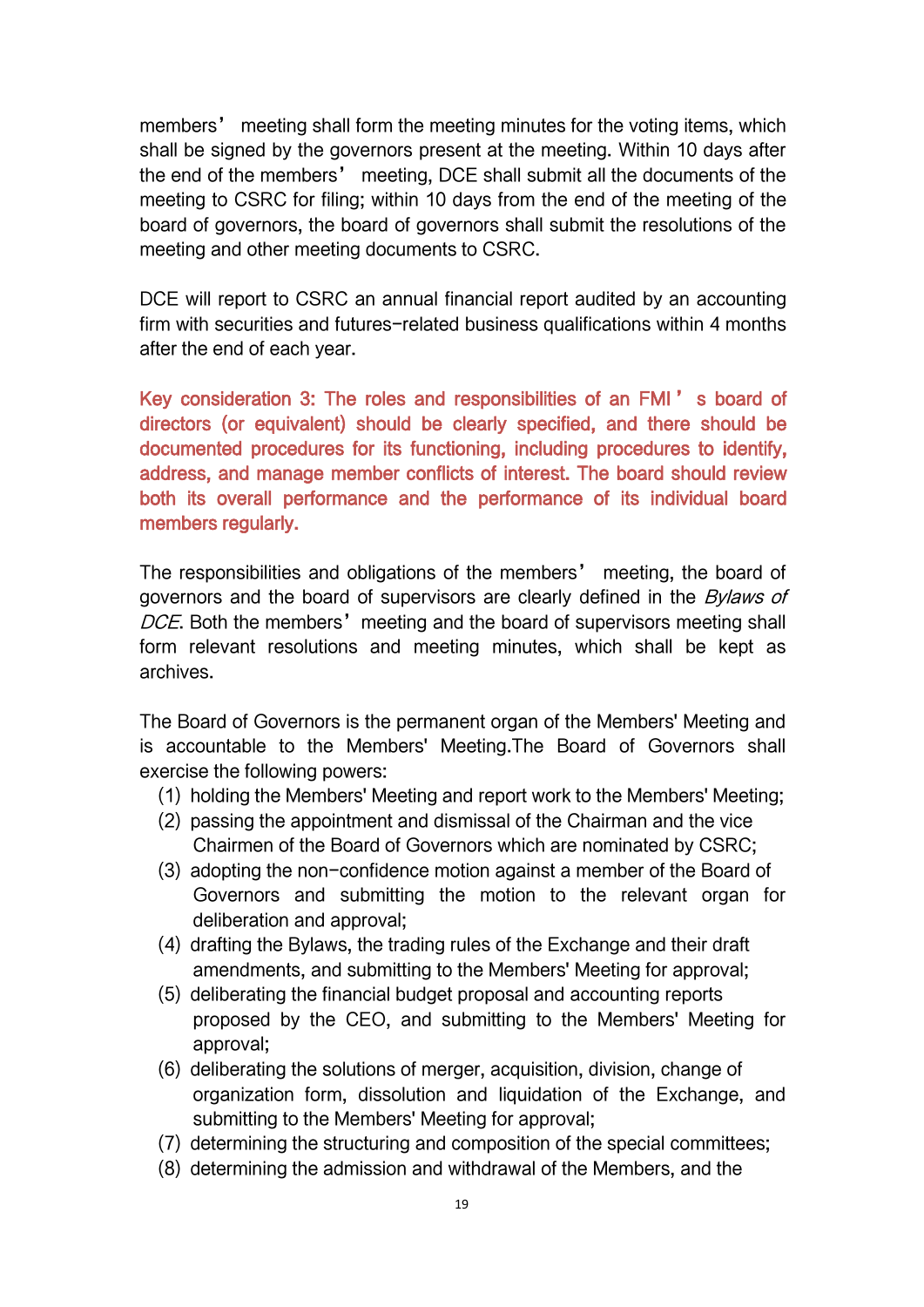members' meeting shall form the meeting minutes for the voting items, which shall be signed by the governors present at the meeting. Within 10 days after the end of the members' meeting, DCE shall submit all the documents of the meeting to CSRC for filing; within 10 days from the end of the meeting of the board of governors, the board of governors shall submit the resolutions of the meeting and other meeting documents to CSRC.

DCE will report to CSRC an annual financial report audited by an accounting firm with securities and futures-related business qualifications within 4 months after the end of each year.

**Key consideration 3: The roles and responsibilities of an FMI's board of directors (or equivalent) should be clearly specified, and there should be documented procedures for its functioning, including procedures to identify, address, and manage member conflicts of interest. The board should review both its overall performance and the performance of its individual board members regularly.**

The responsibilities and obligations of the members' meeting, the board of governors and the board of supervisors are clearly defined in the *Bylaws of DCE*. Both the members' meeting and the board of supervisors meeting shall form relevant resolutions and meeting minutes, which shall be kept as archives.

The Board of Governors is the permanent organ of the Members' Meeting and is accountable to the Members' Meeting.The Board of Governors shall exercise the following powers:

(1) holding the Members' Meeting and report work to the Members' Meeting;
(2) passing the appointment and dismissal of the Chairman and the vice Chairmen of the Board of Governors which are nominated by CSRC;
(3) adopting the non-confidence motion against a member of the Board of Governors and submitting the motion to the relevant organ for deliberation and approval;
(4) drafting the Bylaws, the trading rules of the Exchange and their draft amendments, and submitting to the Members' Meeting for approval;
(5) deliberating the financial budget proposal and accounting reports proposed by the CEO, and submitting to the Members' Meeting for approval;
(6) deliberating the solutions of merger, acquisition, division, change of organization form, dissolution and liquidation of the Exchange, and submitting to the Members' Meeting for approval;
(7) determining the structuring and composition of the special committees;
(8) determining the admission and withdrawal of the Members, and the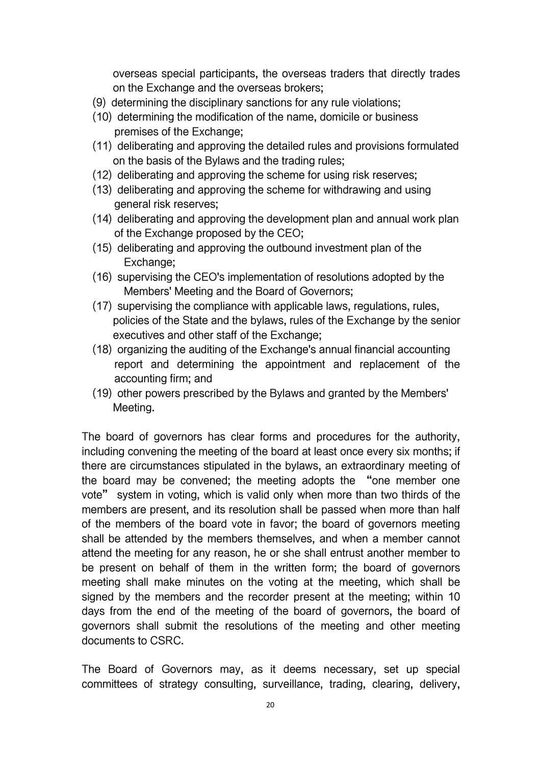overseas special participants, the overseas traders that directly trades on the Exchange and the overseas brokers;

(9) determining the disciplinary sanctions for any rule violations;
(10) determining the modification of the name, domicile or business premises of the Exchange;
(11) deliberating and approving the detailed rules and provisions formulated on the basis of the Bylaws and the trading rules;
(12) deliberating and approving the scheme for using risk reserves;
(13) deliberating and approving the scheme for withdrawing and using general risk reserves;
(14) deliberating and approving the development plan and annual work plan of the Exchange proposed by the CEO;
(15) deliberating and approving the outbound investment plan of the Exchange;
(16) supervising the CEO's implementation of resolutions adopted by the Members' Meeting and the Board of Governors;
(17) supervising the compliance with applicable laws, regulations, rules, policies of the State and the bylaws, rules of the Exchange by the senior executives and other staff of the Exchange;
(18) organizing the auditing of the Exchange's annual financial accounting report and determining the appointment and replacement of the accounting firm; and
(19) other powers prescribed by the Bylaws and granted by the Members' Meeting.

The board of governors has clear forms and procedures for the authority, including convening the meeting of the board at least once every six months; if there are circumstances stipulated in the bylaws, an extraordinary meeting of the board may be convened; the meeting adopts the "one member one vote" system in voting, which is valid only when more than two thirds of the members are present, and its resolution shall be passed when more than half of the members of the board vote in favor; the board of governors meeting shall be attended by the members themselves, and when a member cannot attend the meeting for any reason, he or she shall entrust another member to be present on behalf of them in the written form; the board of governors meeting shall make minutes on the voting at the meeting, which shall be signed by the members and the recorder present at the meeting; within 10 days from the end of the meeting of the board of governors, the board of governors shall submit the resolutions of the meeting and other meeting documents to CSRC.

The Board of Governors may, as it deems necessary, set up special committees of strategy consulting, surveillance, trading, clearing, delivery,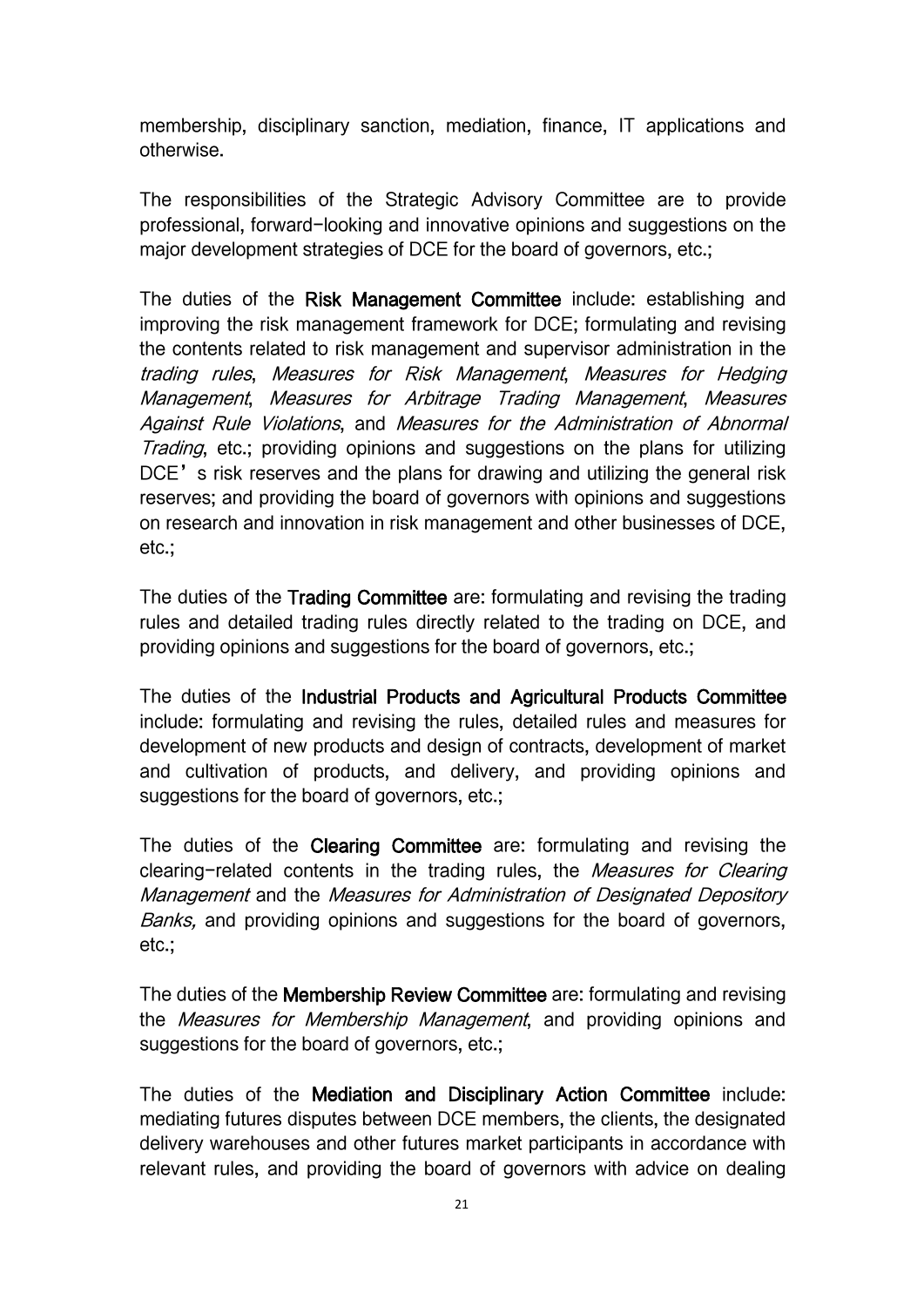membership, disciplinary sanction, mediation, finance, IT applications and otherwise.

The responsibilities of the Strategic Advisory Committee are to provide professional, forward-looking and innovative opinions and suggestions on the major development strategies of DCE for the board of governors, etc.;

The duties of the **Risk Management Committee** include: establishing and improving the risk management framework for DCE; formulating and revising the contents related to risk management and supervisor administration in the *trading rules*, *Measures for Risk Management*, *Measures for Hedging Management*, *Measures for Arbitrage Trading Management*, *Measures Against Rule Violations*, and *Measures for the Administration of Abnormal Trading*, etc.; providing opinions and suggestions on the plans for utilizing DCE's risk reserves and the plans for drawing and utilizing the general risk reserves; and providing the board of governors with opinions and suggestions on research and innovation in risk management and other businesses of DCE, etc.;

The duties of the **Trading Committee** are: formulating and revising the trading rules and detailed trading rules directly related to the trading on DCE, and providing opinions and suggestions for the board of governors, etc.;

The duties of the **Industrial Products and Agricultural Products Committee** include: formulating and revising the rules, detailed rules and measures for development of new products and design of contracts, development of market and cultivation of products, and delivery, and providing opinions and suggestions for the board of governors, etc.;

The duties of the **Clearing Committee** are: formulating and revising the clearing-related contents in the trading rules, the *Measures for Clearing Management* and the *Measures for Administration of Designated Depository Banks,* and providing opinions and suggestions for the board of governors, etc.;

The duties of the **Membership Review Committee** are: formulating and revising the *Measures for Membership Management*, and providing opinions and suggestions for the board of governors, etc.;

The duties of the **Mediation and Disciplinary Action Committee** include: mediating futures disputes between DCE members, the clients, the designated delivery warehouses and other futures market participants in accordance with relevant rules, and providing the board of governors with advice on dealing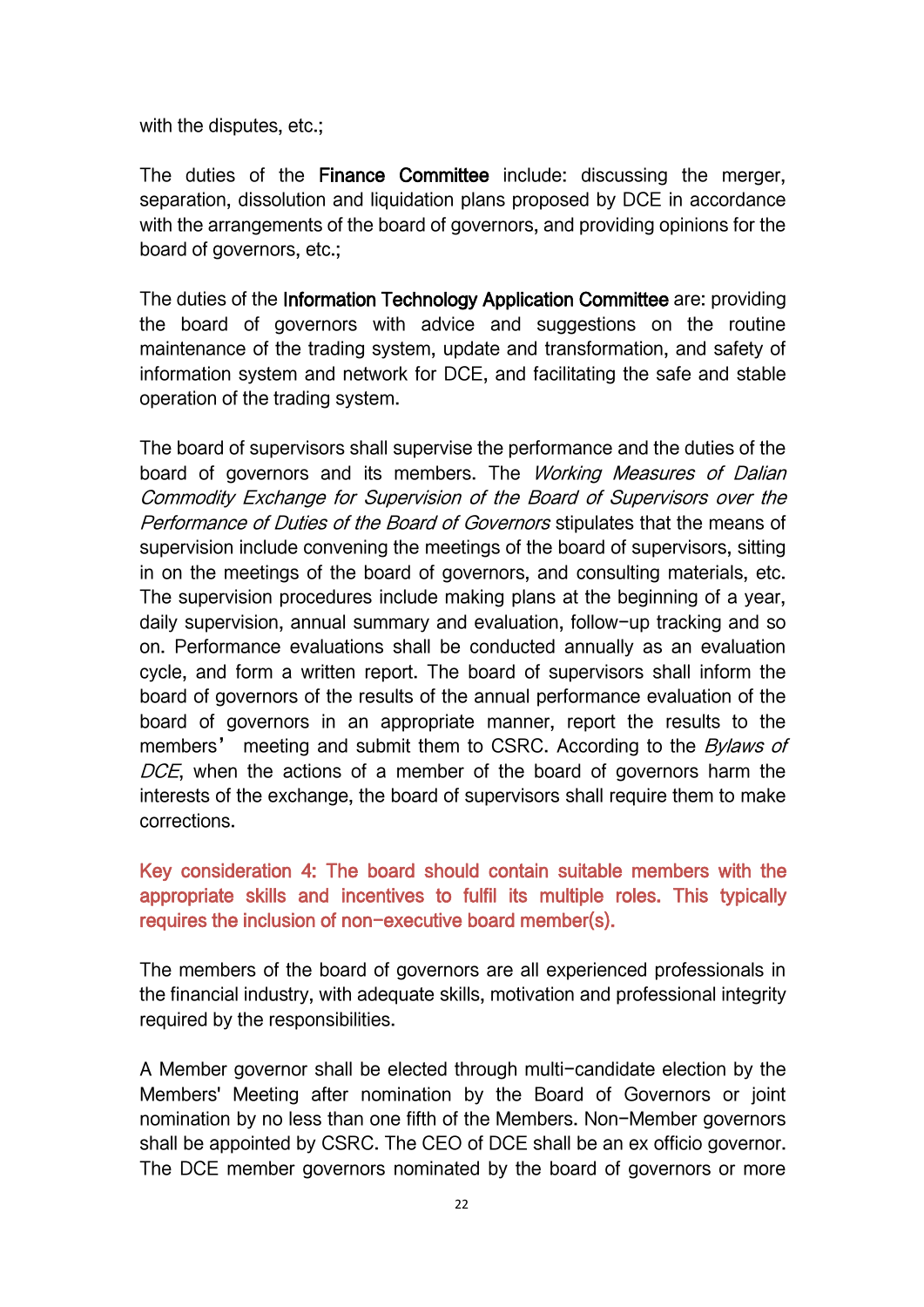with the disputes, etc.;

The duties of the **Finance Committee** include: discussing the merger, separation, dissolution and liquidation plans proposed by DCE in accordance with the arrangements of the board of governors, and providing opinions for the board of governors, etc.;

The duties of the **Information Technology Application Committee** are: providing the board of governors with advice and suggestions on the routine maintenance of the trading system, update and transformation, and safety of information system and network for DCE, and facilitating the safe and stable operation of the trading system.

The board of supervisors shall supervise the performance and the duties of the board of governors and its members. The *Working Measures of Dalian Commodity Exchange for Supervision of the Board of Supervisors over the Performance of Duties of the Board of Governors* stipulates that the means of supervision include convening the meetings of the board of supervisors, sitting in on the meetings of the board of governors, and consulting materials, etc. The supervision procedures include making plans at the beginning of a year, daily supervision, annual summary and evaluation, follow-up tracking and so on. Performance evaluations shall be conducted annually as an evaluation cycle, and form a written report. The board of supervisors shall inform the board of governors of the results of the annual performance evaluation of the board of governors in an appropriate manner, report the results to the members’ meeting and submit them to CSRC. According to the *Bylaws of DCE*, when the actions of a member of the board of governors harm the interests of the exchange, the board of supervisors shall require them to make corrections.

**Key consideration 4: The board should contain suitable members with the appropriate skills and incentives to fulfil its multiple roles. This typically requires the inclusion of non-executive board member(s).**

The members of the board of governors are all experienced professionals in the financial industry, with adequate skills, motivation and professional integrity required by the responsibilities.

A Member governor shall be elected through multi-candidate election by the Members' Meeting after nomination by the Board of Governors or joint nomination by no less than one fifth of the Members. Non-Member governors shall be appointed by CSRC. The CEO of DCE shall be an ex officio governor. The DCE member governors nominated by the board of governors or more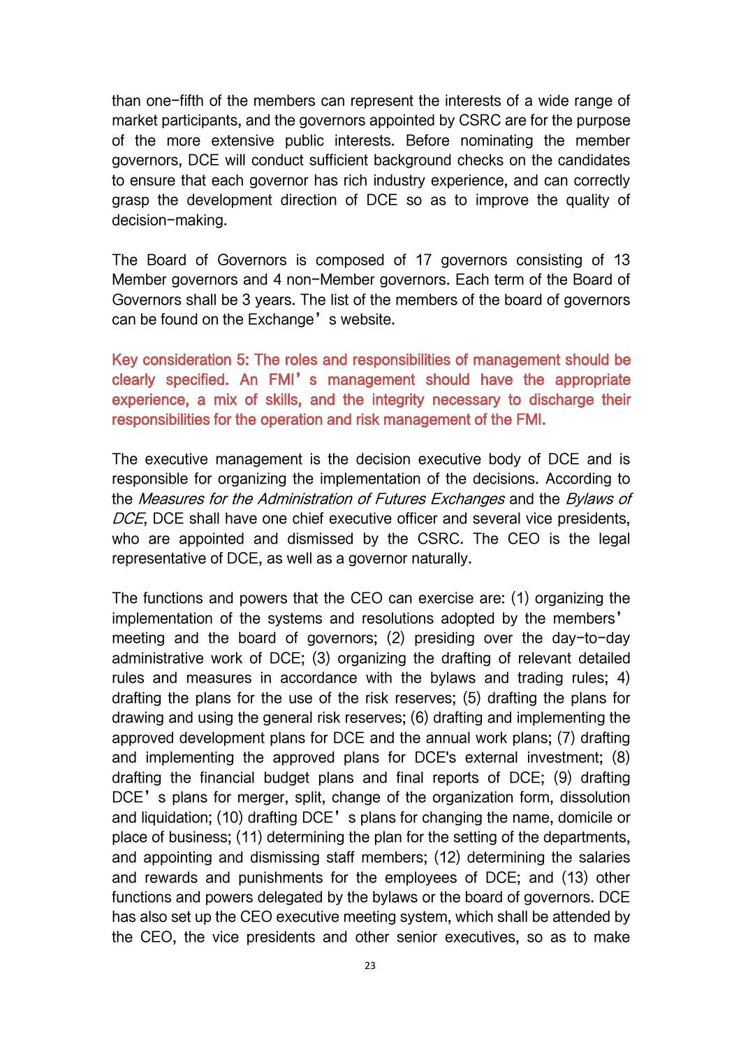than one-fifth of the members can represent the interests of a wide range of market participants, and the governors appointed by CSRC are for the purpose of the more extensive public interests. Before nominating the member governors, DCE will conduct sufficient background checks on the candidates to ensure that each governor has rich industry experience, and can correctly grasp the development direction of DCE so as to improve the quality of decision-making.

The Board of Governors is composed of 17 governors consisting of 13 Member governors and 4 non-Member governors. Each term of the Board of Governors shall be 3 years. The list of the members of the board of governors can be found on the Exchange's website.

**Key consideration 5: The roles and responsibilities of management should be clearly specified. An FMI's management should have the appropriate experience, a mix of skills, and the integrity necessary to discharge their responsibilities for the operation and risk management of the FMI.**

The executive management is the decision executive body of DCE and is responsible for organizing the implementation of the decisions. According to the *Measures for the Administration of Futures Exchanges* and the *Bylaws of DCE*, DCE shall have one chief executive officer and several vice presidents, who are appointed and dismissed by the CSRC. The CEO is the legal representative of DCE, as well as a governor naturally.

The functions and powers that the CEO can exercise are: (1) organizing the implementation of the systems and resolutions adopted by the members' meeting and the board of governors; (2) presiding over the day-to-day administrative work of DCE; (3) organizing the drafting of relevant detailed rules and measures in accordance with the bylaws and trading rules; 4) drafting the plans for the use of the risk reserves; (5) drafting the plans for drawing and using the general risk reserves; (6) drafting and implementing the approved development plans for DCE and the annual work plans; (7) drafting and implementing the approved plans for DCE's external investment; (8) drafting the financial budget plans and final reports of DCE; (9) drafting DCE's plans for merger, split, change of the organization form, dissolution and liquidation; (10) drafting DCE's plans for changing the name, domicile or place of business; (11) determining the plan for the setting of the departments, and appointing and dismissing staff members; (12) determining the salaries and rewards and punishments for the employees of DCE; and (13) other functions and powers delegated by the bylaws or the board of governors. DCE has also set up the CEO executive meeting system, which shall be attended by the CEO, the vice presidents and other senior executives, so as to make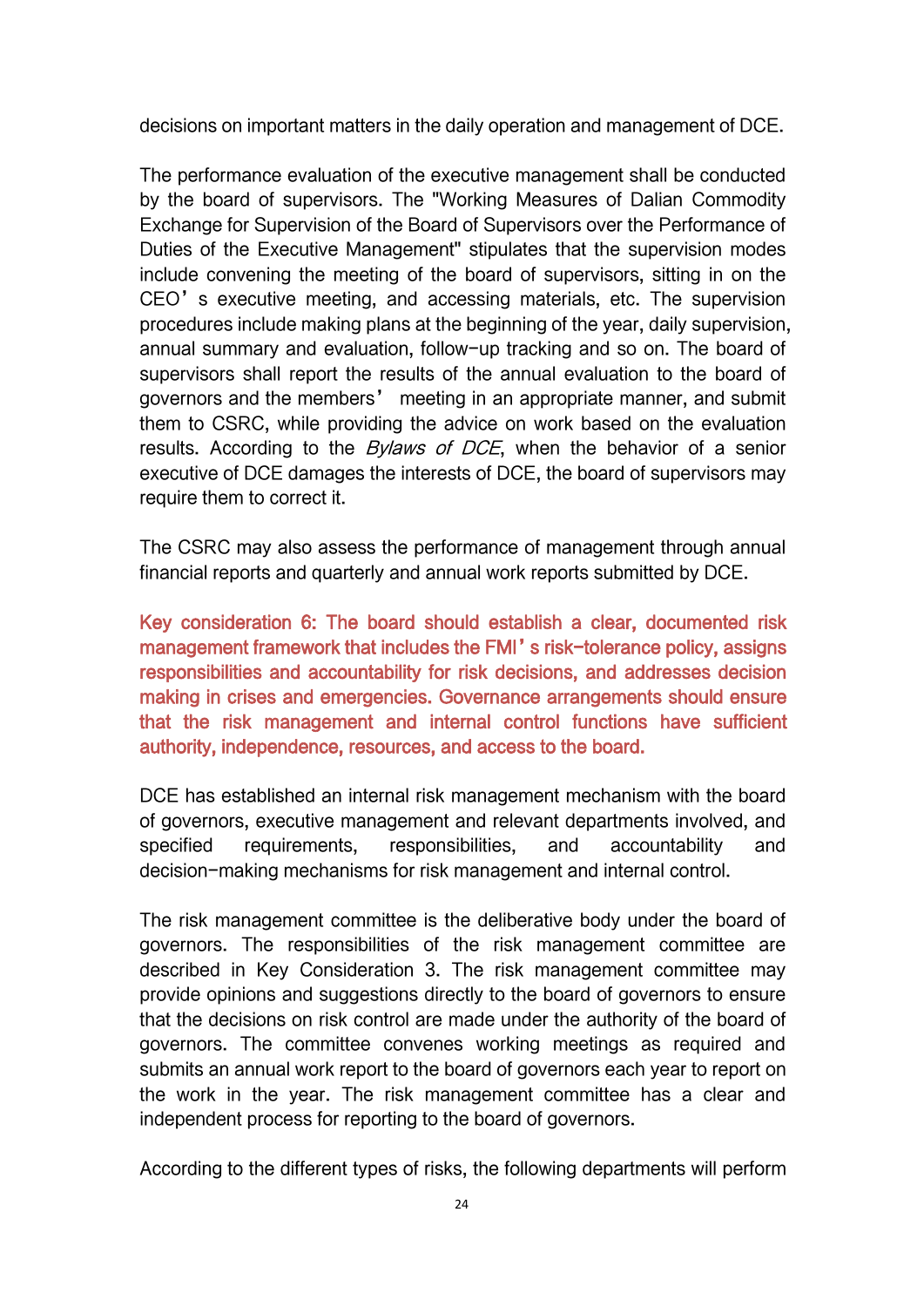decisions on important matters in the daily operation and management of DCE.

The performance evaluation of the executive management shall be conducted by the board of supervisors. The "Working Measures of Dalian Commodity Exchange for Supervision of the Board of Supervisors over the Performance of Duties of the Executive Management" stipulates that the supervision modes include convening the meeting of the board of supervisors, sitting in on the CEO's executive meeting, and accessing materials, etc. The supervision procedures include making plans at the beginning of the year, daily supervision, annual summary and evaluation, follow-up tracking and so on. The board of supervisors shall report the results of the annual evaluation to the board of governors and the members' meeting in an appropriate manner, and submit them to CSRC, while providing the advice on work based on the evaluation results. According to the *Bylaws of DCE*, when the behavior of a senior executive of DCE damages the interests of DCE, the board of supervisors may require them to correct it.

The CSRC may also assess the performance of management through annual financial reports and quarterly and annual work reports submitted by DCE.

**Key consideration 6: The board should establish a clear, documented risk management framework that includes the FMI's risk-tolerance policy, assigns responsibilities and accountability for risk decisions, and addresses decision making in crises and emergencies. Governance arrangements should ensure that the risk management and internal control functions have sufficient authority, independence, resources, and access to the board.**

DCE has established an internal risk management mechanism with the board of governors, executive management and relevant departments involved, and specified requirements, responsibilities, and accountability and decision-making mechanisms for risk management and internal control.

The risk management committee is the deliberative body under the board of governors. The responsibilities of the risk management committee are described in Key Consideration 3. The risk management committee may provide opinions and suggestions directly to the board of governors to ensure that the decisions on risk control are made under the authority of the board of governors. The committee convenes working meetings as required and submits an annual work report to the board of governors each year to report on the work in the year. The risk management committee has a clear and independent process for reporting to the board of governors.

According to the different types of risks, the following departments will perform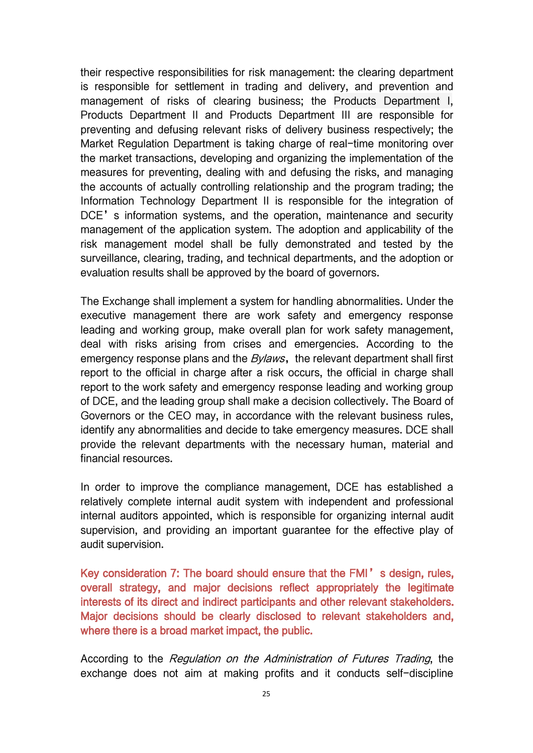their respective responsibilities for risk management: the clearing department is responsible for settlement in trading and delivery, and prevention and management of risks of clearing business; the Products Department I, Products Department II and Products Department III are responsible for preventing and defusing relevant risks of delivery business respectively; the Market Regulation Department is taking charge of real-time monitoring over the market transactions, developing and organizing the implementation of the measures for preventing, dealing with and defusing the risks, and managing the accounts of actually controlling relationship and the program trading; the Information Technology Department II is responsible for the integration of DCE's information systems, and the operation, maintenance and security management of the application system. The adoption and applicability of the risk management model shall be fully demonstrated and tested by the surveillance, clearing, trading, and technical departments, and the adoption or evaluation results shall be approved by the board of governors.

The Exchange shall implement a system for handling abnormalities. Under the executive management there are work safety and emergency response leading and working group, make overall plan for work safety management, deal with risks arising from crises and emergencies. According to the emergency response plans and the *Bylaws*, the relevant department shall first report to the official in charge after a risk occurs, the official in charge shall report to the work safety and emergency response leading and working group of DCE, and the leading group shall make a decision collectively. The Board of Governors or the CEO may, in accordance with the relevant business rules, identify any abnormalities and decide to take emergency measures. DCE shall provide the relevant departments with the necessary human, material and financial resources.

In order to improve the compliance management, DCE has established a relatively complete internal audit system with independent and professional internal auditors appointed, which is responsible for organizing internal audit supervision, and providing an important guarantee for the effective play of audit supervision.

**Key consideration 7: The board should ensure that the FMI's design, rules, overall strategy, and major decisions reflect appropriately the legitimate interests of its direct and indirect participants and other relevant stakeholders. Major decisions should be clearly disclosed to relevant stakeholders and, where there is a broad market impact, the public.**

According to the *Regulation on the Administration of Futures Trading*, the exchange does not aim at making profits and it conducts self-discipline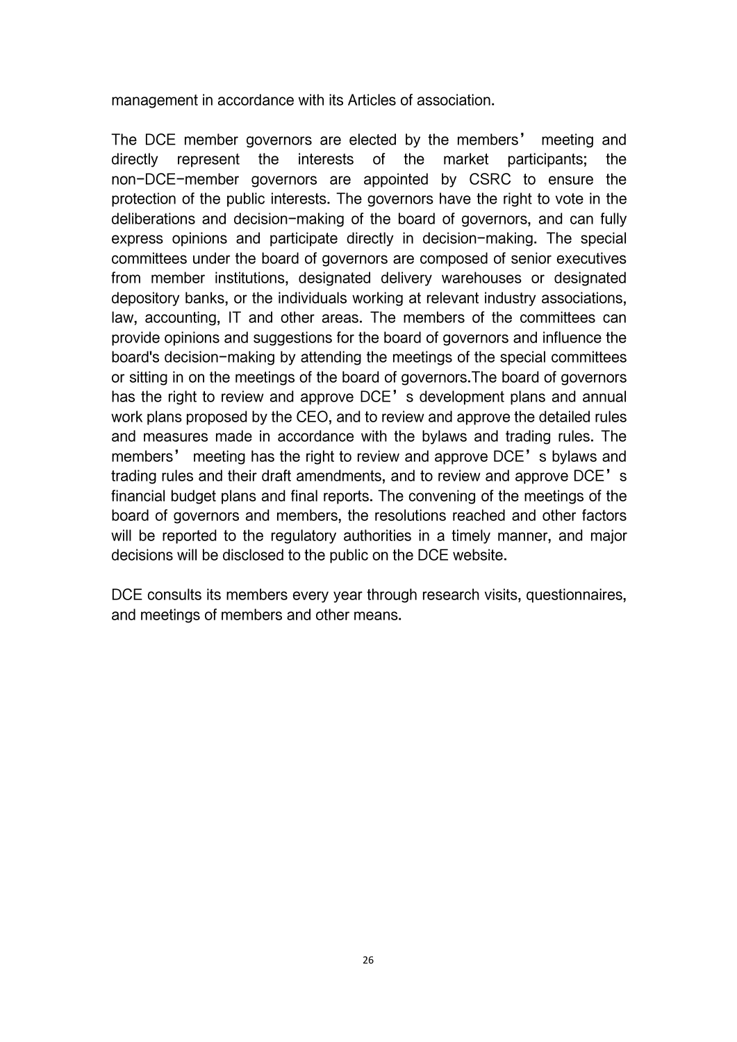management in accordance with its Articles of association.

The DCE member governors are elected by the members' meeting and directly represent the interests of the market participants; the non-DCE-member governors are appointed by CSRC to ensure the protection of the public interests. The governors have the right to vote in the deliberations and decision-making of the board of governors, and can fully express opinions and participate directly in decision-making. The special committees under the board of governors are composed of senior executives from member institutions, designated delivery warehouses or designated depository banks, or the individuals working at relevant industry associations, law, accounting, IT and other areas. The members of the committees can provide opinions and suggestions for the board of governors and influence the board's decision-making by attending the meetings of the special committees or sitting in on the meetings of the board of governors.The board of governors has the right to review and approve DCE's development plans and annual work plans proposed by the CEO, and to review and approve the detailed rules and measures made in accordance with the bylaws and trading rules. The members' meeting has the right to review and approve DCE's bylaws and trading rules and their draft amendments, and to review and approve DCE's financial budget plans and final reports. The convening of the meetings of the board of governors and members, the resolutions reached and other factors will be reported to the regulatory authorities in a timely manner, and major decisions will be disclosed to the public on the DCE website.

DCE consults its members every year through research visits, questionnaires, and meetings of members and other means.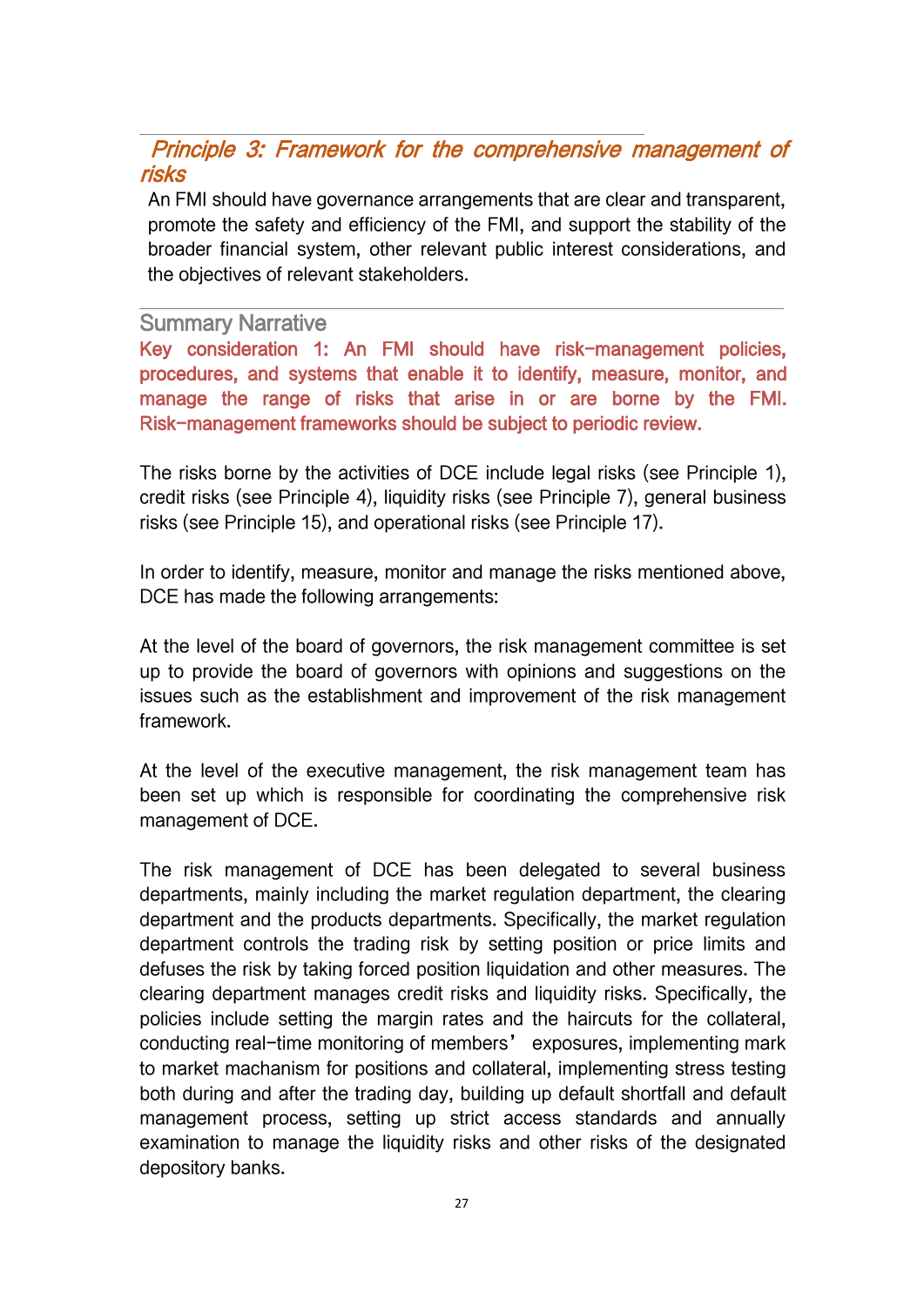## *Principle 3: Framework for the comprehensive management of risks*

An FMI should have governance arrangements that are clear and transparent, promote the safety and efficiency of the FMI, and support the stability of the broader financial system, other relevant public interest considerations, and the objectives of relevant stakeholders.

### Summary Narrative

**Key consideration 1: An FMI should have risk-management policies, procedures, and systems that enable it to identify, measure, monitor, and manage the range of risks that arise in or are borne by the FMI. Risk-management frameworks should be subject to periodic review.**

The risks borne by the activities of DCE include legal risks (see Principle 1), credit risks (see Principle 4), liquidity risks (see Principle 7), general business risks (see Principle 15), and operational risks (see Principle 17).

In order to identify, measure, monitor and manage the risks mentioned above, DCE has made the following arrangements:

At the level of the board of governors, the risk management committee is set up to provide the board of governors with opinions and suggestions on the issues such as the establishment and improvement of the risk management framework.

At the level of the executive management, the risk management team has been set up which is responsible for coordinating the comprehensive risk management of DCE.

The risk management of DCE has been delegated to several business departments, mainly including the market regulation department, the clearing department and the products departments. Specifically, the market regulation department controls the trading risk by setting position or price limits and defuses the risk by taking forced position liquidation and other measures. The clearing department manages credit risks and liquidity risks. Specifically, the policies include setting the margin rates and the haircuts for the collateral, conducting real-time monitoring of members' exposures, implementing mark to market machanism for positions and collateral, implementing stress testing both during and after the trading day, building up default shortfall and default management process, setting up strict access standards and annually examination to manage the liquidity risks and other risks of the designated depository banks.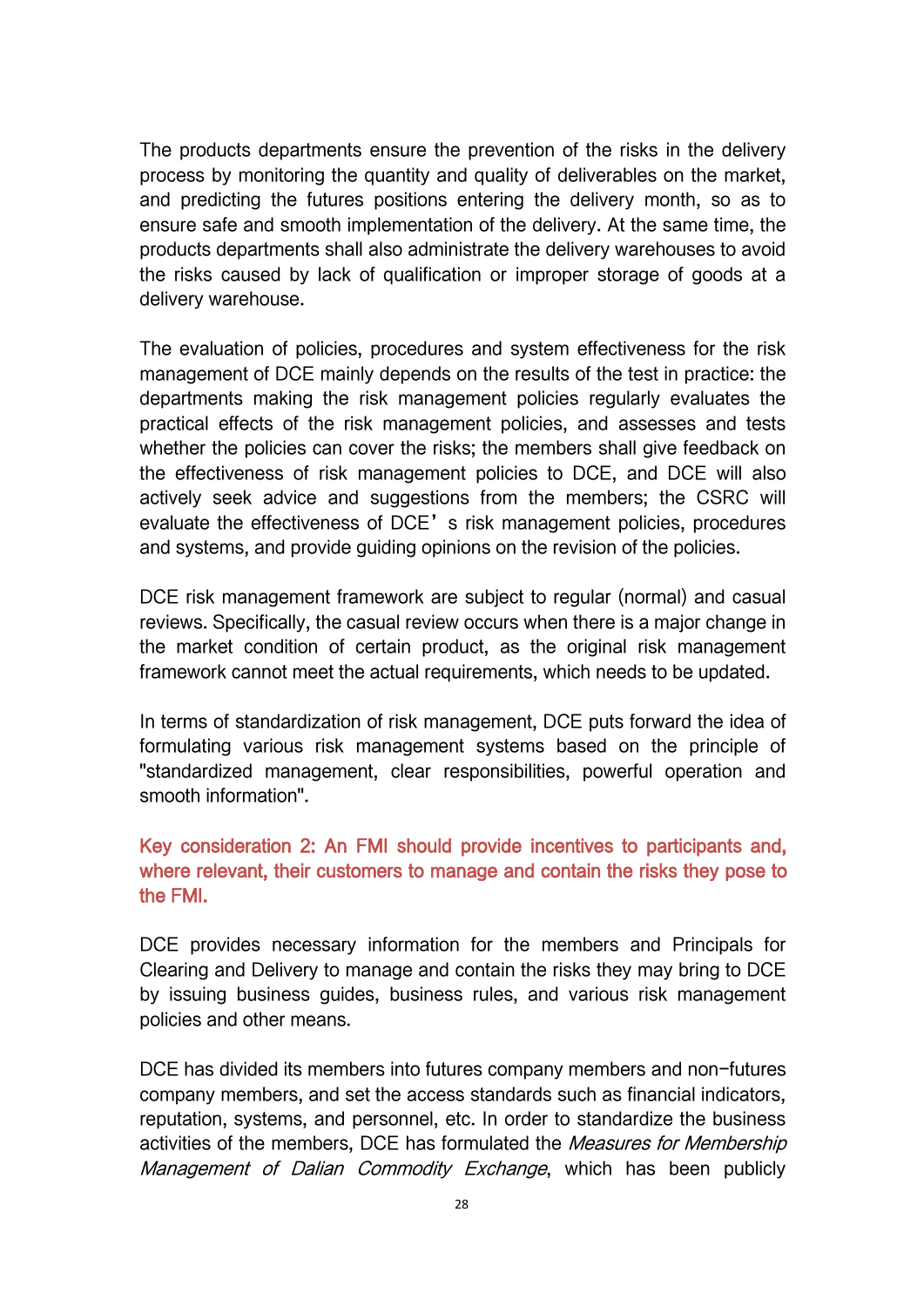The products departments ensure the prevention of the risks in the delivery process by monitoring the quantity and quality of deliverables on the market, and predicting the futures positions entering the delivery month, so as to ensure safe and smooth implementation of the delivery. At the same time, the products departments shall also administrate the delivery warehouses to avoid the risks caused by lack of qualification or improper storage of goods at a delivery warehouse.

The evaluation of policies, procedures and system effectiveness for the risk management of DCE mainly depends on the results of the test in practice: the departments making the risk management policies regularly evaluates the practical effects of the risk management policies, and assesses and tests whether the policies can cover the risks; the members shall give feedback on the effectiveness of risk management policies to DCE, and DCE will also actively seek advice and suggestions from the members; the CSRC will evaluate the effectiveness of DCE' s risk management policies, procedures and systems, and provide guiding opinions on the revision of the policies.

DCE risk management framework are subject to regular (normal) and casual reviews. Specifically, the casual review occurs when there is a major change in the market condition of certain product, as the original risk management framework cannot meet the actual requirements, which needs to be updated.

In terms of standardization of risk management, DCE puts forward the idea of formulating various risk management systems based on the principle of "standardized management, clear responsibilities, powerful operation and smooth information".

**Key consideration 2: An FMI should provide incentives to participants and, where relevant, their customers to manage and contain the risks they pose to the FMI.**

DCE provides necessary information for the members and Principals for Clearing and Delivery to manage and contain the risks they may bring to DCE by issuing business guides, business rules, and various risk management policies and other means.

DCE has divided its members into futures company members and non-futures company members, and set the access standards such as financial indicators, reputation, systems, and personnel, etc. In order to standardize the business activities of the members, DCE has formulated the *Measures for Membership Management of Dalian Commodity Exchange*, which has been publicly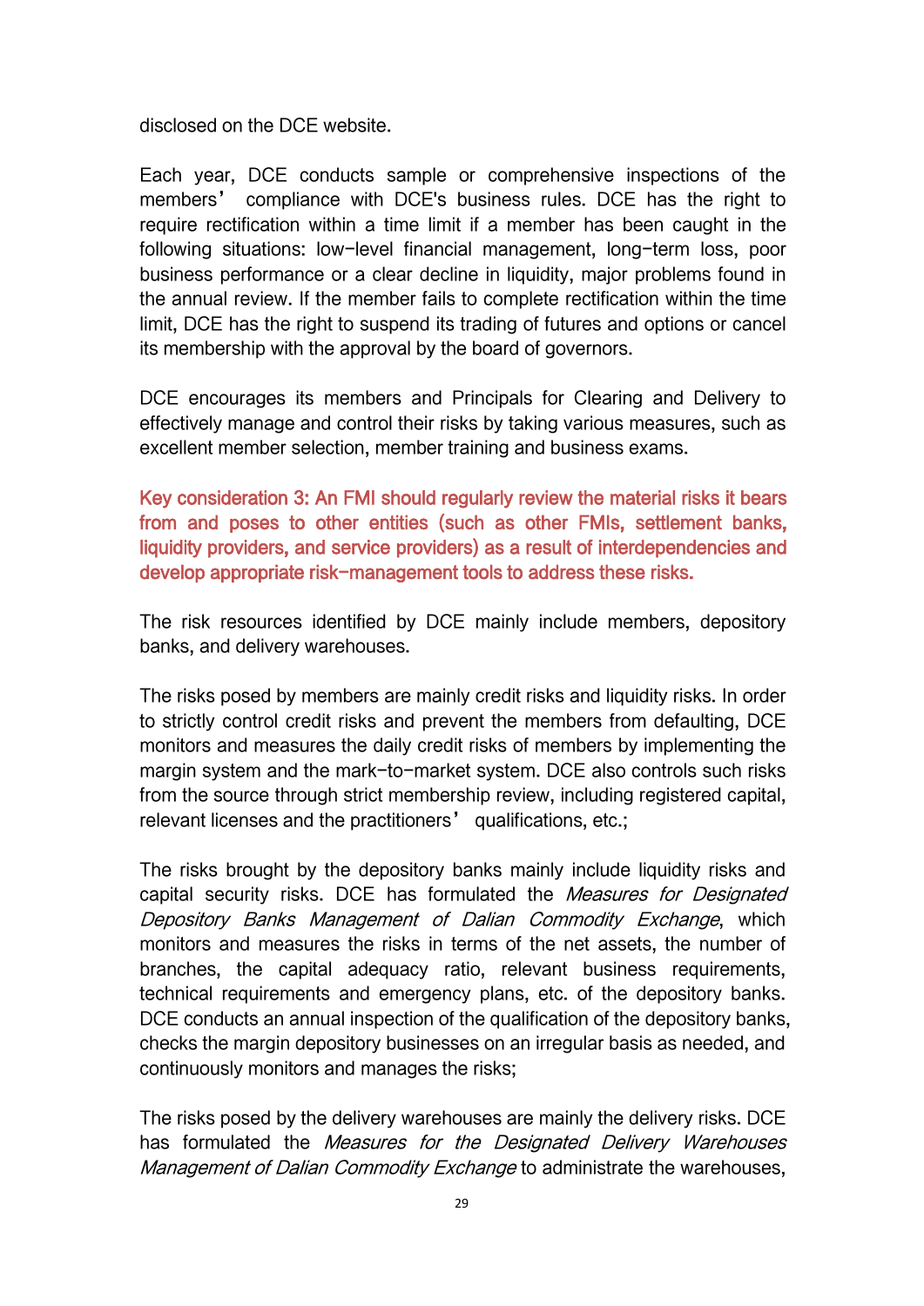disclosed on the DCE website.

Each year, DCE conducts sample or comprehensive inspections of the members' compliance with DCE's business rules. DCE has the right to require rectification within a time limit if a member has been caught in the following situations: low-level financial management, long-term loss, poor business performance or a clear decline in liquidity, major problems found in the annual review. If the member fails to complete rectification within the time limit, DCE has the right to suspend its trading of futures and options or cancel its membership with the approval by the board of governors.

DCE encourages its members and Principals for Clearing and Delivery to effectively manage and control their risks by taking various measures, such as excellent member selection, member training and business exams.

**Key consideration 3: An FMI should regularly review the material risks it bears from and poses to other entities (such as other FMIs, settlement banks, liquidity providers, and service providers) as a result of interdependencies and develop appropriate risk-management tools to address these risks.**

The risk resources identified by DCE mainly include members, depository banks, and delivery warehouses.

The risks posed by members are mainly credit risks and liquidity risks. In order to strictly control credit risks and prevent the members from defaulting, DCE monitors and measures the daily credit risks of members by implementing the margin system and the mark-to-market system. DCE also controls such risks from the source through strict membership review, including registered capital, relevant licenses and the practitioners' qualifications, etc.;

The risks brought by the depository banks mainly include liquidity risks and capital security risks. DCE has formulated the *Measures for Designated Depository Banks Management of Dalian Commodity Exchange*, which monitors and measures the risks in terms of the net assets, the number of branches, the capital adequacy ratio, relevant business requirements, technical requirements and emergency plans, etc. of the depository banks. DCE conducts an annual inspection of the qualification of the depository banks, checks the margin depository businesses on an irregular basis as needed, and continuously monitors and manages the risks;

The risks posed by the delivery warehouses are mainly the delivery risks. DCE has formulated the *Measures for the Designated Delivery Warehouses Management of Dalian Commodity Exchange* to administrate the warehouses,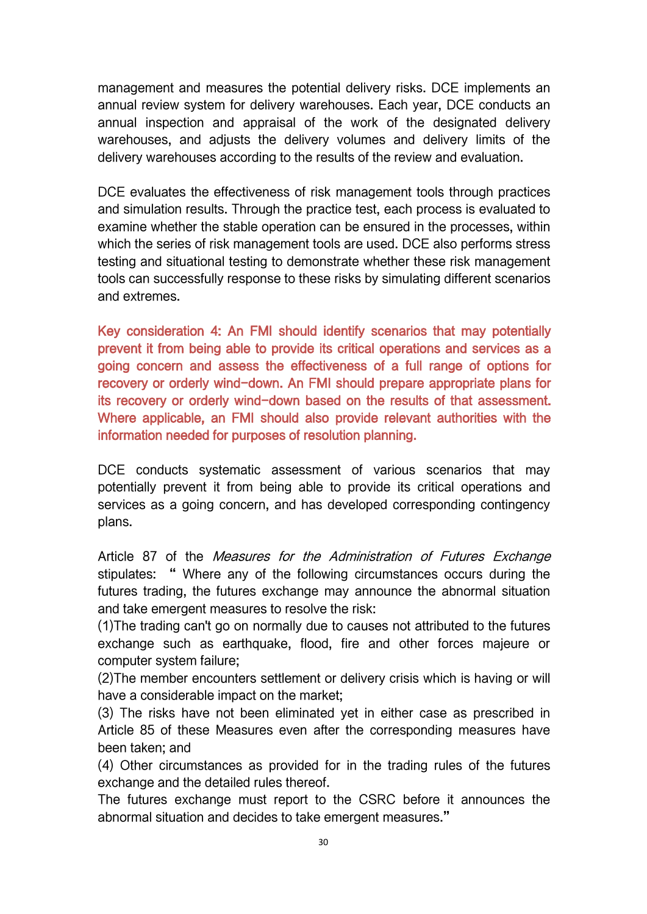management and measures the potential delivery risks. DCE implements an annual review system for delivery warehouses. Each year, DCE conducts an annual inspection and appraisal of the work of the designated delivery warehouses, and adjusts the delivery volumes and delivery limits of the delivery warehouses according to the results of the review and evaluation.

DCE evaluates the effectiveness of risk management tools through practices and simulation results. Through the practice test, each process is evaluated to examine whether the stable operation can be ensured in the processes, within which the series of risk management tools are used. DCE also performs stress testing and situational testing to demonstrate whether these risk management tools can successfully response to these risks by simulating different scenarios and extremes.

Key consideration 4: An FMI should identify scenarios that may potentially prevent it from being able to provide its critical operations and services as a going concern and assess the effectiveness of a full range of options for recovery or orderly wind-down. An FMI should prepare appropriate plans for its recovery or orderly wind-down based on the results of that assessment. Where applicable, an FMI should also provide relevant authorities with the information needed for purposes of resolution planning.

DCE conducts systematic assessment of various scenarios that may potentially prevent it from being able to provide its critical operations and services as a going concern, and has developed corresponding contingency plans.

Article 87 of the *Measures for the Administration of Futures Exchange* stipulates: " Where any of the following circumstances occurs during the futures trading, the futures exchange may announce the abnormal situation and take emergent measures to resolve the risk:

(1)The trading can't go on normally due to causes not attributed to the futures exchange such as earthquake, flood, fire and other forces majeure or computer system failure;

(2)The member encounters settlement or delivery crisis which is having or will have a considerable impact on the market;

(3) The risks have not been eliminated yet in either case as prescribed in Article 85 of these Measures even after the corresponding measures have been taken; and

(4) Other circumstances as provided for in the trading rules of the futures exchange and the detailed rules thereof.

The futures exchange must report to the CSRC before it announces the abnormal situation and decides to take emergent measures."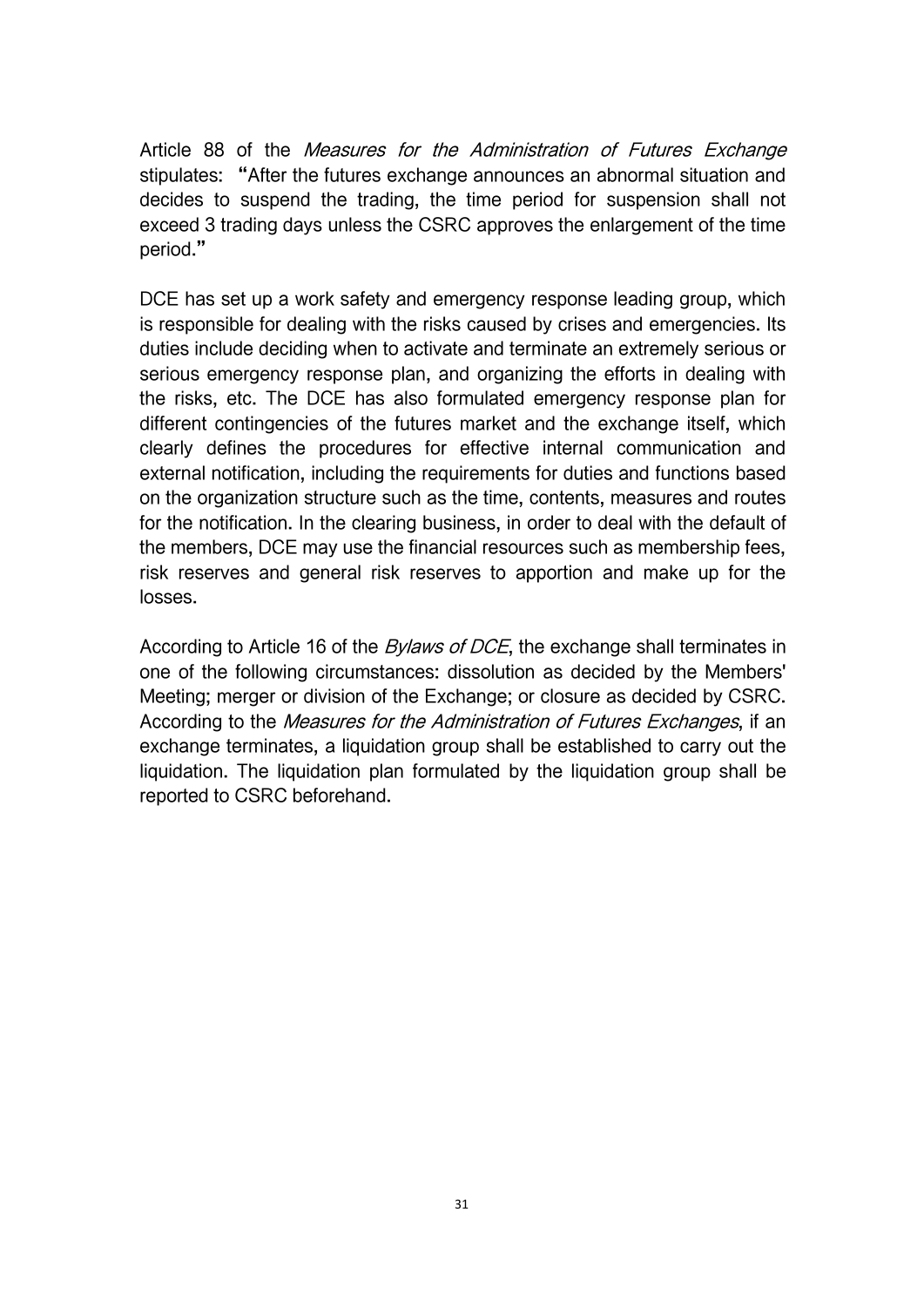Article 88 of the *Measures for the Administration of Futures Exchange* stipulates: "After the futures exchange announces an abnormal situation and decides to suspend the trading, the time period for suspension shall not exceed 3 trading days unless the CSRC approves the enlargement of the time period."

DCE has set up a work safety and emergency response leading group, which is responsible for dealing with the risks caused by crises and emergencies. Its duties include deciding when to activate and terminate an extremely serious or serious emergency response plan, and organizing the efforts in dealing with the risks, etc. The DCE has also formulated emergency response plan for different contingencies of the futures market and the exchange itself, which clearly defines the procedures for effective internal communication and external notification, including the requirements for duties and functions based on the organization structure such as the time, contents, measures and routes for the notification. In the clearing business, in order to deal with the default of the members, DCE may use the financial resources such as membership fees, risk reserves and general risk reserves to apportion and make up for the losses.

According to Article 16 of the *Bylaws of DCE*, the exchange shall terminates in one of the following circumstances: dissolution as decided by the Members' Meeting; merger or division of the Exchange; or closure as decided by CSRC. According to the *Measures for the Administration of Futures Exchanges*, if an exchange terminates, a liquidation group shall be established to carry out the liquidation. The liquidation plan formulated by the liquidation group shall be reported to CSRC beforehand.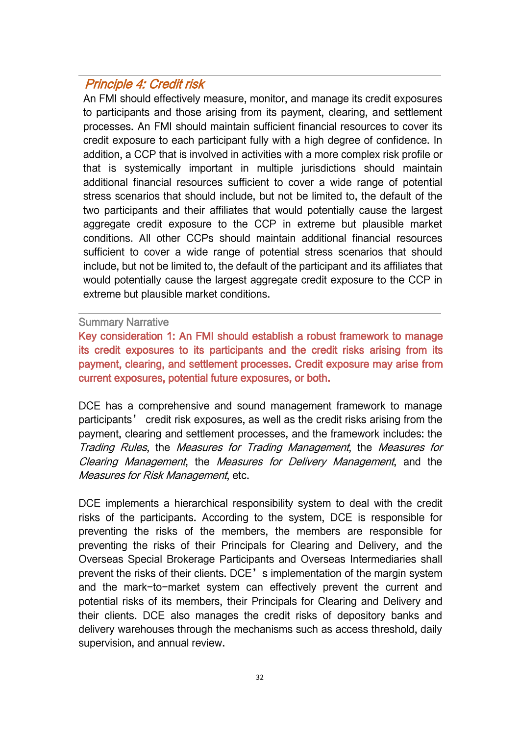## *Principle 4: Credit risk*

An FMI should effectively measure, monitor, and manage its credit exposures to participants and those arising from its payment, clearing, and settlement processes. An FMI should maintain sufficient financial resources to cover its credit exposure to each participant fully with a high degree of confidence. In addition, a CCP that is involved in activities with a more complex risk profile or that is systemically important in multiple jurisdictions should maintain additional financial resources sufficient to cover a wide range of potential stress scenarios that should include, but not be limited to, the default of the two participants and their affiliates that would potentially cause the largest aggregate credit exposure to the CCP in extreme but plausible market conditions. All other CCPs should maintain additional financial resources sufficient to cover a wide range of potential stress scenarios that should include, but not be limited to, the default of the participant and its affiliates that would potentially cause the largest aggregate credit exposure to the CCP in extreme but plausible market conditions.

Summary Narrative

**Key consideration 1: An FMI should establish a robust framework to manage its credit exposures to its participants and the credit risks arising from its payment, clearing, and settlement processes. Credit exposure may arise from current exposures, potential future exposures, or both.**

DCE has a comprehensive and sound management framework to manage participants' credit risk exposures, as well as the credit risks arising from the payment, clearing and settlement processes, and the framework includes: the *Trading Rules*, the *Measures for Trading Management*, the *Measures for Clearing Management*, the *Measures for Delivery Management*, and the *Measures for Risk Management*, etc.

DCE implements a hierarchical responsibility system to deal with the credit risks of the participants. According to the system, DCE is responsible for preventing the risks of the members, the members are responsible for preventing the risks of their Principals for Clearing and Delivery, and the Overseas Special Brokerage Participants and Overseas Intermediaries shall prevent the risks of their clients. DCE's implementation of the margin system and the mark-to-market system can effectively prevent the current and potential risks of its members, their Principals for Clearing and Delivery and their clients. DCE also manages the credit risks of depository banks and delivery warehouses through the mechanisms such as access threshold, daily supervision, and annual review.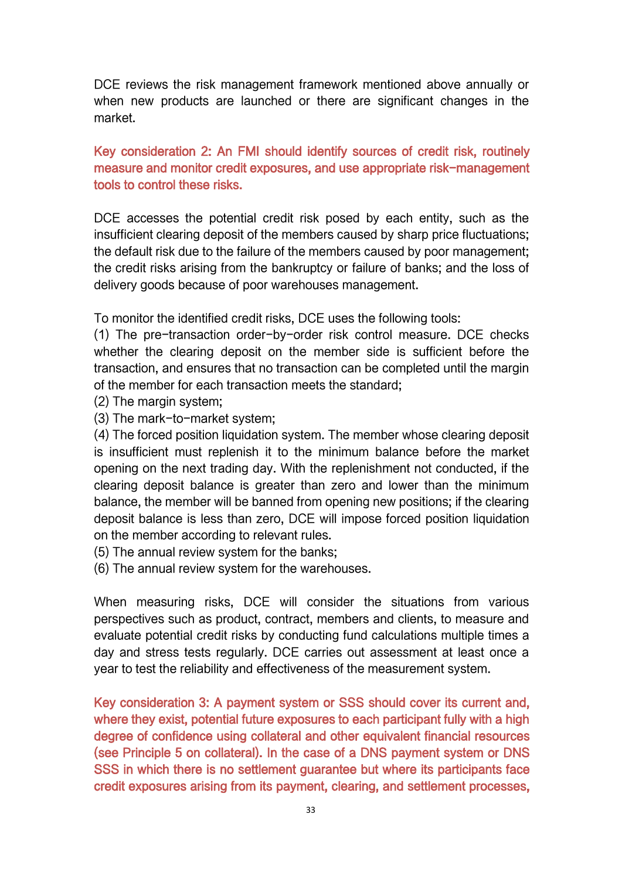DCE reviews the risk management framework mentioned above annually or when new products are launched or there are significant changes in the market.

**Key consideration 2: An FMI should identify sources of credit risk, routinely measure and monitor credit exposures, and use appropriate risk-management tools to control these risks.**

DCE accesses the potential credit risk posed by each entity, such as the insufficient clearing deposit of the members caused by sharp price fluctuations; the default risk due to the failure of the members caused by poor management; the credit risks arising from the bankruptcy or failure of banks; and the loss of delivery goods because of poor warehouses management.

To monitor the identified credit risks, DCE uses the following tools:

(1) The pre-transaction order-by-order risk control measure. DCE checks whether the clearing deposit on the member side is sufficient before the transaction, and ensures that no transaction can be completed until the margin of the member for each transaction meets the standard;

(2) The margin system;

(3) The mark-to-market system;

(4) The forced position liquidation system. The member whose clearing deposit is insufficient must replenish it to the minimum balance before the market opening on the next trading day. With the replenishment not conducted, if the clearing deposit balance is greater than zero and lower than the minimum balance, the member will be banned from opening new positions; if the clearing deposit balance is less than zero, DCE will impose forced position liquidation on the member according to relevant rules.

(5) The annual review system for the banks;

(6) The annual review system for the warehouses.

When measuring risks, DCE will consider the situations from various perspectives such as product, contract, members and clients, to measure and evaluate potential credit risks by conducting fund calculations multiple times a day and stress tests regularly. DCE carries out assessment at least once a year to test the reliability and effectiveness of the measurement system.

**Key consideration 3: A payment system or SSS should cover its current and, where they exist, potential future exposures to each participant fully with a high degree of confidence using collateral and other equivalent financial resources (see Principle 5 on collateral). In the case of a DNS payment system or DNS SSS in which there is no settlement guarantee but where its participants face credit exposures arising from its payment, clearing, and settlement processes,**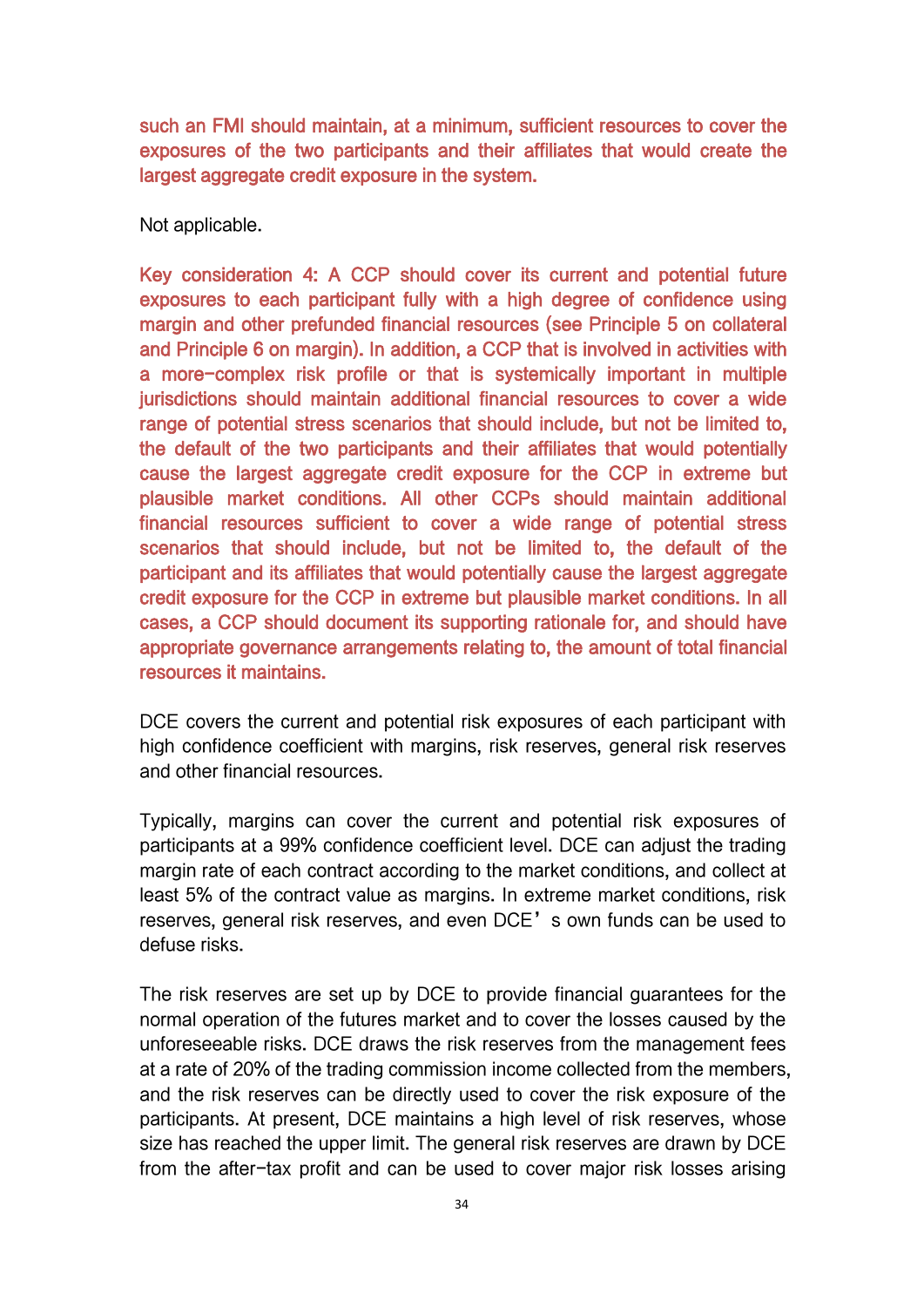such an FMI should maintain, at a minimum, sufficient resources to cover the exposures of the two participants and their affiliates that would create the largest aggregate credit exposure in the system.

Not applicable.

Key consideration 4: A CCP should cover its current and potential future exposures to each participant fully with a high degree of confidence using margin and other prefunded financial resources (see Principle 5 on collateral and Principle 6 on margin). In addition, a CCP that is involved in activities with a more-complex risk profile or that is systemically important in multiple jurisdictions should maintain additional financial resources to cover a wide range of potential stress scenarios that should include, but not be limited to, the default of the two participants and their affiliates that would potentially cause the largest aggregate credit exposure for the CCP in extreme but plausible market conditions. All other CCPs should maintain additional financial resources sufficient to cover a wide range of potential stress scenarios that should include, but not be limited to, the default of the participant and its affiliates that would potentially cause the largest aggregate credit exposure for the CCP in extreme but plausible market conditions. In all cases, a CCP should document its supporting rationale for, and should have appropriate governance arrangements relating to, the amount of total financial resources it maintains.

DCE covers the current and potential risk exposures of each participant with high confidence coefficient with margins, risk reserves, general risk reserves and other financial resources.

Typically, margins can cover the current and potential risk exposures of participants at a 99% confidence coefficient level. DCE can adjust the trading margin rate of each contract according to the market conditions, and collect at least 5% of the contract value as margins. In extreme market conditions, risk reserves, general risk reserves, and even DCE's own funds can be used to defuse risks.

The risk reserves are set up by DCE to provide financial guarantees for the normal operation of the futures market and to cover the losses caused by the unforeseeable risks. DCE draws the risk reserves from the management fees at a rate of 20% of the trading commission income collected from the members, and the risk reserves can be directly used to cover the risk exposure of the participants. At present, DCE maintains a high level of risk reserves, whose size has reached the upper limit. The general risk reserves are drawn by DCE from the after-tax profit and can be used to cover major risk losses arising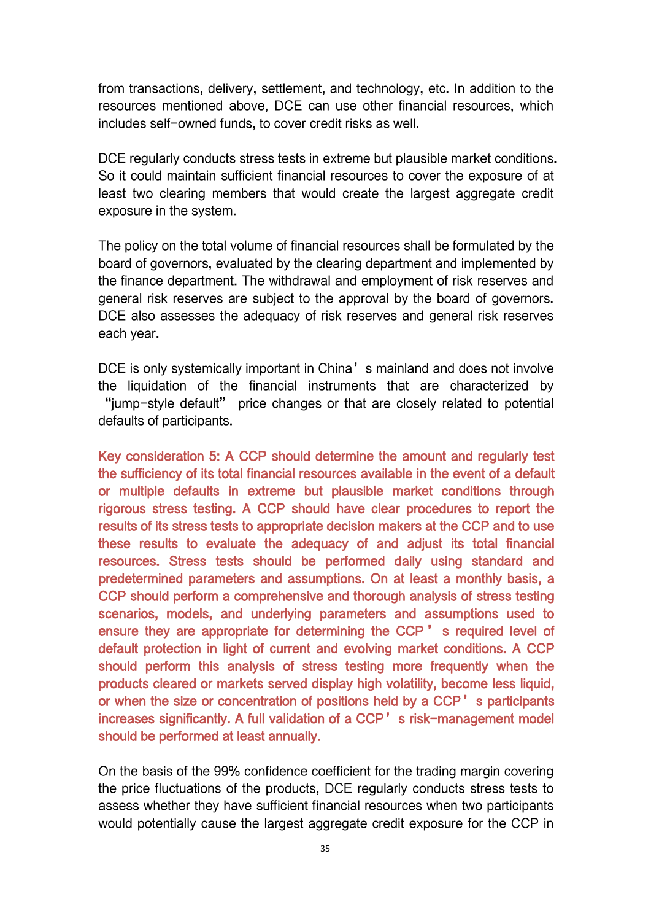from transactions, delivery, settlement, and technology, etc. In addition to the resources mentioned above, DCE can use other financial resources, which includes self-owned funds, to cover credit risks as well.

DCE regularly conducts stress tests in extreme but plausible market conditions. So it could maintain sufficient financial resources to cover the exposure of at least two clearing members that would create the largest aggregate credit exposure in the system.

The policy on the total volume of financial resources shall be formulated by the board of governors, evaluated by the clearing department and implemented by the finance department. The withdrawal and employment of risk reserves and general risk reserves are subject to the approval by the board of governors. DCE also assesses the adequacy of risk reserves and general risk reserves each year.

DCE is only systemically important in China's mainland and does not involve the liquidation of the financial instruments that are characterized by "jump-style default" price changes or that are closely related to potential defaults of participants.

**Key consideration 5: A CCP should determine the amount and regularly test the sufficiency of its total financial resources available in the event of a default or multiple defaults in extreme but plausible market conditions through rigorous stress testing. A CCP should have clear procedures to report the results of its stress tests to appropriate decision makers at the CCP and to use these results to evaluate the adequacy of and adjust its total financial resources. Stress tests should be performed daily using standard and predetermined parameters and assumptions. On at least a monthly basis, a CCP should perform a comprehensive and thorough analysis of stress testing scenarios, models, and underlying parameters and assumptions used to ensure they are appropriate for determining the CCP's required level of default protection in light of current and evolving market conditions. A CCP should perform this analysis of stress testing more frequently when the products cleared or markets served display high volatility, become less liquid, or when the size or concentration of positions held by a CCP's participants increases significantly. A full validation of a CCP's risk-management model should be performed at least annually.**

On the basis of the 99% confidence coefficient for the trading margin covering the price fluctuations of the products, DCE regularly conducts stress tests to assess whether they have sufficient financial resources when two participants would potentially cause the largest aggregate credit exposure for the CCP in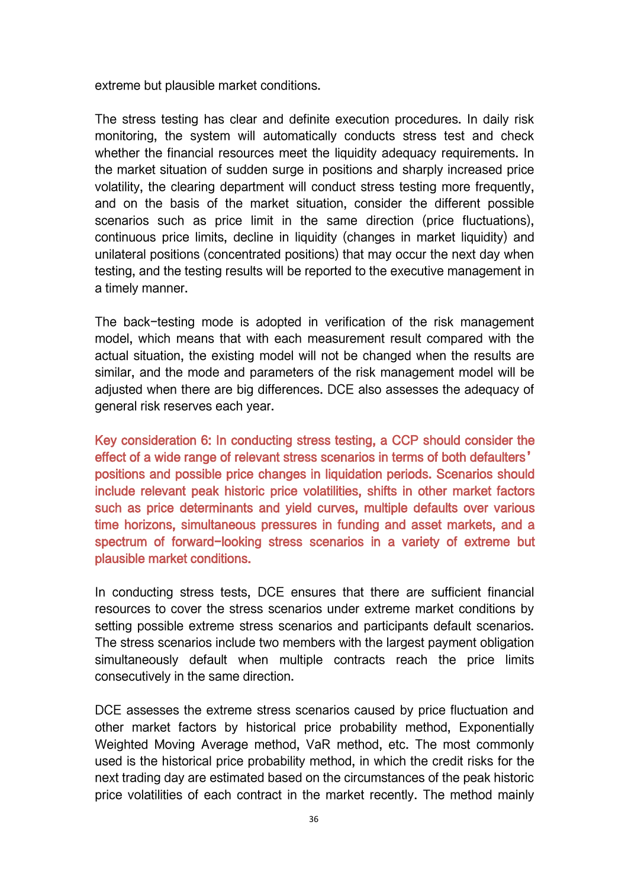extreme but plausible market conditions.

The stress testing has clear and definite execution procedures. In daily risk monitoring, the system will automatically conducts stress test and check whether the financial resources meet the liquidity adequacy requirements. In the market situation of sudden surge in positions and sharply increased price volatility, the clearing department will conduct stress testing more frequently, and on the basis of the market situation, consider the different possible scenarios such as price limit in the same direction (price fluctuations), continuous price limits, decline in liquidity (changes in market liquidity) and unilateral positions (concentrated positions) that may occur the next day when testing, and the testing results will be reported to the executive management in a timely manner.

The back-testing mode is adopted in verification of the risk management model, which means that with each measurement result compared with the actual situation, the existing model will not be changed when the results are similar, and the mode and parameters of the risk management model will be adjusted when there are big differences. DCE also assesses the adequacy of general risk reserves each year.

**Key consideration 6: In conducting stress testing, a CCP should consider the effect of a wide range of relevant stress scenarios in terms of both defaulters' positions and possible price changes in liquidation periods. Scenarios should include relevant peak historic price volatilities, shifts in other market factors such as price determinants and yield curves, multiple defaults over various time horizons, simultaneous pressures in funding and asset markets, and a spectrum of forward-looking stress scenarios in a variety of extreme but plausible market conditions.**

In conducting stress tests, DCE ensures that there are sufficient financial resources to cover the stress scenarios under extreme market conditions by setting possible extreme stress scenarios and participants default scenarios. The stress scenarios include two members with the largest payment obligation simultaneously default when multiple contracts reach the price limits consecutively in the same direction.

DCE assesses the extreme stress scenarios caused by price fluctuation and other market factors by historical price probability method, Exponentially Weighted Moving Average method, VaR method, etc. The most commonly used is the historical price probability method, in which the credit risks for the next trading day are estimated based on the circumstances of the peak historic price volatilities of each contract in the market recently. The method mainly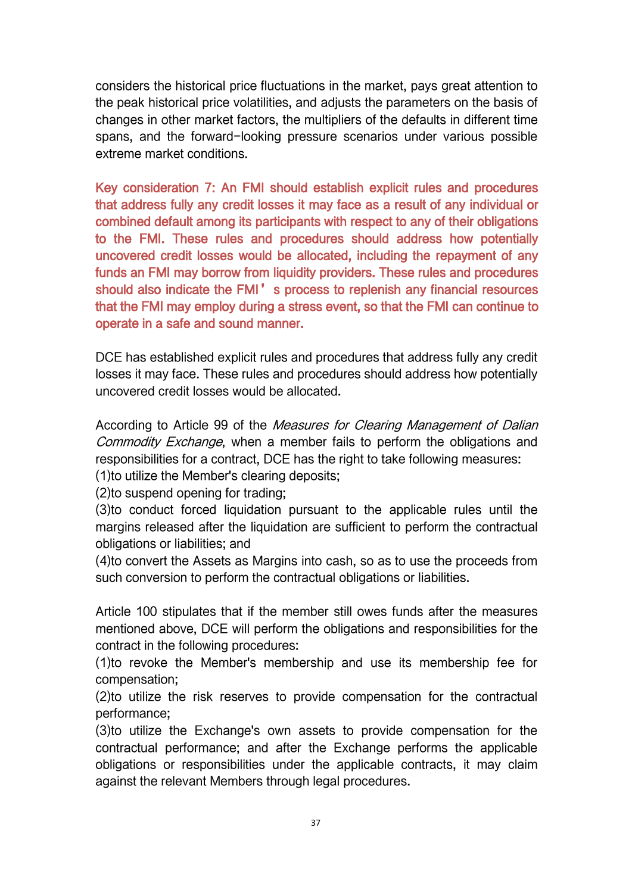considers the historical price fluctuations in the market, pays great attention to the peak historical price volatilities, and adjusts the parameters on the basis of changes in other market factors, the multipliers of the defaults in different time spans, and the forward-looking pressure scenarios under various possible extreme market conditions.

**Key consideration 7: An FMI should establish explicit rules and procedures that address fully any credit losses it may face as a result of any individual or combined default among its participants with respect to any of their obligations to the FMI. These rules and procedures should address how potentially uncovered credit losses would be allocated, including the repayment of any funds an FMI may borrow from liquidity providers. These rules and procedures should also indicate the FMI's process to replenish any financial resources that the FMI may employ during a stress event, so that the FMI can continue to operate in a safe and sound manner.**

DCE has established explicit rules and procedures that address fully any credit losses it may face. These rules and procedures should address how potentially uncovered credit losses would be allocated.

According to Article 99 of the *Measures for Clearing Management of Dalian Commodity Exchange*, when a member fails to perform the obligations and responsibilities for a contract, DCE has the right to take following measures:
(1)to utilize the Member's clearing deposits;
(2)to suspend opening for trading;
(3)to conduct forced liquidation pursuant to the applicable rules until the margins released after the liquidation are sufficient to perform the contractual obligations or liabilities; and
(4)to convert the Assets as Margins into cash, so as to use the proceeds from such conversion to perform the contractual obligations or liabilities.

Article 100 stipulates that if the member still owes funds after the measures mentioned above, DCE will perform the obligations and responsibilities for the contract in the following procedures:
(1)to revoke the Member's membership and use its membership fee for compensation;
(2)to utilize the risk reserves to provide compensation for the contractual performance;
(3)to utilize the Exchange's own assets to provide compensation for the contractual performance; and after the Exchange performs the applicable obligations or responsibilities under the applicable contracts, it may claim against the relevant Members through legal procedures.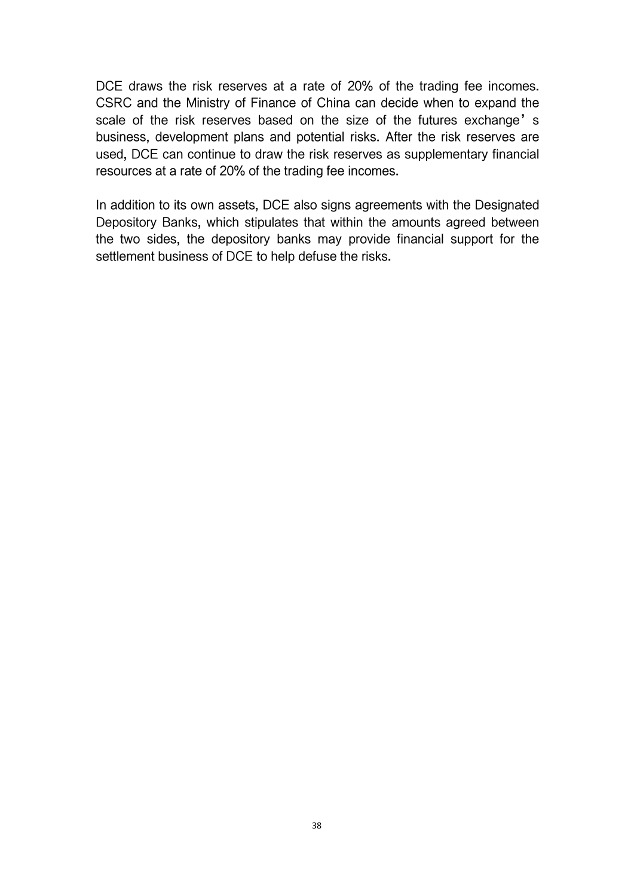DCE draws the risk reserves at a rate of 20% of the trading fee incomes. CSRC and the Ministry of Finance of China can decide when to expand the scale of the risk reserves based on the size of the futures exchange's business, development plans and potential risks. After the risk reserves are used, DCE can continue to draw the risk reserves as supplementary financial resources at a rate of 20% of the trading fee incomes.

In addition to its own assets, DCE also signs agreements with the Designated Depository Banks, which stipulates that within the amounts agreed between the two sides, the depository banks may provide financial support for the settlement business of DCE to help defuse the risks.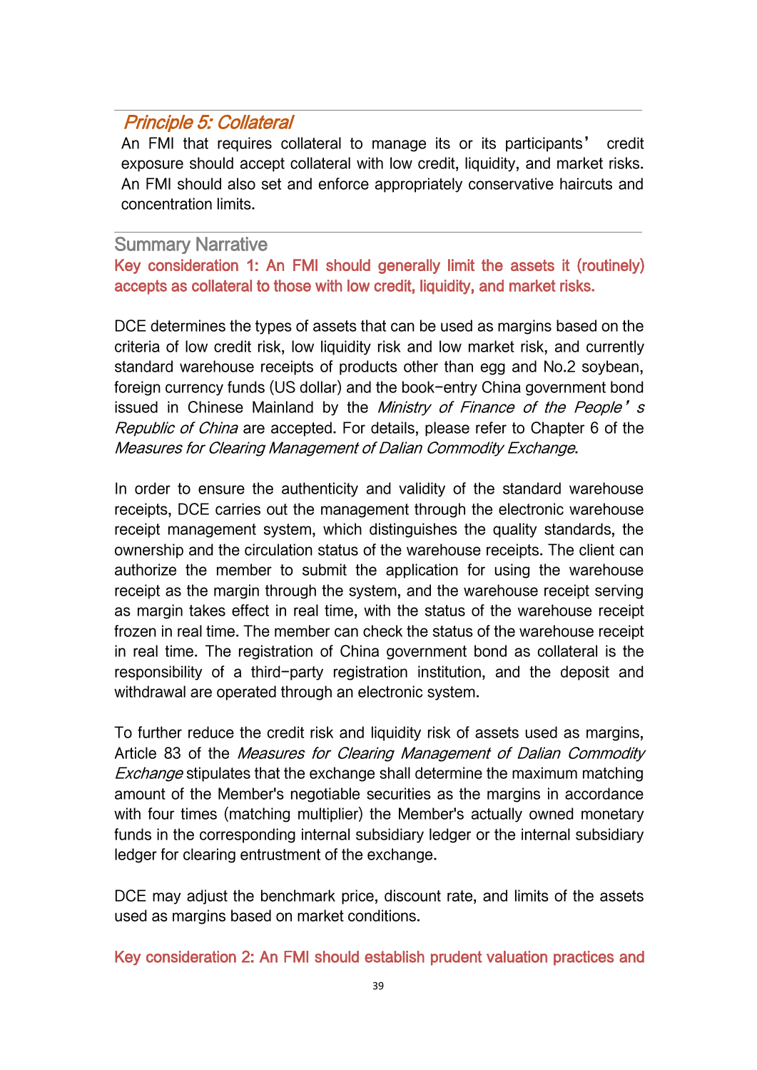## *Principle 5: Collateral*

An FMI that requires collateral to manage its or its participants' credit exposure should accept collateral with low credit, liquidity, and market risks. An FMI should also set and enforce appropriately conservative haircuts and concentration limits.

### Summary Narrative

**Key consideration 1: An FMI should generally limit the assets it (routinely) accepts as collateral to those with low credit, liquidity, and market risks.**

DCE determines the types of assets that can be used as margins based on the criteria of low credit risk, low liquidity risk and low market risk, and currently standard warehouse receipts of products other than egg and No.2 soybean, foreign currency funds (US dollar) and the book-entry China government bond issued in Chinese Mainland by the *Ministry of Finance of the People's Republic of China* are accepted. For details, please refer to Chapter 6 of the *Measures for Clearing Management of Dalian Commodity Exchange*.

In order to ensure the authenticity and validity of the standard warehouse receipts, DCE carries out the management through the electronic warehouse receipt management system, which distinguishes the quality standards, the ownership and the circulation status of the warehouse receipts. The client can authorize the member to submit the application for using the warehouse receipt as the margin through the system, and the warehouse receipt serving as margin takes effect in real time, with the status of the warehouse receipt frozen in real time. The member can check the status of the warehouse receipt in real time. The registration of China government bond as collateral is the responsibility of a third-party registration institution, and the deposit and withdrawal are operated through an electronic system.

To further reduce the credit risk and liquidity risk of assets used as margins, Article 83 of the *Measures for Clearing Management of Dalian Commodity Exchange* stipulates that the exchange shall determine the maximum matching amount of the Member's negotiable securities as the margins in accordance with four times (matching multiplier) the Member's actually owned monetary funds in the corresponding internal subsidiary ledger or the internal subsidiary ledger for clearing entrustment of the exchange.

DCE may adjust the benchmark price, discount rate, and limits of the assets used as margins based on market conditions.

**Key consideration 2: An FMI should establish prudent valuation practices and**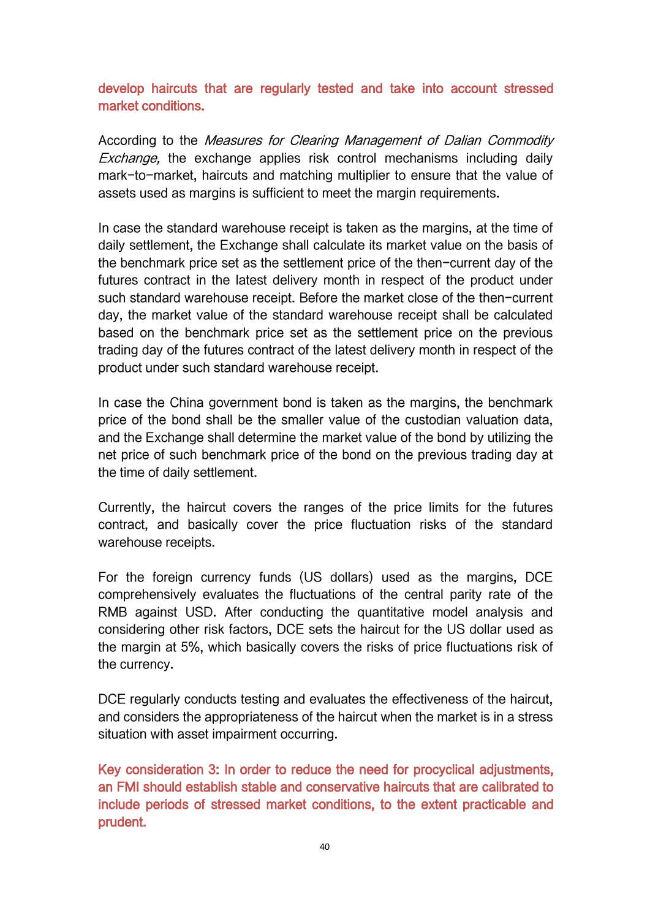**develop haircuts that are regularly tested and take into account stressed market conditions.**

According to the *Measures for Clearing Management of Dalian Commodity Exchange,* the exchange applies risk control mechanisms including daily mark-to-market, haircuts and matching multiplier to ensure that the value of assets used as margins is sufficient to meet the margin requirements.

In case the standard warehouse receipt is taken as the margins, at the time of daily settlement, the Exchange shall calculate its market value on the basis of the benchmark price set as the settlement price of the then-current day of the futures contract in the latest delivery month in respect of the product under such standard warehouse receipt. Before the market close of the then-current day, the market value of the standard warehouse receipt shall be calculated based on the benchmark price set as the settlement price on the previous trading day of the futures contract of the latest delivery month in respect of the product under such standard warehouse receipt.

In case the China government bond is taken as the margins, the benchmark price of the bond shall be the smaller value of the custodian valuation data, and the Exchange shall determine the market value of the bond by utilizing the net price of such benchmark price of the bond on the previous trading day at the time of daily settlement.

Currently, the haircut covers the ranges of the price limits for the futures contract, and basically cover the price fluctuation risks of the standard warehouse receipts.

For the foreign currency funds (US dollars) used as the margins, DCE comprehensively evaluates the fluctuations of the central parity rate of the RMB against USD. After conducting the quantitative model analysis and considering other risk factors, DCE sets the haircut for the US dollar used as the margin at 5%, which basically covers the risks of price fluctuations risk of the currency.

DCE regularly conducts testing and evaluates the effectiveness of the haircut, and considers the appropriateness of the haircut when the market is in a stress situation with asset impairment occurring.

**Key consideration 3: In order to reduce the need for procyclical adjustments, an FMI should establish stable and conservative haircuts that are calibrated to include periods of stressed market conditions, to the extent practicable and prudent.**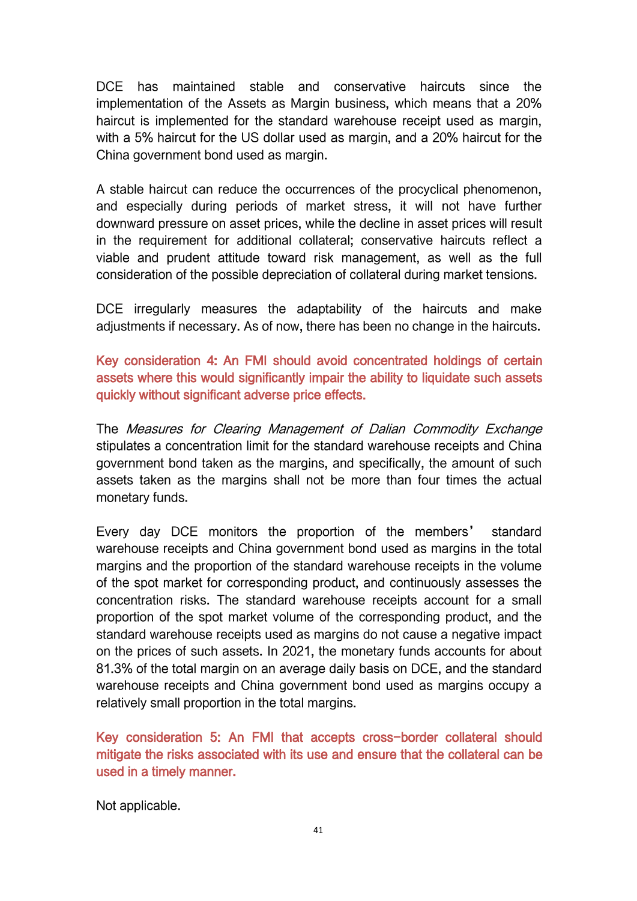DCE has maintained stable and conservative haircuts since the implementation of the Assets as Margin business, which means that a 20% haircut is implemented for the standard warehouse receipt used as margin, with a 5% haircut for the US dollar used as margin, and a 20% haircut for the China government bond used as margin.

A stable haircut can reduce the occurrences of the procyclical phenomenon, and especially during periods of market stress, it will not have further downward pressure on asset prices, while the decline in asset prices will result in the requirement for additional collateral; conservative haircuts reflect a viable and prudent attitude toward risk management, as well as the full consideration of the possible depreciation of collateral during market tensions.

DCE irregularly measures the adaptability of the haircuts and make adjustments if necessary. As of now, there has been no change in the haircuts.

**Key consideration 4: An FMI should avoid concentrated holdings of certain assets where this would significantly impair the ability to liquidate such assets quickly without significant adverse price effects.**

The *Measures for Clearing Management of Dalian Commodity Exchange* stipulates a concentration limit for the standard warehouse receipts and China government bond taken as the margins, and specifically, the amount of such assets taken as the margins shall not be more than four times the actual monetary funds.

Every day DCE monitors the proportion of the members' standard warehouse receipts and China government bond used as margins in the total margins and the proportion of the standard warehouse receipts in the volume of the spot market for corresponding product, and continuously assesses the concentration risks. The standard warehouse receipts account for a small proportion of the spot market volume of the corresponding product, and the standard warehouse receipts used as margins do not cause a negative impact on the prices of such assets. In 2021, the monetary funds accounts for about 81.3% of the total margin on an average daily basis on DCE, and the standard warehouse receipts and China government bond used as margins occupy a relatively small proportion in the total margins.

**Key consideration 5: An FMI that accepts cross-border collateral should mitigate the risks associated with its use and ensure that the collateral can be used in a timely manner.**

Not applicable.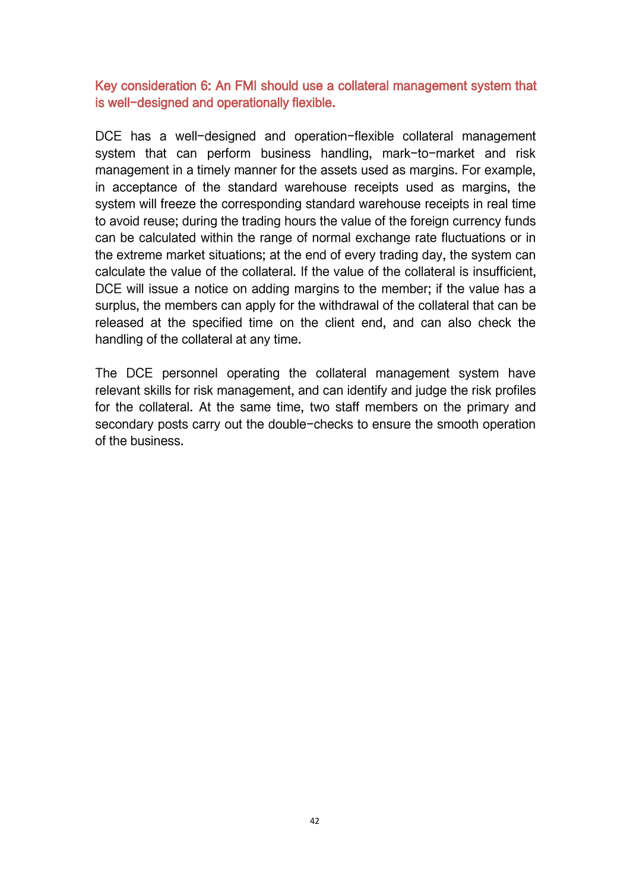### Key consideration 6: An FMI should use a collateral management system that is well-designed and operationally flexible.

DCE has a well-designed and operation-flexible collateral management system that can perform business handling, mark-to-market and risk management in a timely manner for the assets used as margins. For example, in acceptance of the standard warehouse receipts used as margins, the system will freeze the corresponding standard warehouse receipts in real time to avoid reuse; during the trading hours the value of the foreign currency funds can be calculated within the range of normal exchange rate fluctuations or in the extreme market situations; at the end of every trading day, the system can calculate the value of the collateral. If the value of the collateral is insufficient, DCE will issue a notice on adding margins to the member; if the value has a surplus, the members can apply for the withdrawal of the collateral that can be released at the specified time on the client end, and can also check the handling of the collateral at any time.

The DCE personnel operating the collateral management system have relevant skills for risk management, and can identify and judge the risk profiles for the collateral. At the same time, two staff members on the primary and secondary posts carry out the double-checks to ensure the smooth operation of the business.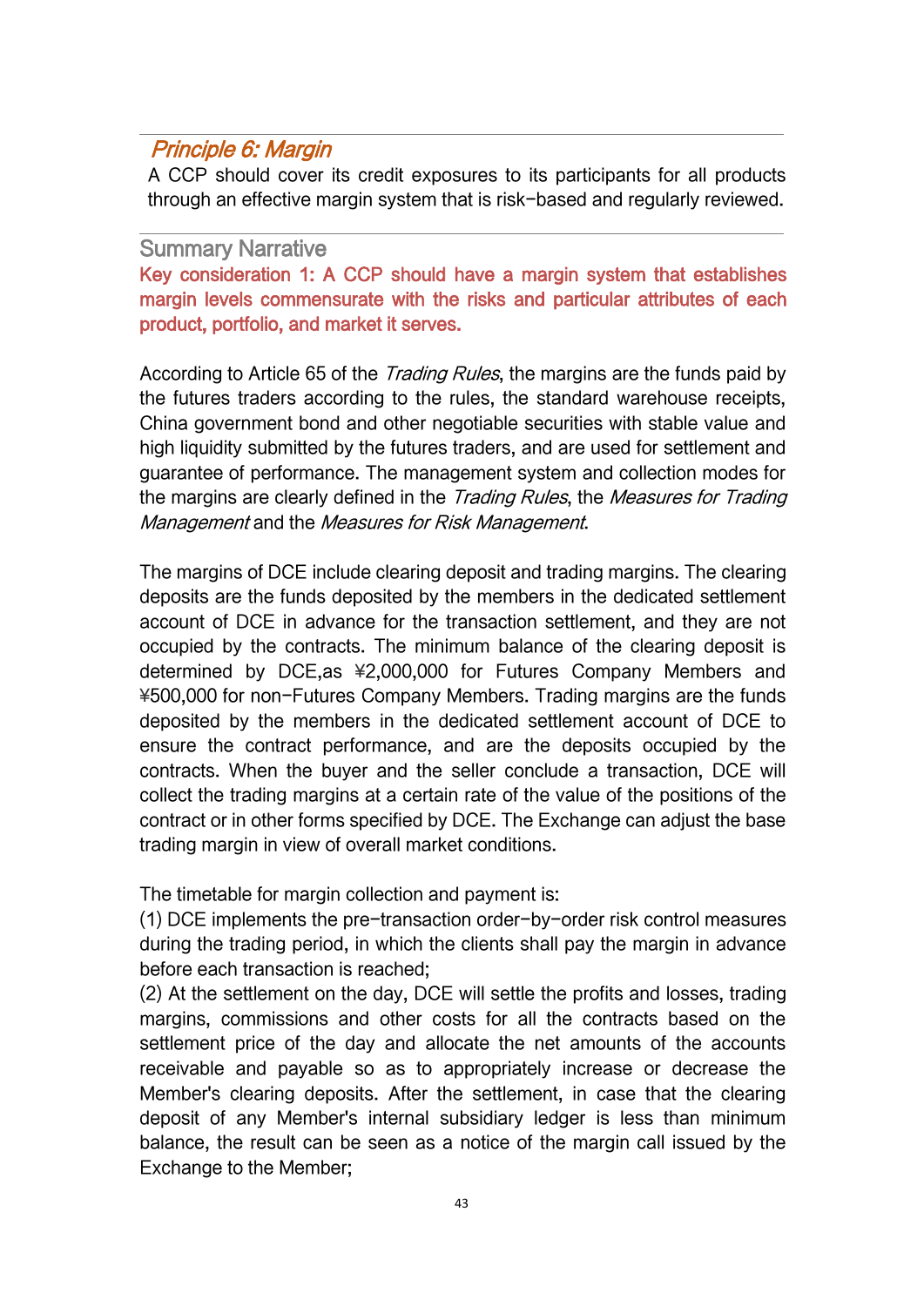## *Principle 6: Margin*

A CCP should cover its credit exposures to its participants for all products through an effective margin system that is risk-based and regularly reviewed.

### Summary Narrative

**Key consideration 1: A CCP should have a margin system that establishes margin levels commensurate with the risks and particular attributes of each product, portfolio, and market it serves.**

According to Article 65 of the *Trading Rules*, the margins are the funds paid by the futures traders according to the rules, the standard warehouse receipts, China government bond and other negotiable securities with stable value and high liquidity submitted by the futures traders, and are used for settlement and guarantee of performance. The management system and collection modes for the margins are clearly defined in the *Trading Rules*, the *Measures for Trading Management* and the *Measures for Risk Management*.

The margins of DCE include clearing deposit and trading margins. The clearing deposits are the funds deposited by the members in the dedicated settlement account of DCE in advance for the transaction settlement, and they are not occupied by the contracts. The minimum balance of the clearing deposit is determined by DCE,as ¥2,000,000 for Futures Company Members and ¥500,000 for non-Futures Company Members. Trading margins are the funds deposited by the members in the dedicated settlement account of DCE to ensure the contract performance, and are the deposits occupied by the contracts. When the buyer and the seller conclude a transaction, DCE will collect the trading margins at a certain rate of the value of the positions of the contract or in other forms specified by DCE. The Exchange can adjust the base trading margin in view of overall market conditions.

The timetable for margin collection and payment is:

(1) DCE implements the pre-transaction order-by-order risk control measures during the trading period, in which the clients shall pay the margin in advance before each transaction is reached;

(2) At the settlement on the day, DCE will settle the profits and losses, trading margins, commissions and other costs for all the contracts based on the settlement price of the day and allocate the net amounts of the accounts receivable and payable so as to appropriately increase or decrease the Member's clearing deposits. After the settlement, in case that the clearing deposit of any Member's internal subsidiary ledger is less than minimum balance, the result can be seen as a notice of the margin call issued by the Exchange to the Member;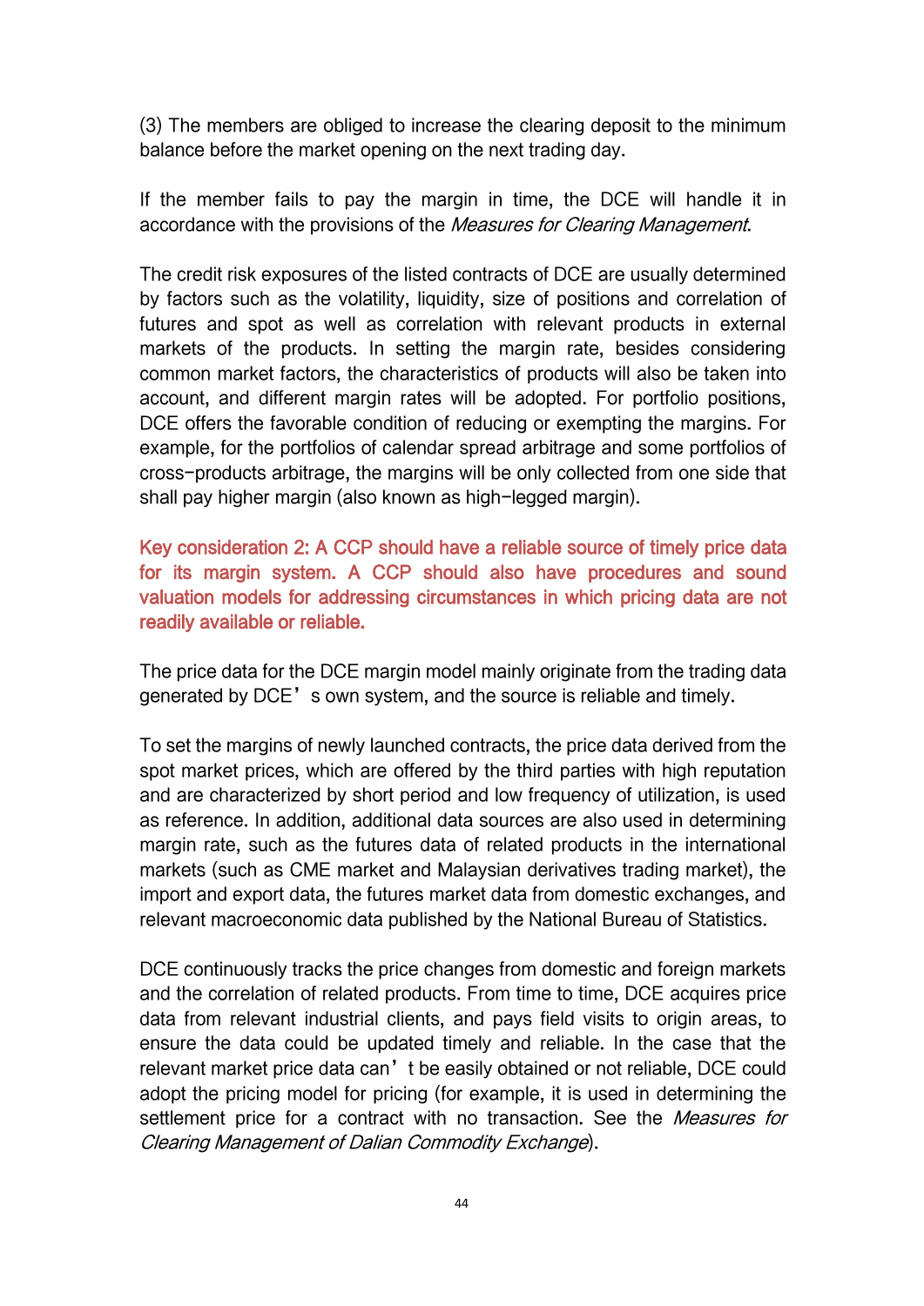(3) The members are obliged to increase the clearing deposit to the minimum balance before the market opening on the next trading day.

If the member fails to pay the margin in time, the DCE will handle it in accordance with the provisions of the *Measures for Clearing Management*.

The credit risk exposures of the listed contracts of DCE are usually determined by factors such as the volatility, liquidity, size of positions and correlation of futures and spot as well as correlation with relevant products in external markets of the products. In setting the margin rate, besides considering common market factors, the characteristics of products will also be taken into account, and different margin rates will be adopted. For portfolio positions, DCE offers the favorable condition of reducing or exempting the margins. For example, for the portfolios of calendar spread arbitrage and some portfolios of cross-products arbitrage, the margins will be only collected from one side that shall pay higher margin (also known as high-legged margin).

**Key consideration 2: A CCP should have a reliable source of timely price data for its margin system. A CCP should also have procedures and sound valuation models for addressing circumstances in which pricing data are not readily available or reliable.**

The price data for the DCE margin model mainly originate from the trading data generated by DCE's own system, and the source is reliable and timely.

To set the margins of newly launched contracts, the price data derived from the spot market prices, which are offered by the third parties with high reputation and are characterized by short period and low frequency of utilization, is used as reference. In addition, additional data sources are also used in determining margin rate, such as the futures data of related products in the international markets (such as CME market and Malaysian derivatives trading market), the import and export data, the futures market data from domestic exchanges, and relevant macroeconomic data published by the National Bureau of Statistics.

DCE continuously tracks the price changes from domestic and foreign markets and the correlation of related products. From time to time, DCE acquires price data from relevant industrial clients, and pays field visits to origin areas, to ensure the data could be updated timely and reliable. In the case that the relevant market price data can't be easily obtained or not reliable, DCE could adopt the pricing model for pricing (for example, it is used in determining the settlement price for a contract with no transaction. See the *Measures for Clearing Management of Dalian Commodity Exchange*).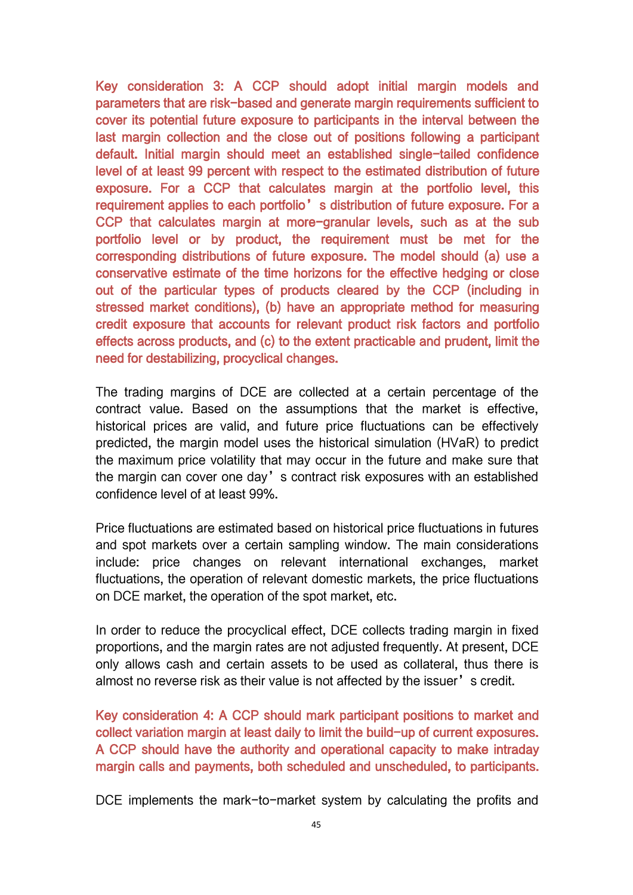**Key consideration 3: A CCP should adopt initial margin models and parameters that are risk-based and generate margin requirements sufficient to cover its potential future exposure to participants in the interval between the last margin collection and the close out of positions following a participant default. Initial margin should meet an established single-tailed confidence level of at least 99 percent with respect to the estimated distribution of future exposure. For a CCP that calculates margin at the portfolio level, this requirement applies to each portfolio's distribution of future exposure. For a CCP that calculates margin at more-granular levels, such as at the sub portfolio level or by product, the requirement must be met for the corresponding distributions of future exposure. The model should (a) use a conservative estimate of the time horizons for the effective hedging or close out of the particular types of products cleared by the CCP (including in stressed market conditions), (b) have an appropriate method for measuring credit exposure that accounts for relevant product risk factors and portfolio effects across products, and (c) to the extent practicable and prudent, limit the need for destabilizing, procyclical changes.**

The trading margins of DCE are collected at a certain percentage of the contract value. Based on the assumptions that the market is effective, historical prices are valid, and future price fluctuations can be effectively predicted, the margin model uses the historical simulation (HVaR) to predict the maximum price volatility that may occur in the future and make sure that the margin can cover one day's contract risk exposures with an established confidence level of at least 99%.

Price fluctuations are estimated based on historical price fluctuations in futures and spot markets over a certain sampling window. The main considerations include: price changes on relevant international exchanges, market fluctuations, the operation of relevant domestic markets, the price fluctuations on DCE market, the operation of the spot market, etc.

In order to reduce the procyclical effect, DCE collects trading margin in fixed proportions, and the margin rates are not adjusted frequently. At present, DCE only allows cash and certain assets to be used as collateral, thus there is almost no reverse risk as their value is not affected by the issuer's credit.

**Key consideration 4: A CCP should mark participant positions to market and collect variation margin at least daily to limit the build-up of current exposures. A CCP should have the authority and operational capacity to make intraday margin calls and payments, both scheduled and unscheduled, to participants.**

DCE implements the mark-to-market system by calculating the profits and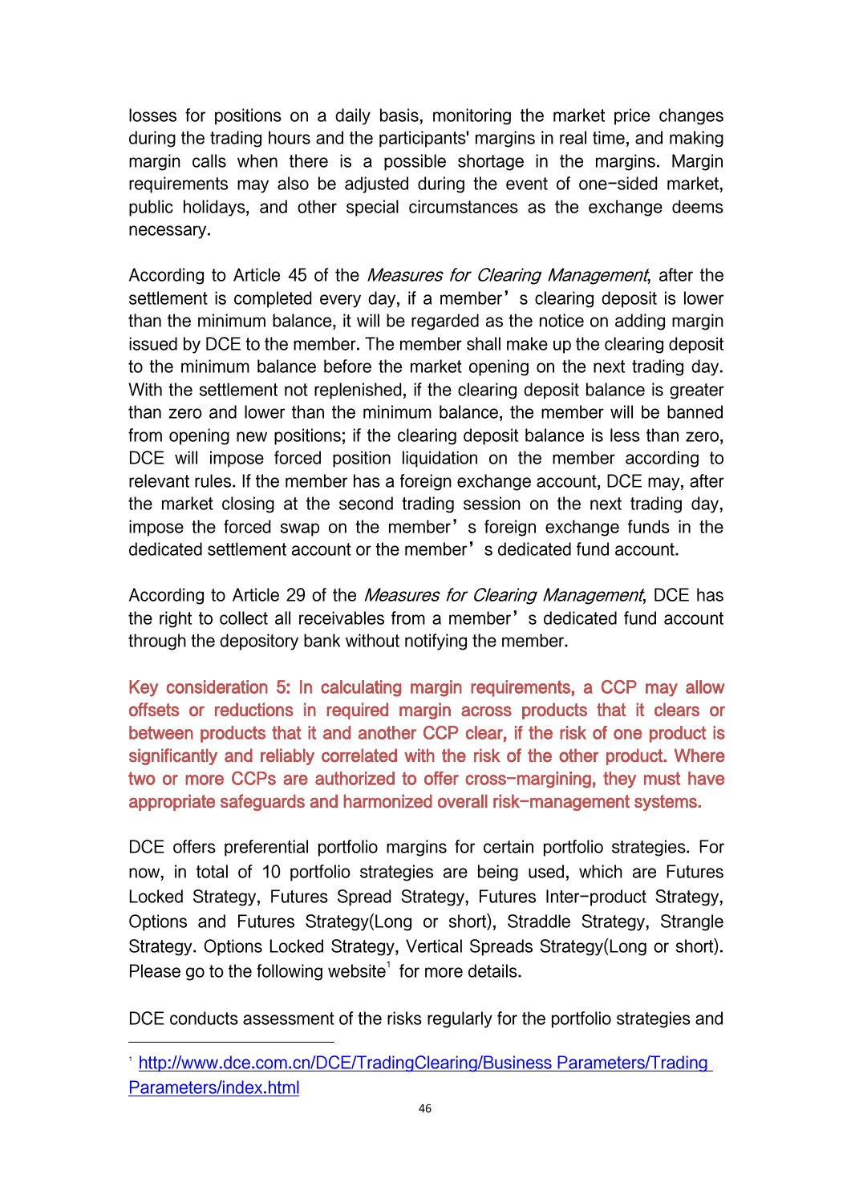losses for positions on a daily basis, monitoring the market price changes during the trading hours and the participants' margins in real time, and making margin calls when there is a possible shortage in the margins. Margin requirements may also be adjusted during the event of one-sided market, public holidays, and other special circumstances as the exchange deems necessary.

According to Article 45 of the *Measures for Clearing Management*, after the settlement is completed every day, if a member's clearing deposit is lower than the minimum balance, it will be regarded as the notice on adding margin issued by DCE to the member. The member shall make up the clearing deposit to the minimum balance before the market opening on the next trading day. With the settlement not replenished, if the clearing deposit balance is greater than zero and lower than the minimum balance, the member will be banned from opening new positions; if the clearing deposit balance is less than zero, DCE will impose forced position liquidation on the member according to relevant rules. If the member has a foreign exchange account, DCE may, after the market closing at the second trading session on the next trading day, impose the forced swap on the member's foreign exchange funds in the dedicated settlement account or the member's dedicated fund account.

According to Article 29 of the *Measures for Clearing Management*, DCE has the right to collect all receivables from a member's dedicated fund account through the depository bank without notifying the member.

**Key consideration 5: In calculating margin requirements, a CCP may allow offsets or reductions in required margin across products that it clears or between products that it and another CCP clear, if the risk of one product is significantly and reliably correlated with the risk of the other product. Where two or more CCPs are authorized to offer cross-margining, they must have appropriate safeguards and harmonized overall risk-management systems.**

DCE offers preferential portfolio margins for certain portfolio strategies. For now, in total of 10 portfolio strategies are being used, which are Futures Locked Strategy, Futures Spread Strategy, Futures Inter-product Strategy, Options and Futures Strategy(Long or short), Straddle Strategy, Strangle Strategy. Options Locked Strategy, Vertical Spreads Strategy(Long or short). Please go to the following website[1] for more details.

DCE conducts assessment of the risks regularly for the portfolio strategies and

[1] http://www.dce.com.cn/DCE/TradingClearing/Business Parameters/Trading Parameters/index.html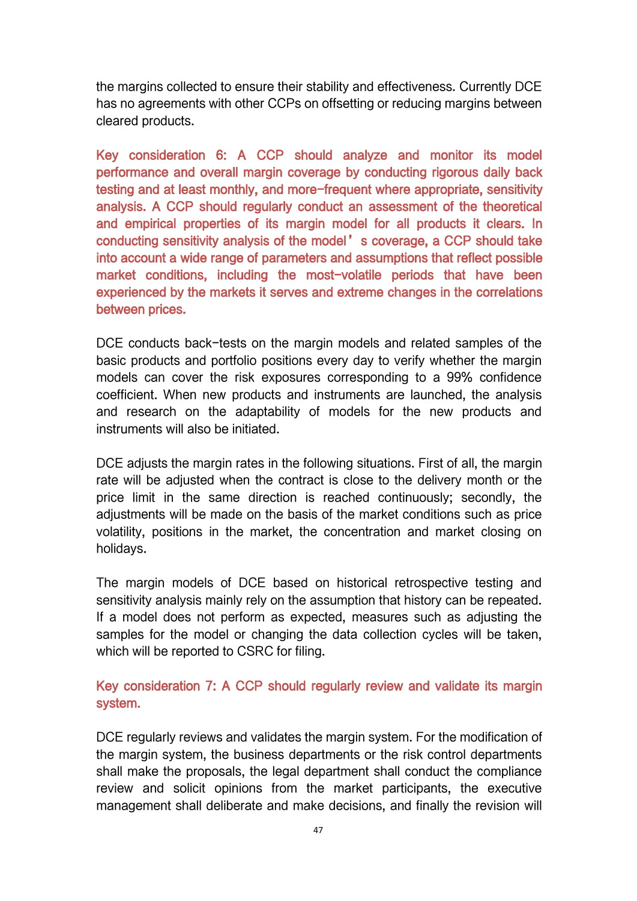the margins collected to ensure their stability and effectiveness. Currently DCE has no agreements with other CCPs on offsetting or reducing margins between cleared products.

**Key consideration 6: A CCP should analyze and monitor its model performance and overall margin coverage by conducting rigorous daily back testing and at least monthly, and more-frequent where appropriate, sensitivity analysis. A CCP should regularly conduct an assessment of the theoretical and empirical properties of its margin model for all products it clears. In conducting sensitivity analysis of the model's coverage, a CCP should take into account a wide range of parameters and assumptions that reflect possible market conditions, including the most-volatile periods that have been experienced by the markets it serves and extreme changes in the correlations between prices.**

DCE conducts back-tests on the margin models and related samples of the basic products and portfolio positions every day to verify whether the margin models can cover the risk exposures corresponding to a 99% confidence coefficient. When new products and instruments are launched, the analysis and research on the adaptability of models for the new products and instruments will also be initiated.

DCE adjusts the margin rates in the following situations. First of all, the margin rate will be adjusted when the contract is close to the delivery month or the price limit in the same direction is reached continuously; secondly, the adjustments will be made on the basis of the market conditions such as price volatility, positions in the market, the concentration and market closing on holidays.

The margin models of DCE based on historical retrospective testing and sensitivity analysis mainly rely on the assumption that history can be repeated. If a model does not perform as expected, measures such as adjusting the samples for the model or changing the data collection cycles will be taken, which will be reported to CSRC for filing.

**Key consideration 7: A CCP should regularly review and validate its margin system.**

DCE regularly reviews and validates the margin system. For the modification of the margin system, the business departments or the risk control departments shall make the proposals, the legal department shall conduct the compliance review and solicit opinions from the market participants, the executive management shall deliberate and make decisions, and finally the revision will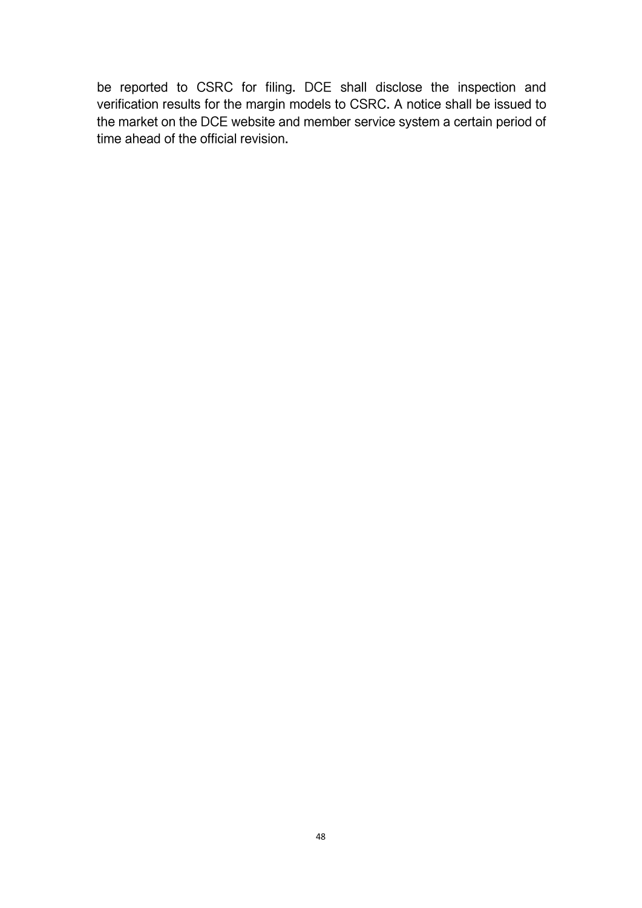be reported to CSRC for filing. DCE shall disclose the inspection and verification results for the margin models to CSRC. A notice shall be issued to the market on the DCE website and member service system a certain period of time ahead of the official revision.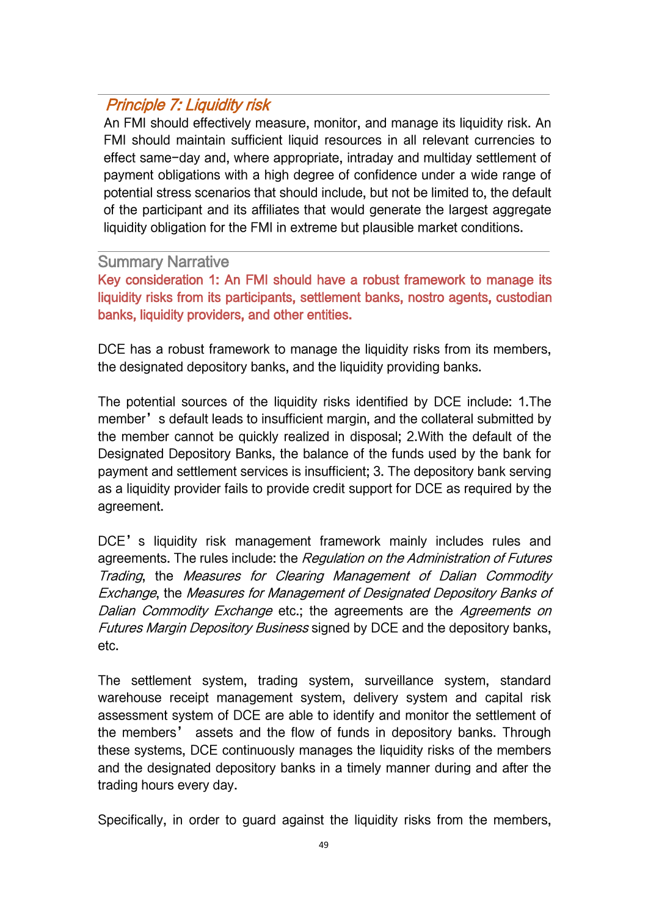## *Principle 7: Liquidity risk*

An FMI should effectively measure, monitor, and manage its liquidity risk. An FMI should maintain sufficient liquid resources in all relevant currencies to effect same-day and, where appropriate, intraday and multiday settlement of payment obligations with a high degree of confidence under a wide range of potential stress scenarios that should include, but not be limited to, the default of the participant and its affiliates that would generate the largest aggregate liquidity obligation for the FMI in extreme but plausible market conditions.

### Summary Narrative

**Key consideration 1: An FMI should have a robust framework to manage its liquidity risks from its participants, settlement banks, nostro agents, custodian banks, liquidity providers, and other entities.**

DCE has a robust framework to manage the liquidity risks from its members, the designated depository banks, and the liquidity providing banks.

The potential sources of the liquidity risks identified by DCE include: 1.The member's default leads to insufficient margin, and the collateral submitted by the member cannot be quickly realized in disposal; 2.With the default of the Designated Depository Banks, the balance of the funds used by the bank for payment and settlement services is insufficient; 3. The depository bank serving as a liquidity provider fails to provide credit support for DCE as required by the agreement.

DCE's liquidity risk management framework mainly includes rules and agreements. The rules include: the *Regulation on the Administration of Futures Trading*, the *Measures for Clearing Management of Dalian Commodity Exchange*, the *Measures for Management of Designated Depository Banks of Dalian Commodity Exchange* etc.; the agreements are the *Agreements on Futures Margin Depository Business* signed by DCE and the depository banks, etc.

The settlement system, trading system, surveillance system, standard warehouse receipt management system, delivery system and capital risk assessment system of DCE are able to identify and monitor the settlement of the members' assets and the flow of funds in depository banks. Through these systems, DCE continuously manages the liquidity risks of the members and the designated depository banks in a timely manner during and after the trading hours every day.

Specifically, in order to guard against the liquidity risks from the members,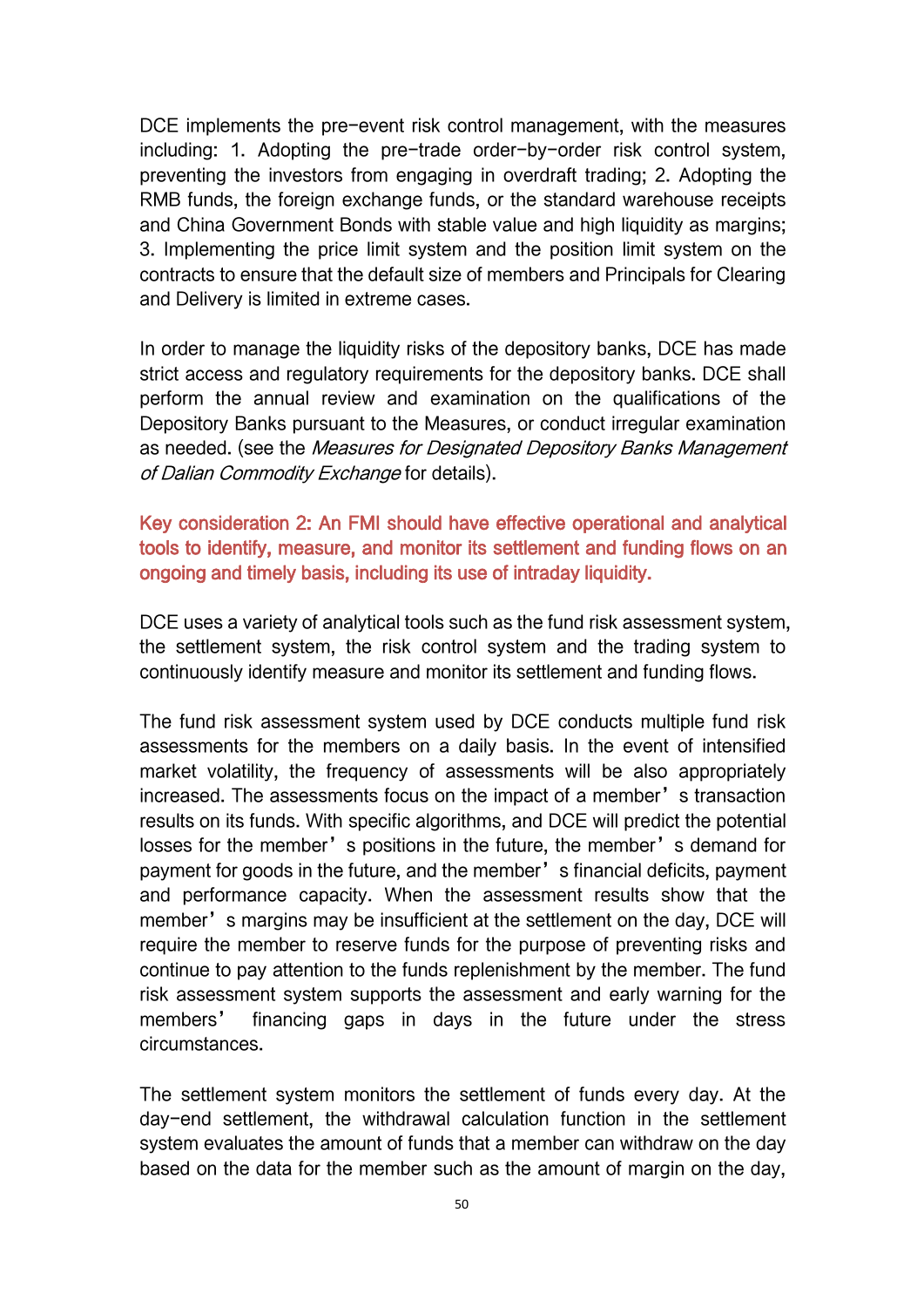DCE implements the pre-event risk control management, with the measures including: 1. Adopting the pre-trade order-by-order risk control system, preventing the investors from engaging in overdraft trading; 2. Adopting the RMB funds, the foreign exchange funds, or the standard warehouse receipts and China Government Bonds with stable value and high liquidity as margins; 3. Implementing the price limit system and the position limit system on the contracts to ensure that the default size of members and Principals for Clearing and Delivery is limited in extreme cases.

In order to manage the liquidity risks of the depository banks, DCE has made strict access and regulatory requirements for the depository banks. DCE shall perform the annual review and examination on the qualifications of the Depository Banks pursuant to the Measures, or conduct irregular examination as needed. (see the *Measures for Designated Depository Banks Management of Dalian Commodity Exchange* for details).

**Key consideration 2: An FMI should have effective operational and analytical tools to identify, measure, and monitor its settlement and funding flows on an ongoing and timely basis, including its use of intraday liquidity.**

DCE uses a variety of analytical tools such as the fund risk assessment system, the settlement system, the risk control system and the trading system to continuously identify measure and monitor its settlement and funding flows.

The fund risk assessment system used by DCE conducts multiple fund risk assessments for the members on a daily basis. In the event of intensified market volatility, the frequency of assessments will be also appropriately increased. The assessments focus on the impact of a member's transaction results on its funds. With specific algorithms, and DCE will predict the potential losses for the member's positions in the future, the member's demand for payment for goods in the future, and the member's financial deficits, payment and performance capacity. When the assessment results show that the member's margins may be insufficient at the settlement on the day, DCE will require the member to reserve funds for the purpose of preventing risks and continue to pay attention to the funds replenishment by the member. The fund risk assessment system supports the assessment and early warning for the members' financing gaps in days in the future under the stress circumstances.

The settlement system monitors the settlement of funds every day. At the day-end settlement, the withdrawal calculation function in the settlement system evaluates the amount of funds that a member can withdraw on the day based on the data for the member such as the amount of margin on the day,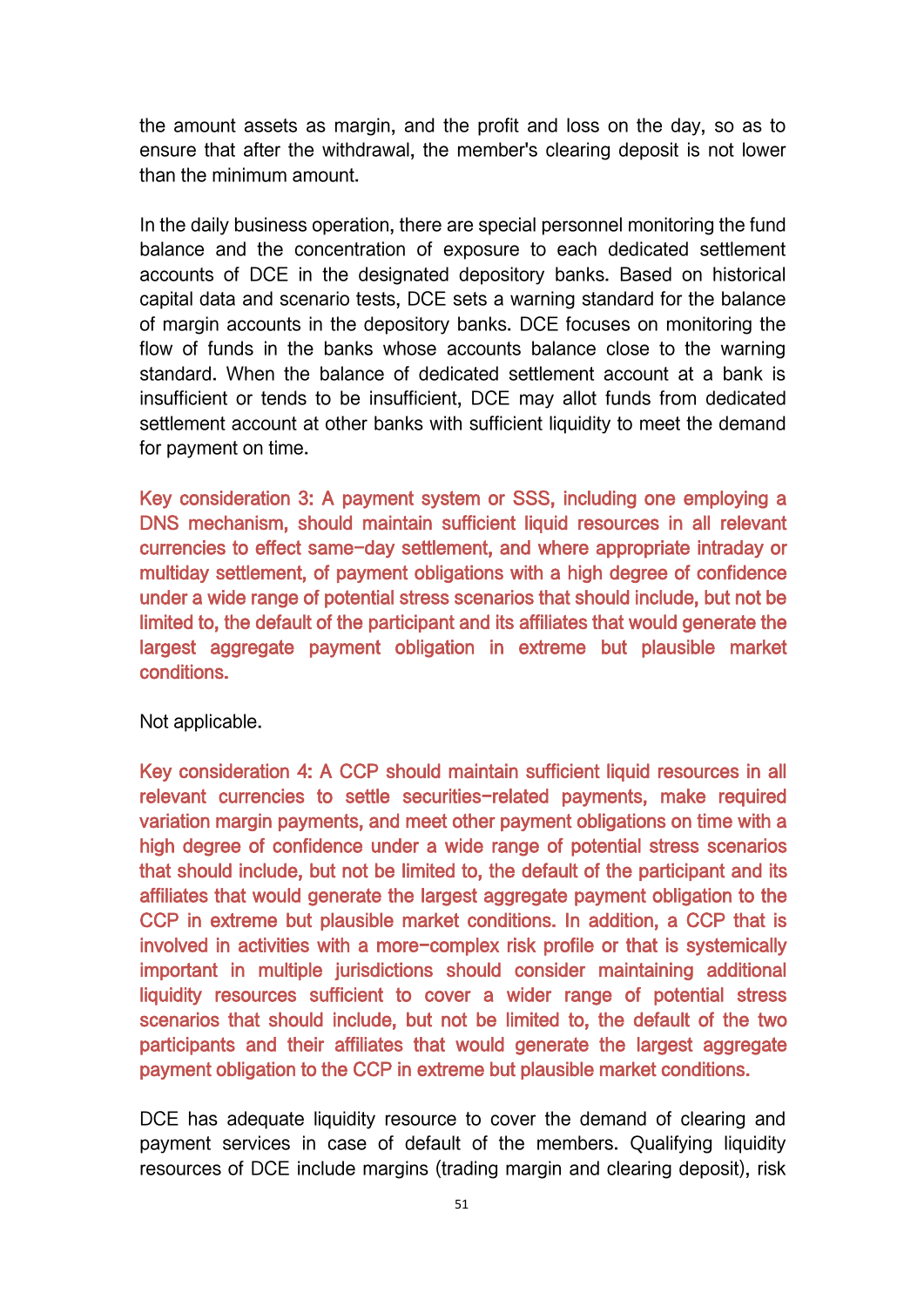the amount assets as margin, and the profit and loss on the day, so as to ensure that after the withdrawal, the member's clearing deposit is not lower than the minimum amount.

In the daily business operation, there are special personnel monitoring the fund balance and the concentration of exposure to each dedicated settlement accounts of DCE in the designated depository banks. Based on historical capital data and scenario tests, DCE sets a warning standard for the balance of margin accounts in the depository banks. DCE focuses on monitoring the flow of funds in the banks whose accounts balance close to the warning standard. When the balance of dedicated settlement account at a bank is insufficient or tends to be insufficient, DCE may allot funds from dedicated settlement account at other banks with sufficient liquidity to meet the demand for payment on time.

Key consideration 3: A payment system or SSS, including one employing a DNS mechanism, should maintain sufficient liquid resources in all relevant currencies to effect same-day settlement, and where appropriate intraday or multiday settlement, of payment obligations with a high degree of confidence under a wide range of potential stress scenarios that should include, but not be limited to, the default of the participant and its affiliates that would generate the largest aggregate payment obligation in extreme but plausible market conditions.

Not applicable.

Key consideration 4: A CCP should maintain sufficient liquid resources in all relevant currencies to settle securities-related payments, make required variation margin payments, and meet other payment obligations on time with a high degree of confidence under a wide range of potential stress scenarios that should include, but not be limited to, the default of the participant and its affiliates that would generate the largest aggregate payment obligation to the CCP in extreme but plausible market conditions. In addition, a CCP that is involved in activities with a more-complex risk profile or that is systemically important in multiple jurisdictions should consider maintaining additional liquidity resources sufficient to cover a wider range of potential stress scenarios that should include, but not be limited to, the default of the two participants and their affiliates that would generate the largest aggregate payment obligation to the CCP in extreme but plausible market conditions.

DCE has adequate liquidity resource to cover the demand of clearing and payment services in case of default of the members. Qualifying liquidity resources of DCE include margins (trading margin and clearing deposit), risk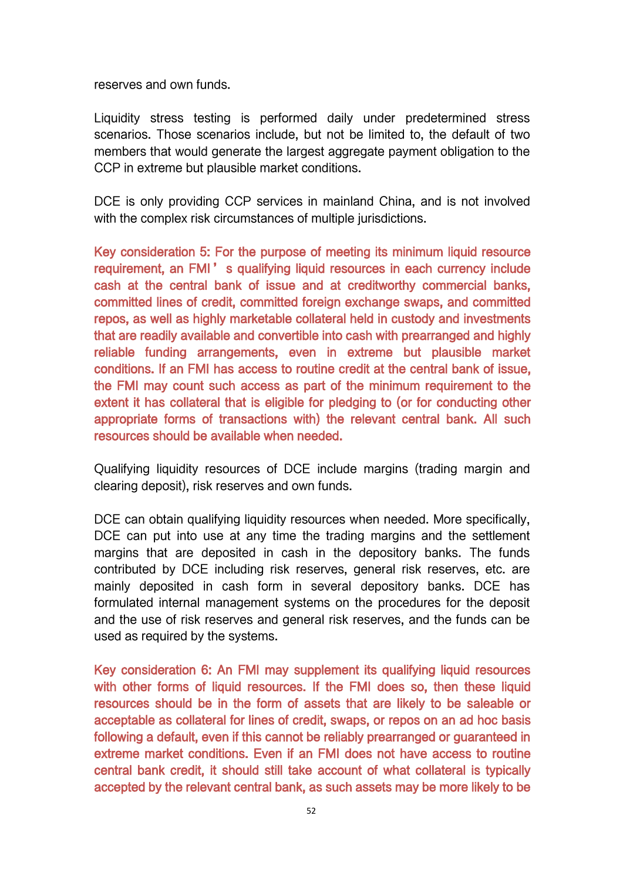reserves and own funds.

Liquidity stress testing is performed daily under predetermined stress scenarios. Those scenarios include, but not be limited to, the default of two members that would generate the largest aggregate payment obligation to the CCP in extreme but plausible market conditions.

DCE is only providing CCP services in mainland China, and is not involved with the complex risk circumstances of multiple jurisdictions.

Key consideration 5: For the purpose of meeting its minimum liquid resource requirement, an FMI's qualifying liquid resources in each currency include cash at the central bank of issue and at creditworthy commercial banks, committed lines of credit, committed foreign exchange swaps, and committed repos, as well as highly marketable collateral held in custody and investments that are readily available and convertible into cash with prearranged and highly reliable funding arrangements, even in extreme but plausible market conditions. If an FMI has access to routine credit at the central bank of issue, the FMI may count such access as part of the minimum requirement to the extent it has collateral that is eligible for pledging to (or for conducting other appropriate forms of transactions with) the relevant central bank. All such resources should be available when needed.

Qualifying liquidity resources of DCE include margins (trading margin and clearing deposit), risk reserves and own funds.

DCE can obtain qualifying liquidity resources when needed. More specifically, DCE can put into use at any time the trading margins and the settlement margins that are deposited in cash in the depository banks. The funds contributed by DCE including risk reserves, general risk reserves, etc. are mainly deposited in cash form in several depository banks. DCE has formulated internal management systems on the procedures for the deposit and the use of risk reserves and general risk reserves, and the funds can be used as required by the systems.

Key consideration 6: An FMI may supplement its qualifying liquid resources with other forms of liquid resources. If the FMI does so, then these liquid resources should be in the form of assets that are likely to be saleable or acceptable as collateral for lines of credit, swaps, or repos on an ad hoc basis following a default, even if this cannot be reliably prearranged or guaranteed in extreme market conditions. Even if an FMI does not have access to routine central bank credit, it should still take account of what collateral is typically accepted by the relevant central bank, as such assets may be more likely to be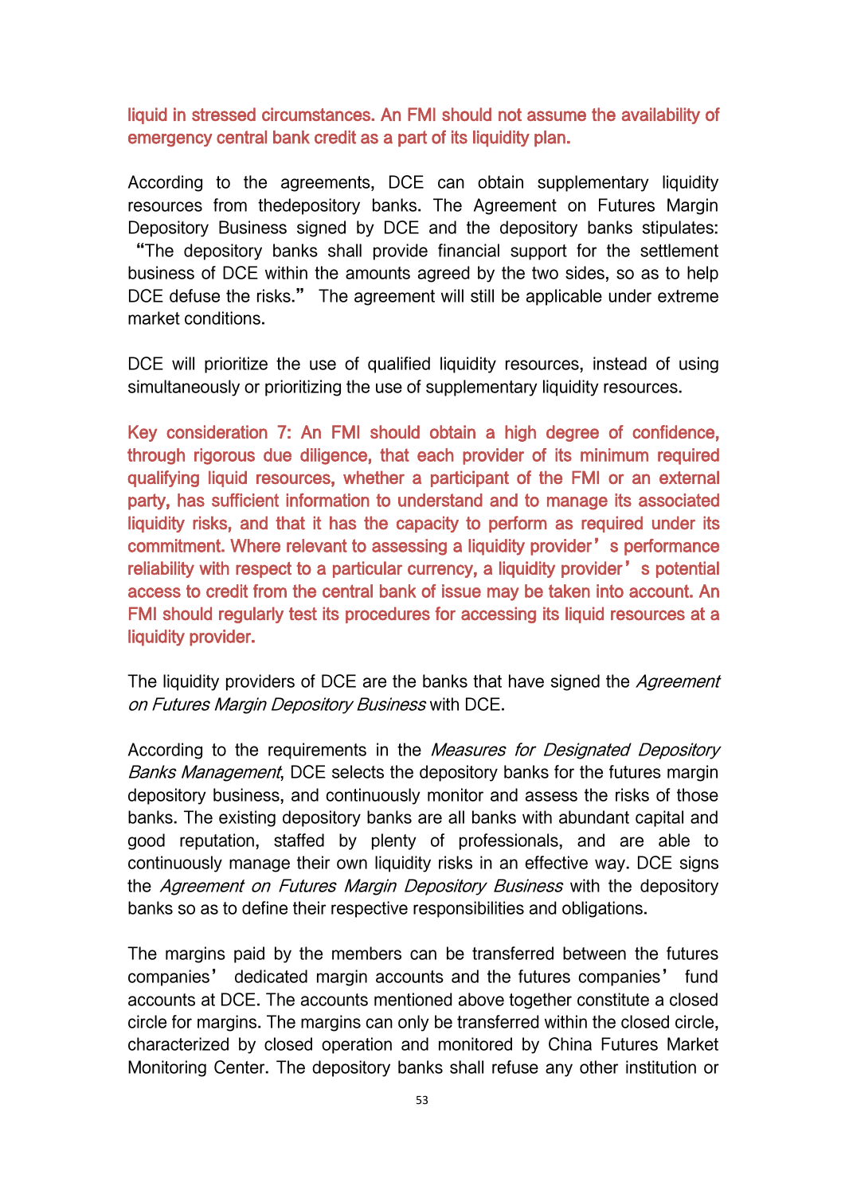liquid in stressed circumstances. An FMI should not assume the availability of emergency central bank credit as a part of its liquidity plan.

According to the agreements, DCE can obtain supplementary liquidity resources from thedepository banks. The Agreement on Futures Margin Depository Business signed by DCE and the depository banks stipulates: "The depository banks shall provide financial support for the settlement business of DCE within the amounts agreed by the two sides, so as to help DCE defuse the risks." The agreement will still be applicable under extreme market conditions.

DCE will prioritize the use of qualified liquidity resources, instead of using simultaneously or prioritizing the use of supplementary liquidity resources.

Key consideration 7: An FMI should obtain a high degree of confidence, through rigorous due diligence, that each provider of its minimum required qualifying liquid resources, whether a participant of the FMI or an external party, has sufficient information to understand and to manage its associated liquidity risks, and that it has the capacity to perform as required under its commitment. Where relevant to assessing a liquidity provider's performance reliability with respect to a particular currency, a liquidity provider's potential access to credit from the central bank of issue may be taken into account. An FMI should regularly test its procedures for accessing its liquid resources at a liquidity provider.

The liquidity providers of DCE are the banks that have signed the *Agreement on Futures Margin Depository Business* with DCE.

According to the requirements in the *Measures for Designated Depository Banks Management*, DCE selects the depository banks for the futures margin depository business, and continuously monitor and assess the risks of those banks. The existing depository banks are all banks with abundant capital and good reputation, staffed by plenty of professionals, and are able to continuously manage their own liquidity risks in an effective way. DCE signs the *Agreement on Futures Margin Depository Business* with the depository banks so as to define their respective responsibilities and obligations.

The margins paid by the members can be transferred between the futures companies' dedicated margin accounts and the futures companies' fund accounts at DCE. The accounts mentioned above together constitute a closed circle for margins. The margins can only be transferred within the closed circle, characterized by closed operation and monitored by China Futures Market Monitoring Center. The depository banks shall refuse any other institution or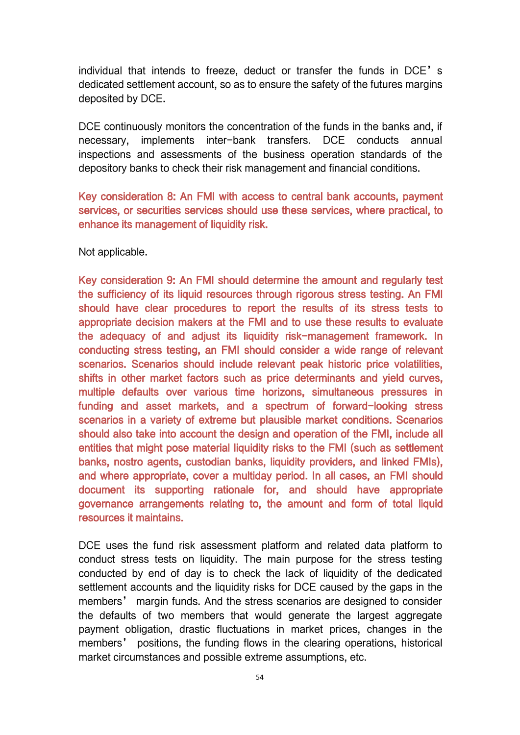individual that intends to freeze, deduct or transfer the funds in DCE's dedicated settlement account, so as to ensure the safety of the futures margins deposited by DCE.

DCE continuously monitors the concentration of the funds in the banks and, if necessary, implements inter-bank transfers. DCE conducts annual inspections and assessments of the business operation standards of the depository banks to check their risk management and financial conditions.

**Key consideration 8: An FMI with access to central bank accounts, payment services, or securities services should use these services, where practical, to enhance its management of liquidity risk.**

Not applicable.

**Key consideration 9: An FMI should determine the amount and regularly test the sufficiency of its liquid resources through rigorous stress testing. An FMI should have clear procedures to report the results of its stress tests to appropriate decision makers at the FMI and to use these results to evaluate the adequacy of and adjust its liquidity risk-management framework. In conducting stress testing, an FMI should consider a wide range of relevant scenarios. Scenarios should include relevant peak historic price volatilities, shifts in other market factors such as price determinants and yield curves, multiple defaults over various time horizons, simultaneous pressures in funding and asset markets, and a spectrum of forward-looking stress scenarios in a variety of extreme but plausible market conditions. Scenarios should also take into account the design and operation of the FMI, include all entities that might pose material liquidity risks to the FMI (such as settlement banks, nostro agents, custodian banks, liquidity providers, and linked FMIs), and where appropriate, cover a multiday period. In all cases, an FMI should document its supporting rationale for, and should have appropriate governance arrangements relating to, the amount and form of total liquid resources it maintains.**

DCE uses the fund risk assessment platform and related data platform to conduct stress tests on liquidity. The main purpose for the stress testing conducted by end of day is to check the lack of liquidity of the dedicated settlement accounts and the liquidity risks for DCE caused by the gaps in the members' margin funds. And the stress scenarios are designed to consider the defaults of two members that would generate the largest aggregate payment obligation, drastic fluctuations in market prices, changes in the members' positions, the funding flows in the clearing operations, historical market circumstances and possible extreme assumptions, etc.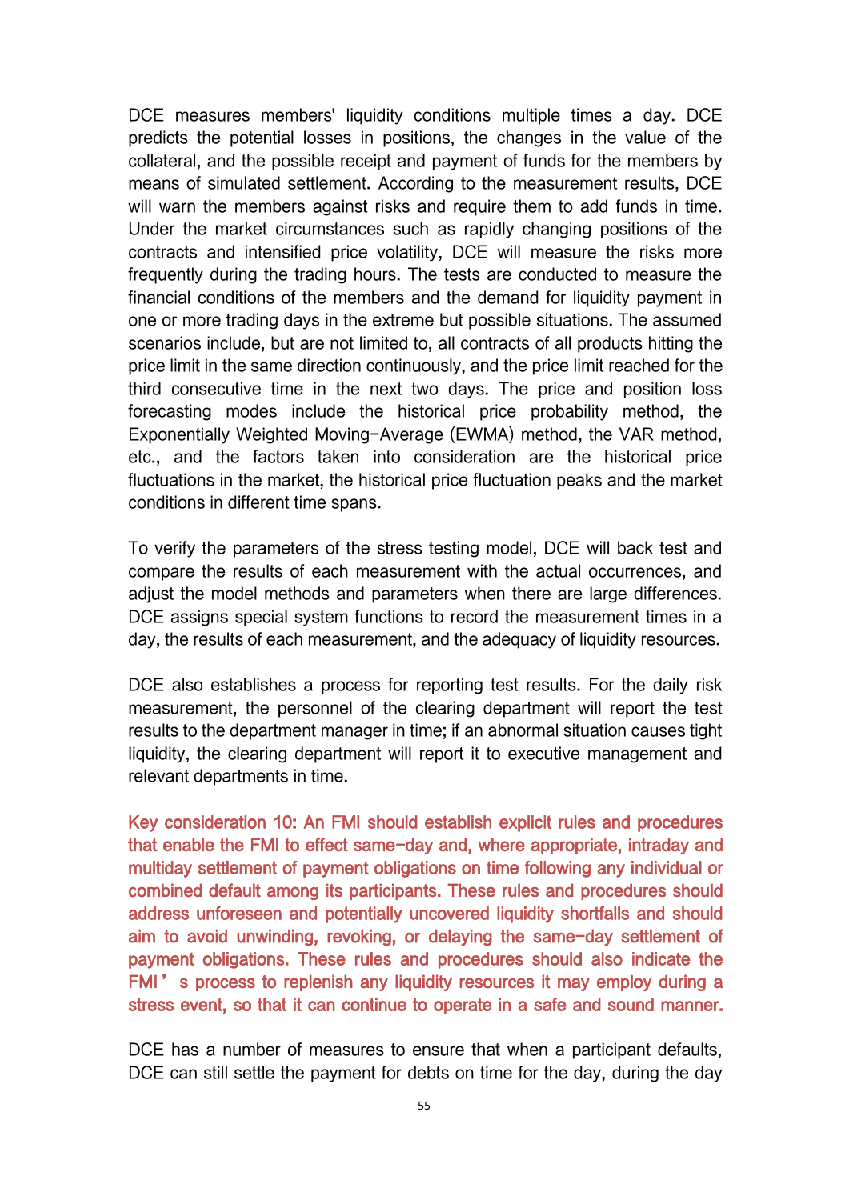DCE measures members' liquidity conditions multiple times a day. DCE predicts the potential losses in positions, the changes in the value of the collateral, and the possible receipt and payment of funds for the members by means of simulated settlement. According to the measurement results, DCE will warn the members against risks and require them to add funds in time. Under the market circumstances such as rapidly changing positions of the contracts and intensified price volatility, DCE will measure the risks more frequently during the trading hours. The tests are conducted to measure the financial conditions of the members and the demand for liquidity payment in one or more trading days in the extreme but possible situations. The assumed scenarios include, but are not limited to, all contracts of all products hitting the price limit in the same direction continuously, and the price limit reached for the third consecutive time in the next two days. The price and position loss forecasting modes include the historical price probability method, the Exponentially Weighted Moving-Average (EWMA) method, the VAR method, etc., and the factors taken into consideration are the historical price fluctuations in the market, the historical price fluctuation peaks and the market conditions in different time spans.

To verify the parameters of the stress testing model, DCE will back test and compare the results of each measurement with the actual occurrences, and adjust the model methods and parameters when there are large differences. DCE assigns special system functions to record the measurement times in a day, the results of each measurement, and the adequacy of liquidity resources.

DCE also establishes a process for reporting test results. For the daily risk measurement, the personnel of the clearing department will report the test results to the department manager in time; if an abnormal situation causes tight liquidity, the clearing department will report it to executive management and relevant departments in time.

**Key consideration 10: An FMI should establish explicit rules and procedures that enable the FMI to effect same-day and, where appropriate, intraday and multiday settlement of payment obligations on time following any individual or combined default among its participants. These rules and procedures should address unforeseen and potentially uncovered liquidity shortfalls and should aim to avoid unwinding, revoking, or delaying the same-day settlement of payment obligations. These rules and procedures should also indicate the FMI's process to replenish any liquidity resources it may employ during a stress event, so that it can continue to operate in a safe and sound manner.**

DCE has a number of measures to ensure that when a participant defaults, DCE can still settle the payment for debts on time for the day, during the day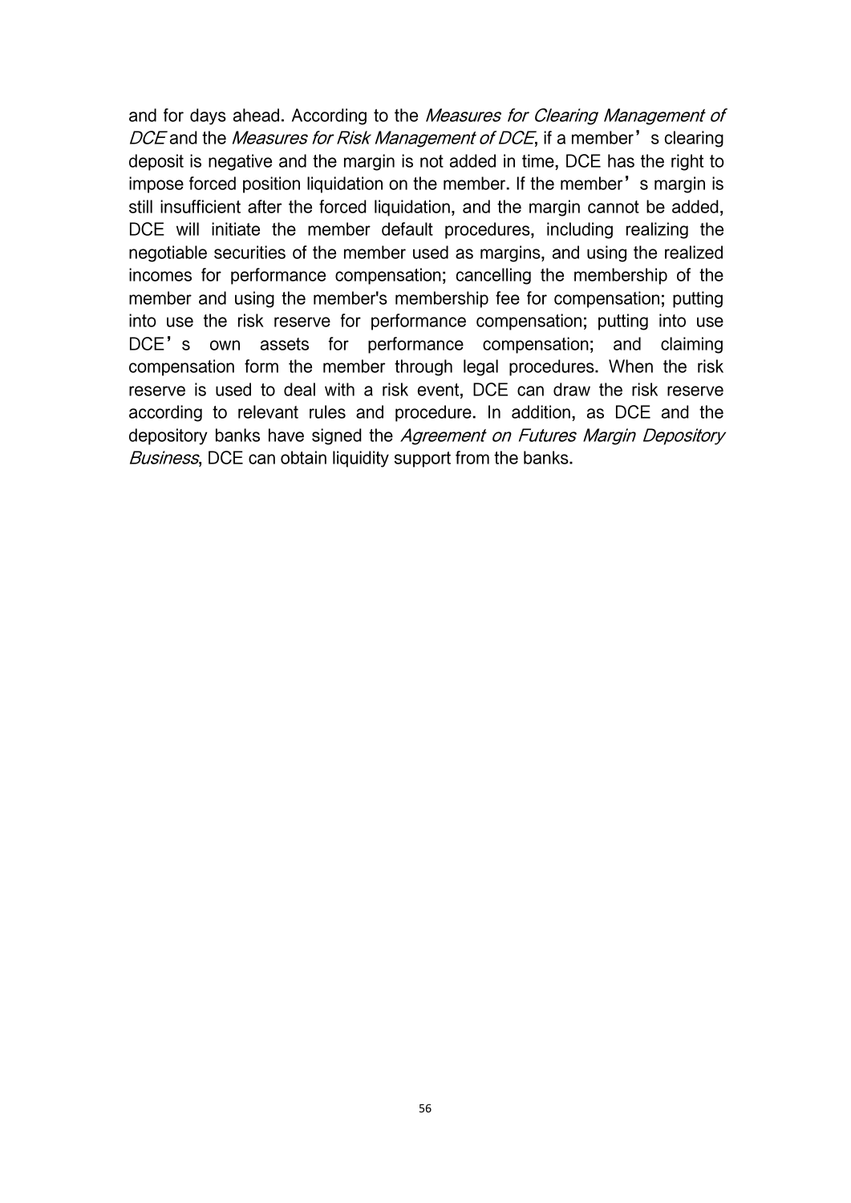and for days ahead. According to the *Measures for Clearing Management of DCE* and the *Measures for Risk Management of DCE*, if a member’s clearing deposit is negative and the margin is not added in time, DCE has the right to impose forced position liquidation on the member. If the member’s margin is still insufficient after the forced liquidation, and the margin cannot be added, DCE will initiate the member default procedures, including realizing the negotiable securities of the member used as margins, and using the realized incomes for performance compensation; cancelling the membership of the member and using the member's membership fee for compensation; putting into use the risk reserve for performance compensation; putting into use DCE’s own assets for performance compensation; and claiming compensation form the member through legal procedures. When the risk reserve is used to deal with a risk event, DCE can draw the risk reserve according to relevant rules and procedure. In addition, as DCE and the depository banks have signed the *Agreement on Futures Margin Depository Business*, DCE can obtain liquidity support from the banks.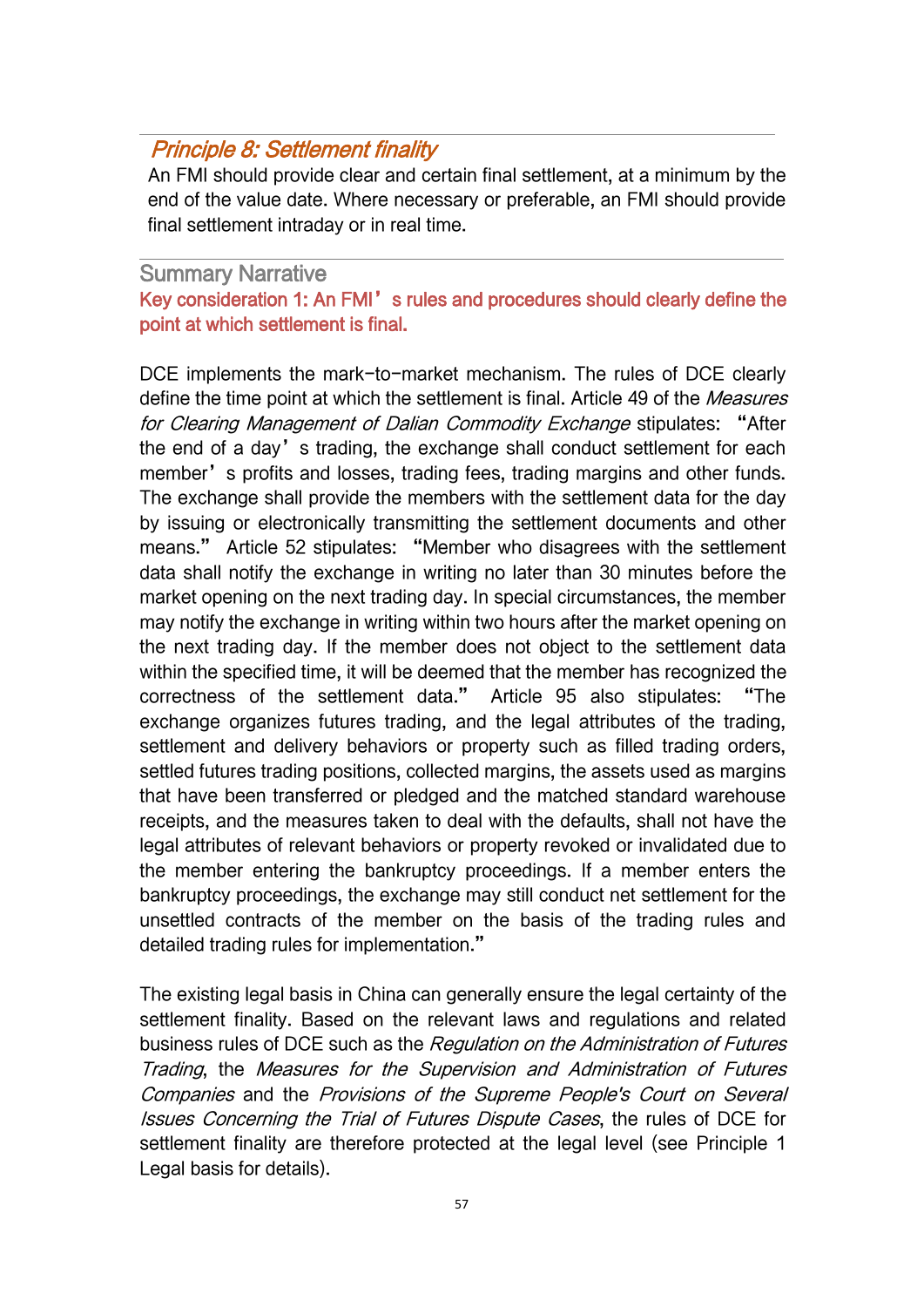## *Principle 8: Settlement finality*

An FMI should provide clear and certain final settlement, at a minimum by the end of the value date. Where necessary or preferable, an FMI should provide final settlement intraday or in real time.

### Summary Narrative

#### Key consideration 1: An FMI's rules and procedures should clearly define the point at which settlement is final.

DCE implements the mark-to-market mechanism. The rules of DCE clearly define the time point at which the settlement is final. Article 49 of the *Measures for Clearing Management of Dalian Commodity Exchange* stipulates: "After the end of a day's trading, the exchange shall conduct settlement for each member's profits and losses, trading fees, trading margins and other funds. The exchange shall provide the members with the settlement data for the day by issuing or electronically transmitting the settlement documents and other means." Article 52 stipulates: "Member who disagrees with the settlement data shall notify the exchange in writing no later than 30 minutes before the market opening on the next trading day. In special circumstances, the member may notify the exchange in writing within two hours after the market opening on the next trading day. If the member does not object to the settlement data within the specified time, it will be deemed that the member has recognized the correctness of the settlement data." Article 95 also stipulates: "The exchange organizes futures trading, and the legal attributes of the trading, settlement and delivery behaviors or property such as filled trading orders, settled futures trading positions, collected margins, the assets used as margins that have been transferred or pledged and the matched standard warehouse receipts, and the measures taken to deal with the defaults, shall not have the legal attributes of relevant behaviors or property revoked or invalidated due to the member entering the bankruptcy proceedings. If a member enters the bankruptcy proceedings, the exchange may still conduct net settlement for the unsettled contracts of the member on the basis of the trading rules and detailed trading rules for implementation."

The existing legal basis in China can generally ensure the legal certainty of the settlement finality. Based on the relevant laws and regulations and related business rules of DCE such as the *Regulation on the Administration of Futures Trading*, the *Measures for the Supervision and Administration of Futures Companies* and the *Provisions of the Supreme People's Court on Several Issues Concerning the Trial of Futures Dispute Cases*, the rules of DCE for settlement finality are therefore protected at the legal level (see Principle 1 Legal basis for details).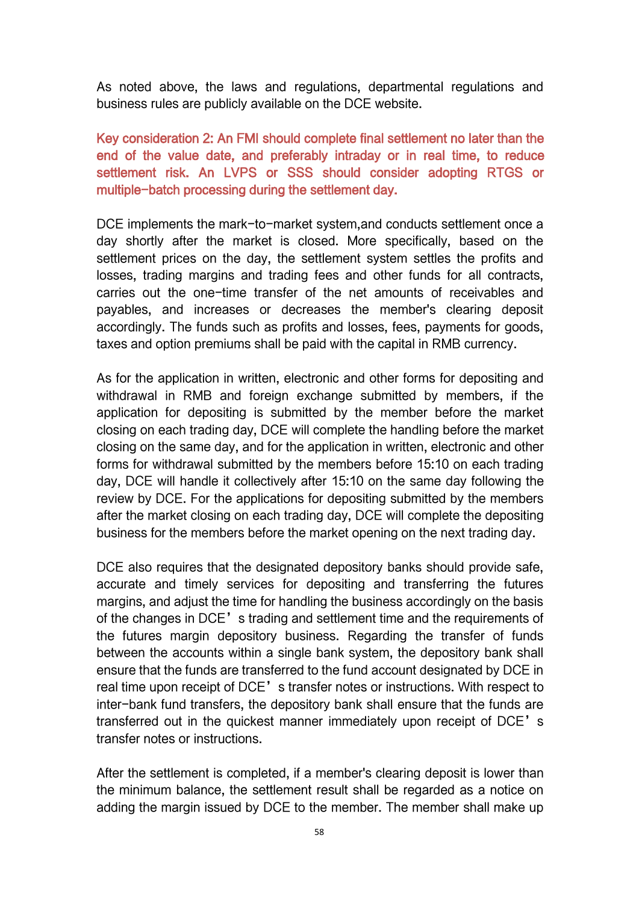As noted above, the laws and regulations, departmental regulations and business rules are publicly available on the DCE website.

**Key consideration 2: An FMI should complete final settlement no later than the end of the value date, and preferably intraday or in real time, to reduce settlement risk. An LVPS or SSS should consider adopting RTGS or multiple-batch processing during the settlement day.**

DCE implements the mark-to-market system,and conducts settlement once a day shortly after the market is closed. More specifically, based on the settlement prices on the day, the settlement system settles the profits and losses, trading margins and trading fees and other funds for all contracts, carries out the one-time transfer of the net amounts of receivables and payables, and increases or decreases the member's clearing deposit accordingly. The funds such as profits and losses, fees, payments for goods, taxes and option premiums shall be paid with the capital in RMB currency.

As for the application in written, electronic and other forms for depositing and withdrawal in RMB and foreign exchange submitted by members, if the application for depositing is submitted by the member before the market closing on each trading day, DCE will complete the handling before the market closing on the same day, and for the application in written, electronic and other forms for withdrawal submitted by the members before 15:10 on each trading day, DCE will handle it collectively after 15:10 on the same day following the review by DCE. For the applications for depositing submitted by the members after the market closing on each trading day, DCE will complete the depositing business for the members before the market opening on the next trading day.

DCE also requires that the designated depository banks should provide safe, accurate and timely services for depositing and transferring the futures margins, and adjust the time for handling the business accordingly on the basis of the changes in DCE's trading and settlement time and the requirements of the futures margin depository business. Regarding the transfer of funds between the accounts within a single bank system, the depository bank shall ensure that the funds are transferred to the fund account designated by DCE in real time upon receipt of DCE's transfer notes or instructions. With respect to inter-bank fund transfers, the depository bank shall ensure that the funds are transferred out in the quickest manner immediately upon receipt of DCE's transfer notes or instructions.

After the settlement is completed, if a member's clearing deposit is lower than the minimum balance, the settlement result shall be regarded as a notice on adding the margin issued by DCE to the member. The member shall make up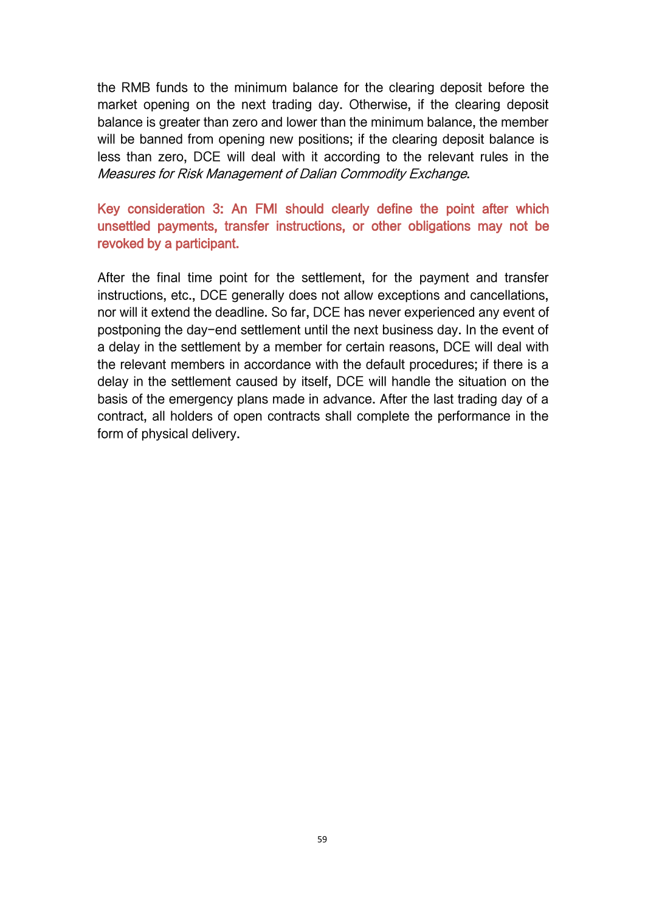the RMB funds to the minimum balance for the clearing deposit before the market opening on the next trading day. Otherwise, if the clearing deposit balance is greater than zero and lower than the minimum balance, the member will be banned from opening new positions; if the clearing deposit balance is less than zero, DCE will deal with it according to the relevant rules in the *Measures for Risk Management of Dalian Commodity Exchange*.

**Key consideration 3: An FMI should clearly define the point after which unsettled payments, transfer instructions, or other obligations may not be revoked by a participant.**

After the final time point for the settlement, for the payment and transfer instructions, etc., DCE generally does not allow exceptions and cancellations, nor will it extend the deadline. So far, DCE has never experienced any event of postponing the day-end settlement until the next business day. In the event of a delay in the settlement by a member for certain reasons, DCE will deal with the relevant members in accordance with the default procedures; if there is a delay in the settlement caused by itself, DCE will handle the situation on the basis of the emergency plans made in advance. After the last trading day of a contract, all holders of open contracts shall complete the performance in the form of physical delivery.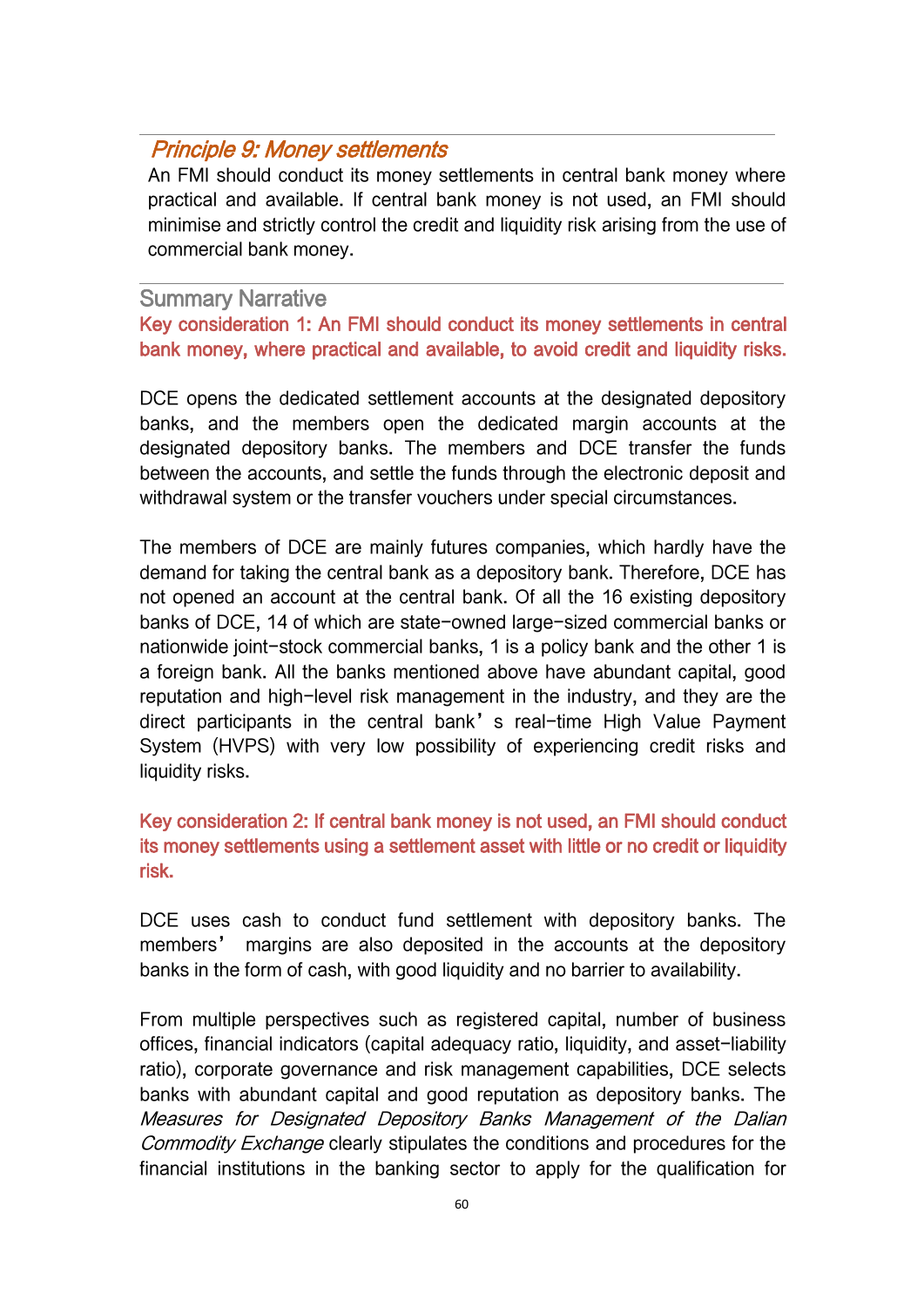## *Principle 9: Money settlements*

An FMI should conduct its money settlements in central bank money where practical and available. If central bank money is not used, an FMI should minimise and strictly control the credit and liquidity risk arising from the use of commercial bank money.

### Summary Narrative

**Key consideration 1: An FMI should conduct its money settlements in central bank money, where practical and available, to avoid credit and liquidity risks.**

DCE opens the dedicated settlement accounts at the designated depository banks, and the members open the dedicated margin accounts at the designated depository banks. The members and DCE transfer the funds between the accounts, and settle the funds through the electronic deposit and withdrawal system or the transfer vouchers under special circumstances.

The members of DCE are mainly futures companies, which hardly have the demand for taking the central bank as a depository bank. Therefore, DCE has not opened an account at the central bank. Of all the 16 existing depository banks of DCE, 14 of which are state-owned large-sized commercial banks or nationwide joint-stock commercial banks, 1 is a policy bank and the other 1 is a foreign bank. All the banks mentioned above have abundant capital, good reputation and high-level risk management in the industry, and they are the direct participants in the central bank's real-time High Value Payment System (HVPS) with very low possibility of experiencing credit risks and liquidity risks.

**Key consideration 2: If central bank money is not used, an FMI should conduct its money settlements using a settlement asset with little or no credit or liquidity risk.**

DCE uses cash to conduct fund settlement with depository banks. The members' margins are also deposited in the accounts at the depository banks in the form of cash, with good liquidity and no barrier to availability.

From multiple perspectives such as registered capital, number of business offices, financial indicators (capital adequacy ratio, liquidity, and asset-liability ratio), corporate governance and risk management capabilities, DCE selects banks with abundant capital and good reputation as depository banks. The *Measures for Designated Depository Banks Management of the Dalian Commodity Exchange* clearly stipulates the conditions and procedures for the financial institutions in the banking sector to apply for the qualification for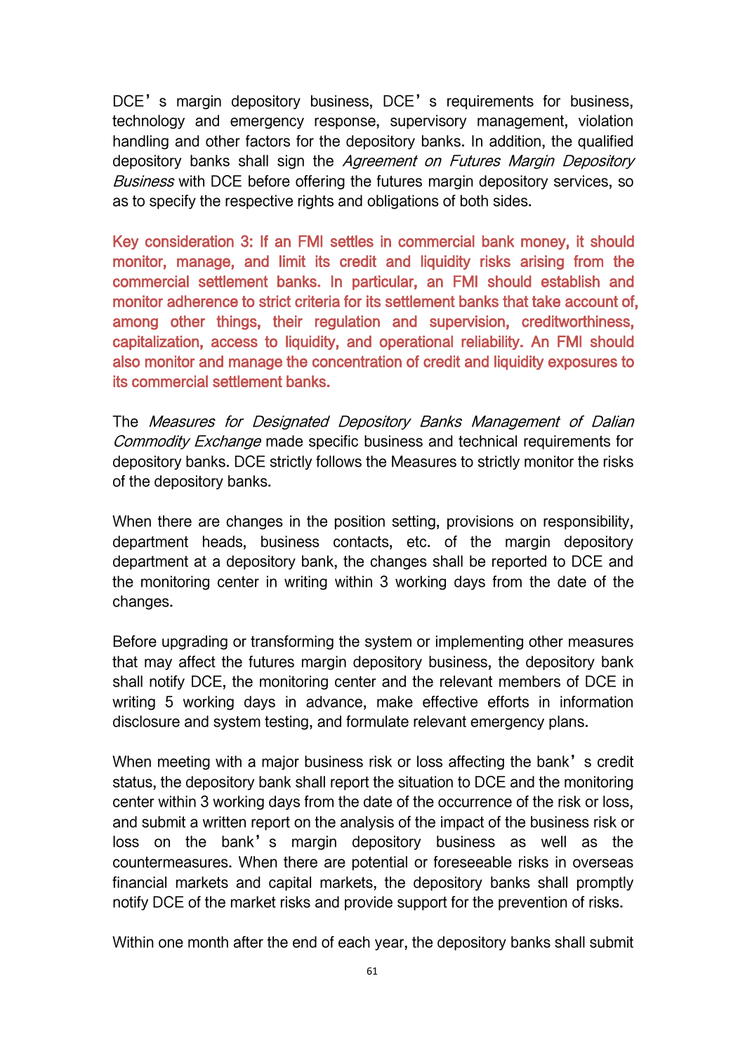DCE's margin depository business, DCE's requirements for business, technology and emergency response, supervisory management, violation handling and other factors for the depository banks. In addition, the qualified depository banks shall sign the *Agreement on Futures Margin Depository Business* with DCE before offering the futures margin depository services, so as to specify the respective rights and obligations of both sides.

**Key consideration 3: If an FMI settles in commercial bank money, it should monitor, manage, and limit its credit and liquidity risks arising from the commercial settlement banks. In particular, an FMI should establish and monitor adherence to strict criteria for its settlement banks that take account of, among other things, their regulation and supervision, creditworthiness, capitalization, access to liquidity, and operational reliability. An FMI should also monitor and manage the concentration of credit and liquidity exposures to its commercial settlement banks.**

The *Measures for Designated Depository Banks Management of Dalian Commodity Exchange* made specific business and technical requirements for depository banks. DCE strictly follows the Measures to strictly monitor the risks of the depository banks.

When there are changes in the position setting, provisions on responsibility, department heads, business contacts, etc. of the margin depository department at a depository bank, the changes shall be reported to DCE and the monitoring center in writing within 3 working days from the date of the changes.

Before upgrading or transforming the system or implementing other measures that may affect the futures margin depository business, the depository bank shall notify DCE, the monitoring center and the relevant members of DCE in writing 5 working days in advance, make effective efforts in information disclosure and system testing, and formulate relevant emergency plans.

When meeting with a major business risk or loss affecting the bank's credit status, the depository bank shall report the situation to DCE and the monitoring center within 3 working days from the date of the occurrence of the risk or loss, and submit a written report on the analysis of the impact of the business risk or loss on the bank's margin depository business as well as the countermeasures. When there are potential or foreseeable risks in overseas financial markets and capital markets, the depository banks shall promptly notify DCE of the market risks and provide support for the prevention of risks.

Within one month after the end of each year, the depository banks shall submit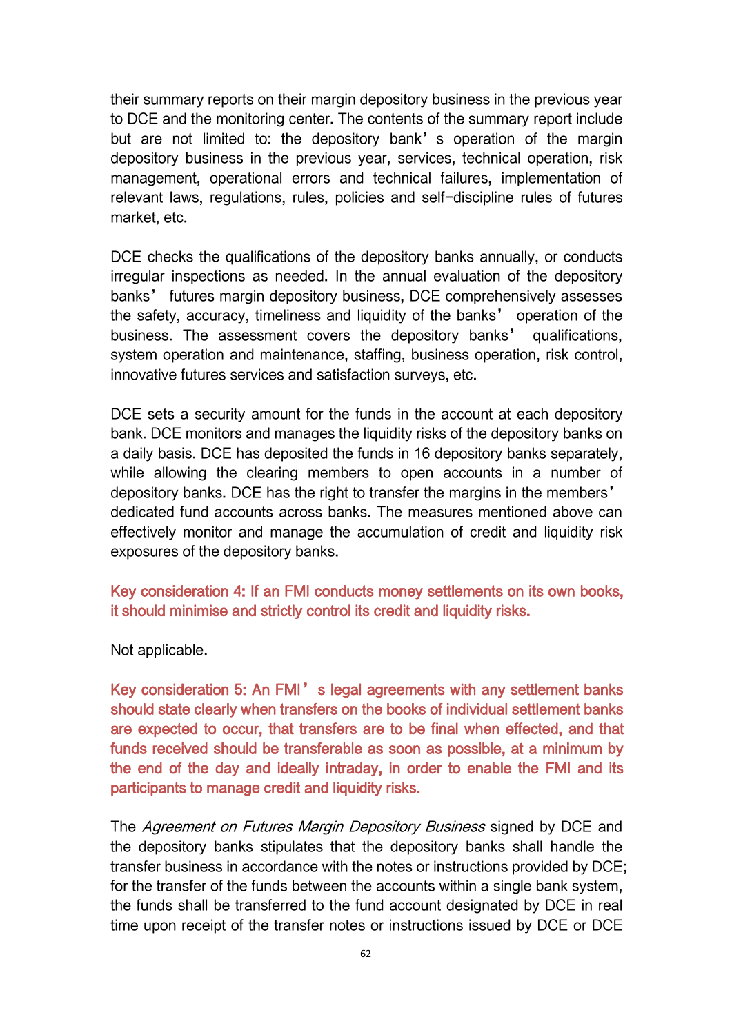their summary reports on their margin depository business in the previous year to DCE and the monitoring center. The contents of the summary report include but are not limited to: the depository bank's operation of the margin depository business in the previous year, services, technical operation, risk management, operational errors and technical failures, implementation of relevant laws, regulations, rules, policies and self-discipline rules of futures market, etc.

DCE checks the qualifications of the depository banks annually, or conducts irregular inspections as needed. In the annual evaluation of the depository banks' futures margin depository business, DCE comprehensively assesses the safety, accuracy, timeliness and liquidity of the banks' operation of the business. The assessment covers the depository banks' qualifications, system operation and maintenance, staffing, business operation, risk control, innovative futures services and satisfaction surveys, etc.

DCE sets a security amount for the funds in the account at each depository bank. DCE monitors and manages the liquidity risks of the depository banks on a daily basis. DCE has deposited the funds in 16 depository banks separately, while allowing the clearing members to open accounts in a number of depository banks. DCE has the right to transfer the margins in the members' dedicated fund accounts across banks. The measures mentioned above can effectively monitor and manage the accumulation of credit and liquidity risk exposures of the depository banks.

**Key consideration 4: If an FMI conducts money settlements on its own books, it should minimise and strictly control its credit and liquidity risks.**

Not applicable.

**Key consideration 5: An FMI's legal agreements with any settlement banks should state clearly when transfers on the books of individual settlement banks are expected to occur, that transfers are to be final when effected, and that funds received should be transferable as soon as possible, at a minimum by the end of the day and ideally intraday, in order to enable the FMI and its participants to manage credit and liquidity risks.**

The *Agreement on Futures Margin Depository Business* signed by DCE and the depository banks stipulates that the depository banks shall handle the transfer business in accordance with the notes or instructions provided by DCE; for the transfer of the funds between the accounts within a single bank system, the funds shall be transferred to the fund account designated by DCE in real time upon receipt of the transfer notes or instructions issued by DCE or DCE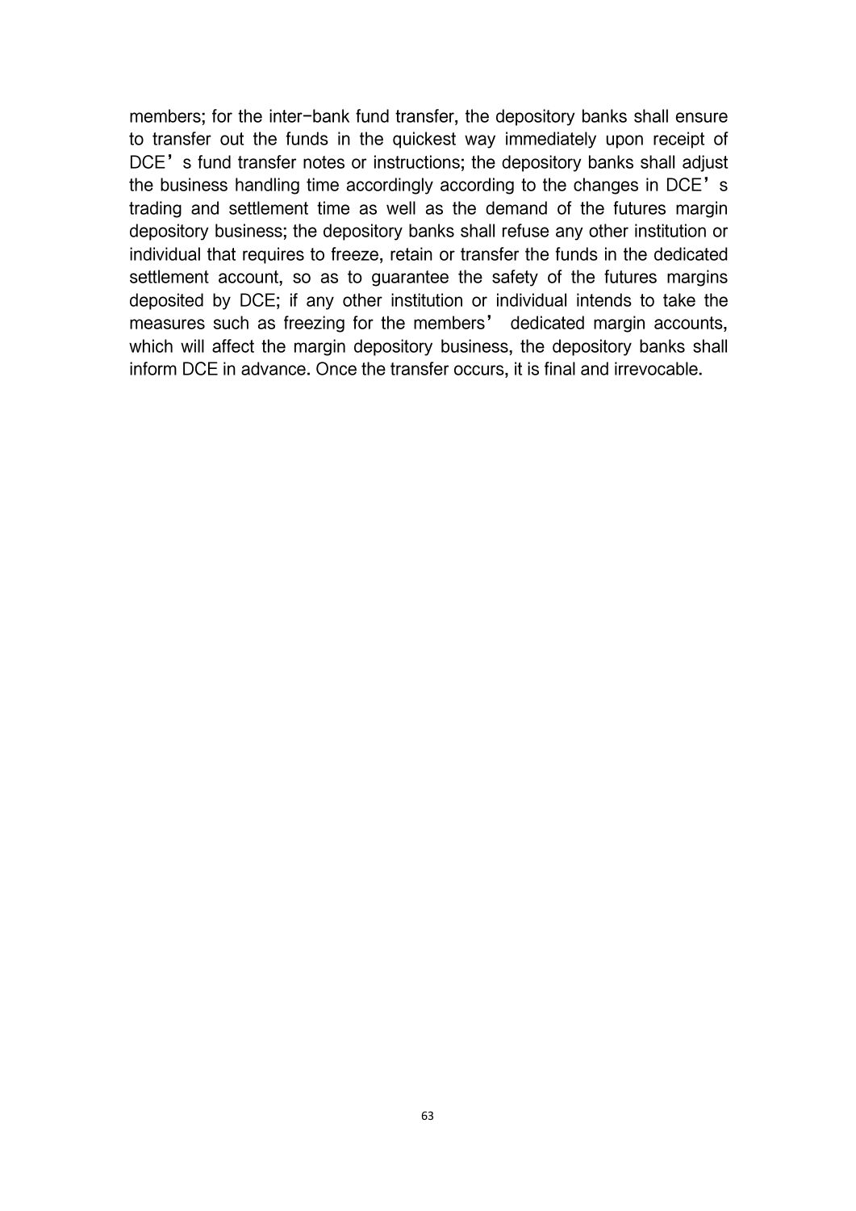members; for the inter-bank fund transfer, the depository banks shall ensure to transfer out the funds in the quickest way immediately upon receipt of DCE's fund transfer notes or instructions; the depository banks shall adjust the business handling time accordingly according to the changes in DCE's trading and settlement time as well as the demand of the futures margin depository business; the depository banks shall refuse any other institution or individual that requires to freeze, retain or transfer the funds in the dedicated settlement account, so as to guarantee the safety of the futures margins deposited by DCE; if any other institution or individual intends to take the measures such as freezing for the members' dedicated margin accounts, which will affect the margin depository business, the depository banks shall inform DCE in advance. Once the transfer occurs, it is final and irrevocable.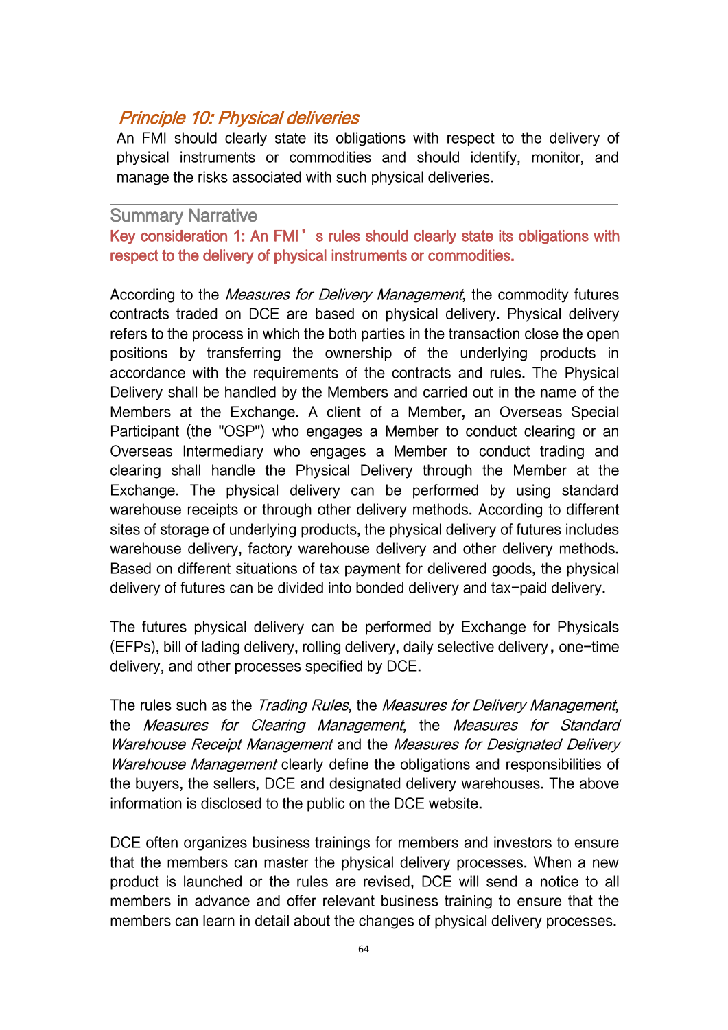## *Principle 10: Physical deliveries*

An FMI should clearly state its obligations with respect to the delivery of physical instruments or commodities and should identify, monitor, and manage the risks associated with such physical deliveries.

### Summary Narrative

**Key consideration 1: An FMI's rules should clearly state its obligations with respect to the delivery of physical instruments or commodities.**

According to the *Measures for Delivery Management*, the commodity futures contracts traded on DCE are based on physical delivery. Physical delivery refers to the process in which the both parties in the transaction close the open positions by transferring the ownership of the underlying products in accordance with the requirements of the contracts and rules. The Physical Delivery shall be handled by the Members and carried out in the name of the Members at the Exchange. A client of a Member, an Overseas Special Participant (the "OSP") who engages a Member to conduct clearing or an Overseas Intermediary who engages a Member to conduct trading and clearing shall handle the Physical Delivery through the Member at the Exchange. The physical delivery can be performed by using standard warehouse receipts or through other delivery methods. According to different sites of storage of underlying products, the physical delivery of futures includes warehouse delivery, factory warehouse delivery and other delivery methods. Based on different situations of tax payment for delivered goods, the physical delivery of futures can be divided into bonded delivery and tax-paid delivery.

The futures physical delivery can be performed by Exchange for Physicals (EFPs), bill of lading delivery, rolling delivery, daily selective delivery, one-time delivery, and other processes specified by DCE.

The rules such as the *Trading Rules*, the *Measures for Delivery Management*, the *Measures for Clearing Management*, the *Measures for Standard Warehouse Receipt Management* and the *Measures for Designated Delivery Warehouse Management* clearly define the obligations and responsibilities of the buyers, the sellers, DCE and designated delivery warehouses. The above information is disclosed to the public on the DCE website.

DCE often organizes business trainings for members and investors to ensure that the members can master the physical delivery processes. When a new product is launched or the rules are revised, DCE will send a notice to all members in advance and offer relevant business training to ensure that the members can learn in detail about the changes of physical delivery processes.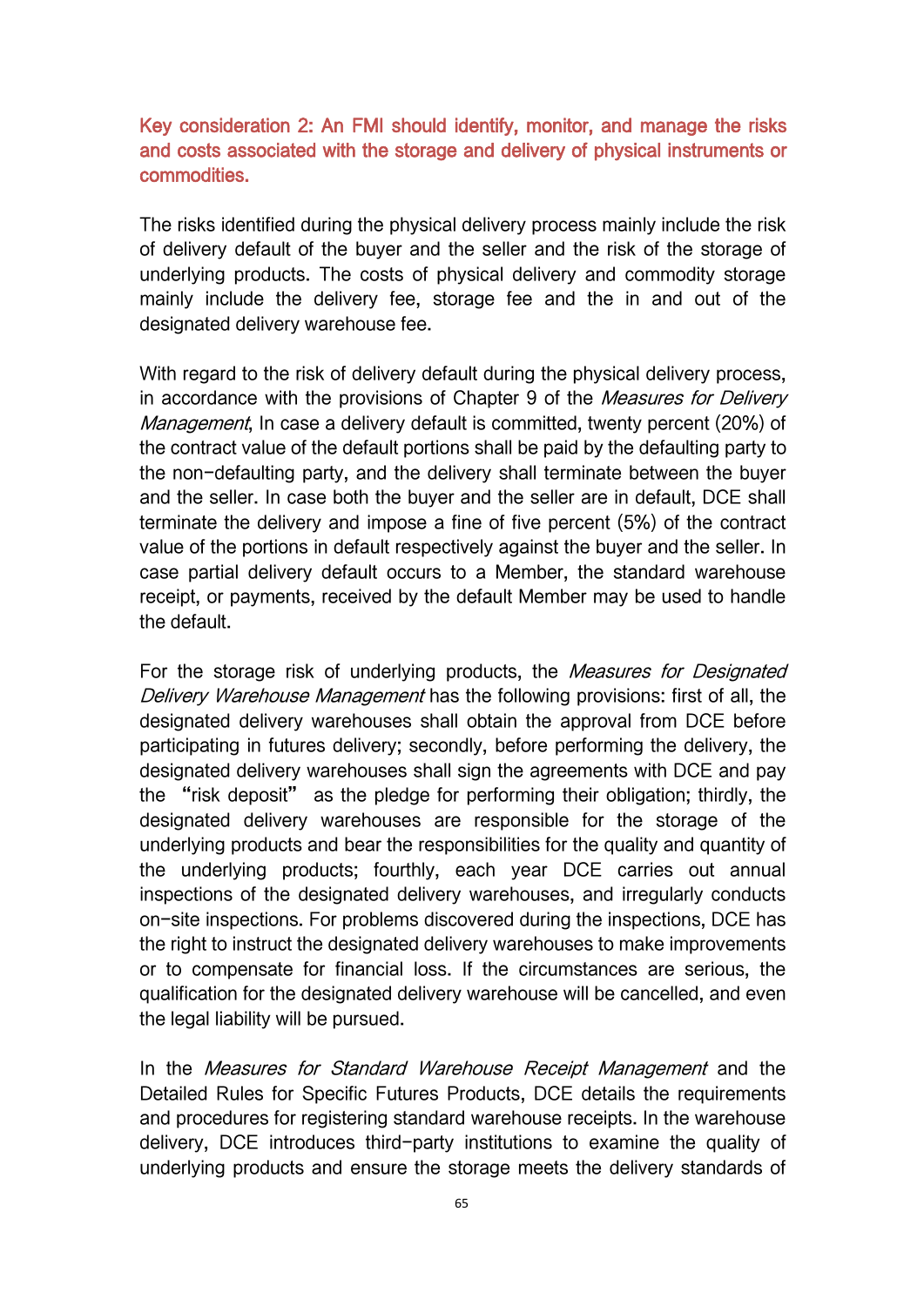### Key consideration 2: An FMI should identify, monitor, and manage the risks and costs associated with the storage and delivery of physical instruments or commodities.

The risks identified during the physical delivery process mainly include the risk of delivery default of the buyer and the seller and the risk of the storage of underlying products. The costs of physical delivery and commodity storage mainly include the delivery fee, storage fee and the in and out of the designated delivery warehouse fee.

With regard to the risk of delivery default during the physical delivery process, in accordance with the provisions of Chapter 9 of the *Measures for Delivery Management*, In case a delivery default is committed, twenty percent (20%) of the contract value of the default portions shall be paid by the defaulting party to the non-defaulting party, and the delivery shall terminate between the buyer and the seller. In case both the buyer and the seller are in default, DCE shall terminate the delivery and impose a fine of five percent (5%) of the contract value of the portions in default respectively against the buyer and the seller. In case partial delivery default occurs to a Member, the standard warehouse receipt, or payments, received by the default Member may be used to handle the default.

For the storage risk of underlying products, the *Measures for Designated Delivery Warehouse Management* has the following provisions: first of all, the designated delivery warehouses shall obtain the approval from DCE before participating in futures delivery; secondly, before performing the delivery, the designated delivery warehouses shall sign the agreements with DCE and pay the "risk deposit" as the pledge for performing their obligation; thirdly, the designated delivery warehouses are responsible for the storage of the underlying products and bear the responsibilities for the quality and quantity of the underlying products; fourthly, each year DCE carries out annual inspections of the designated delivery warehouses, and irregularly conducts on-site inspections. For problems discovered during the inspections, DCE has the right to instruct the designated delivery warehouses to make improvements or to compensate for financial loss. If the circumstances are serious, the qualification for the designated delivery warehouse will be cancelled, and even the legal liability will be pursued.

In the *Measures for Standard Warehouse Receipt Management* and the Detailed Rules for Specific Futures Products, DCE details the requirements and procedures for registering standard warehouse receipts. In the warehouse delivery, DCE introduces third-party institutions to examine the quality of underlying products and ensure the storage meets the delivery standards of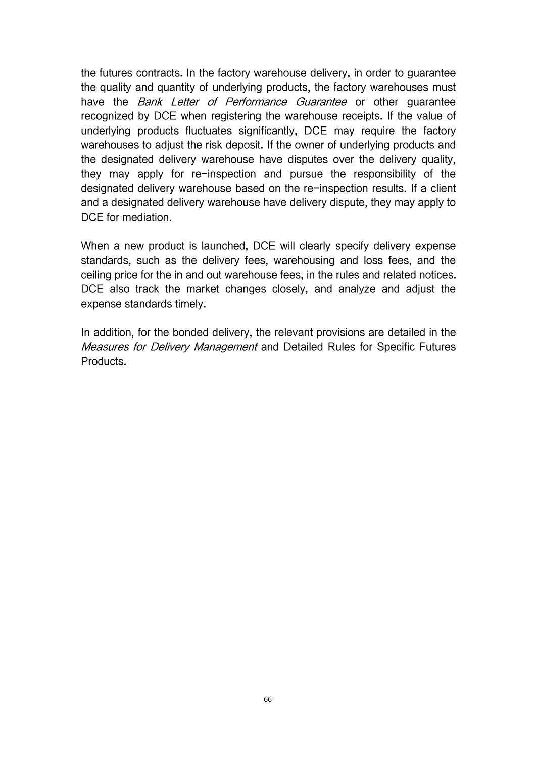the futures contracts. In the factory warehouse delivery, in order to guarantee the quality and quantity of underlying products, the factory warehouses must have the *Bank Letter of Performance Guarantee* or other guarantee recognized by DCE when registering the warehouse receipts. If the value of underlying products fluctuates significantly, DCE may require the factory warehouses to adjust the risk deposit. If the owner of underlying products and the designated delivery warehouse have disputes over the delivery quality, they may apply for re-inspection and pursue the responsibility of the designated delivery warehouse based on the re-inspection results. If a client and a designated delivery warehouse have delivery dispute, they may apply to DCE for mediation.

When a new product is launched, DCE will clearly specify delivery expense standards, such as the delivery fees, warehousing and loss fees, and the ceiling price for the in and out warehouse fees, in the rules and related notices. DCE also track the market changes closely, and analyze and adjust the expense standards timely.

In addition, for the bonded delivery, the relevant provisions are detailed in the *Measures for Delivery Management* and Detailed Rules for Specific Futures Products.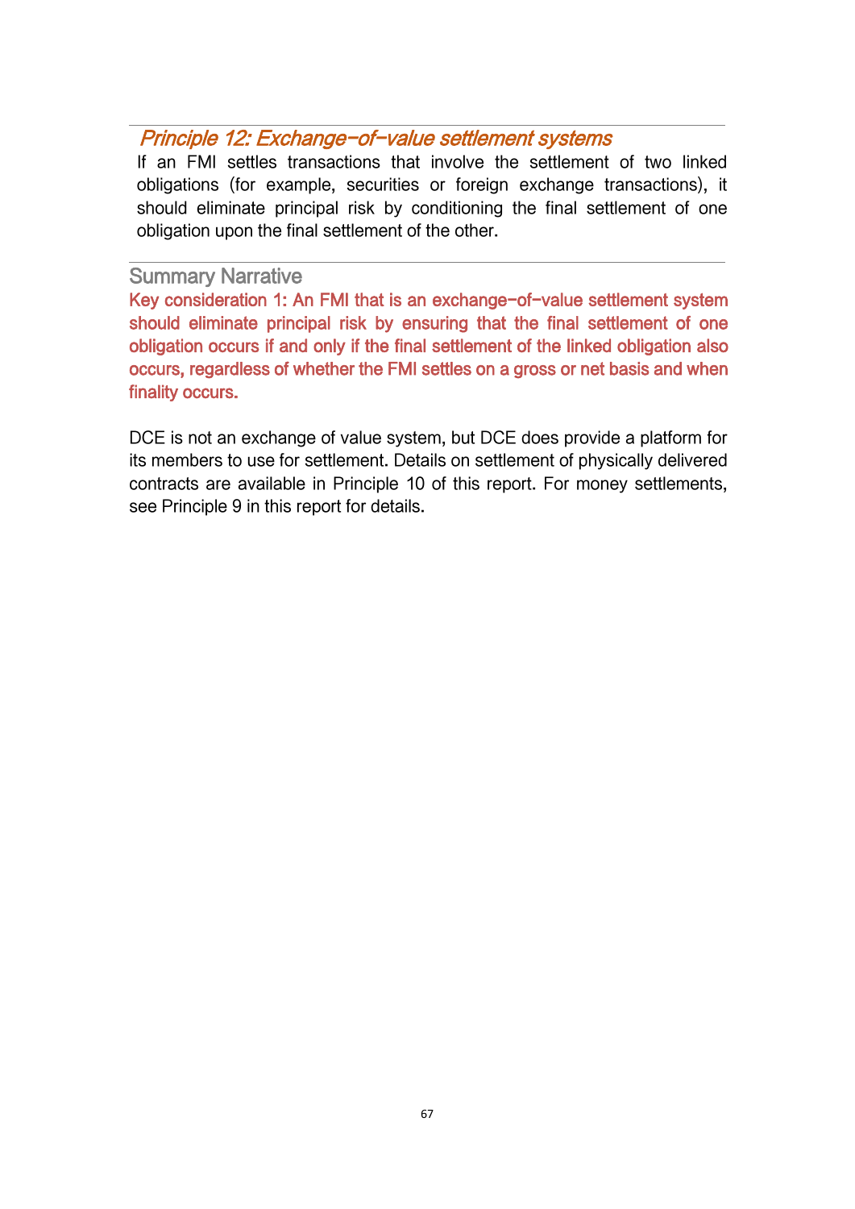## *Principle 12: Exchange−of−value settlement systems*

If an FMI settles transactions that involve the settlement of two linked obligations (for example, securities or foreign exchange transactions), it should eliminate principal risk by conditioning the final settlement of one obligation upon the final settlement of the other.

### Summary Narrative

**Key consideration 1: An FMI that is an exchange−of−value settlement system should eliminate principal risk by ensuring that the final settlement of one obligation occurs if and only if the final settlement of the linked obligation also occurs, regardless of whether the FMI settles on a gross or net basis and when finality occurs.**

DCE is not an exchange of value system, but DCE does provide a platform for its members to use for settlement. Details on settlement of physically delivered contracts are available in Principle 10 of this report. For money settlements, see Principle 9 in this report for details.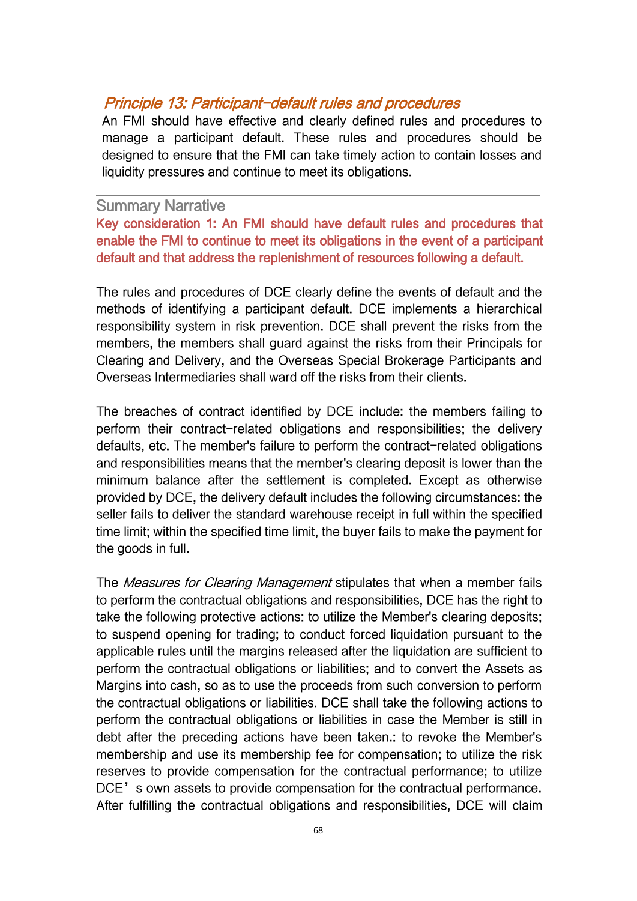## *Principle 13: Participant-default rules and procedures*

An FMI should have effective and clearly defined rules and procedures to manage a participant default. These rules and procedures should be designed to ensure that the FMI can take timely action to contain losses and liquidity pressures and continue to meet its obligations.

### Summary Narrative

**Key consideration 1: An FMI should have default rules and procedures that enable the FMI to continue to meet its obligations in the event of a participant default and that address the replenishment of resources following a default.**

The rules and procedures of DCE clearly define the events of default and the methods of identifying a participant default. DCE implements a hierarchical responsibility system in risk prevention. DCE shall prevent the risks from the members, the members shall guard against the risks from their Principals for Clearing and Delivery, and the Overseas Special Brokerage Participants and Overseas Intermediaries shall ward off the risks from their clients.

The breaches of contract identified by DCE include: the members failing to perform their contract-related obligations and responsibilities; the delivery defaults, etc. The member's failure to perform the contract-related obligations and responsibilities means that the member's clearing deposit is lower than the minimum balance after the settlement is completed. Except as otherwise provided by DCE, the delivery default includes the following circumstances: the seller fails to deliver the standard warehouse receipt in full within the specified time limit; within the specified time limit, the buyer fails to make the payment for the goods in full.

The *Measures for Clearing Management* stipulates that when a member fails to perform the contractual obligations and responsibilities, DCE has the right to take the following protective actions: to utilize the Member's clearing deposits; to suspend opening for trading; to conduct forced liquidation pursuant to the applicable rules until the margins released after the liquidation are sufficient to perform the contractual obligations or liabilities; and to convert the Assets as Margins into cash, so as to use the proceeds from such conversion to perform the contractual obligations or liabilities. DCE shall take the following actions to perform the contractual obligations or liabilities in case the Member is still in debt after the preceding actions have been taken.: to revoke the Member's membership and use its membership fee for compensation; to utilize the risk reserves to provide compensation for the contractual performance; to utilize DCE's own assets to provide compensation for the contractual performance. After fulfilling the contractual obligations and responsibilities, DCE will claim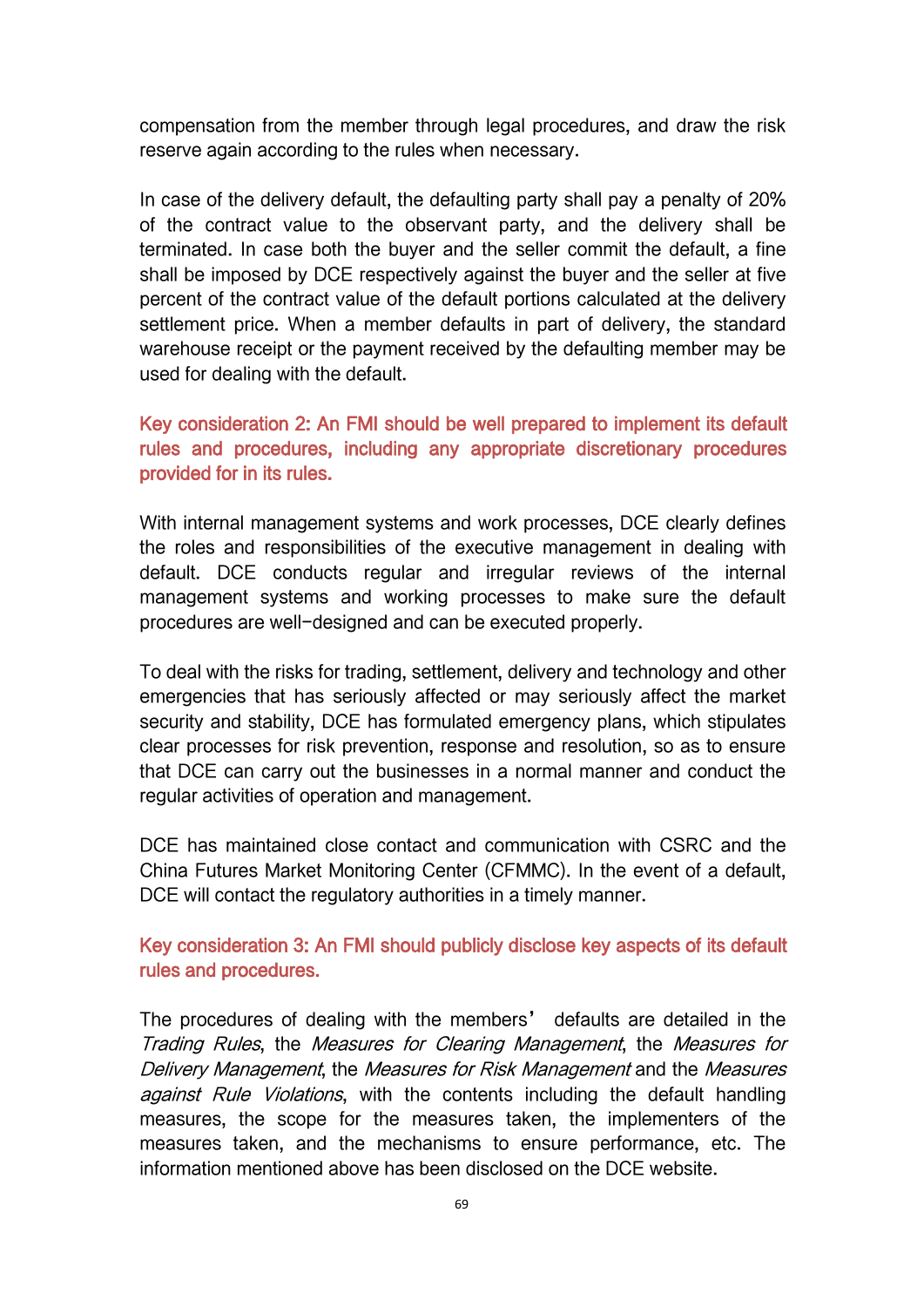compensation from the member through legal procedures, and draw the risk reserve again according to the rules when necessary.

In case of the delivery default, the defaulting party shall pay a penalty of 20% of the contract value to the observant party, and the delivery shall be terminated. In case both the buyer and the seller commit the default, a fine shall be imposed by DCE respectively against the buyer and the seller at five percent of the contract value of the default portions calculated at the delivery settlement price. When a member defaults in part of delivery, the standard warehouse receipt or the payment received by the defaulting member may be used for dealing with the default.

### Key consideration 2: An FMI should be well prepared to implement its default rules and procedures, including any appropriate discretionary procedures provided for in its rules.

With internal management systems and work processes, DCE clearly defines the roles and responsibilities of the executive management in dealing with default. DCE conducts regular and irregular reviews of the internal management systems and working processes to make sure the default procedures are well-designed and can be executed properly.

To deal with the risks for trading, settlement, delivery and technology and other emergencies that has seriously affected or may seriously affect the market security and stability, DCE has formulated emergency plans, which stipulates clear processes for risk prevention, response and resolution, so as to ensure that DCE can carry out the businesses in a normal manner and conduct the regular activities of operation and management.

DCE has maintained close contact and communication with CSRC and the China Futures Market Monitoring Center (CFMMC). In the event of a default, DCE will contact the regulatory authorities in a timely manner.

### Key consideration 3: An FMI should publicly disclose key aspects of its default rules and procedures.

The procedures of dealing with the members' defaults are detailed in the *Trading Rules*, the *Measures for Clearing Management*, the *Measures for Delivery Management*, the *Measures for Risk Management* and the *Measures against Rule Violations*, with the contents including the default handling measures, the scope for the measures taken, the implementers of the measures taken, and the mechanisms to ensure performance, etc. The information mentioned above has been disclosed on the DCE website.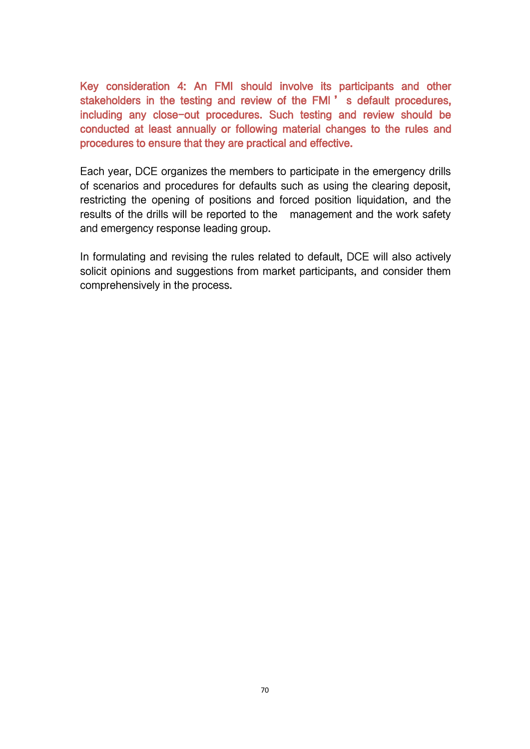**Key consideration 4: An FMI should involve its participants and other stakeholders in the testing and review of the FMI's default procedures, including any close-out procedures. Such testing and review should be conducted at least annually or following material changes to the rules and procedures to ensure that they are practical and effective.**

Each year, DCE organizes the members to participate in the emergency drills of scenarios and procedures for defaults such as using the clearing deposit, restricting the opening of positions and forced position liquidation, and the results of the drills will be reported to the management and the work safety and emergency response leading group.

In formulating and revising the rules related to default, DCE will also actively solicit opinions and suggestions from market participants, and consider them comprehensively in the process.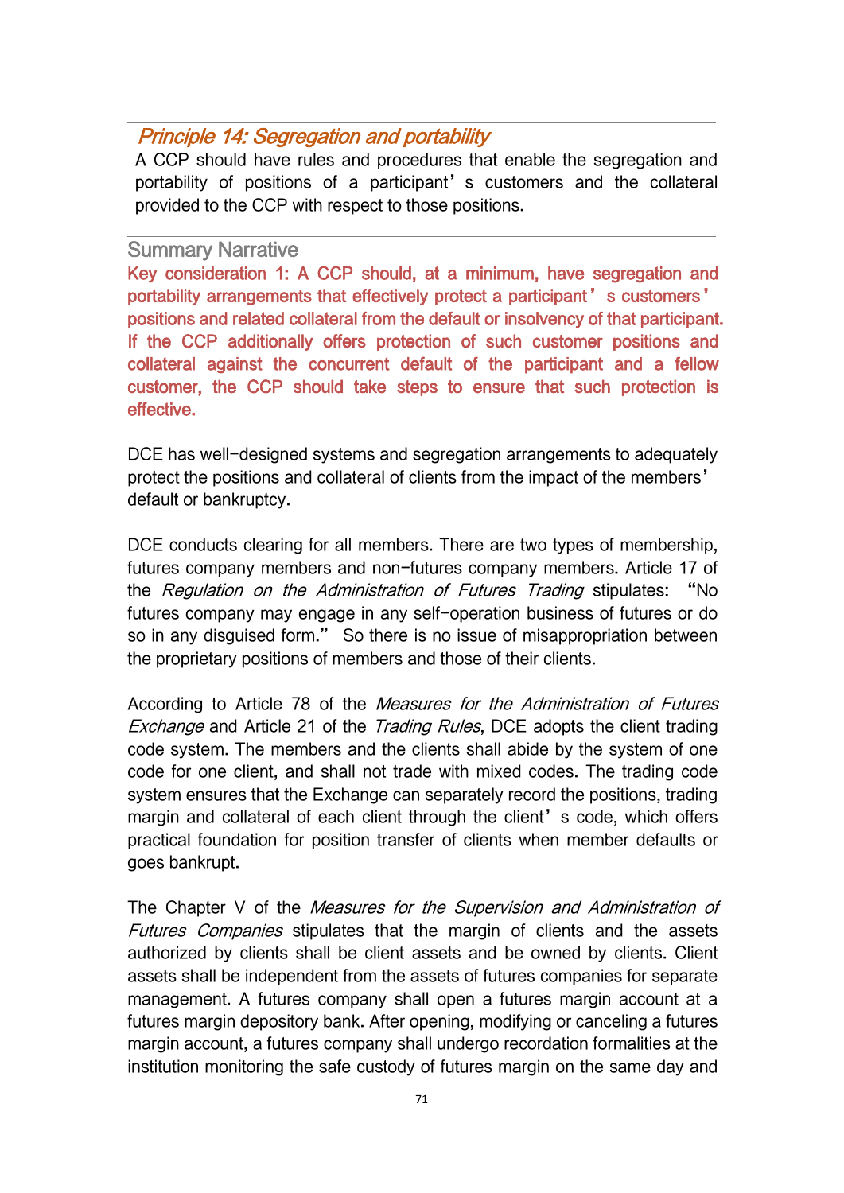## *Principle 14: Segregation and portability*

A CCP should have rules and procedures that enable the segregation and portability of positions of a participant's customers and the collateral provided to the CCP with respect to those positions.

### Summary Narrative

**Key consideration 1: A CCP should, at a minimum, have segregation and portability arrangements that effectively protect a participant's customers' positions and related collateral from the default or insolvency of that participant. If the CCP additionally offers protection of such customer positions and collateral against the concurrent default of the participant and a fellow customer, the CCP should take steps to ensure that such protection is effective.**

DCE has well-designed systems and segregation arrangements to adequately protect the positions and collateral of clients from the impact of the members' default or bankruptcy.

DCE conducts clearing for all members. There are two types of membership, futures company members and non-futures company members. Article 17 of the *Regulation on the Administration of Futures Trading* stipulates: "No futures company may engage in any self-operation business of futures or do so in any disguised form." So there is no issue of misappropriation between the proprietary positions of members and those of their clients.

According to Article 78 of the *Measures for the Administration of Futures Exchange* and Article 21 of the *Trading Rules*, DCE adopts the client trading code system. The members and the clients shall abide by the system of one code for one client, and shall not trade with mixed codes. The trading code system ensures that the Exchange can separately record the positions, trading margin and collateral of each client through the client's code, which offers practical foundation for position transfer of clients when member defaults or goes bankrupt.

The Chapter V of the *Measures for the Supervision and Administration of Futures Companies* stipulates that the margin of clients and the assets authorized by clients shall be client assets and be owned by clients. Client assets shall be independent from the assets of futures companies for separate management. A futures company shall open a futures margin account at a futures margin depository bank. After opening, modifying or canceling a futures margin account, a futures company shall undergo recordation formalities at the institution monitoring the safe custody of futures margin on the same day and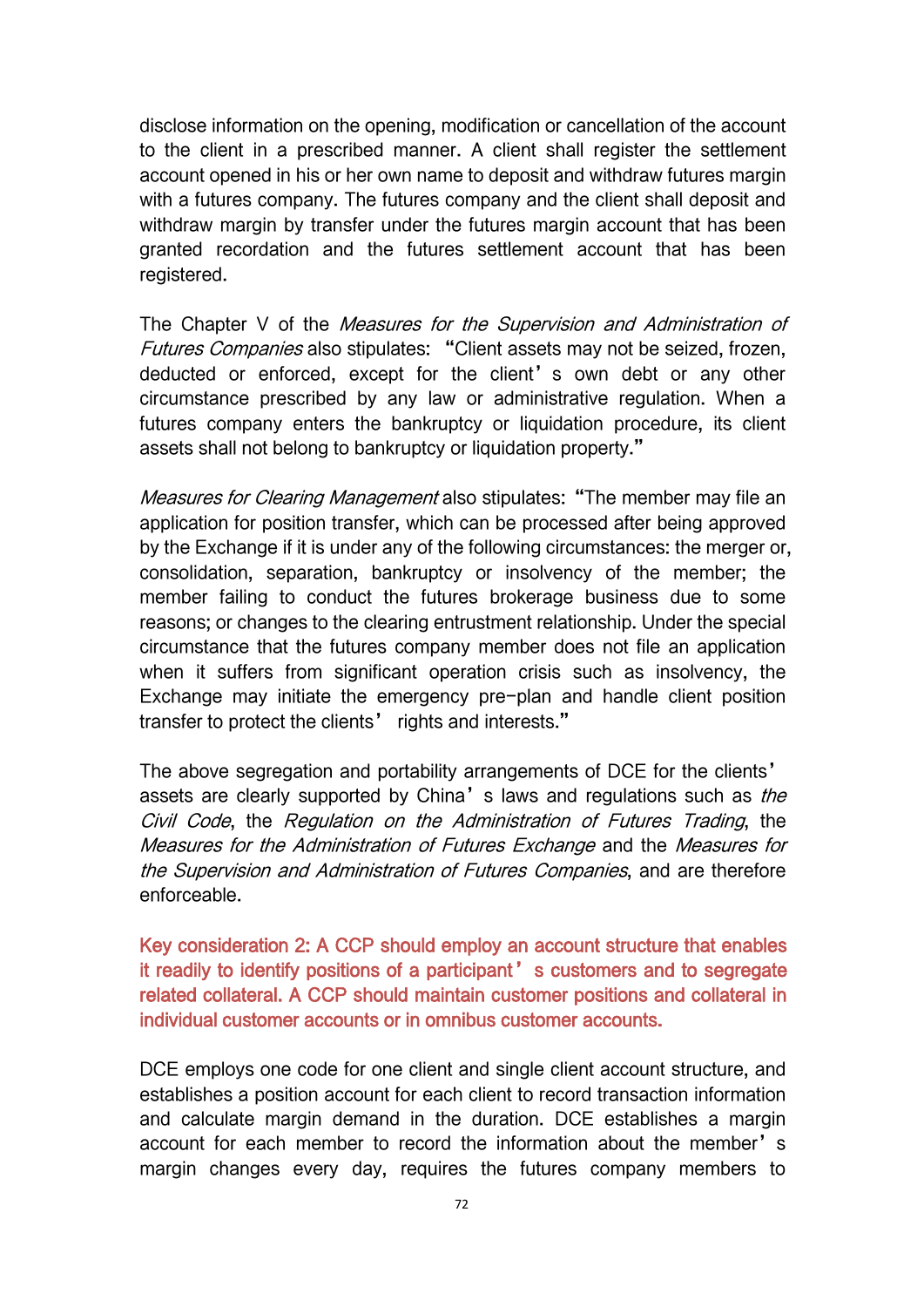disclose information on the opening, modification or cancellation of the account to the client in a prescribed manner. A client shall register the settlement account opened in his or her own name to deposit and withdraw futures margin with a futures company. The futures company and the client shall deposit and withdraw margin by transfer under the futures margin account that has been granted recordation and the futures settlement account that has been registered.

The Chapter V of the *Measures for the Supervision and Administration of Futures Companies* also stipulates: "Client assets may not be seized, frozen, deducted or enforced, except for the client's own debt or any other circumstance prescribed by any law or administrative regulation. When a futures company enters the bankruptcy or liquidation procedure, its client assets shall not belong to bankruptcy or liquidation property."

*Measures for Clearing Management* also stipulates: "The member may file an application for position transfer, which can be processed after being approved by the Exchange if it is under any of the following circumstances: the merger or, consolidation, separation, bankruptcy or insolvency of the member; the member failing to conduct the futures brokerage business due to some reasons; or changes to the clearing entrustment relationship. Under the special circumstance that the futures company member does not file an application when it suffers from significant operation crisis such as insolvency, the Exchange may initiate the emergency pre-plan and handle client position transfer to protect the clients' rights and interests."

The above segregation and portability arrangements of DCE for the clients' assets are clearly supported by China's laws and regulations such as *the Civil Code*, the *Regulation on the Administration of Futures Trading*, the *Measures for the Administration of Futures Exchange* and the *Measures for the Supervision and Administration of Futures Companies*, and are therefore enforceable.

**Key consideration 2: A CCP should employ an account structure that enables it readily to identify positions of a participant's customers and to segregate related collateral. A CCP should maintain customer positions and collateral in individual customer accounts or in omnibus customer accounts.**

DCE employs one code for one client and single client account structure, and establishes a position account for each client to record transaction information and calculate margin demand in the duration. DCE establishes a margin account for each member to record the information about the member's margin changes every day, requires the futures company members to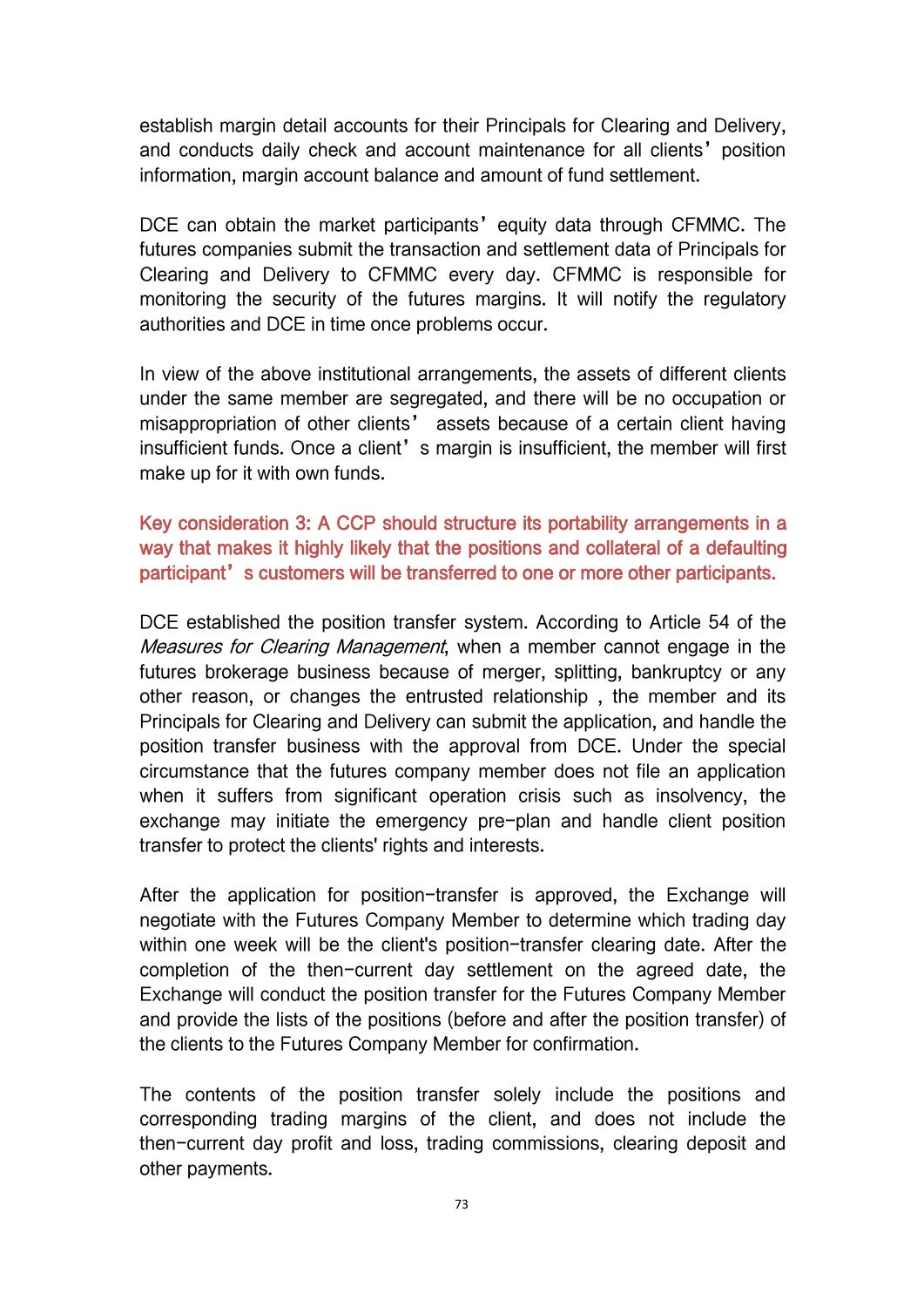establish margin detail accounts for their Principals for Clearing and Delivery, and conducts daily check and account maintenance for all clients' position information, margin account balance and amount of fund settlement.

DCE can obtain the market participants' equity data through CFMMC. The futures companies submit the transaction and settlement data of Principals for Clearing and Delivery to CFMMC every day. CFMMC is responsible for monitoring the security of the futures margins. It will notify the regulatory authorities and DCE in time once problems occur.

In view of the above institutional arrangements, the assets of different clients under the same member are segregated, and there will be no occupation or misappropriation of other clients' assets because of a certain client having insufficient funds. Once a client's margin is insufficient, the member will first make up for it with own funds.

**Key consideration 3: A CCP should structure its portability arrangements in a way that makes it highly likely that the positions and collateral of a defaulting participant's customers will be transferred to one or more other participants.**

DCE established the position transfer system. According to Article 54 of the *Measures for Clearing Management*, when a member cannot engage in the futures brokerage business because of merger, splitting, bankruptcy or any other reason, or changes the entrusted relationship , the member and its Principals for Clearing and Delivery can submit the application, and handle the position transfer business with the approval from DCE. Under the special circumstance that the futures company member does not file an application when it suffers from significant operation crisis such as insolvency, the exchange may initiate the emergency pre-plan and handle client position transfer to protect the clients' rights and interests.

After the application for position-transfer is approved, the Exchange will negotiate with the Futures Company Member to determine which trading day within one week will be the client's position-transfer clearing date. After the completion of the then-current day settlement on the agreed date, the Exchange will conduct the position transfer for the Futures Company Member and provide the lists of the positions (before and after the position transfer) of the clients to the Futures Company Member for confirmation.

The contents of the position transfer solely include the positions and corresponding trading margins of the client, and does not include the then-current day profit and loss, trading commissions, clearing deposit and other payments.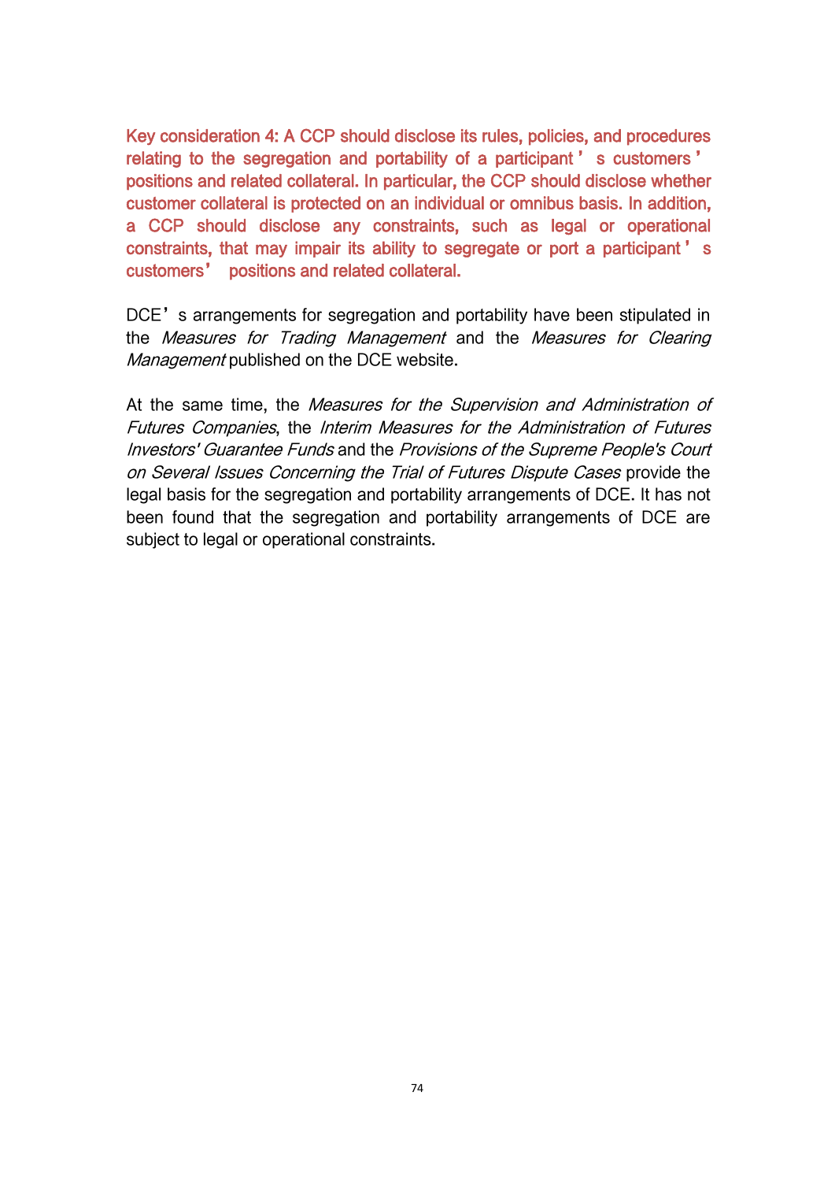**Key consideration 4: A CCP should disclose its rules, policies, and procedures relating to the segregation and portability of a participant's customers' positions and related collateral. In particular, the CCP should disclose whether customer collateral is protected on an individual or omnibus basis. In addition, a CCP should disclose any constraints, such as legal or operational constraints, that may impair its ability to segregate or port a participant's customers' positions and related collateral.**

DCE's arrangements for segregation and portability have been stipulated in the *Measures for Trading Management* and the *Measures for Clearing Management* published on the DCE website.

At the same time, the *Measures for the Supervision and Administration of Futures Companies*, the *Interim Measures for the Administration of Futures Investors' Guarantee Funds* and the *Provisions of the Supreme People's Court on Several Issues Concerning the Trial of Futures Dispute Cases* provide the legal basis for the segregation and portability arrangements of DCE. It has not been found that the segregation and portability arrangements of DCE are subject to legal or operational constraints.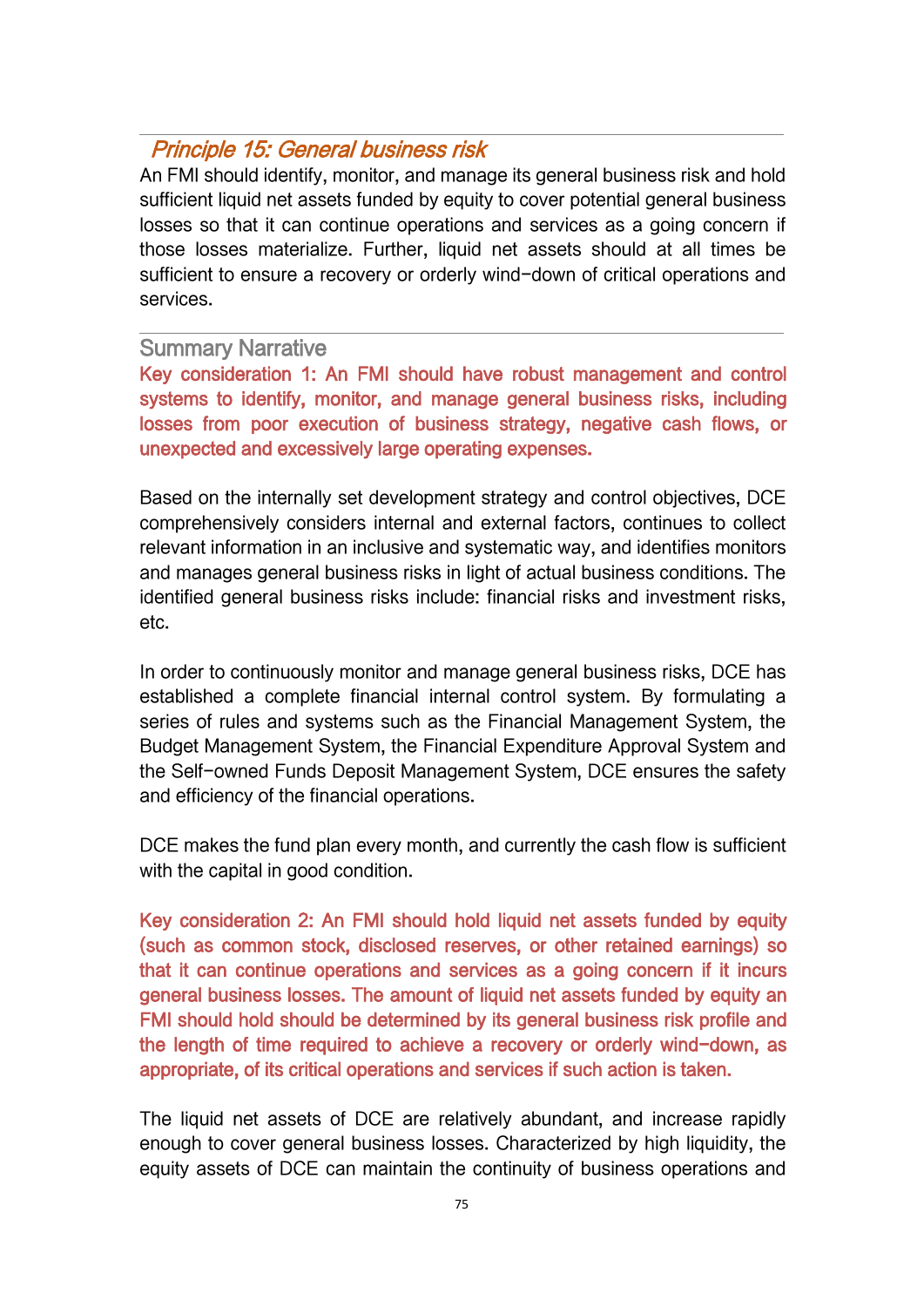## *Principle 15: General business risk*

An FMI should identify, monitor, and manage its general business risk and hold sufficient liquid net assets funded by equity to cover potential general business losses so that it can continue operations and services as a going concern if those losses materialize. Further, liquid net assets should at all times be sufficient to ensure a recovery or orderly wind-down of critical operations and services.

### Summary Narrative

**Key consideration 1: An FMI should have robust management and control systems to identify, monitor, and manage general business risks, including losses from poor execution of business strategy, negative cash flows, or unexpected and excessively large operating expenses.**

Based on the internally set development strategy and control objectives, DCE comprehensively considers internal and external factors, continues to collect relevant information in an inclusive and systematic way, and identifies monitors and manages general business risks in light of actual business conditions. The identified general business risks include: financial risks and investment risks, etc.

In order to continuously monitor and manage general business risks, DCE has established a complete financial internal control system. By formulating a series of rules and systems such as the Financial Management System, the Budget Management System, the Financial Expenditure Approval System and the Self-owned Funds Deposit Management System, DCE ensures the safety and efficiency of the financial operations.

DCE makes the fund plan every month, and currently the cash flow is sufficient with the capital in good condition.

**Key consideration 2: An FMI should hold liquid net assets funded by equity (such as common stock, disclosed reserves, or other retained earnings) so that it can continue operations and services as a going concern if it incurs general business losses. The amount of liquid net assets funded by equity an FMI should hold should be determined by its general business risk profile and the length of time required to achieve a recovery or orderly wind-down, as appropriate, of its critical operations and services if such action is taken.**

The liquid net assets of DCE are relatively abundant, and increase rapidly enough to cover general business losses. Characterized by high liquidity, the equity assets of DCE can maintain the continuity of business operations and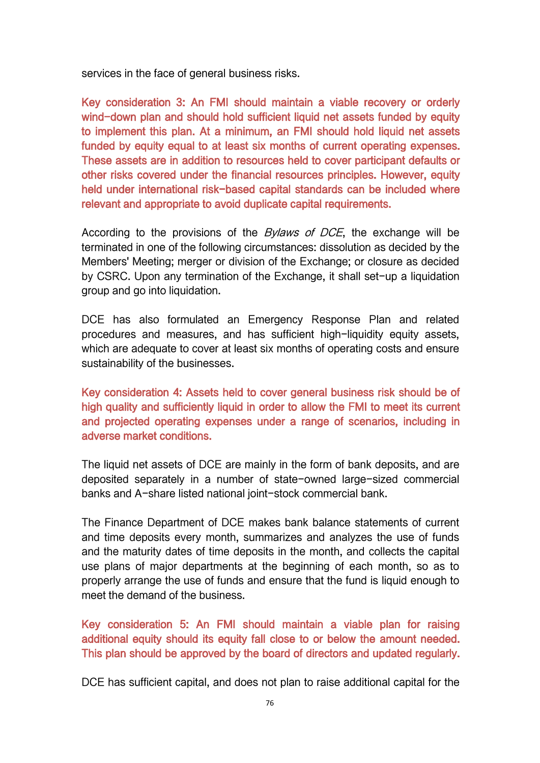services in the face of general business risks.

**Key consideration 3: An FMI should maintain a viable recovery or orderly wind-down plan and should hold sufficient liquid net assets funded by equity to implement this plan. At a minimum, an FMI should hold liquid net assets funded by equity equal to at least six months of current operating expenses. These assets are in addition to resources held to cover participant defaults or other risks covered under the financial resources principles. However, equity held under international risk-based capital standards can be included where relevant and appropriate to avoid duplicate capital requirements.**

According to the provisions of the *Bylaws of DCE*, the exchange will be terminated in one of the following circumstances: dissolution as decided by the Members' Meeting; merger or division of the Exchange; or closure as decided by CSRC. Upon any termination of the Exchange, it shall set-up a liquidation group and go into liquidation.

DCE has also formulated an Emergency Response Plan and related procedures and measures, and has sufficient high-liquidity equity assets, which are adequate to cover at least six months of operating costs and ensure sustainability of the businesses.

**Key consideration 4: Assets held to cover general business risk should be of high quality and sufficiently liquid in order to allow the FMI to meet its current and projected operating expenses under a range of scenarios, including in adverse market conditions.**

The liquid net assets of DCE are mainly in the form of bank deposits, and are deposited separately in a number of state-owned large-sized commercial banks and A-share listed national joint-stock commercial bank.

The Finance Department of DCE makes bank balance statements of current and time deposits every month, summarizes and analyzes the use of funds and the maturity dates of time deposits in the month, and collects the capital use plans of major departments at the beginning of each month, so as to properly arrange the use of funds and ensure that the fund is liquid enough to meet the demand of the business.

**Key consideration 5: An FMI should maintain a viable plan for raising additional equity should its equity fall close to or below the amount needed. This plan should be approved by the board of directors and updated regularly.**

DCE has sufficient capital, and does not plan to raise additional capital for the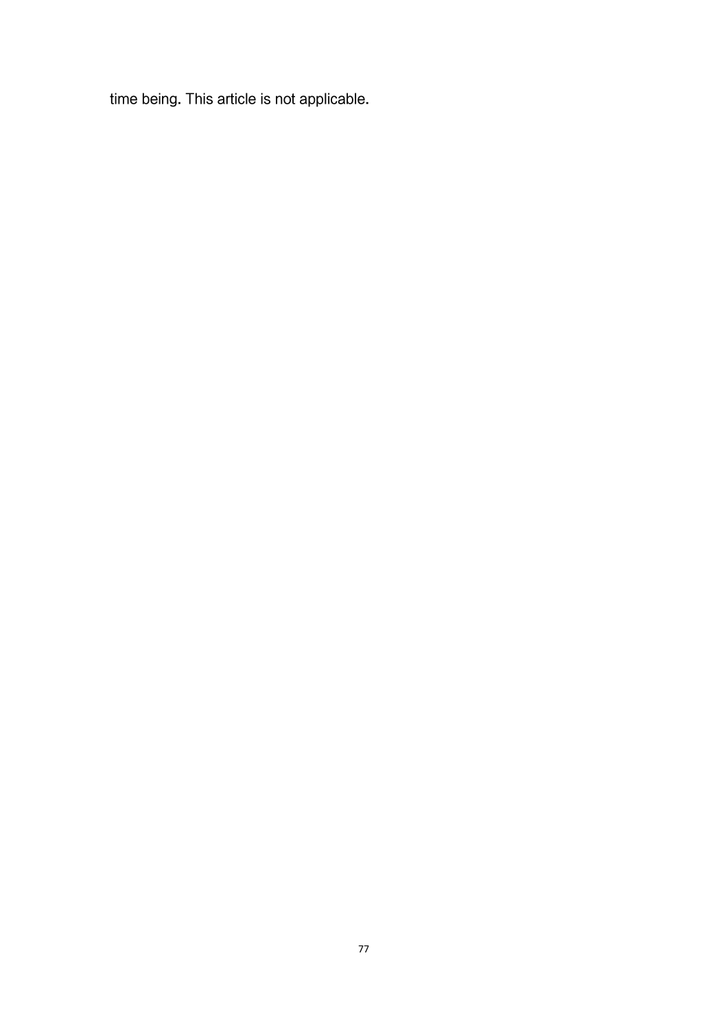time being. This article is not applicable.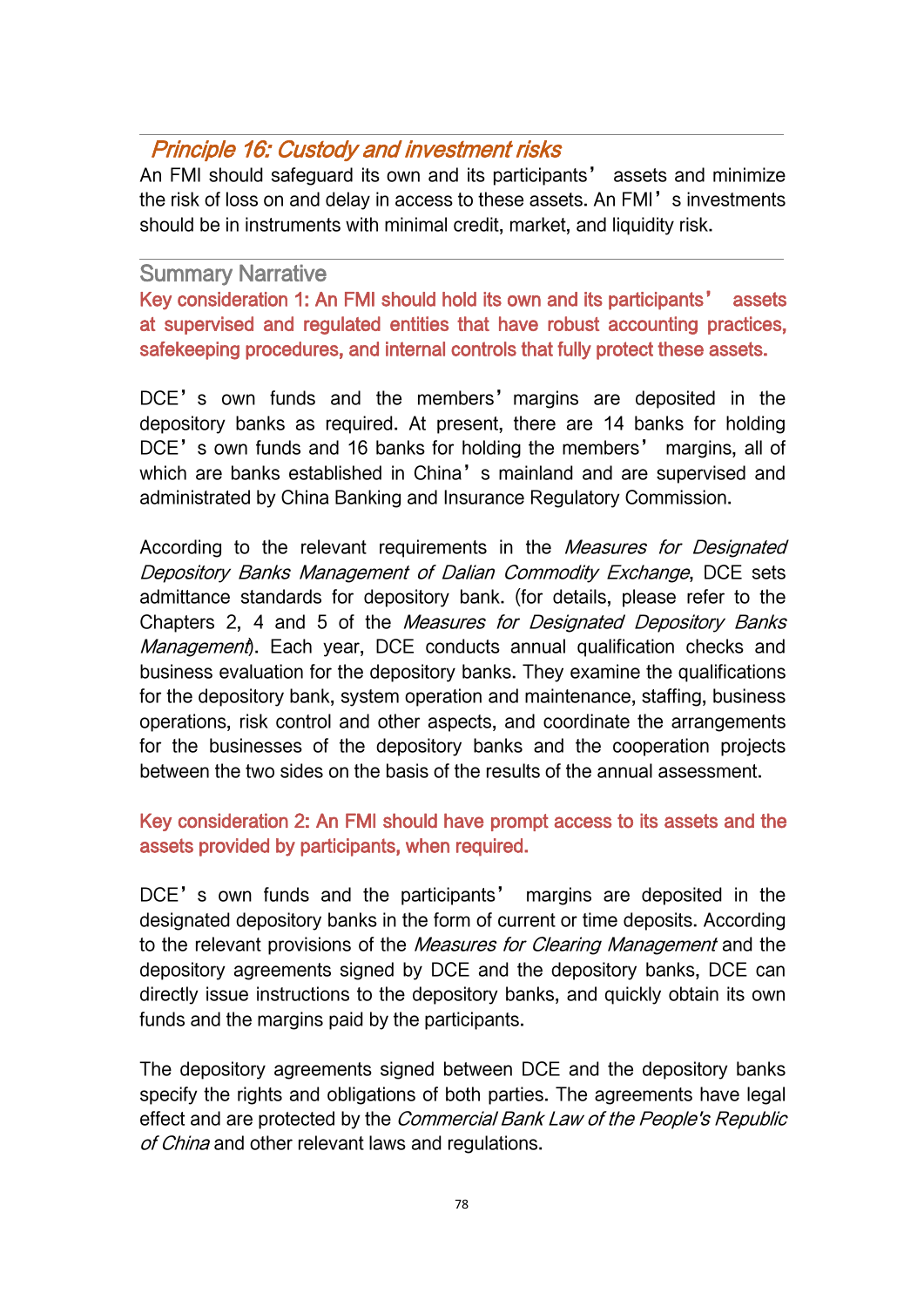## *Principle 16: Custody and investment risks*

An FMI should safeguard its own and its participants' assets and minimize the risk of loss on and delay in access to these assets. An FMI's investments should be in instruments with minimal credit, market, and liquidity risk.

### Summary Narrative

**Key consideration 1: An FMI should hold its own and its participants' assets at supervised and regulated entities that have robust accounting practices, safekeeping procedures, and internal controls that fully protect these assets.**

DCE's own funds and the members' margins are deposited in the depository banks as required. At present, there are 14 banks for holding DCE's own funds and 16 banks for holding the members' margins, all of which are banks established in China's mainland and are supervised and administrated by China Banking and Insurance Regulatory Commission.

According to the relevant requirements in the *Measures for Designated Depository Banks Management of Dalian Commodity Exchange*, DCE sets admittance standards for depository bank. (for details, please refer to the Chapters 2, 4 and 5 of the *Measures for Designated Depository Banks Management*). Each year, DCE conducts annual qualification checks and business evaluation for the depository banks. They examine the qualifications for the depository bank, system operation and maintenance, staffing, business operations, risk control and other aspects, and coordinate the arrangements for the businesses of the depository banks and the cooperation projects between the two sides on the basis of the results of the annual assessment.

**Key consideration 2: An FMI should have prompt access to its assets and the assets provided by participants, when required.**

DCE's own funds and the participants' margins are deposited in the designated depository banks in the form of current or time deposits. According to the relevant provisions of the *Measures for Clearing Management* and the depository agreements signed by DCE and the depository banks, DCE can directly issue instructions to the depository banks, and quickly obtain its own funds and the margins paid by the participants.

The depository agreements signed between DCE and the depository banks specify the rights and obligations of both parties. The agreements have legal effect and are protected by the *Commercial Bank Law of the People's Republic of China* and other relevant laws and regulations.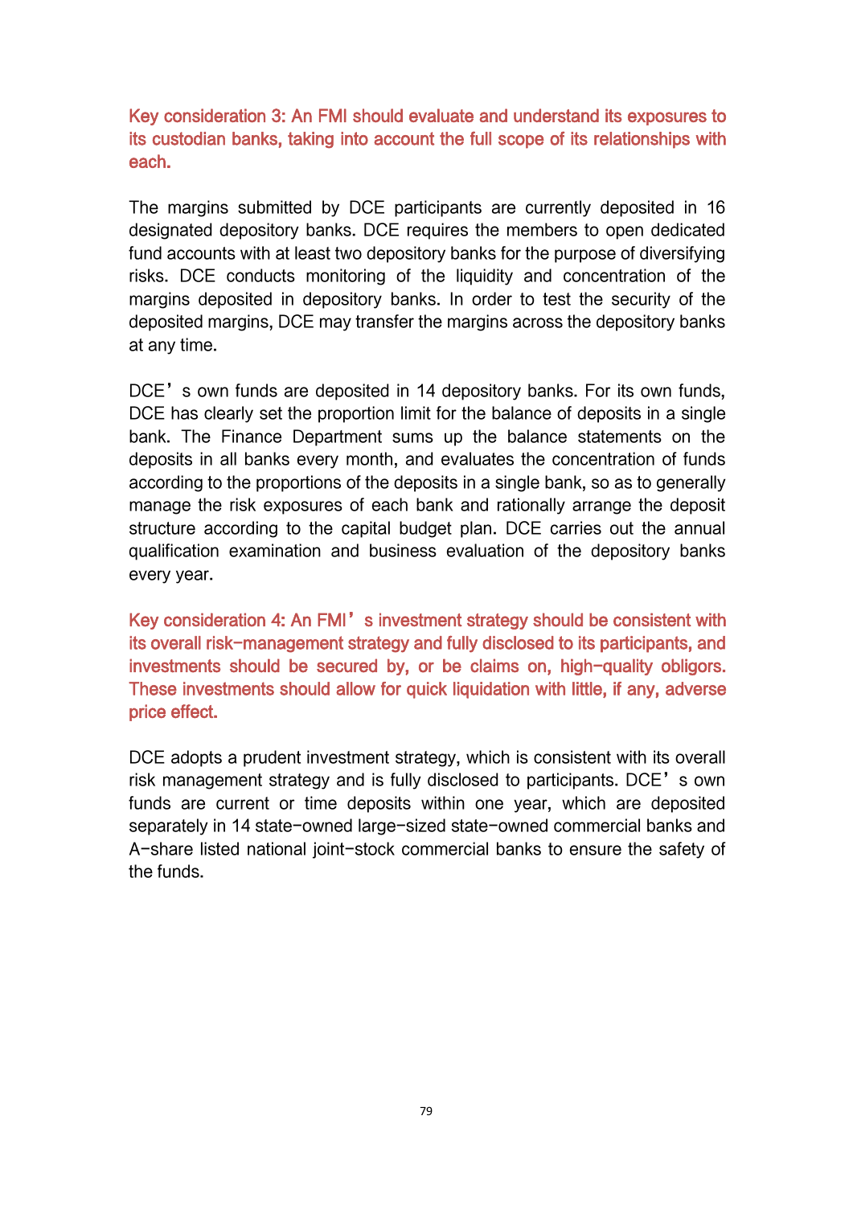**Key consideration 3: An FMI should evaluate and understand its exposures to its custodian banks, taking into account the full scope of its relationships with each.**

The margins submitted by DCE participants are currently deposited in 16 designated depository banks. DCE requires the members to open dedicated fund accounts with at least two depository banks for the purpose of diversifying risks. DCE conducts monitoring of the liquidity and concentration of the margins deposited in depository banks. In order to test the security of the deposited margins, DCE may transfer the margins across the depository banks at any time.

DCE's own funds are deposited in 14 depository banks. For its own funds, DCE has clearly set the proportion limit for the balance of deposits in a single bank. The Finance Department sums up the balance statements on the deposits in all banks every month, and evaluates the concentration of funds according to the proportions of the deposits in a single bank, so as to generally manage the risk exposures of each bank and rationally arrange the deposit structure according to the capital budget plan. DCE carries out the annual qualification examination and business evaluation of the depository banks every year.

**Key consideration 4: An FMI's investment strategy should be consistent with its overall risk-management strategy and fully disclosed to its participants, and investments should be secured by, or be claims on, high-quality obligors. These investments should allow for quick liquidation with little, if any, adverse price effect.**

DCE adopts a prudent investment strategy, which is consistent with its overall risk management strategy and is fully disclosed to participants. DCE's own funds are current or time deposits within one year, which are deposited separately in 14 state-owned large-sized state-owned commercial banks and A-share listed national joint-stock commercial banks to ensure the safety of the funds.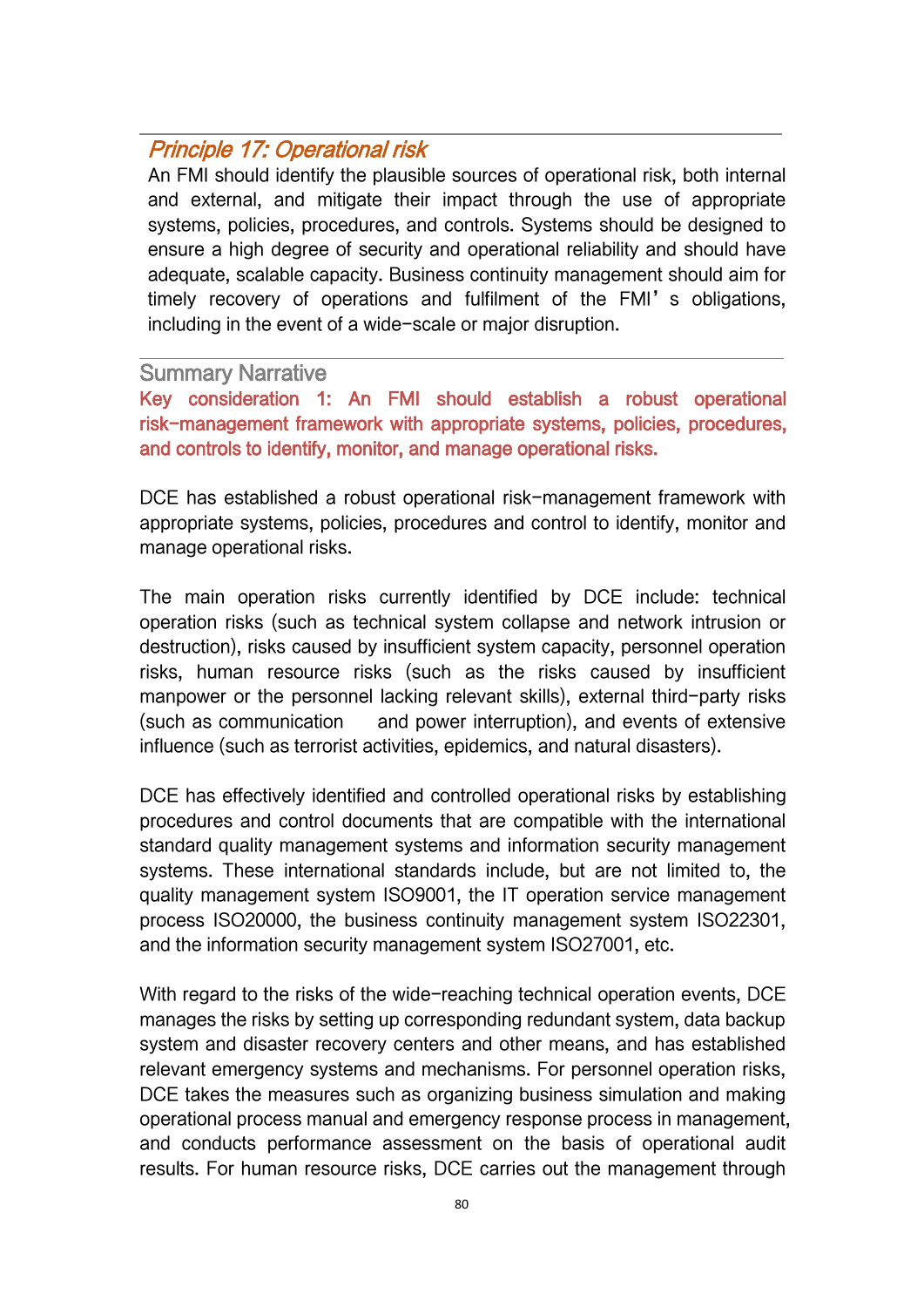## *Principle 17: Operational risk*

An FMI should identify the plausible sources of operational risk, both internal and external, and mitigate their impact through the use of appropriate systems, policies, procedures, and controls. Systems should be designed to ensure a high degree of security and operational reliability and should have adequate, scalable capacity. Business continuity management should aim for timely recovery of operations and fulfilment of the FMI's obligations, including in the event of a wide-scale or major disruption.

### Summary Narrative

**Key consideration 1: An FMI should establish a robust operational risk-management framework with appropriate systems, policies, procedures, and controls to identify, monitor, and manage operational risks.**

DCE has established a robust operational risk-management framework with appropriate systems, policies, procedures and control to identify, monitor and manage operational risks.

The main operation risks currently identified by DCE include: technical operation risks (such as technical system collapse and network intrusion or destruction), risks caused by insufficient system capacity, personnel operation risks, human resource risks (such as the risks caused by insufficient manpower or the personnel lacking relevant skills), external third-party risks (such as communication and power interruption), and events of extensive influence (such as terrorist activities, epidemics, and natural disasters).

DCE has effectively identified and controlled operational risks by establishing procedures and control documents that are compatible with the international standard quality management systems and information security management systems. These international standards include, but are not limited to, the quality management system ISO9001, the IT operation service management process ISO20000, the business continuity management system ISO22301, and the information security management system ISO27001, etc.

With regard to the risks of the wide-reaching technical operation events, DCE manages the risks by setting up corresponding redundant system, data backup system and disaster recovery centers and other means, and has established relevant emergency systems and mechanisms. For personnel operation risks, DCE takes the measures such as organizing business simulation and making operational process manual and emergency response process in management, and conducts performance assessment on the basis of operational audit results. For human resource risks, DCE carries out the management through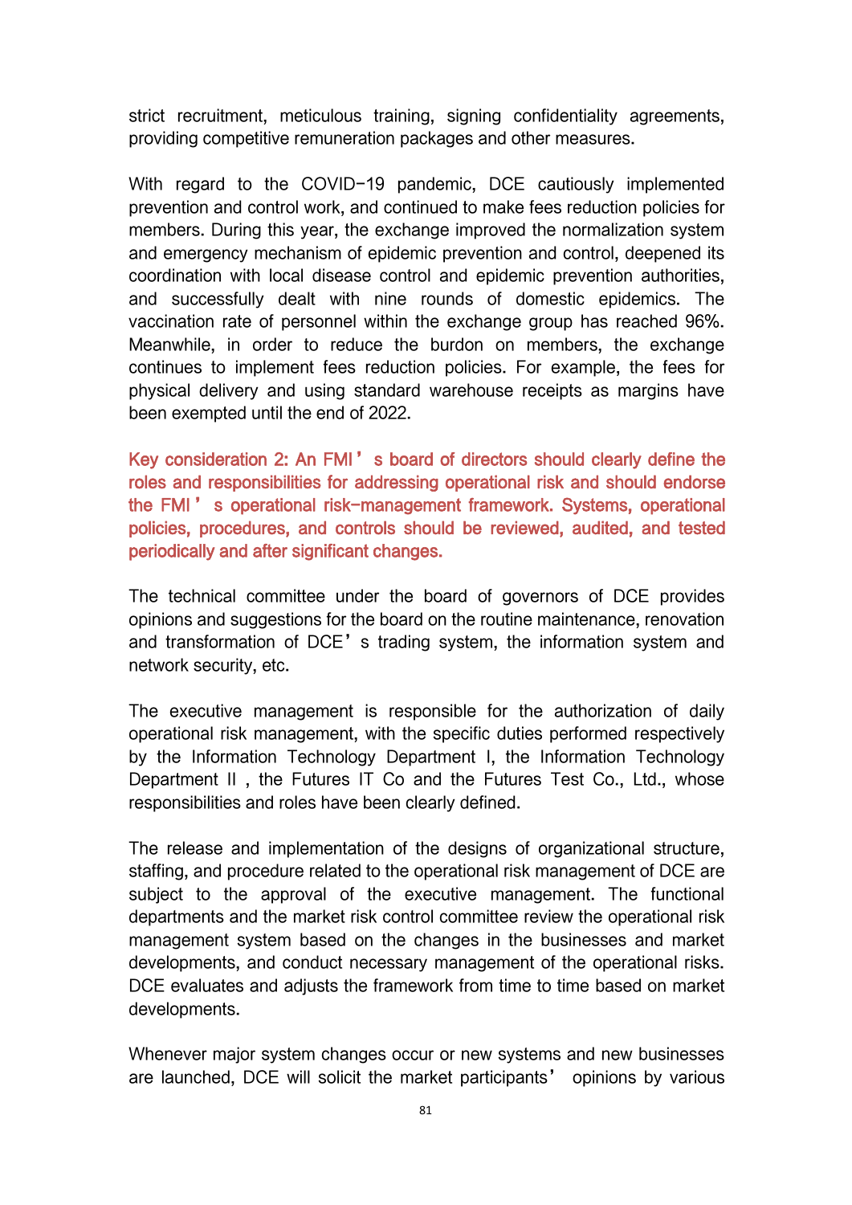strict recruitment, meticulous training, signing confidentiality agreements, providing competitive remuneration packages and other measures.

With regard to the COVID-19 pandemic, DCE cautiously implemented prevention and control work, and continued to make fees reduction policies for members. During this year, the exchange improved the normalization system and emergency mechanism of epidemic prevention and control, deepened its coordination with local disease control and epidemic prevention authorities, and successfully dealt with nine rounds of domestic epidemics. The vaccination rate of personnel within the exchange group has reached 96%. Meanwhile, in order to reduce the burdon on members, the exchange continues to implement fees reduction policies. For example, the fees for physical delivery and using standard warehouse receipts as margins have been exempted until the end of 2022.

**Key consideration 2: An FMI's board of directors should clearly define the roles and responsibilities for addressing operational risk and should endorse the FMI's operational risk-management framework. Systems, operational policies, procedures, and controls should be reviewed, audited, and tested periodically and after significant changes.**

The technical committee under the board of governors of DCE provides opinions and suggestions for the board on the routine maintenance, renovation and transformation of DCE's trading system, the information system and network security, etc.

The executive management is responsible for the authorization of daily operational risk management, with the specific duties performed respectively by the Information Technology Department I, the Information Technology Department II, the Futures IT Co and the Futures Test Co., Ltd., whose responsibilities and roles have been clearly defined.

The release and implementation of the designs of organizational structure, staffing, and procedure related to the operational risk management of DCE are subject to the approval of the executive management. The functional departments and the market risk control committee review the operational risk management system based on the changes in the businesses and market developments, and conduct necessary management of the operational risks. DCE evaluates and adjusts the framework from time to time based on market developments.

Whenever major system changes occur or new systems and new businesses are launched, DCE will solicit the market participants' opinions by various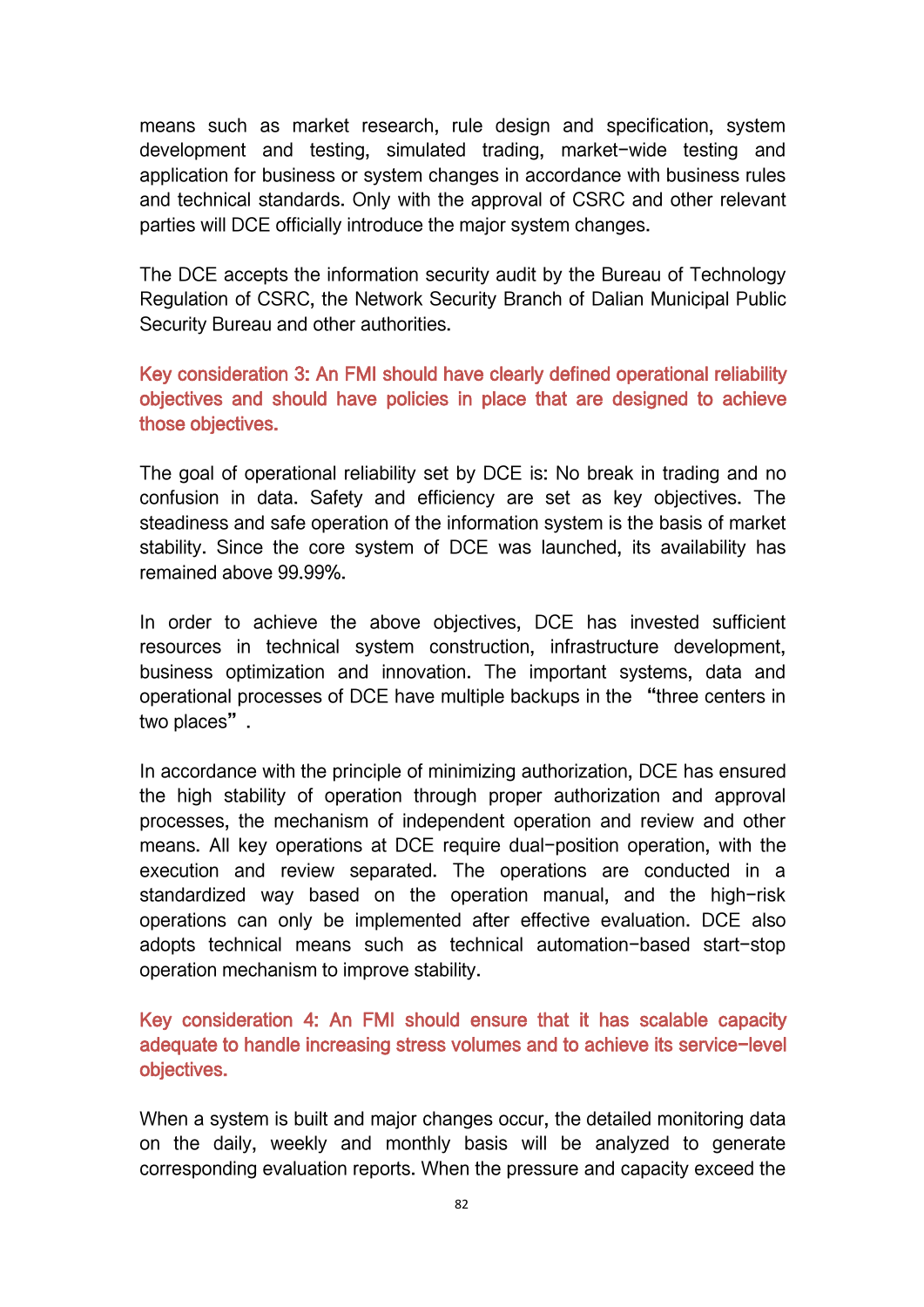means such as market research, rule design and specification, system development and testing, simulated trading, market-wide testing and application for business or system changes in accordance with business rules and technical standards. Only with the approval of CSRC and other relevant parties will DCE officially introduce the major system changes.

The DCE accepts the information security audit by the Bureau of Technology Regulation of CSRC, the Network Security Branch of Dalian Municipal Public Security Bureau and other authorities.

**Key consideration 3: An FMI should have clearly defined operational reliability objectives and should have policies in place that are designed to achieve those objectives.**

The goal of operational reliability set by DCE is: No break in trading and no confusion in data. Safety and efficiency are set as key objectives. The steadiness and safe operation of the information system is the basis of market stability. Since the core system of DCE was launched, its availability has remained above 99.99%.

In order to achieve the above objectives, DCE has invested sufficient resources in technical system construction, infrastructure development, business optimization and innovation. The important systems, data and operational processes of DCE have multiple backups in the "three centers in two places".

In accordance with the principle of minimizing authorization, DCE has ensured the high stability of operation through proper authorization and approval processes, the mechanism of independent operation and review and other means. All key operations at DCE require dual-position operation, with the execution and review separated. The operations are conducted in a standardized way based on the operation manual, and the high-risk operations can only be implemented after effective evaluation. DCE also adopts technical means such as technical automation-based start-stop operation mechanism to improve stability.

**Key consideration 4: An FMI should ensure that it has scalable capacity adequate to handle increasing stress volumes and to achieve its service-level objectives.**

When a system is built and major changes occur, the detailed monitoring data on the daily, weekly and monthly basis will be analyzed to generate corresponding evaluation reports. When the pressure and capacity exceed the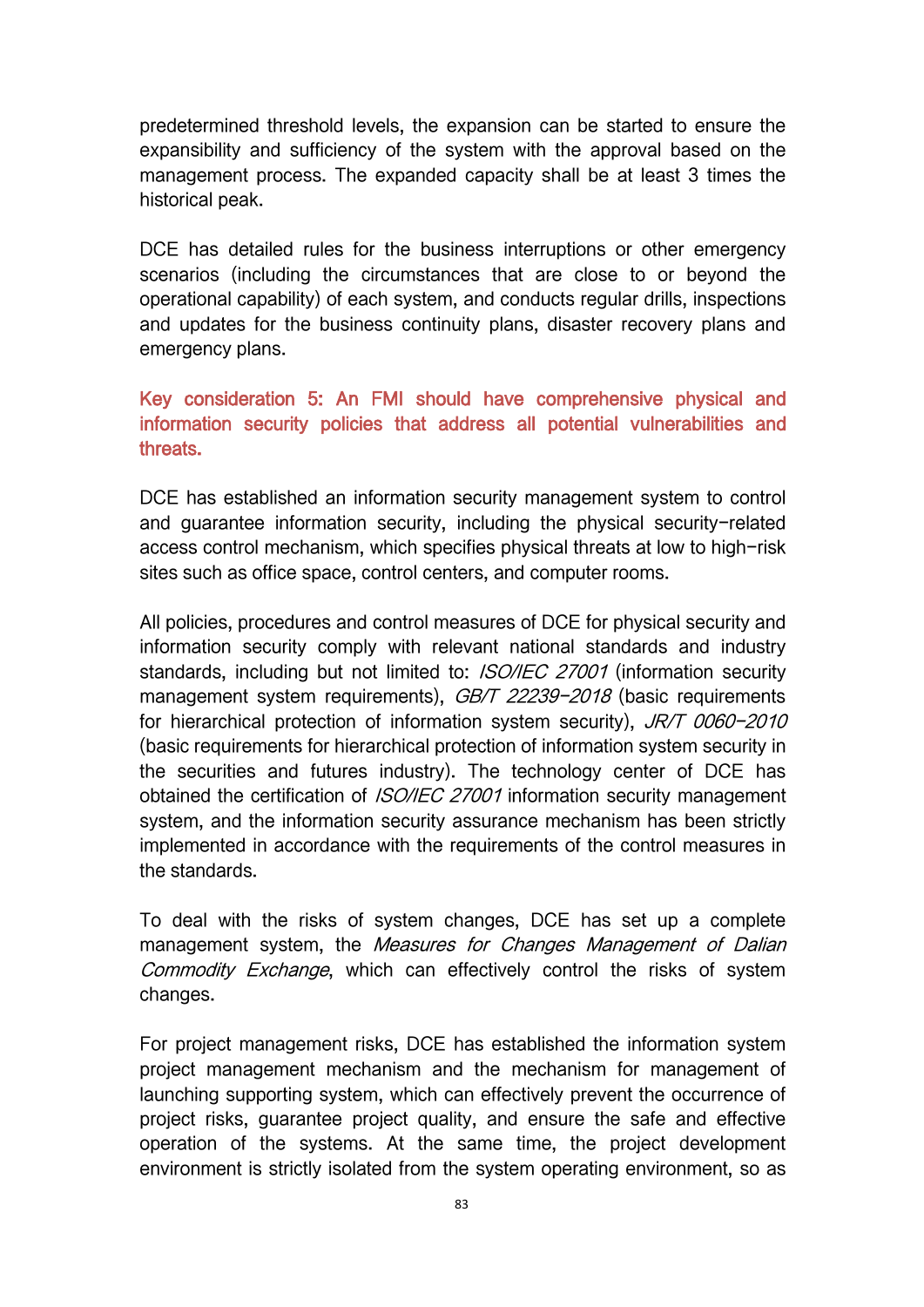predetermined threshold levels, the expansion can be started to ensure the expansibility and sufficiency of the system with the approval based on the management process. The expanded capacity shall be at least 3 times the historical peak.

DCE has detailed rules for the business interruptions or other emergency scenarios (including the circumstances that are close to or beyond the operational capability) of each system, and conducts regular drills, inspections and updates for the business continuity plans, disaster recovery plans and emergency plans.

**Key consideration 5: An FMI should have comprehensive physical and information security policies that address all potential vulnerabilities and threats.**

DCE has established an information security management system to control and guarantee information security, including the physical security-related access control mechanism, which specifies physical threats at low to high-risk sites such as office space, control centers, and computer rooms.

All policies, procedures and control measures of DCE for physical security and information security comply with relevant national standards and industry standards, including but not limited to: *ISO/IEC 27001* (information security management system requirements), *GB/T 22239-2018* (basic requirements for hierarchical protection of information system security), *JR/T 0060-2010* (basic requirements for hierarchical protection of information system security in the securities and futures industry). The technology center of DCE has obtained the certification of *ISO/IEC 27001* information security management system, and the information security assurance mechanism has been strictly implemented in accordance with the requirements of the control measures in the standards.

To deal with the risks of system changes, DCE has set up a complete management system, the *Measures for Changes Management of Dalian Commodity Exchange*, which can effectively control the risks of system changes.

For project management risks, DCE has established the information system project management mechanism and the mechanism for management of launching supporting system, which can effectively prevent the occurrence of project risks, guarantee project quality, and ensure the safe and effective operation of the systems. At the same time, the project development environment is strictly isolated from the system operating environment, so as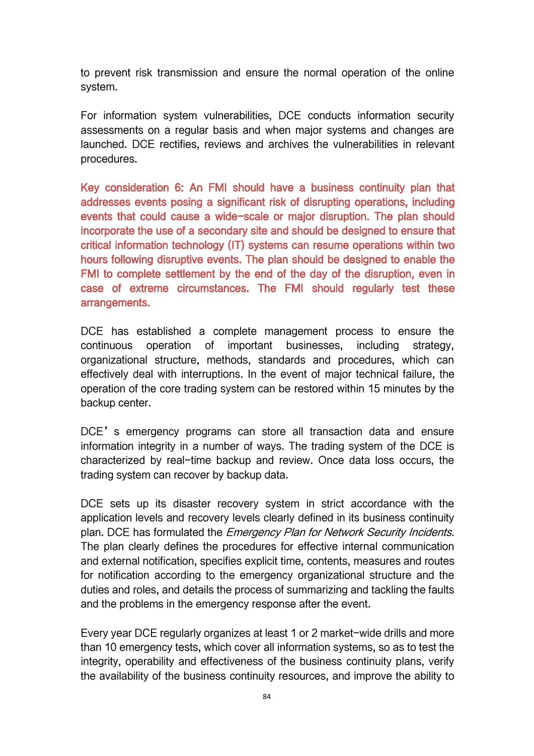to prevent risk transmission and ensure the normal operation of the online system.

For information system vulnerabilities, DCE conducts information security assessments on a regular basis and when major systems and changes are launched. DCE rectifies, reviews and archives the vulnerabilities in relevant procedures.

**Key consideration 6: An FMI should have a business continuity plan that addresses events posing a significant risk of disrupting operations, including events that could cause a wide-scale or major disruption. The plan should incorporate the use of a secondary site and should be designed to ensure that critical information technology (IT) systems can resume operations within two hours following disruptive events. The plan should be designed to enable the FMI to complete settlement by the end of the day of the disruption, even in case of extreme circumstances. The FMI should regularly test these arrangements.**

DCE has established a complete management process to ensure the continuous operation of important businesses, including strategy, organizational structure, methods, standards and procedures, which can effectively deal with interruptions. In the event of major technical failure, the operation of the core trading system can be restored within 15 minutes by the backup center.

DCE’s emergency programs can store all transaction data and ensure information integrity in a number of ways. The trading system of the DCE is characterized by real-time backup and review. Once data loss occurs, the trading system can recover by backup data.

DCE sets up its disaster recovery system in strict accordance with the application levels and recovery levels clearly defined in its business continuity plan. DCE has formulated the *Emergency Plan for Network Security Incidents.* The plan clearly defines the procedures for effective internal communication and external notification, specifies explicit time, contents, measures and routes for notification according to the emergency organizational structure and the duties and roles, and details the process of summarizing and tackling the faults and the problems in the emergency response after the event.

Every year DCE regularly organizes at least 1 or 2 market-wide drills and more than 10 emergency tests, which cover all information systems, so as to test the integrity, operability and effectiveness of the business continuity plans, verify the availability of the business continuity resources, and improve the ability to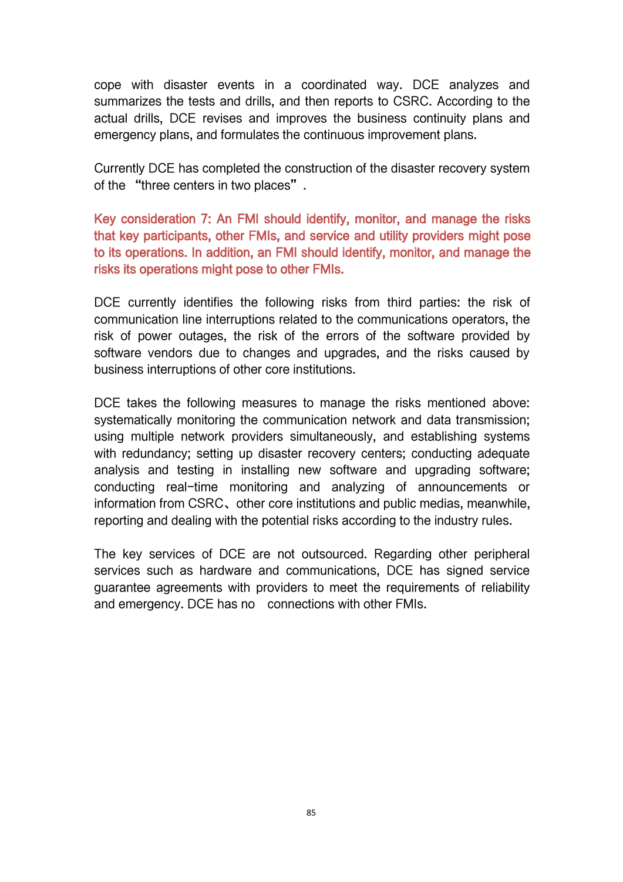cope with disaster events in a coordinated way. DCE analyzes and summarizes the tests and drills, and then reports to CSRC. According to the actual drills, DCE revises and improves the business continuity plans and emergency plans, and formulates the continuous improvement plans.

Currently DCE has completed the construction of the disaster recovery system of the “three centers in two places”.

**Key consideration 7: An FMI should identify, monitor, and manage the risks that key participants, other FMIs, and service and utility providers might pose to its operations. In addition, an FMI should identify, monitor, and manage the risks its operations might pose to other FMIs.**

DCE currently identifies the following risks from third parties: the risk of communication line interruptions related to the communications operators, the risk of power outages, the risk of the errors of the software provided by software vendors due to changes and upgrades, and the risks caused by business interruptions of other core institutions.

DCE takes the following measures to manage the risks mentioned above: systematically monitoring the communication network and data transmission; using multiple network providers simultaneously, and establishing systems with redundancy; setting up disaster recovery centers; conducting adequate analysis and testing in installing new software and upgrading software; conducting real-time monitoring and analyzing of announcements or information from CSRC、other core institutions and public medias, meanwhile, reporting and dealing with the potential risks according to the industry rules.

The key services of DCE are not outsourced. Regarding other peripheral services such as hardware and communications, DCE has signed service guarantee agreements with providers to meet the requirements of reliability and emergency. DCE has no connections with other FMIs.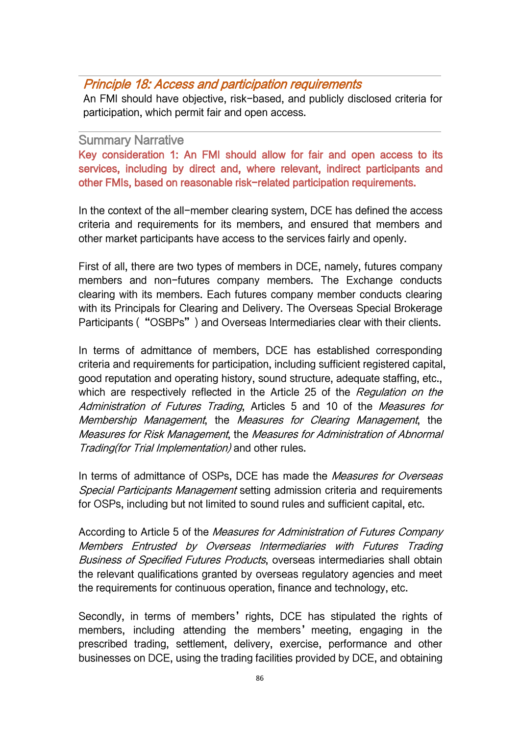## *Principle 18: Access and participation requirements*

An FMI should have objective, risk-based, and publicly disclosed criteria for participation, which permit fair and open access.

### Summary Narrative

**Key consideration 1: An FMI should allow for fair and open access to its services, including by direct and, where relevant, indirect participants and other FMIs, based on reasonable risk-related participation requirements.**

In the context of the all-member clearing system, DCE has defined the access criteria and requirements for its members, and ensured that members and other market participants have access to the services fairly and openly.

First of all, there are two types of members in DCE, namely, futures company members and non-futures company members. The Exchange conducts clearing with its members. Each futures company member conducts clearing with its Principals for Clearing and Delivery. The Overseas Special Brokerage Participants ( "OSBPs" ) and Overseas Intermediaries clear with their clients.

In terms of admittance of members, DCE has established corresponding criteria and requirements for participation, including sufficient registered capital, good reputation and operating history, sound structure, adequate staffing, etc., which are respectively reflected in the Article 25 of the *Regulation on the Administration of Futures Trading*, Articles 5 and 10 of the *Measures for Membership Management*, the *Measures for Clearing Management*, the *Measures for Risk Management*, the *Measures for Administration of Abnormal Trading(for Trial Implementation)* and other rules.

In terms of admittance of OSPs, DCE has made the *Measures for Overseas Special Participants Management* setting admission criteria and requirements for OSPs, including but not limited to sound rules and sufficient capital, etc.

According to Article 5 of the *Measures for Administration of Futures Company Members Entrusted by Overseas Intermediaries with Futures Trading Business of Specified Futures Products*, overseas intermediaries shall obtain the relevant qualifications granted by overseas regulatory agencies and meet the requirements for continuous operation, finance and technology, etc.

Secondly, in terms of members' rights, DCE has stipulated the rights of members, including attending the members' meeting, engaging in the prescribed trading, settlement, delivery, exercise, performance and other businesses on DCE, using the trading facilities provided by DCE, and obtaining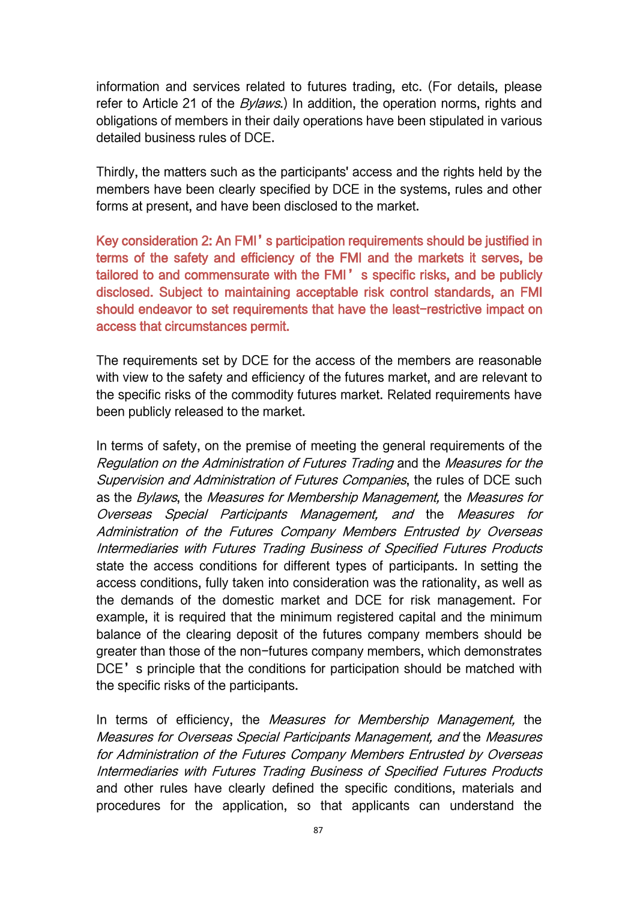information and services related to futures trading, etc. (For details, please refer to Article 21 of the *Bylaws*.) In addition, the operation norms, rights and obligations of members in their daily operations have been stipulated in various detailed business rules of DCE.

Thirdly, the matters such as the participants' access and the rights held by the members have been clearly specified by DCE in the systems, rules and other forms at present, and have been disclosed to the market.

**Key consideration 2: An FMI's participation requirements should be justified in terms of the safety and efficiency of the FMI and the markets it serves, be tailored to and commensurate with the FMI's specific risks, and be publicly disclosed. Subject to maintaining acceptable risk control standards, an FMI should endeavor to set requirements that have the least-restrictive impact on access that circumstances permit.**

The requirements set by DCE for the access of the members are reasonable with view to the safety and efficiency of the futures market, and are relevant to the specific risks of the commodity futures market. Related requirements have been publicly released to the market.

In terms of safety, on the premise of meeting the general requirements of the *Regulation on the Administration of Futures Trading* and the *Measures for the Supervision and Administration of Futures Companies*, the rules of DCE such as the *Bylaws*, the *Measures for Membership Management,* the *Measures for Overseas Special Participants Management, and* the *Measures for Administration of the Futures Company Members Entrusted by Overseas Intermediaries with Futures Trading Business of Specified Futures Products* state the access conditions for different types of participants. In setting the access conditions, fully taken into consideration was the rationality, as well as the demands of the domestic market and DCE for risk management. For example, it is required that the minimum registered capital and the minimum balance of the clearing deposit of the futures company members should be greater than those of the non-futures company members, which demonstrates DCE's principle that the conditions for participation should be matched with the specific risks of the participants.

In terms of efficiency, the *Measures for Membership Management,* the *Measures for Overseas Special Participants Management, and* the *Measures for Administration of the Futures Company Members Entrusted by Overseas Intermediaries with Futures Trading Business of Specified Futures Products* and other rules have clearly defined the specific conditions, materials and procedures for the application, so that applicants can understand the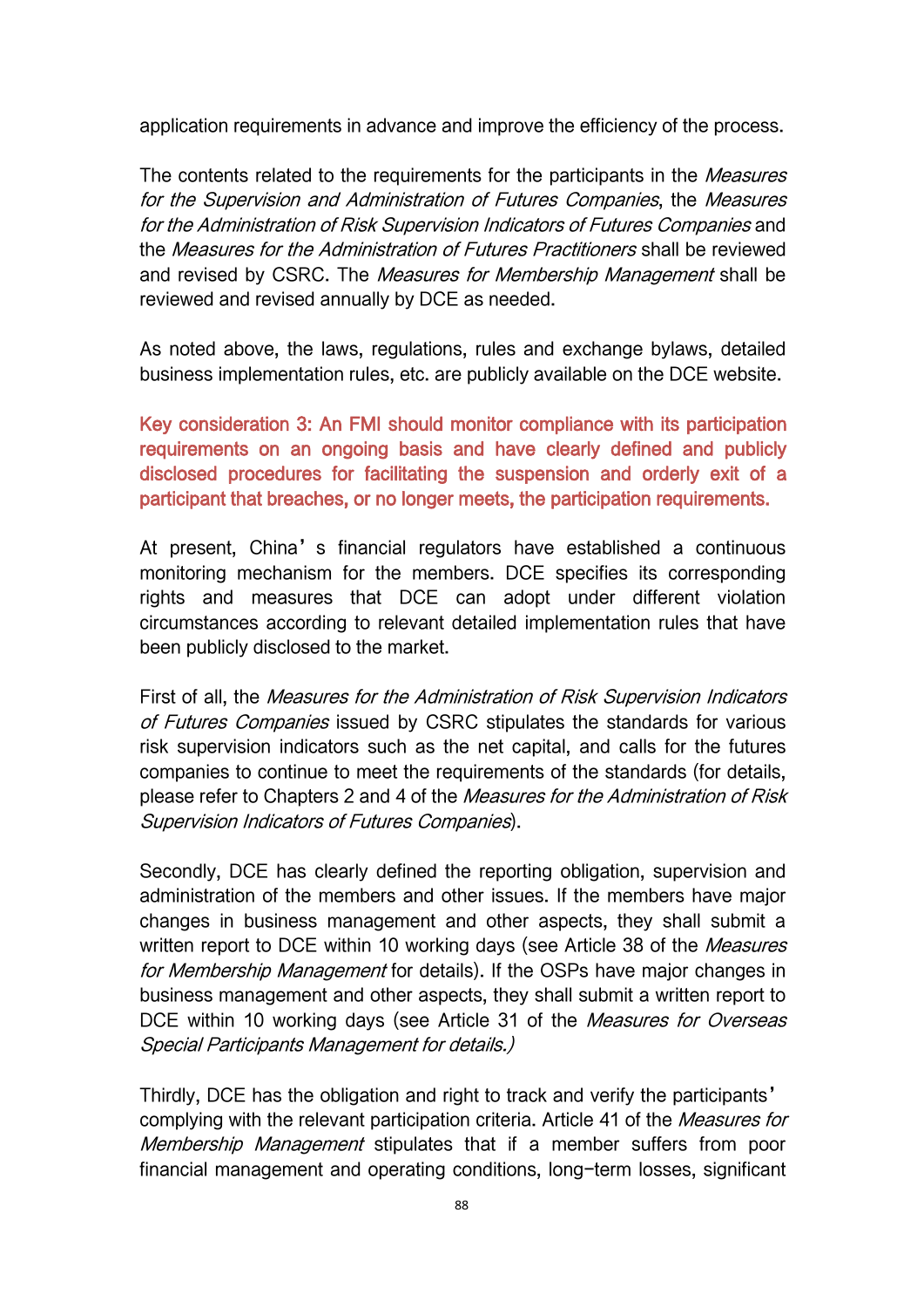application requirements in advance and improve the efficiency of the process.

The contents related to the requirements for the participants in the *Measures for the Supervision and Administration of Futures Companies*, the *Measures for the Administration of Risk Supervision Indicators of Futures Companies* and the *Measures for the Administration of Futures Practitioners* shall be reviewed and revised by CSRC. The *Measures for Membership Management* shall be reviewed and revised annually by DCE as needed.

As noted above, the laws, regulations, rules and exchange bylaws, detailed business implementation rules, etc. are publicly available on the DCE website.

**Key consideration 3: An FMI should monitor compliance with its participation requirements on an ongoing basis and have clearly defined and publicly disclosed procedures for facilitating the suspension and orderly exit of a participant that breaches, or no longer meets, the participation requirements.**

At present, China's financial regulators have established a continuous monitoring mechanism for the members. DCE specifies its corresponding rights and measures that DCE can adopt under different violation circumstances according to relevant detailed implementation rules that have been publicly disclosed to the market.

First of all, the *Measures for the Administration of Risk Supervision Indicators of Futures Companies* issued by CSRC stipulates the standards for various risk supervision indicators such as the net capital, and calls for the futures companies to continue to meet the requirements of the standards (for details, please refer to Chapters 2 and 4 of the *Measures for the Administration of Risk Supervision Indicators of Futures Companies*).

Secondly, DCE has clearly defined the reporting obligation, supervision and administration of the members and other issues. If the members have major changes in business management and other aspects, they shall submit a written report to DCE within 10 working days (see Article 38 of the *Measures for Membership Management* for details). If the OSPs have major changes in business management and other aspects, they shall submit a written report to DCE within 10 working days (see Article 31 of the *Measures for Overseas Special Participants Management for details.)*

Thirdly, DCE has the obligation and right to track and verify the participants' complying with the relevant participation criteria. Article 41 of the *Measures for Membership Management* stipulates that if a member suffers from poor financial management and operating conditions, long-term losses, significant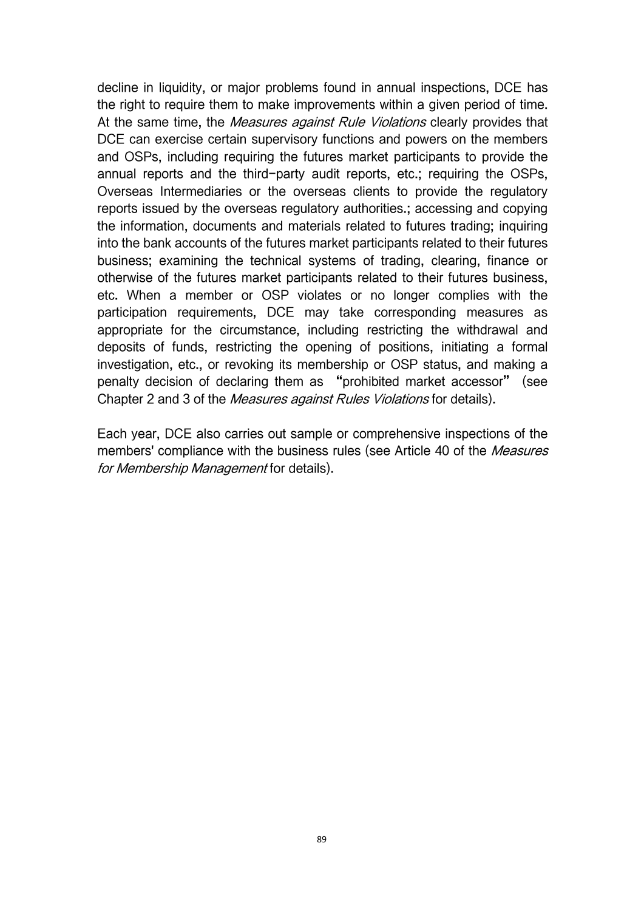decline in liquidity, or major problems found in annual inspections, DCE has the right to require them to make improvements within a given period of time. At the same time, the *Measures against Rule Violations* clearly provides that DCE can exercise certain supervisory functions and powers on the members and OSPs, including requiring the futures market participants to provide the annual reports and the third-party audit reports, etc.; requiring the OSPs, Overseas Intermediaries or the overseas clients to provide the regulatory reports issued by the overseas regulatory authorities.; accessing and copying the information, documents and materials related to futures trading; inquiring into the bank accounts of the futures market participants related to their futures business; examining the technical systems of trading, clearing, finance or otherwise of the futures market participants related to their futures business, etc. When a member or OSP violates or no longer complies with the participation requirements, DCE may take corresponding measures as appropriate for the circumstance, including restricting the withdrawal and deposits of funds, restricting the opening of positions, initiating a formal investigation, etc., or revoking its membership or OSP status, and making a penalty decision of declaring them as "prohibited market accessor" (see Chapter 2 and 3 of the *Measures against Rules Violations* for details).

Each year, DCE also carries out sample or comprehensive inspections of the members' compliance with the business rules (see Article 40 of the *Measures for Membership Management* for details).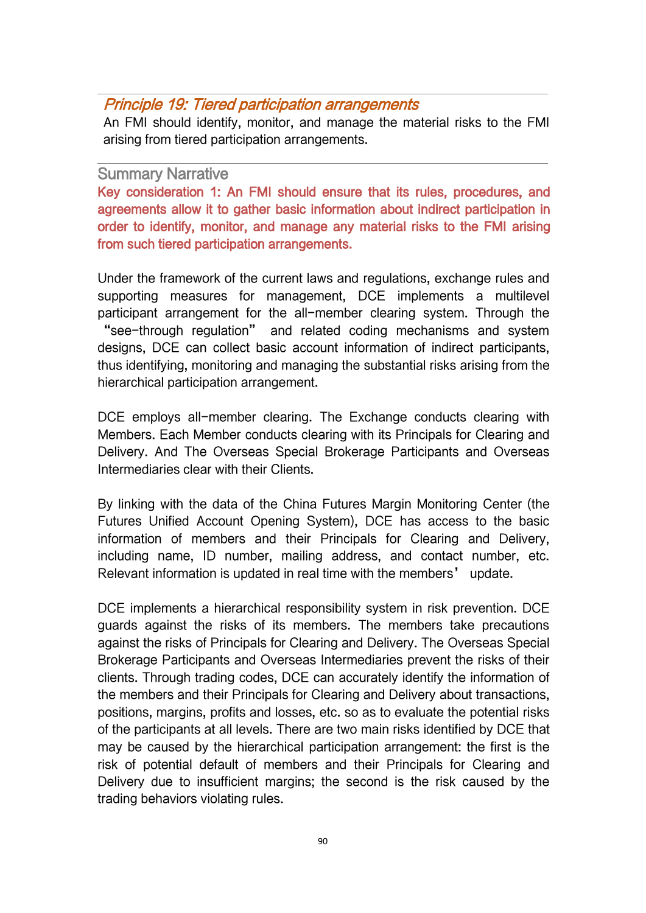## *Principle 19: Tiered participation arrangements*

An FMI should identify, monitor, and manage the material risks to the FMI arising from tiered participation arrangements.

### Summary Narrative

**Key consideration 1: An FMI should ensure that its rules, procedures, and agreements allow it to gather basic information about indirect participation in order to identify, monitor, and manage any material risks to the FMI arising from such tiered participation arrangements.**

Under the framework of the current laws and regulations, exchange rules and supporting measures for management, DCE implements a multilevel participant arrangement for the all-member clearing system. Through the "see-through regulation" and related coding mechanisms and system designs, DCE can collect basic account information of indirect participants, thus identifying, monitoring and managing the substantial risks arising from the hierarchical participation arrangement.

DCE employs all-member clearing. The Exchange conducts clearing with Members. Each Member conducts clearing with its Principals for Clearing and Delivery. And The Overseas Special Brokerage Participants and Overseas Intermediaries clear with their Clients.

By linking with the data of the China Futures Margin Monitoring Center (the Futures Unified Account Opening System), DCE has access to the basic information of members and their Principals for Clearing and Delivery, including name, ID number, mailing address, and contact number, etc. Relevant information is updated in real time with the members' update.

DCE implements a hierarchical responsibility system in risk prevention. DCE guards against the risks of its members. The members take precautions against the risks of Principals for Clearing and Delivery. The Overseas Special Brokerage Participants and Overseas Intermediaries prevent the risks of their clients. Through trading codes, DCE can accurately identify the information of the members and their Principals for Clearing and Delivery about transactions, positions, margins, profits and losses, etc. so as to evaluate the potential risks of the participants at all levels. There are two main risks identified by DCE that may be caused by the hierarchical participation arrangement: the first is the risk of potential default of members and their Principals for Clearing and Delivery due to insufficient margins; the second is the risk caused by the trading behaviors violating rules.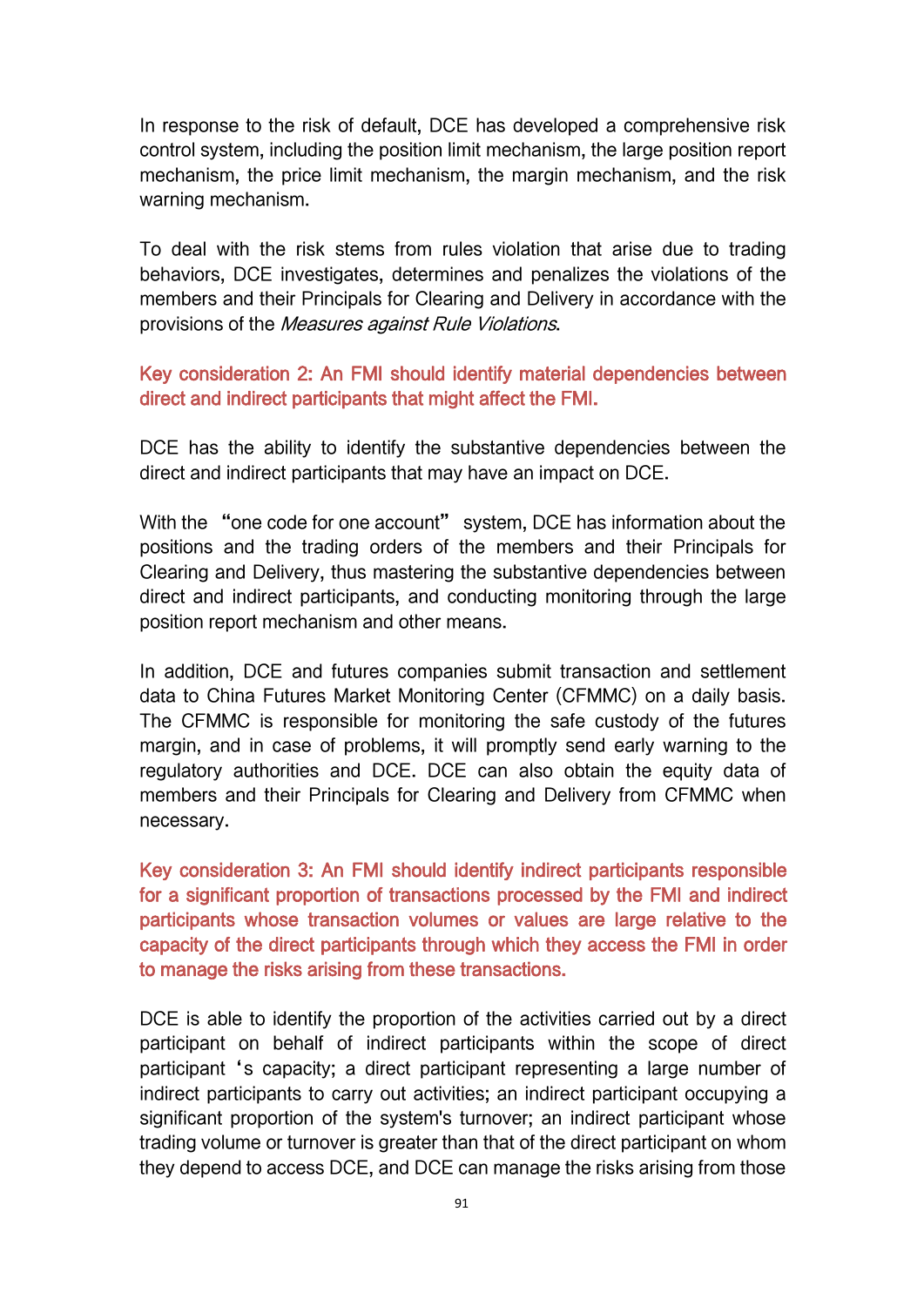In response to the risk of default, DCE has developed a comprehensive risk control system, including the position limit mechanism, the large position report mechanism, the price limit mechanism, the margin mechanism, and the risk warning mechanism.

To deal with the risk stems from rules violation that arise due to trading behaviors, DCE investigates, determines and penalizes the violations of the members and their Principals for Clearing and Delivery in accordance with the provisions of the *Measures against Rule Violations*.

**Key consideration 2: An FMI should identify material dependencies between direct and indirect participants that might affect the FMI.**

DCE has the ability to identify the substantive dependencies between the direct and indirect participants that may have an impact on DCE.

With the "one code for one account" system, DCE has information about the positions and the trading orders of the members and their Principals for Clearing and Delivery, thus mastering the substantive dependencies between direct and indirect participants, and conducting monitoring through the large position report mechanism and other means.

In addition, DCE and futures companies submit transaction and settlement data to China Futures Market Monitoring Center (CFMMC) on a daily basis. The CFMMC is responsible for monitoring the safe custody of the futures margin, and in case of problems, it will promptly send early warning to the regulatory authorities and DCE. DCE can also obtain the equity data of members and their Principals for Clearing and Delivery from CFMMC when necessary.

**Key consideration 3: An FMI should identify indirect participants responsible for a significant proportion of transactions processed by the FMI and indirect participants whose transaction volumes or values are large relative to the capacity of the direct participants through which they access the FMI in order to manage the risks arising from these transactions.**

DCE is able to identify the proportion of the activities carried out by a direct participant on behalf of indirect participants within the scope of direct participant 's capacity; a direct participant representing a large number of indirect participants to carry out activities; an indirect participant occupying a significant proportion of the system's turnover; an indirect participant whose trading volume or turnover is greater than that of the direct participant on whom they depend to access DCE, and DCE can manage the risks arising from those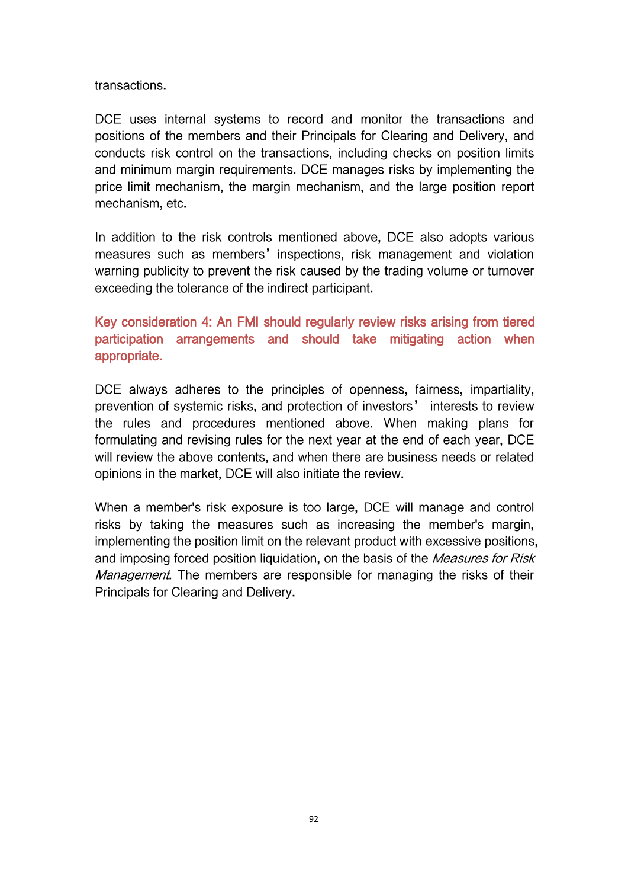transactions.

DCE uses internal systems to record and monitor the transactions and positions of the members and their Principals for Clearing and Delivery, and conducts risk control on the transactions, including checks on position limits and minimum margin requirements. DCE manages risks by implementing the price limit mechanism, the margin mechanism, and the large position report mechanism, etc.

In addition to the risk controls mentioned above, DCE also adopts various measures such as members' inspections, risk management and violation warning publicity to prevent the risk caused by the trading volume or turnover exceeding the tolerance of the indirect participant.

**Key consideration 4: An FMI should regularly review risks arising from tiered participation arrangements and should take mitigating action when appropriate.**

DCE always adheres to the principles of openness, fairness, impartiality, prevention of systemic risks, and protection of investors' interests to review the rules and procedures mentioned above. When making plans for formulating and revising rules for the next year at the end of each year, DCE will review the above contents, and when there are business needs or related opinions in the market, DCE will also initiate the review.

When a member's risk exposure is too large, DCE will manage and control risks by taking the measures such as increasing the member's margin, implementing the position limit on the relevant product with excessive positions, and imposing forced position liquidation, on the basis of the *Measures for Risk Management*. The members are responsible for managing the risks of their Principals for Clearing and Delivery.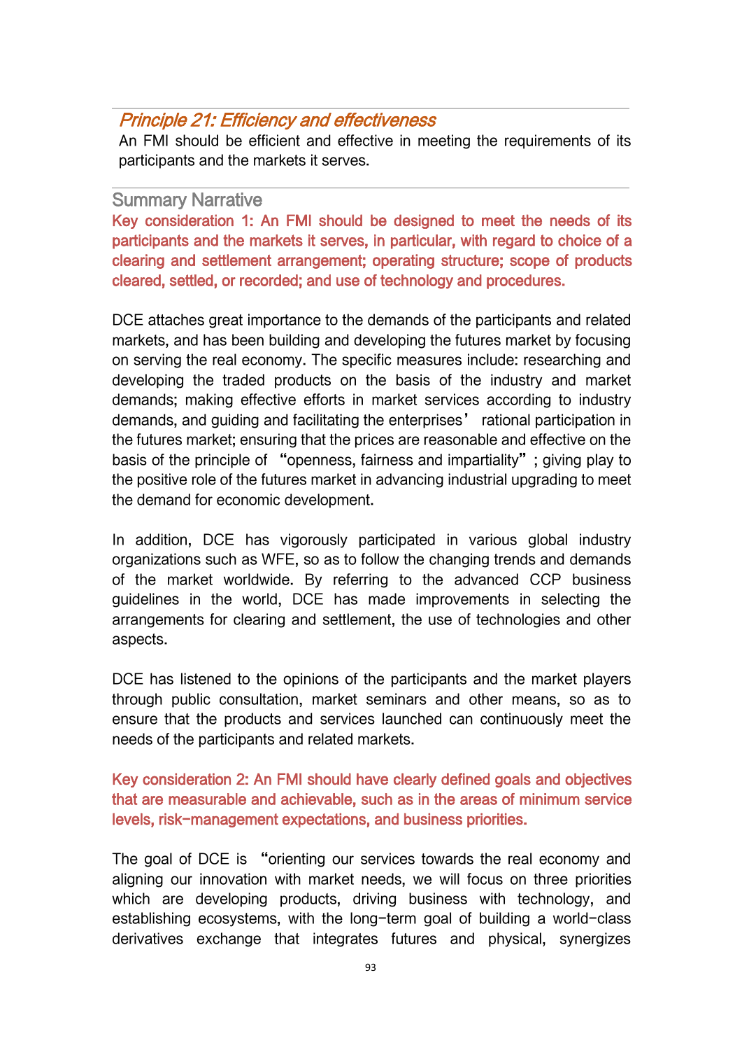## *Principle 21: Efficiency and effectiveness*

An FMI should be efficient and effective in meeting the requirements of its participants and the markets it serves.

### Summary Narrative

**Key consideration 1: An FMI should be designed to meet the needs of its participants and the markets it serves, in particular, with regard to choice of a clearing and settlement arrangement; operating structure; scope of products cleared, settled, or recorded; and use of technology and procedures.**

DCE attaches great importance to the demands of the participants and related markets, and has been building and developing the futures market by focusing on serving the real economy. The specific measures include: researching and developing the traded products on the basis of the industry and market demands; making effective efforts in market services according to industry demands, and guiding and facilitating the enterprises' rational participation in the futures market; ensuring that the prices are reasonable and effective on the basis of the principle of "openness, fairness and impartiality"; giving play to the positive role of the futures market in advancing industrial upgrading to meet the demand for economic development.

In addition, DCE has vigorously participated in various global industry organizations such as WFE, so as to follow the changing trends and demands of the market worldwide. By referring to the advanced CCP business guidelines in the world, DCE has made improvements in selecting the arrangements for clearing and settlement, the use of technologies and other aspects.

DCE has listened to the opinions of the participants and the market players through public consultation, market seminars and other means, so as to ensure that the products and services launched can continuously meet the needs of the participants and related markets.

**Key consideration 2: An FMI should have clearly defined goals and objectives that are measurable and achievable, such as in the areas of minimum service levels, risk-management expectations, and business priorities.**

The goal of DCE is "orienting our services towards the real economy and aligning our innovation with market needs, we will focus on three priorities which are developing products, driving business with technology, and establishing ecosystems, with the long-term goal of building a world-class derivatives exchange that integrates futures and physical, synergizes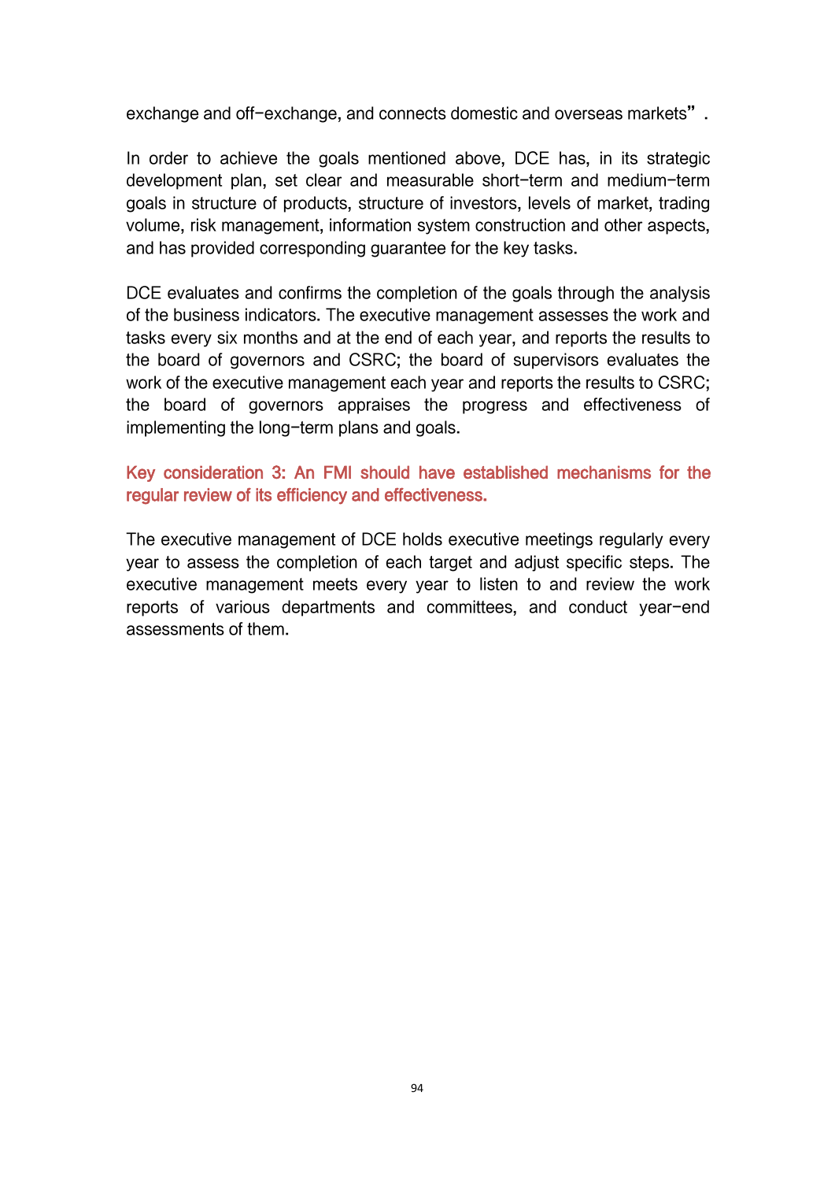exchange and off-exchange, and connects domestic and overseas markets".

In order to achieve the goals mentioned above, DCE has, in its strategic development plan, set clear and measurable short-term and medium-term goals in structure of products, structure of investors, levels of market, trading volume, risk management, information system construction and other aspects, and has provided corresponding guarantee for the key tasks.

DCE evaluates and confirms the completion of the goals through the analysis of the business indicators. The executive management assesses the work and tasks every six months and at the end of each year, and reports the results to the board of governors and CSRC; the board of supervisors evaluates the work of the executive management each year and reports the results to CSRC; the board of governors appraises the progress and effectiveness of implementing the long-term plans and goals.

#### Key consideration 3: An FMI should have established mechanisms for the regular review of its efficiency and effectiveness.

The executive management of DCE holds executive meetings regularly every year to assess the completion of each target and adjust specific steps. The executive management meets every year to listen to and review the work reports of various departments and committees, and conduct year-end assessments of them.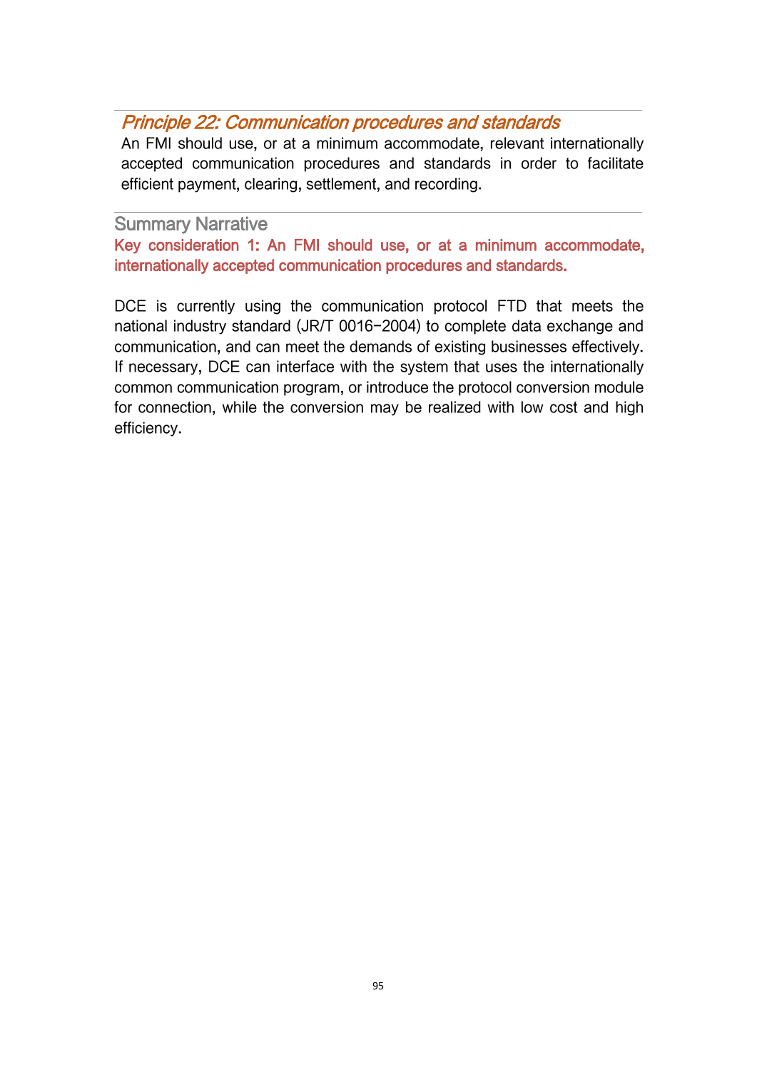## *Principle 22: Communication procedures and standards*

An FMI should use, or at a minimum accommodate, relevant internationally accepted communication procedures and standards in order to facilitate efficient payment, clearing, settlement, and recording.

### Summary Narrative

**Key consideration 1: An FMI should use, or at a minimum accommodate, internationally accepted communication procedures and standards.**

DCE is currently using the communication protocol FTD that meets the national industry standard (JR/T 0016−2004) to complete data exchange and communication, and can meet the demands of existing businesses effectively. If necessary, DCE can interface with the system that uses the internationally common communication program, or introduce the protocol conversion module for connection, while the conversion may be realized with low cost and high efficiency.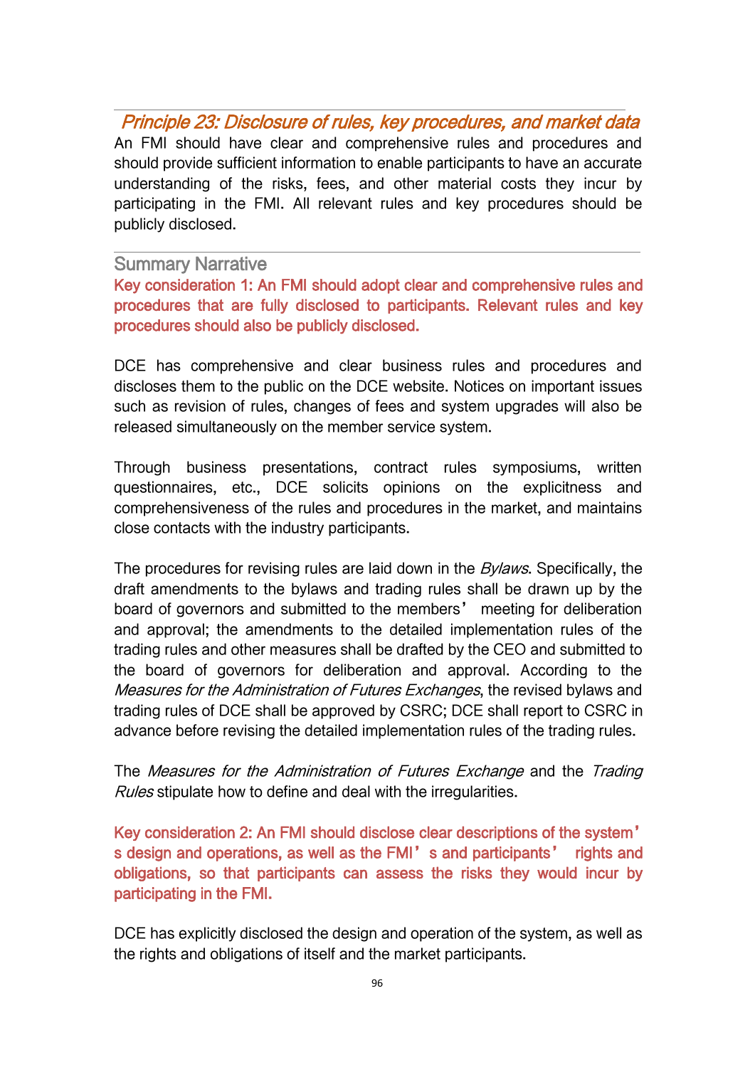## *Principle 23: Disclosure of rules, key procedures, and market data*

An FMI should have clear and comprehensive rules and procedures and should provide sufficient information to enable participants to have an accurate understanding of the risks, fees, and other material costs they incur by participating in the FMI. All relevant rules and key procedures should be publicly disclosed.

### Summary Narrative

**Key consideration 1: An FMI should adopt clear and comprehensive rules and procedures that are fully disclosed to participants. Relevant rules and key procedures should also be publicly disclosed.**

DCE has comprehensive and clear business rules and procedures and discloses them to the public on the DCE website. Notices on important issues such as revision of rules, changes of fees and system upgrades will also be released simultaneously on the member service system.

Through business presentations, contract rules symposiums, written questionnaires, etc., DCE solicits opinions on the explicitness and comprehensiveness of the rules and procedures in the market, and maintains close contacts with the industry participants.

The procedures for revising rules are laid down in the *Bylaws*. Specifically, the draft amendments to the bylaws and trading rules shall be drawn up by the board of governors and submitted to the members' meeting for deliberation and approval; the amendments to the detailed implementation rules of the trading rules and other measures shall be drafted by the CEO and submitted to the board of governors for deliberation and approval. According to the *Measures for the Administration of Futures Exchanges*, the revised bylaws and trading rules of DCE shall be approved by CSRC; DCE shall report to CSRC in advance before revising the detailed implementation rules of the trading rules.

The *Measures for the Administration of Futures Exchange* and the *Trading Rules* stipulate how to define and deal with the irregularities.

**Key consideration 2: An FMI should disclose clear descriptions of the system's design and operations, as well as the FMI's and participants' rights and obligations, so that participants can assess the risks they would incur by participating in the FMI.**

DCE has explicitly disclosed the design and operation of the system, as well as the rights and obligations of itself and the market participants.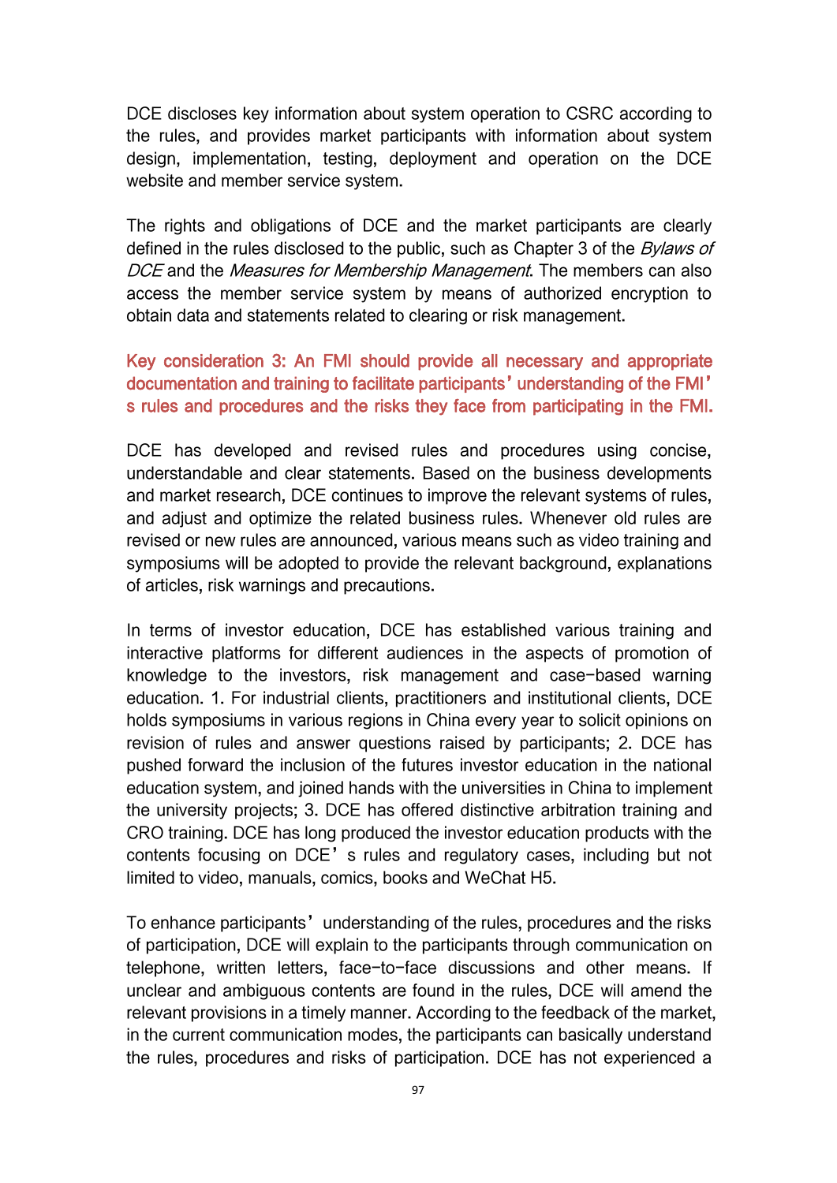DCE discloses key information about system operation to CSRC according to the rules, and provides market participants with information about system design, implementation, testing, deployment and operation on the DCE website and member service system.

The rights and obligations of DCE and the market participants are clearly defined in the rules disclosed to the public, such as Chapter 3 of the *Bylaws of DCE* and the *Measures for Membership Management*. The members can also access the member service system by means of authorized encryption to obtain data and statements related to clearing or risk management.

**Key consideration 3: An FMI should provide all necessary and appropriate documentation and training to facilitate participants' understanding of the FMI's rules and procedures and the risks they face from participating in the FMI.**

DCE has developed and revised rules and procedures using concise, understandable and clear statements. Based on the business developments and market research, DCE continues to improve the relevant systems of rules, and adjust and optimize the related business rules. Whenever old rules are revised or new rules are announced, various means such as video training and symposiums will be adopted to provide the relevant background, explanations of articles, risk warnings and precautions.

In terms of investor education, DCE has established various training and interactive platforms for different audiences in the aspects of promotion of knowledge to the investors, risk management and case-based warning education. 1. For industrial clients, practitioners and institutional clients, DCE holds symposiums in various regions in China every year to solicit opinions on revision of rules and answer questions raised by participants; 2. DCE has pushed forward the inclusion of the futures investor education in the national education system, and joined hands with the universities in China to implement the university projects; 3. DCE has offered distinctive arbitration training and CRO training. DCE has long produced the investor education products with the contents focusing on DCE's rules and regulatory cases, including but not limited to video, manuals, comics, books and WeChat H5.

To enhance participants' understanding of the rules, procedures and the risks of participation, DCE will explain to the participants through communication on telephone, written letters, face-to-face discussions and other means. If unclear and ambiguous contents are found in the rules, DCE will amend the relevant provisions in a timely manner. According to the feedback of the market, in the current communication modes, the participants can basically understand the rules, procedures and risks of participation. DCE has not experienced a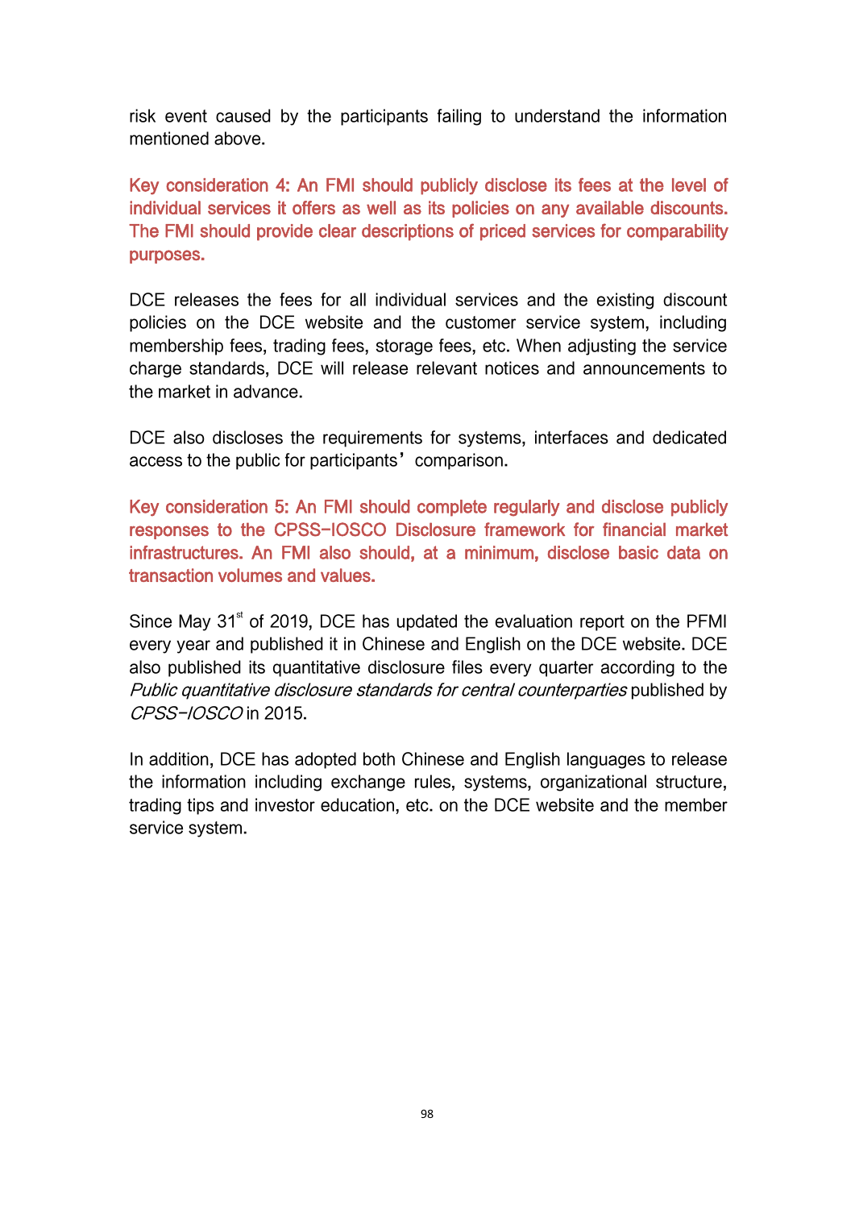risk event caused by the participants failing to understand the information mentioned above.

**Key consideration 4: An FMI should publicly disclose its fees at the level of individual services it offers as well as its policies on any available discounts. The FMI should provide clear descriptions of priced services for comparability purposes.**

DCE releases the fees for all individual services and the existing discount policies on the DCE website and the customer service system, including membership fees, trading fees, storage fees, etc. When adjusting the service charge standards, DCE will release relevant notices and announcements to the market in advance.

DCE also discloses the requirements for systems, interfaces and dedicated access to the public for participants' comparison.

**Key consideration 5: An FMI should complete regularly and disclose publicly responses to the CPSS-IOSCO Disclosure framework for financial market infrastructures. An FMI also should, at a minimum, disclose basic data on transaction volumes and values.**

Since May 31st of 2019, DCE has updated the evaluation report on the PFMI every year and published it in Chinese and English on the DCE website. DCE also published its quantitative disclosure files every quarter according to the *Public quantitative disclosure standards for central counterparties* published by *CPSS-IOSCO* in 2015.

In addition, DCE has adopted both Chinese and English languages to release the information including exchange rules, systems, organizational structure, trading tips and investor education, etc. on the DCE website and the member service system.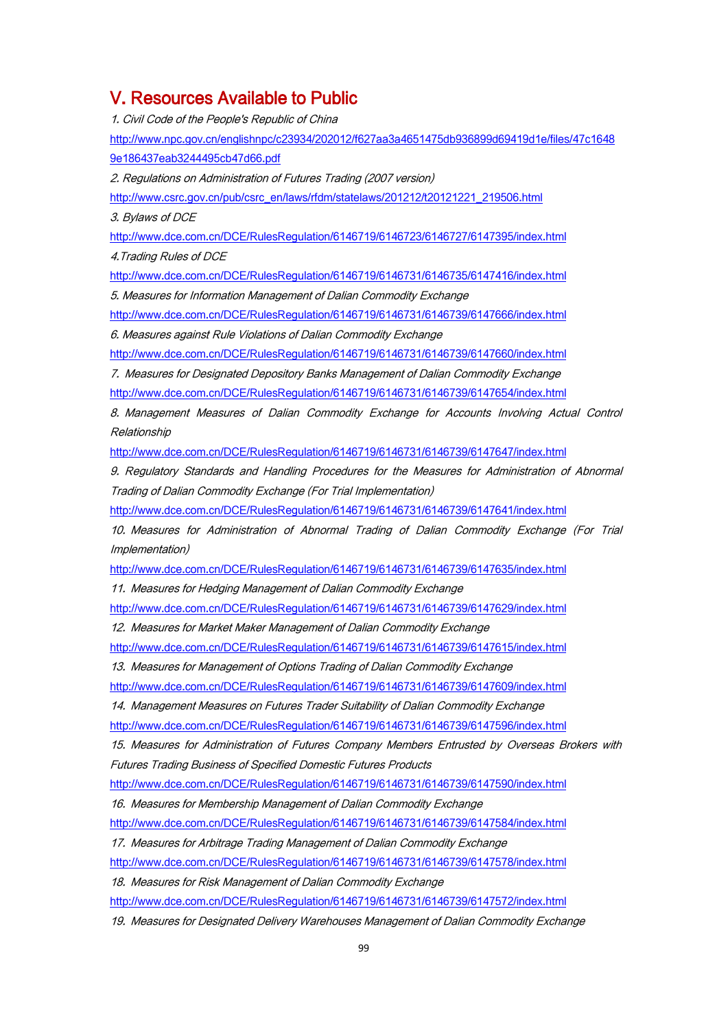# V. Resources Available to Public

*1. Civil Code of the People's Republic of China*

http://www.npc.gov.cn/englishnpc/c23934/202012/f627aa3a4651475db936899d69419d1e/files/47c16489e186437eab3244495cb47d66.pdf

*2. Regulations on Administration of Futures Trading (2007 version)*

http://www.csrc.gov.cn/pub/csrc_en/laws/rfdm/statelaws/201212/t20121221_219506.html

*3. Bylaws of DCE*

http://www.dce.com.cn/DCE/RulesRegulation/6146719/6146723/6146727/6147395/index.html

*4.Trading Rules of DCE*

http://www.dce.com.cn/DCE/RulesRegulation/6146719/6146731/6146735/6147416/index.html

*5. Measures for Information Management of Dalian Commodity Exchange*

http://www.dce.com.cn/DCE/RulesRegulation/6146719/6146731/6146739/6147666/index.html

*6. Measures against Rule Violations of Dalian Commodity Exchange*

http://www.dce.com.cn/DCE/RulesRegulation/6146719/6146731/6146739/6147660/index.html

*7. Measures for Designated Depository Banks Management of Dalian Commodity Exchange*

http://www.dce.com.cn/DCE/RulesRegulation/6146719/6146731/6146739/6147654/index.html

*8. Management Measures of Dalian Commodity Exchange for Accounts Involving Actual Control Relationship*

http://www.dce.com.cn/DCE/RulesRegulation/6146719/6146731/6146739/6147647/index.html

*9. Regulatory Standards and Handling Procedures for the Measures for Administration of Abnormal Trading of Dalian Commodity Exchange (For Trial Implementation)*

http://www.dce.com.cn/DCE/RulesRegulation/6146719/6146731/6146739/6147641/index.html

*10. Measures for Administration of Abnormal Trading of Dalian Commodity Exchange (For Trial Implementation)*

http://www.dce.com.cn/DCE/RulesRegulation/6146719/6146731/6146739/6147635/index.html

*11. Measures for Hedging Management of Dalian Commodity Exchange*

http://www.dce.com.cn/DCE/RulesRegulation/6146719/6146731/6146739/6147629/index.html

*12. Measures for Market Maker Management of Dalian Commodity Exchange*

http://www.dce.com.cn/DCE/RulesRegulation/6146719/6146731/6146739/6147615/index.html

*13. Measures for Management of Options Trading of Dalian Commodity Exchange*

http://www.dce.com.cn/DCE/RulesRegulation/6146719/6146731/6146739/6147609/index.html

*14. Management Measures on Futures Trader Suitability of Dalian Commodity Exchange*

http://www.dce.com.cn/DCE/RulesRegulation/6146719/6146731/6146739/6147596/index.html

*15. Measures for Administration of Futures Company Members Entrusted by Overseas Brokers with Futures Trading Business of Specified Domestic Futures Products*

http://www.dce.com.cn/DCE/RulesRegulation/6146719/6146731/6146739/6147590/index.html

*16. Measures for Membership Management of Dalian Commodity Exchange*

http://www.dce.com.cn/DCE/RulesRegulation/6146719/6146731/6146739/6147584/index.html

*17. Measures for Arbitrage Trading Management of Dalian Commodity Exchange*

http://www.dce.com.cn/DCE/RulesRegulation/6146719/6146731/6146739/6147578/index.html

*18. Measures for Risk Management of Dalian Commodity Exchange*

http://www.dce.com.cn/DCE/RulesRegulation/6146719/6146731/6146739/6147572/index.html

*19. Measures for Designated Delivery Warehouses Management of Dalian Commodity Exchange*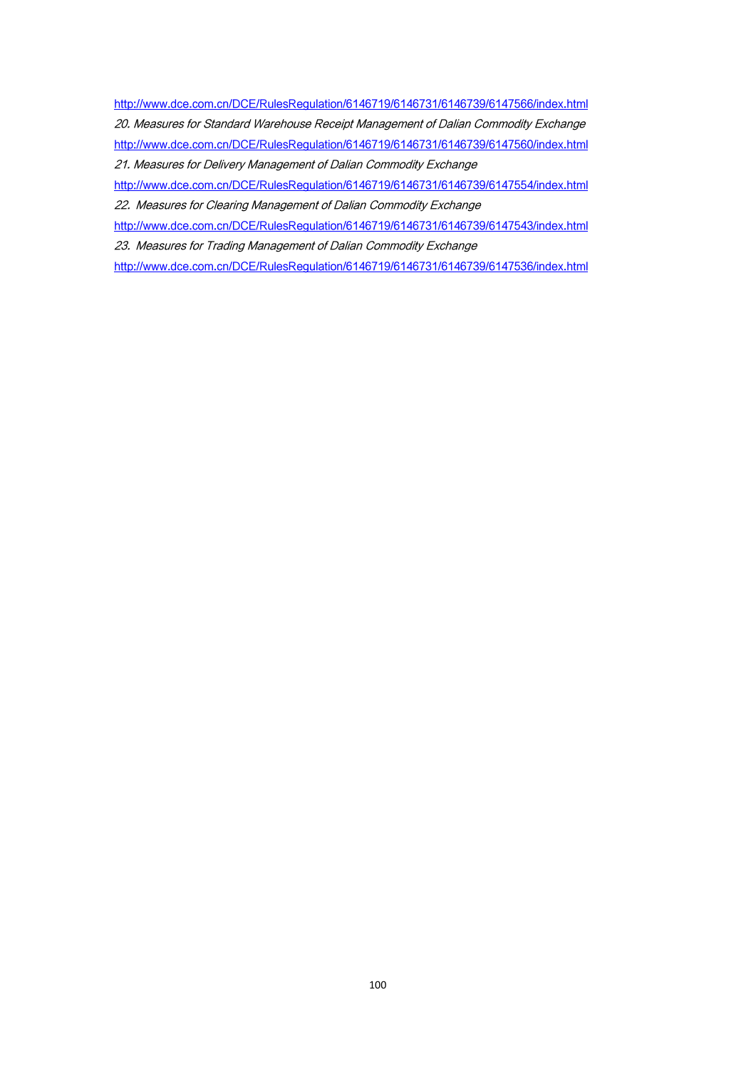http://www.dce.com.cn/DCE/RulesRegulation/6146719/6146731/6146739/6147566/index.html

*20. Measures for Standard Warehouse Receipt Management of Dalian Commodity Exchange*

http://www.dce.com.cn/DCE/RulesRegulation/6146719/6146731/6146739/6147560/index.html

*21. Measures for Delivery Management of Dalian Commodity Exchange*

http://www.dce.com.cn/DCE/RulesRegulation/6146719/6146731/6146739/6147554/index.html

*22. Measures for Clearing Management of Dalian Commodity Exchange*

http://www.dce.com.cn/DCE/RulesRegulation/6146719/6146731/6146739/6147543/index.html

*23. Measures for Trading Management of Dalian Commodity Exchange*

http://www.dce.com.cn/DCE/RulesRegulation/6146719/6146731/6146739/6147536/index.html